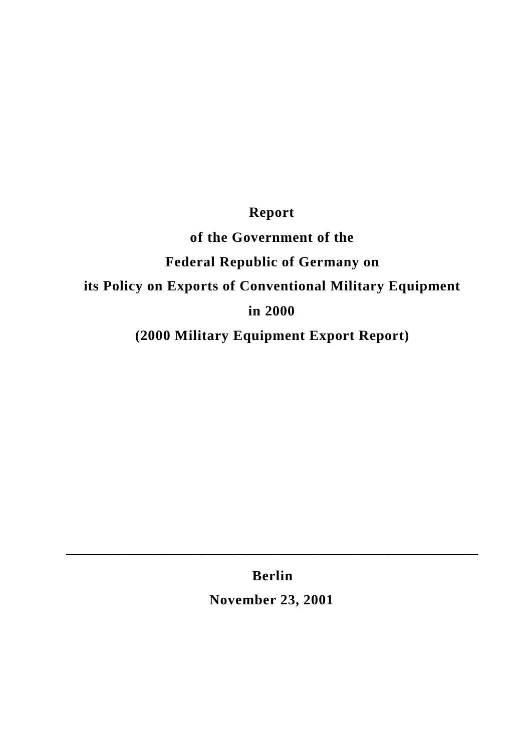# Report

# of the Government of the

# Federal Republic of Germany on

# its Policy on Exports of Conventional Military Equipment

# in 2000

# (2000 Military Equipment Export Report)

---

**Berlin**

**November 23, 2001**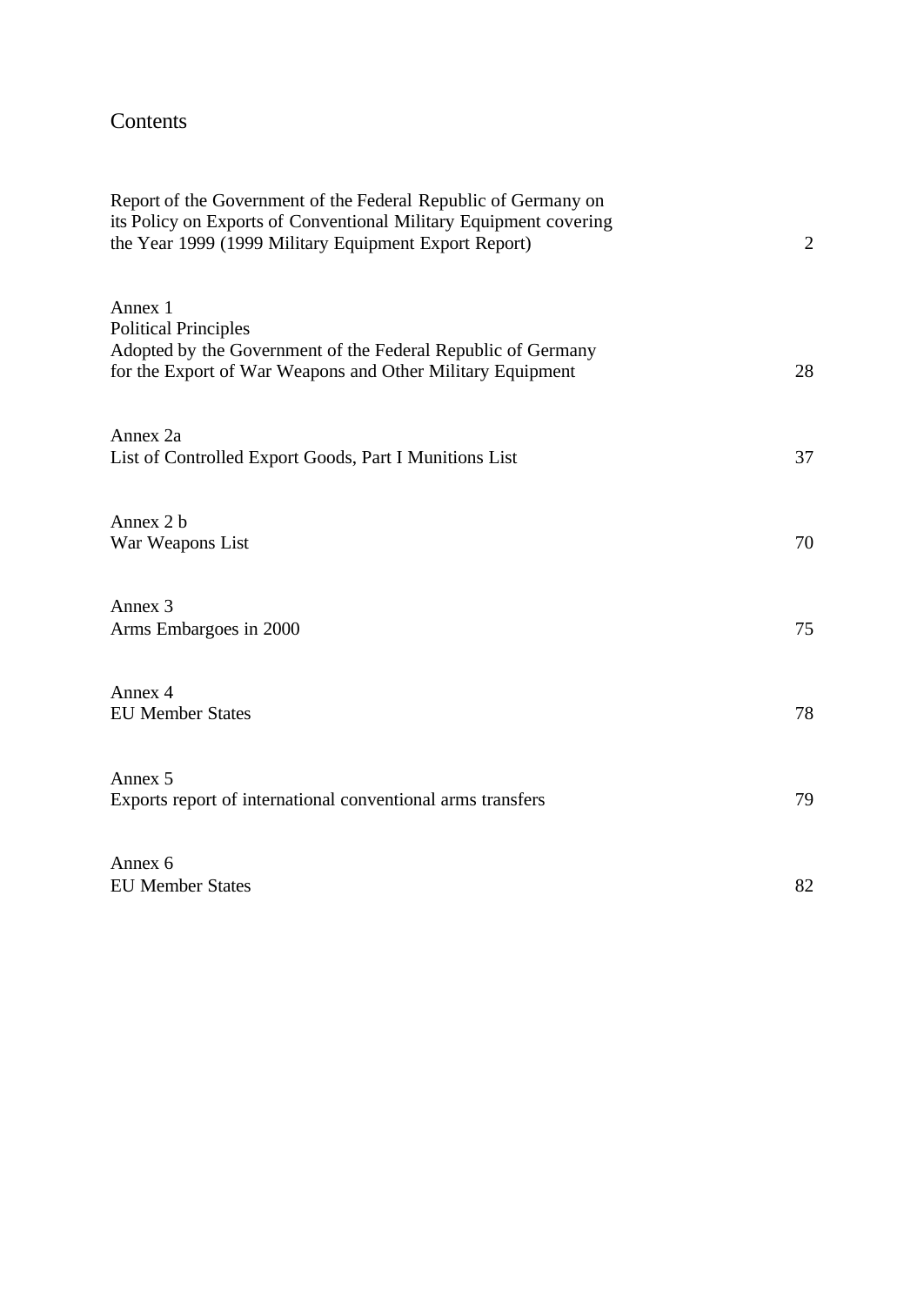# Contents

| | |
|---|---|
| Report of the Government of the Federal Republic of Germany on its Policy on Exports of Conventional Military Equipment covering the Year 1999 (1999 Military Equipment Export Report) | 2 |
| Annex 1<br>Political Principles<br>Adopted by the Government of the Federal Republic of Germany for the Export of War Weapons and Other Military Equipment | 28 |
| Annex 2a<br>List of Controlled Export Goods, Part I Munitions List | 37 |
| Annex 2 b<br>War Weapons List | 70 |
| Annex 3<br>Arms Embargoes in 2000 | 75 |
| Annex 4<br>EU Member States | 78 |
| Annex 5<br>Exports report of international conventional arms transfers | 79 |
| Annex 6<br>EU Member States | 82 |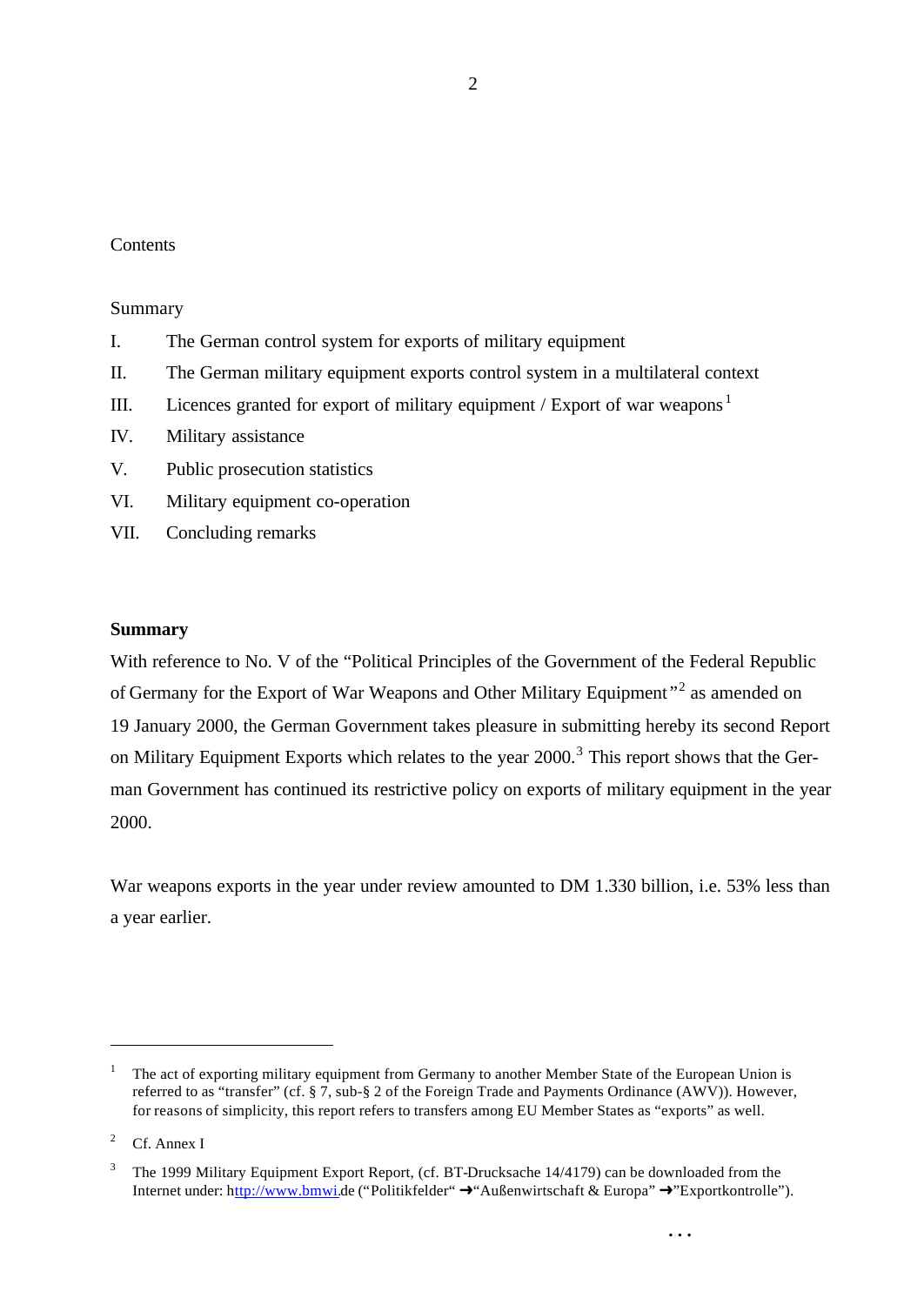Contents

Summary

I. The German control system for exports of military equipment

II. The German military equipment exports control system in a multilateral context

III. Licences granted for export of military equipment / Export of war weapons[1]

IV. Military assistance

V. Public prosecution statistics

VI. Military equipment co-operation

VII. Concluding remarks

**Summary**

With reference to No. V of the "Political Principles of the Government of the Federal Republic of Germany for the Export of War Weapons and Other Military Equipment"[2] as amended on 19 January 2000, the German Government takes pleasure in submitting hereby its second Report on Military Equipment Exports which relates to the year 2000.[3] This report shows that the German Government has continued its restrictive policy on exports of military equipment in the year 2000.

War weapons exports in the year under review amounted to DM 1.330 billion, i.e. 53% less than a year earlier.

---

[1] The act of exporting military equipment from Germany to another Member State of the European Union is referred to as "transfer" (cf. § 7, sub-§ 2 of the Foreign Trade and Payments Ordinance (AWV)). However, for reasons of simplicity, this report refers to transfers among EU Member States as "exports" as well.

[2] Cf. Annex I

[3] The 1999 Military Equipment Export Report, (cf. BT-Drucksache 14/4179) can be downloaded from the Internet under: http://www.bmwi.de ("Politikfelder" ➜"Außenwirtschaft & Europa" ➜"Exportkontrolle").

...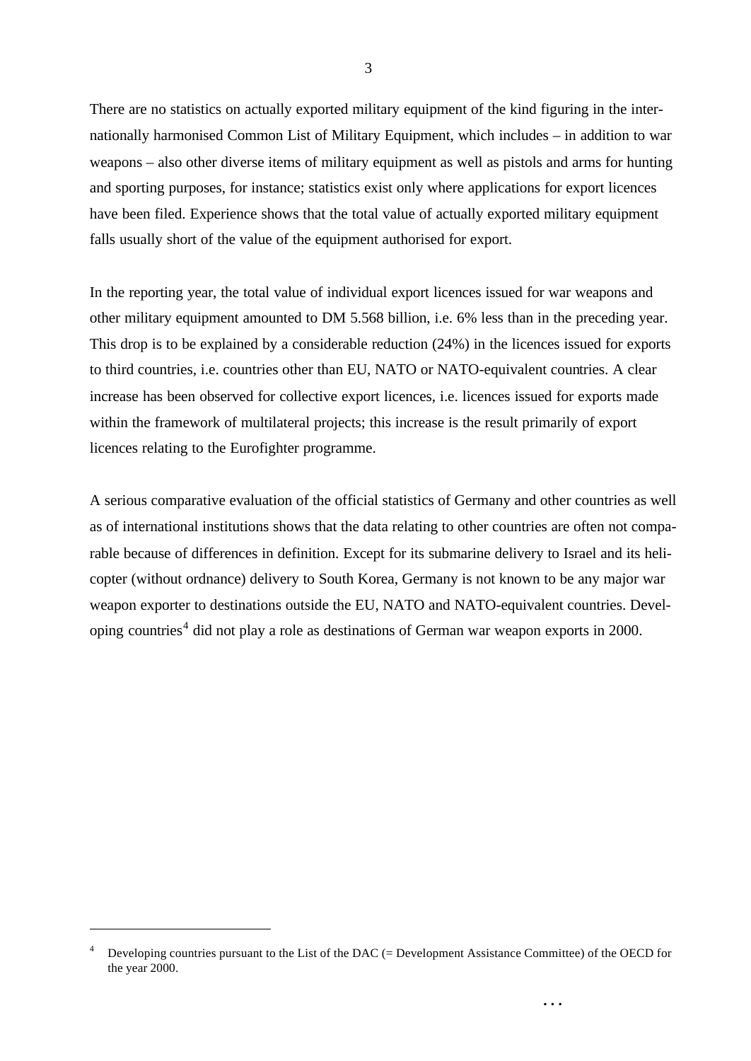There are no statistics on actually exported military equipment of the kind figuring in the internationally harmonised Common List of Military Equipment, which includes – in addition to war weapons – also other diverse items of military equipment as well as pistols and arms for hunting and sporting purposes, for instance; statistics exist only where applications for export licences have been filed. Experience shows that the total value of actually exported military equipment falls usually short of the value of the equipment authorised for export.

In the reporting year, the total value of individual export licences issued for war weapons and other military equipment amounted to DM 5.568 billion, i.e. 6% less than in the preceding year. This drop is to be explained by a considerable reduction (24%) in the licences issued for exports to third countries, i.e. countries other than EU, NATO or NATO-equivalent countries. A clear increase has been observed for collective export licences, i.e. licences issued for exports made within the framework of multilateral projects; this increase is the result primarily of export licences relating to the Eurofighter programme.

A serious comparative evaluation of the official statistics of Germany and other countries as well as of international institutions shows that the data relating to other countries are often not comparable because of differences in definition. Except for its submarine delivery to Israel and its helicopter (without ordnance) delivery to South Korea, Germany is not known to be any major war weapon exporter to destinations outside the EU, NATO and NATO-equivalent countries. Developing countries[4] did not play a role as destinations of German war weapon exports in 2000.

---

[4] Developing countries pursuant to the List of the DAC (= Development Assistance Committee) of the OECD for the year 2000.

...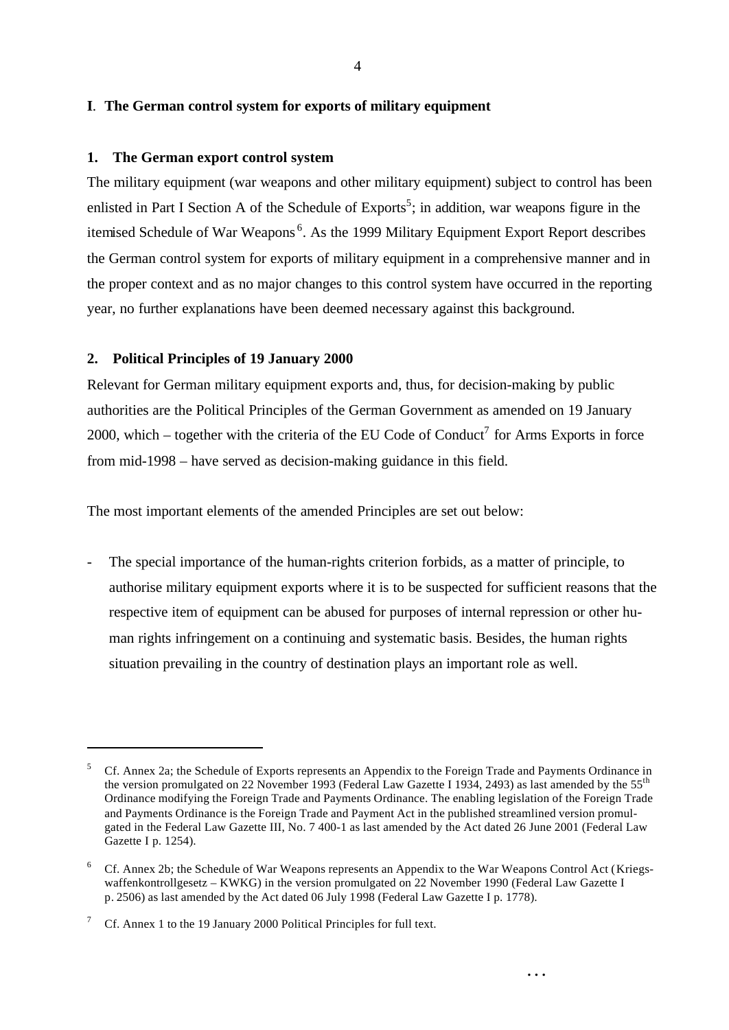# I. The German control system for exports of military equipment

## 1. The German export control system

The military equipment (war weapons and other military equipment) subject to control has been enlisted in Part I Section A of the Schedule of Exports[5]; in addition, war weapons figure in the itemised Schedule of War Weapons[6]. As the 1999 Military Equipment Export Report describes the German control system for exports of military equipment in a comprehensive manner and in the proper context and as no major changes to this control system have occurred in the reporting year, no further explanations have been deemed necessary against this background.

## 2. Political Principles of 19 January 2000

Relevant for German military equipment exports and, thus, for decision-making by public authorities are the Political Principles of the German Government as amended on 19 January 2000, which – together with the criteria of the EU Code of Conduct[7] for Arms Exports in force from mid-1998 – have served as decision-making guidance in this field.

The most important elements of the amended Principles are set out below:

- The special importance of the human-rights criterion forbids, as a matter of principle, to authorise military equipment exports where it is to be suspected for sufficient reasons that the respective item of equipment can be abused for purposes of internal repression or other human rights infringement on a continuing and systematic basis. Besides, the human rights situation prevailing in the country of destination plays an important role as well.

---

[5] Cf. Annex 2a; the Schedule of Exports represents an Appendix to the Foreign Trade and Payments Ordinance in the version promulgated on 22 November 1993 (Federal Law Gazette I 1934, 2493) as last amended by the 55th Ordinance modifying the Foreign Trade and Payments Ordinance. The enabling legislation of the Foreign Trade and Payments Ordinance is the Foreign Trade and Payment Act in the published streamlined version promulgated in the Federal Law Gazette III, No. 7 400-1 as last amended by the Act dated 26 June 2001 (Federal Law Gazette I p. 1254).

[6] Cf. Annex 2b; the Schedule of War Weapons represents an Appendix to the War Weapons Control Act (Kriegswaffenkontrollgesetz – KWKG) in the version promulgated on 22 November 1990 (Federal Law Gazette I p. 2506) as last amended by the Act dated 06 July 1998 (Federal Law Gazette I p. 1778).

[7] Cf. Annex 1 to the 19 January 2000 Political Principles for full text.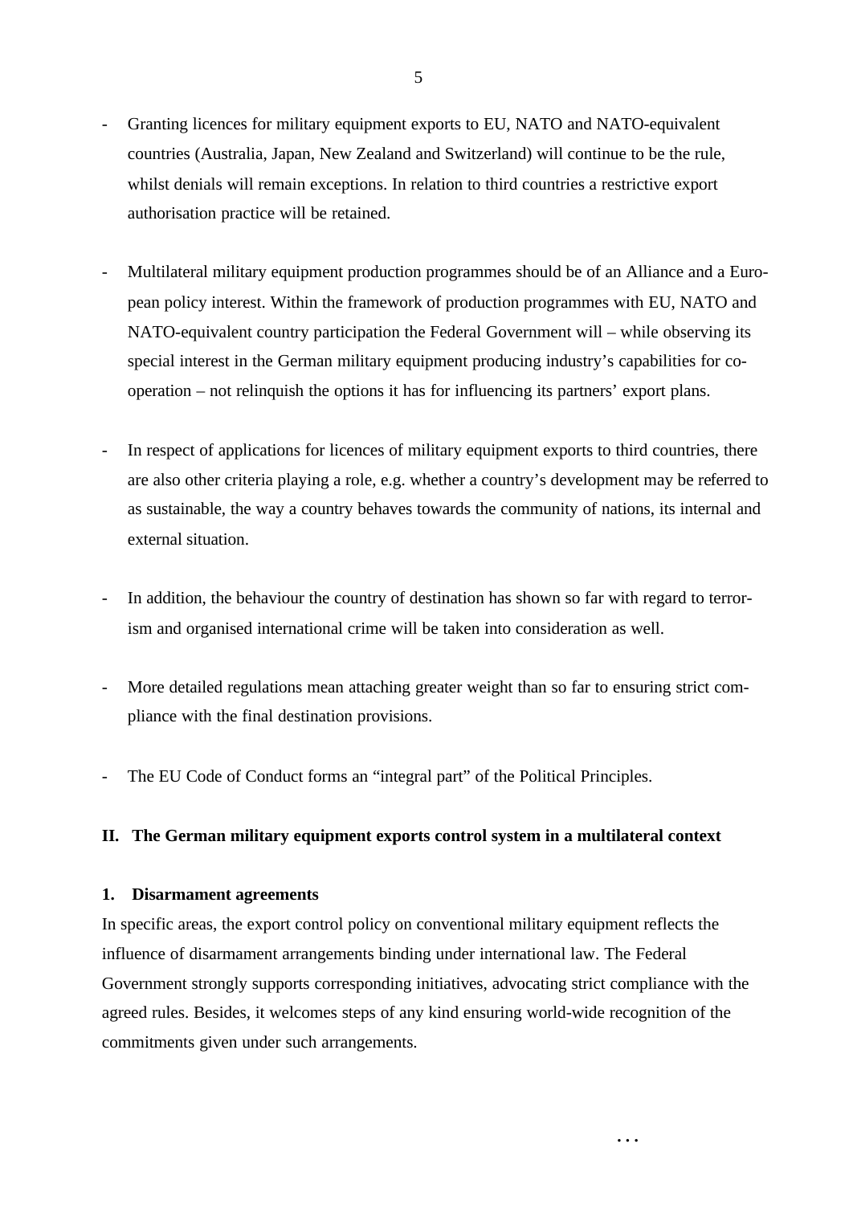- Granting licences for military equipment exports to EU, NATO and NATO-equivalent countries (Australia, Japan, New Zealand and Switzerland) will continue to be the rule, whilst denials will remain exceptions. In relation to third countries a restrictive export authorisation practice will be retained.

- Multilateral military equipment production programmes should be of an Alliance and a European policy interest. Within the framework of production programmes with EU, NATO and NATO-equivalent country participation the Federal Government will – while observing its special interest in the German military equipment producing industry's capabilities for co-operation – not relinquish the options it has for influencing its partners' export plans.

- In respect of applications for licences of military equipment exports to third countries, there are also other criteria playing a role, e.g. whether a country's development may be referred to as sustainable, the way a country behaves towards the community of nations, its internal and external situation.

- In addition, the behaviour the country of destination has shown so far with regard to terrorism and organised international crime will be taken into consideration as well.

- More detailed regulations mean attaching greater weight than so far to ensuring strict compliance with the final destination provisions.

- The EU Code of Conduct forms an "integral part" of the Political Principles.

## II. The German military equipment exports control system in a multilateral context

### 1. Disarmament agreements

In specific areas, the export control policy on conventional military equipment reflects the influence of disarmament arrangements binding under international law. The Federal Government strongly supports corresponding initiatives, advocating strict compliance with the agreed rules. Besides, it welcomes steps of any kind ensuring world-wide recognition of the commitments given under such arrangements.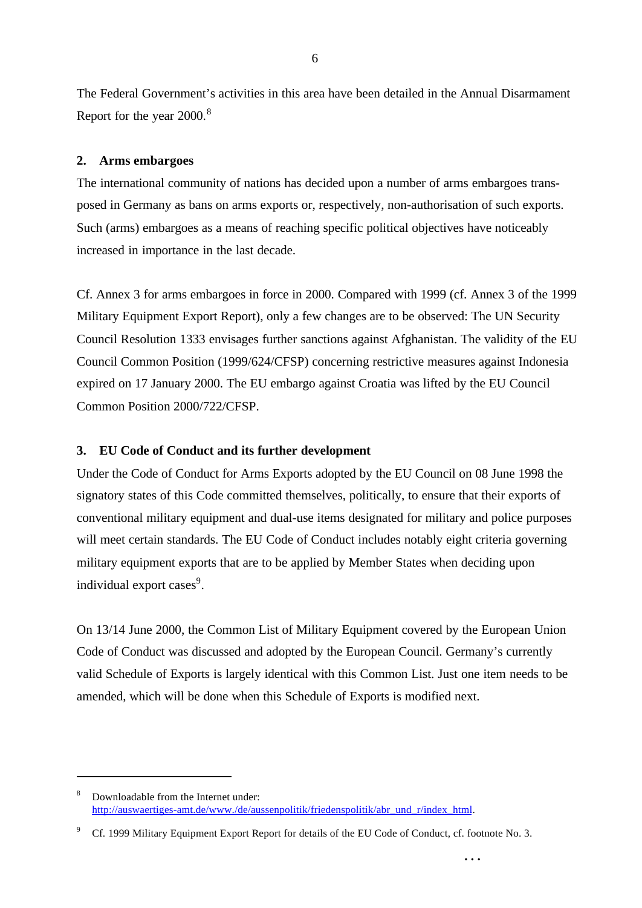The Federal Government’s activities in this area have been detailed in the Annual Disarmament Report for the year 2000.[8]

## 2. Arms embargoes

The international community of nations has decided upon a number of arms embargoes transposed in Germany as bans on arms exports or, respectively, non-authorisation of such exports. Such (arms) embargoes as a means of reaching specific political objectives have noticeably increased in importance in the last decade.

Cf. Annex 3 for arms embargoes in force in 2000. Compared with 1999 (cf. Annex 3 of the 1999 Military Equipment Export Report), only a few changes are to be observed: The UN Security Council Resolution 1333 envisages further sanctions against Afghanistan. The validity of the EU Council Common Position (1999/624/CFSP) concerning restrictive measures against Indonesia expired on 17 January 2000. The EU embargo against Croatia was lifted by the EU Council Common Position 2000/722/CFSP.

## 3. EU Code of Conduct and its further development

Under the Code of Conduct for Arms Exports adopted by the EU Council on 08 June 1998 the signatory states of this Code committed themselves, politically, to ensure that their exports of conventional military equipment and dual-use items designated for military and police purposes will meet certain standards. The EU Code of Conduct includes notably eight criteria governing military equipment exports that are to be applied by Member States when deciding upon individual export cases[9].

On 13/14 June 2000, the Common List of Military Equipment covered by the European Union Code of Conduct was discussed and adopted by the European Council. Germany’s currently valid Schedule of Exports is largely identical with this Common List. Just one item needs to be amended, which will be done when this Schedule of Exports is modified next.

---

[8] Downloadable from the Internet under: http://auswaertiges-amt.de/www./de/aussenpolitik/friedenspolitik/abr_und_r/index_html.

[9] Cf. 1999 Military Equipment Export Report for details of the EU Code of Conduct, cf. footnote No. 3.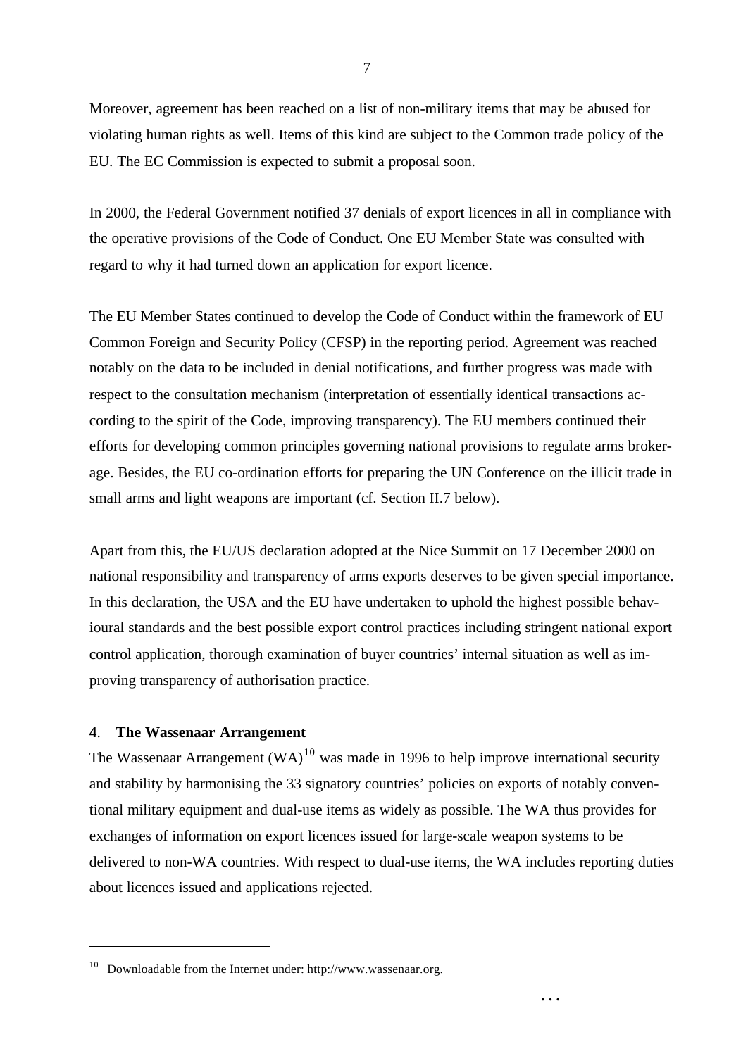Moreover, agreement has been reached on a list of non-military items that may be abused for violating human rights as well. Items of this kind are subject to the Common trade policy of the EU. The EC Commission is expected to submit a proposal soon.

In 2000, the Federal Government notified 37 denials of export licences in all in compliance with the operative provisions of the Code of Conduct. One EU Member State was consulted with regard to why it had turned down an application for export licence.

The EU Member States continued to develop the Code of Conduct within the framework of EU Common Foreign and Security Policy (CFSP) in the reporting period. Agreement was reached notably on the data to be included in denial notifications, and further progress was made with respect to the consultation mechanism (interpretation of essentially identical transactions according to the spirit of the Code, improving transparency). The EU members continued their efforts for developing common principles governing national provisions to regulate arms brokerage. Besides, the EU co-ordination efforts for preparing the UN Conference on the illicit trade in small arms and light weapons are important (cf. Section II.7 below).

Apart from this, the EU/US declaration adopted at the Nice Summit on 17 December 2000 on national responsibility and transparency of arms exports deserves to be given special importance. In this declaration, the USA and the EU have undertaken to uphold the highest possible behavioural standards and the best possible export control practices including stringent national export control application, thorough examination of buyer countries' internal situation as well as improving transparency of authorisation practice.

### **4**. **The Wassenaar Arrangement**

The Wassenaar Arrangement (WA)[10] was made in 1996 to help improve international security and stability by harmonising the 33 signatory countries' policies on exports of notably conventional military equipment and dual-use items as widely as possible. The WA thus provides for exchanges of information on export licences issued for large-scale weapon systems to be delivered to non-WA countries. With respect to dual-use items, the WA includes reporting duties about licences issued and applications rejected.

[10] Downloadable from the Internet under: http://www.wassenaar.org.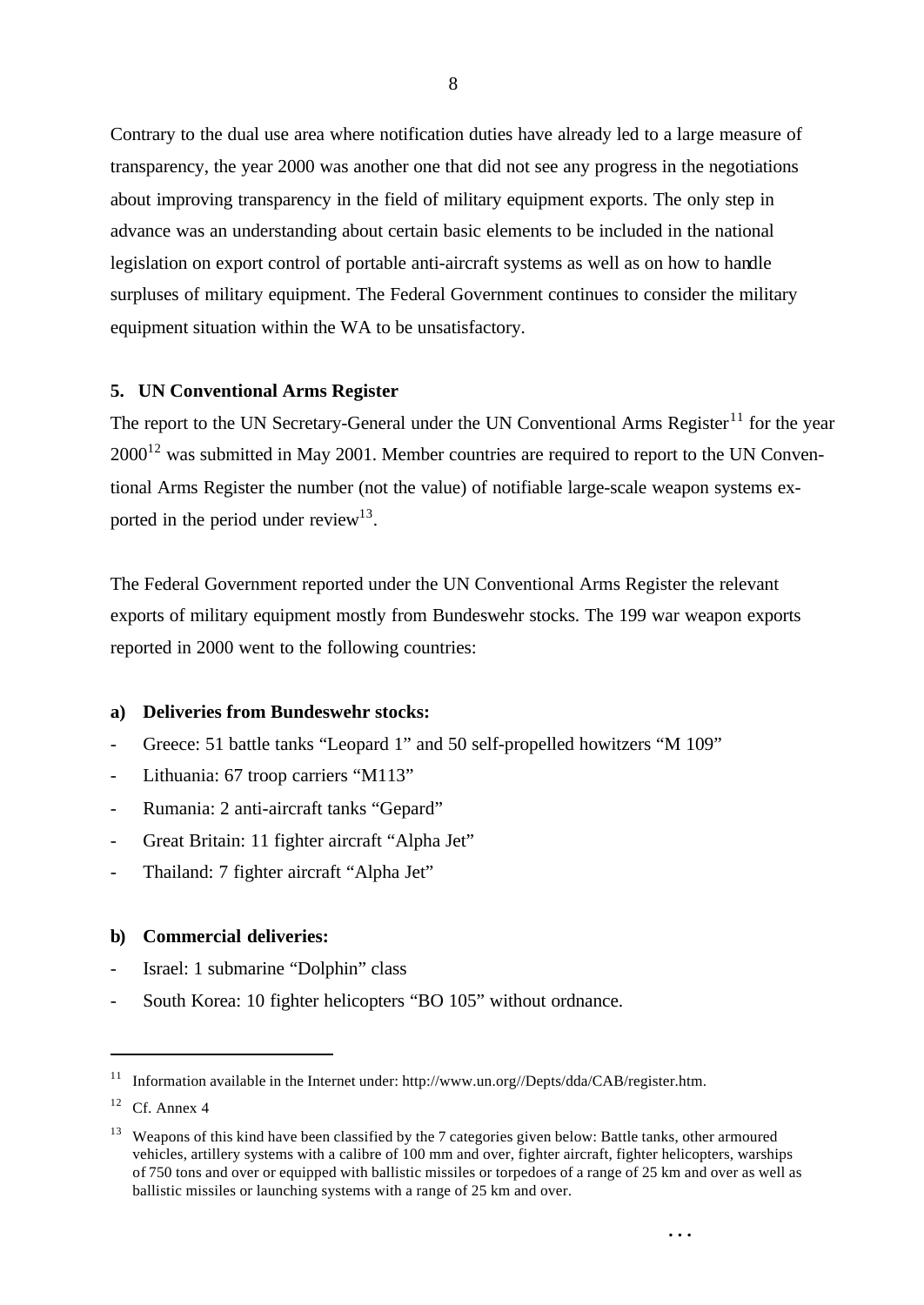Contrary to the dual use area where notification duties have already led to a large measure of transparency, the year 2000 was another one that did not see any progress in the negotiations about improving transparency in the field of military equipment exports. The only step in advance was an understanding about certain basic elements to be included in the national legislation on export control of portable anti-aircraft systems as well as on how to handle surpluses of military equipment. The Federal Government continues to consider the military equipment situation within the WA to be unsatisfactory.

### 5. UN Conventional Arms Register

The report to the UN Secretary-General under the UN Conventional Arms Register[11] for the year 2000[12] was submitted in May 2001. Member countries are required to report to the UN Conventional Arms Register the number (not the value) of notifiable large-scale weapon systems exported in the period under review[13].

The Federal Government reported under the UN Conventional Arms Register the relevant exports of military equipment mostly from Bundeswehr stocks. The 199 war weapon exports reported in 2000 went to the following countries:

#### a) Deliveries from Bundeswehr stocks:

- Greece: 51 battle tanks "Leopard 1" and 50 self-propelled howitzers "M 109"
- Lithuania: 67 troop carriers "M113"
- Rumania: 2 anti-aircraft tanks "Gepard"
- Great Britain: 11 fighter aircraft "Alpha Jet"
- Thailand: 7 fighter aircraft "Alpha Jet"

#### b) Commercial deliveries:

- Israel: 1 submarine "Dolphin" class
- South Korea: 10 fighter helicopters "BO 105" without ordnance.

---

[11] Information available in the Internet under: http://www.un.org//Depts/dda/CAB/register.htm.

[12] Cf. Annex 4

[13] Weapons of this kind have been classified by the 7 categories given below: Battle tanks, other armoured vehicles, artillery systems with a calibre of 100 mm and over, fighter aircraft, fighter helicopters, warships of 750 tons and over or equipped with ballistic missiles or torpedoes of a range of 25 km and over as well as ballistic missiles or launching systems with a range of 25 km and over.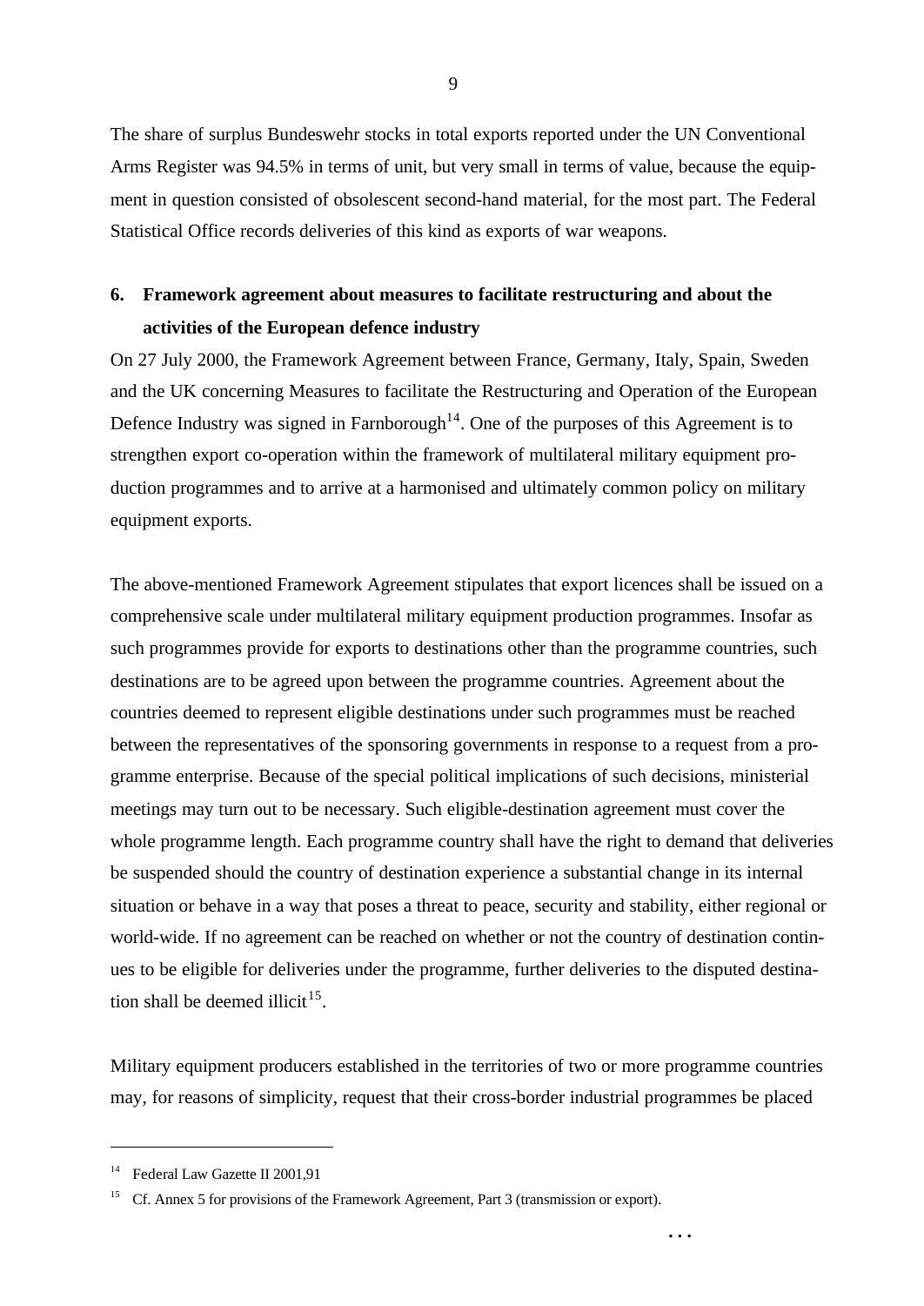The share of surplus Bundeswehr stocks in total exports reported under the UN Conventional Arms Register was 94.5% in terms of unit, but very small in terms of value, because the equipment in question consisted of obsolescent second-hand material, for the most part. The Federal Statistical Office records deliveries of this kind as exports of war weapons.

## 6. Framework agreement about measures to facilitate restructuring and about the activities of the European defence industry

On 27 July 2000, the Framework Agreement between France, Germany, Italy, Spain, Sweden and the UK concerning Measures to facilitate the Restructuring and Operation of the European Defence Industry was signed in Farnborough[14]. One of the purposes of this Agreement is to strengthen export co-operation within the framework of multilateral military equipment production programmes and to arrive at a harmonised and ultimately common policy on military equipment exports.

The above-mentioned Framework Agreement stipulates that export licences shall be issued on a comprehensive scale under multilateral military equipment production programmes. Insofar as such programmes provide for exports to destinations other than the programme countries, such destinations are to be agreed upon between the programme countries. Agreement about the countries deemed to represent eligible destinations under such programmes must be reached between the representatives of the sponsoring governments in response to a request from a programme enterprise. Because of the special political implications of such decisions, ministerial meetings may turn out to be necessary. Such eligible-destination agreement must cover the whole programme length. Each programme country shall have the right to demand that deliveries be suspended should the country of destination experience a substantial change in its internal situation or behave in a way that poses a threat to peace, security and stability, either regional or world-wide. If no agreement can be reached on whether or not the country of destination continues to be eligible for deliveries under the programme, further deliveries to the disputed destination shall be deemed illicit[15].

Military equipment producers established in the territories of two or more programme countries may, for reasons of simplicity, request that their cross-border industrial programmes be placed

[14] Federal Law Gazette II 2001,91

[15] Cf. Annex 5 for provisions of the Framework Agreement, Part 3 (transmission or export).

...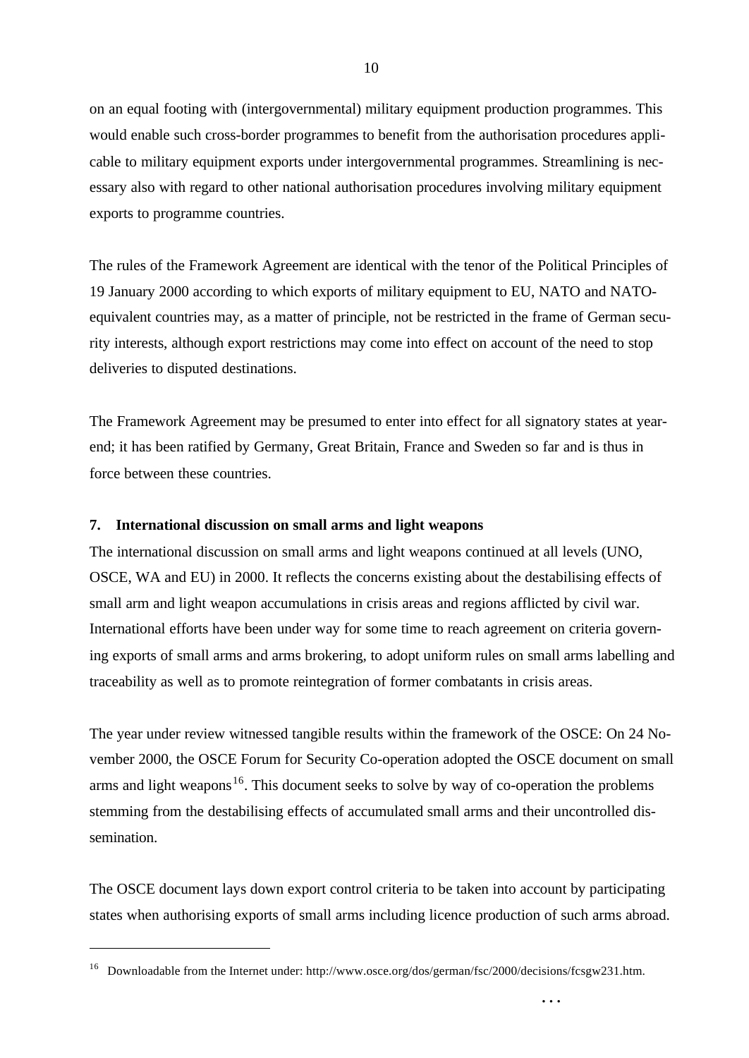on an equal footing with (intergovernmental) military equipment production programmes. This would enable such cross-border programmes to benefit from the authorisation procedures applicable to military equipment exports under intergovernmental programmes. Streamlining is necessary also with regard to other national authorisation procedures involving military equipment exports to programme countries.

The rules of the Framework Agreement are identical with the tenor of the Political Principles of 19 January 2000 according to which exports of military equipment to EU, NATO and NATO-equivalent countries may, as a matter of principle, not be restricted in the frame of German security interests, although export restrictions may come into effect on account of the need to stop deliveries to disputed destinations.

The Framework Agreement may be presumed to enter into effect for all signatory states at year-end; it has been ratified by Germany, Great Britain, France and Sweden so far and is thus in force between these countries.

## 7. International discussion on small arms and light weapons

The international discussion on small arms and light weapons continued at all levels (UNO, OSCE, WA and EU) in 2000. It reflects the concerns existing about the destabilising effects of small arm and light weapon accumulations in crisis areas and regions afflicted by civil war. International efforts have been under way for some time to reach agreement on criteria governing exports of small arms and arms brokering, to adopt uniform rules on small arms labelling and traceability as well as to promote reintegration of former combatants in crisis areas.

The year under review witnessed tangible results within the framework of the OSCE: On 24 November 2000, the OSCE Forum for Security Co-operation adopted the OSCE document on small arms and light weapons[16]. This document seeks to solve by way of co-operation the problems stemming from the destabilising effects of accumulated small arms and their uncontrolled dissemination.

The OSCE document lays down export control criteria to be taken into account by participating states when authorising exports of small arms including licence production of such arms abroad.

[16] Downloadable from the Internet under: http://www.osce.org/dos/german/fsc/2000/decisions/fcsgw231.htm.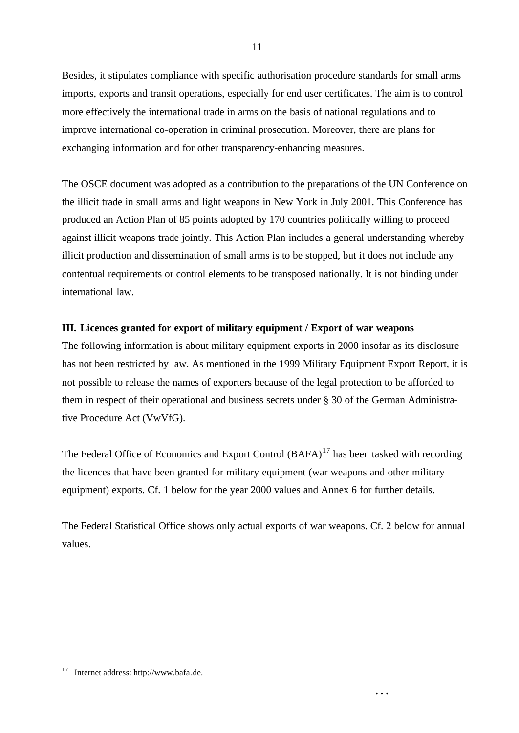Besides, it stipulates compliance with specific authorisation procedure standards for small arms imports, exports and transit operations, especially for end user certificates. The aim is to control more effectively the international trade in arms on the basis of national regulations and to improve international co-operation in criminal prosecution. Moreover, there are plans for exchanging information and for other transparency-enhancing measures.

The OSCE document was adopted as a contribution to the preparations of the UN Conference on the illicit trade in small arms and light weapons in New York in July 2001. This Conference has produced an Action Plan of 85 points adopted by 170 countries politically willing to proceed against illicit weapons trade jointly. This Action Plan includes a general understanding whereby illicit production and dissemination of small arms is to be stopped, but it does not include any contentual requirements or control elements to be transposed nationally. It is not binding under international law.

### III. Licences granted for export of military equipment / Export of war weapons

The following information is about military equipment exports in 2000 insofar as its disclosure has not been restricted by law. As mentioned in the 1999 Military Equipment Export Report, it is not possible to release the names of exporters because of the legal protection to be afforded to them in respect of their operational and business secrets under § 30 of the German Administrative Procedure Act (VwVfG).

The Federal Office of Economics and Export Control (BAFA)[17] has been tasked with recording the licences that have been granted for military equipment (war weapons and other military equipment) exports. Cf. 1 below for the year 2000 values and Annex 6 for further details.

The Federal Statistical Office shows only actual exports of war weapons. Cf. 2 below for annual values.

[17] Internet address: http://www.bafa.de.

...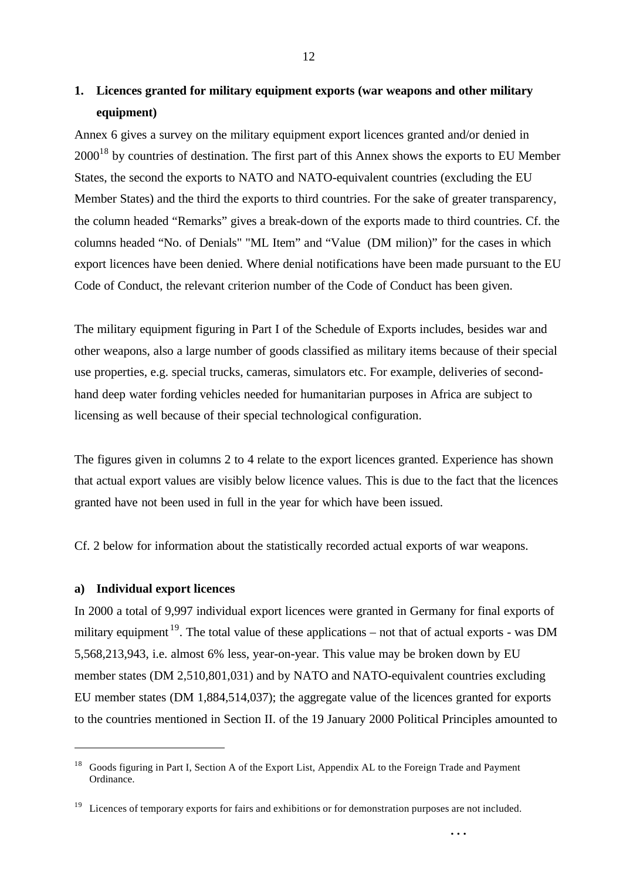## 1. Licences granted for military equipment exports (war weapons and other military equipment)

Annex 6 gives a survey on the military equipment export licences granted and/or denied in 2000[18] by countries of destination. The first part of this Annex shows the exports to EU Member States, the second the exports to NATO and NATO-equivalent countries (excluding the EU Member States) and the third the exports to third countries. For the sake of greater transparency, the column headed "Remarks" gives a break-down of the exports made to third countries. Cf. the columns headed "No. of Denials" "ML Item" and "Value (DM milion)" for the cases in which export licences have been denied. Where denial notifications have been made pursuant to the EU Code of Conduct, the relevant criterion number of the Code of Conduct has been given.

The military equipment figuring in Part I of the Schedule of Exports includes, besides war and other weapons, also a large number of goods classified as military items because of their special use properties, e.g. special trucks, cameras, simulators etc. For example, deliveries of second-hand deep water fording vehicles needed for humanitarian purposes in Africa are subject to licensing as well because of their special technological configuration.

The figures given in columns 2 to 4 relate to the export licences granted. Experience has shown that actual export values are visibly below licence values. This is due to the fact that the licences granted have not been used in full in the year for which have been issued.

Cf. 2 below for information about the statistically recorded actual exports of war weapons.

### a) Individual export licences

In 2000 a total of 9,997 individual export licences were granted in Germany for final exports of military equipment[19]. The total value of these applications – not that of actual exports - was DM 5,568,213,943, i.e. almost 6% less, year-on-year. This value may be broken down by EU member states (DM 2,510,801,031) and by NATO and NATO-equivalent countries excluding EU member states (DM 1,884,514,037); the aggregate value of the licences granted for exports to the countries mentioned in Section II. of the 19 January 2000 Political Principles amounted to

---

[18] Goods figuring in Part I, Section A of the Export List, Appendix AL to the Foreign Trade and Payment Ordinance.

[19] Licences of temporary exports for fairs and exhibitions or for demonstration purposes are not included.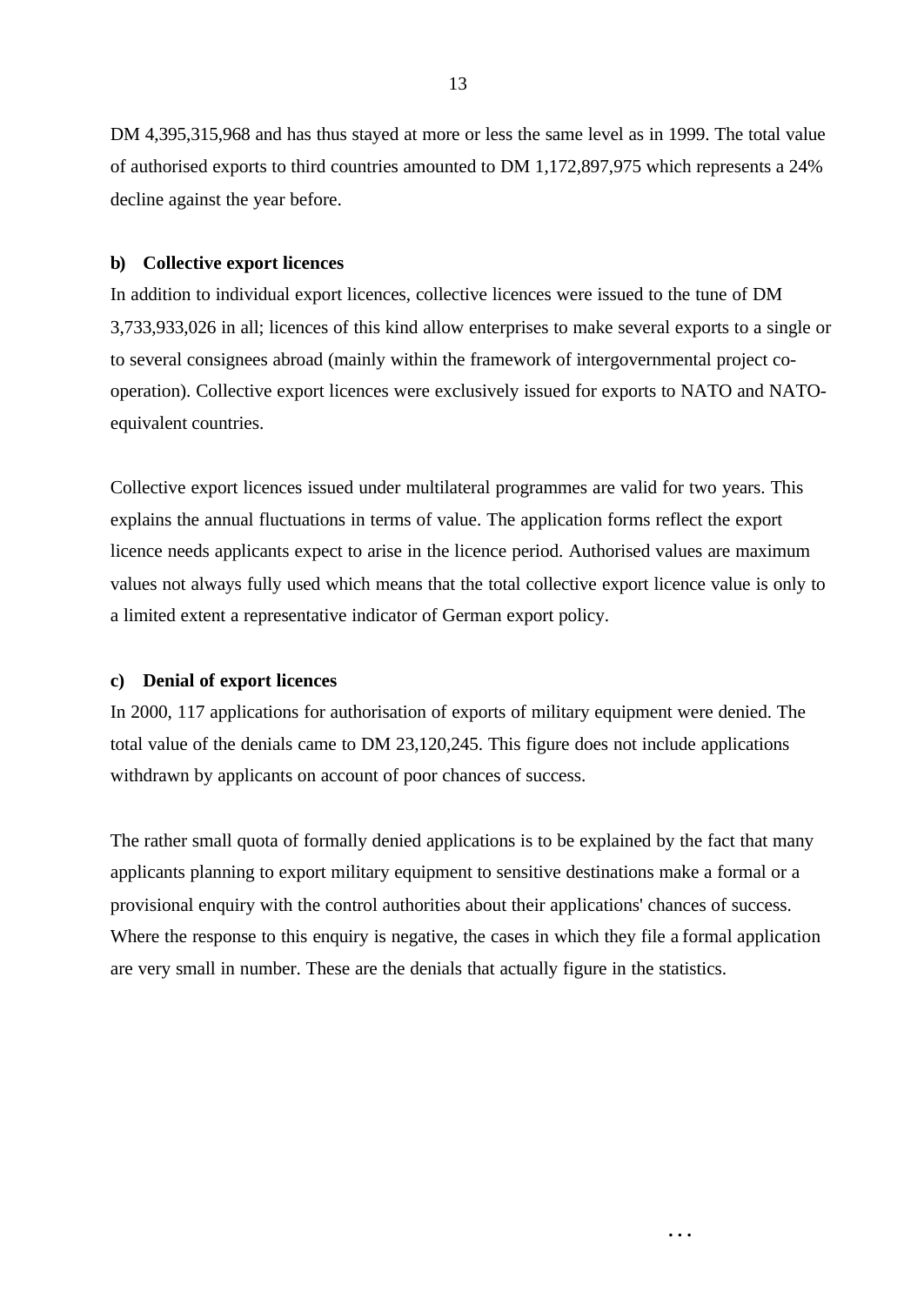DM 4,395,315,968 and has thus stayed at more or less the same level as in 1999. The total value of authorised exports to third countries amounted to DM 1,172,897,975 which represents a 24% decline against the year before.

### b) Collective export licences

In addition to individual export licences, collective licences were issued to the tune of DM 3,733,933,026 in all; licences of this kind allow enterprises to make several exports to a single or to several consignees abroad (mainly within the framework of intergovernmental project co-operation). Collective export licences were exclusively issued for exports to NATO and NATO-equivalent countries.

Collective export licences issued under multilateral programmes are valid for two years. This explains the annual fluctuations in terms of value. The application forms reflect the export licence needs applicants expect to arise in the licence period. Authorised values are maximum values not always fully used which means that the total collective export licence value is only to a limited extent a representative indicator of German export policy.

### c) Denial of export licences

In 2000, 117 applications for authorisation of exports of military equipment were denied. The total value of the denials came to DM 23,120,245. This figure does not include applications withdrawn by applicants on account of poor chances of success.

The rather small quota of formally denied applications is to be explained by the fact that many applicants planning to export military equipment to sensitive destinations make a formal or a provisional enquiry with the control authorities about their applications' chances of success. Where the response to this enquiry is negative, the cases in which they file a formal application are very small in number. These are the denials that actually figure in the statistics.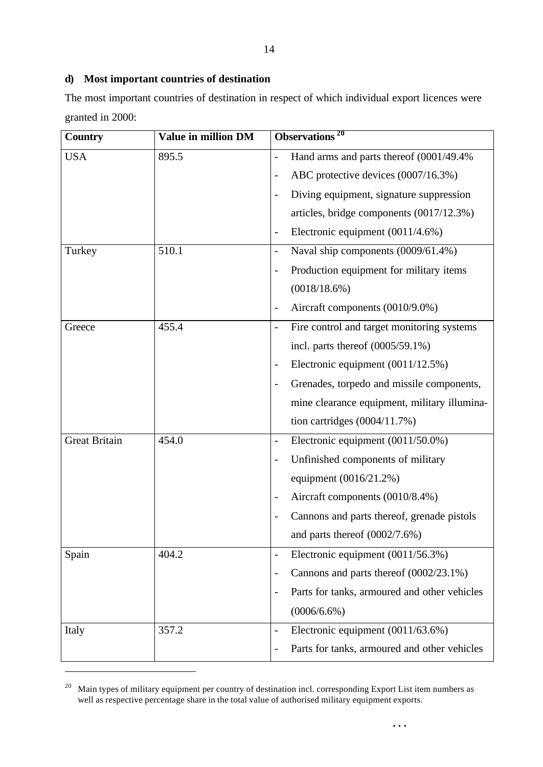### d) Most important countries of destination

The most important countries of destination in respect of which individual export licences were granted in 2000:

| Country | Value in million DM | Observations [20] |
|---|---|---|
| USA | 895.5 | - Hand arms and parts thereof (0001/49.4%<br>- ABC protective devices (0007/16.3%)<br>- Diving equipment, signature suppression articles, bridge components (0017/12.3%)<br>- Electronic equipment (0011/4.6%) |
| Turkey | 510.1 | - Naval ship components (0009/61.4%)<br>- Production equipment for military items (0018/18.6%)<br>- Aircraft components (0010/9.0%) |
| Greece | 455.4 | - Fire control and target monitoring systems incl. parts thereof (0005/59.1%)<br>- Electronic equipment (0011/12.5%)<br>- Grenades, torpedo and missile components, mine clearance equipment, military illumination cartridges (0004/11.7%) |
| Great Britain | 454.0 | - Electronic equipment (0011/50.0%)<br>- Unfinished components of military equipment (0016/21.2%)<br>- Aircraft components (0010/8.4%)<br>- Cannons and parts thereof, grenade pistols and parts thereof (0002/7.6%) |
| Spain | 404.2 | - Electronic equipment (0011/56.3%)<br>- Cannons and parts thereof (0002/23.1%)<br>- Parts for tanks, armoured and other vehicles (0006/6.6%) |
| Italy | 357.2 | - Electronic equipment (0011/63.6%)<br>- Parts for tanks, armoured and other vehicles |

[20] Main types of military equipment per country of destination incl. corresponding Export List item numbers as well as respective percentage share in the total value of authorised military equipment exports.

...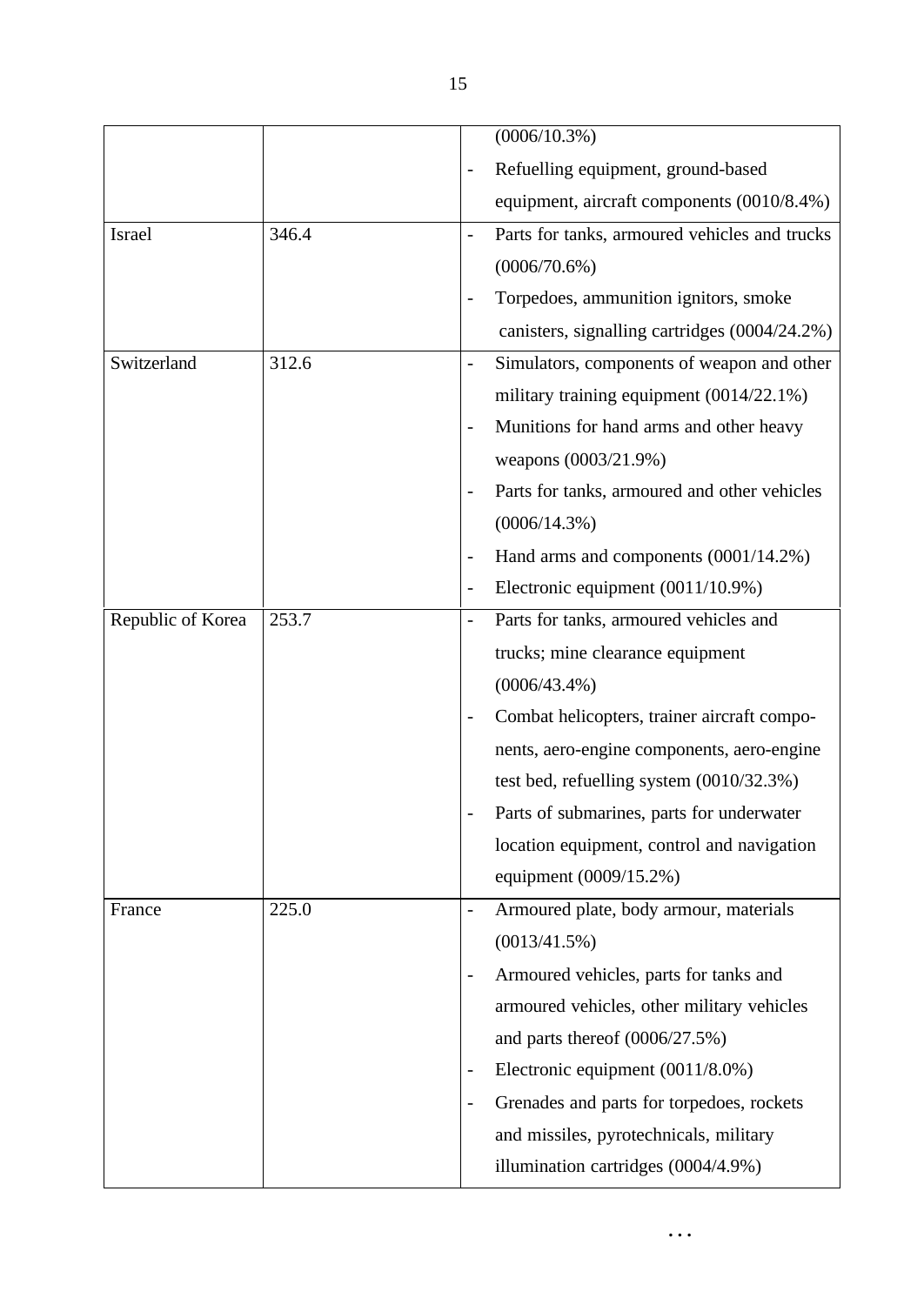| | | |
|---|---|---|
| | | (0006/10.3%)<br>- Refuelling equipment, ground-based equipment, aircraft components (0010/8.4%) |
| Israel | 346.4 | - Parts for tanks, armoured vehicles and trucks (0006/70.6%)<br>- Torpedoes, ammunition ignitors, smoke canisters, signalling cartridges (0004/24.2%) |
| Switzerland | 312.6 | - Simulators, components of weapon and other military training equipment (0014/22.1%)<br>- Munitions for hand arms and other heavy weapons (0003/21.9%)<br>- Parts for tanks, armoured and other vehicles (0006/14.3%)<br>- Hand arms and components (0001/14.2%)<br>- Electronic equipment (0011/10.9%) |
| Republic of Korea | 253.7 | - Parts for tanks, armoured vehicles and trucks; mine clearance equipment (0006/43.4%)<br>- Combat helicopters, trainer aircraft components, aero-engine components, aero-engine test bed, refuelling system (0010/32.3%)<br>- Parts of submarines, parts for underwater location equipment, control and navigation equipment (0009/15.2%) |
| France | 225.0 | - Armoured plate, body armour, materials (0013/41.5%)<br>- Armoured vehicles, parts for tanks and armoured vehicles, other military vehicles and parts thereof (0006/27.5%)<br>- Electronic equipment (0011/8.0%)<br>- Grenades and parts for torpedoes, rockets and missiles, pyrotechnicals, military illumination cartridges (0004/4.9%) |

...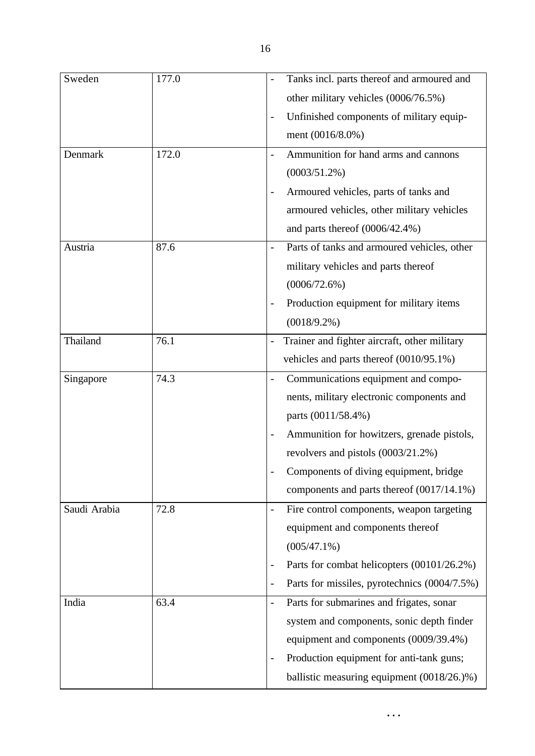| | | |
|---|---|---|
| Sweden | 177.0 | - Tanks incl. parts thereof and armoured and other military vehicles (0006/76.5%)<br>- Unfinished components of military equipment (0016/8.0%) |
| Denmark | 172.0 | - Ammunition for hand arms and cannons (0003/51.2%)<br>- Armoured vehicles, parts of tanks and armoured vehicles, other military vehicles and parts thereof (0006/42.4%) |
| Austria | 87.6 | - Parts of tanks and armoured vehicles, other military vehicles and parts thereof (0006/72.6%)<br>- Production equipment for military items (0018/9.2%) |
| Thailand | 76.1 | - Trainer and fighter aircraft, other military vehicles and parts thereof (0010/95.1%) |
| Singapore | 74.3 | - Communications equipment and components, military electronic components and parts (0011/58.4%)<br>- Ammunition for howitzers, grenade pistols, revolvers and pistols (0003/21.2%)<br>- Components of diving equipment, bridge components and parts thereof (0017/14.1%) |
| Saudi Arabia | 72.8 | - Fire control components, weapon targeting equipment and components thereof (005/47.1%)<br>- Parts for combat helicopters (00101/26.2%)<br>- Parts for missiles, pyrotechnics (0004/7.5%) |
| India | 63.4 | - Parts for submarines and frigates, sonar system and components, sonic depth finder equipment and components (0009/39.4%)<br>- Production equipment for anti-tank guns; ballistic measuring equipment (0018/26.)%) |

...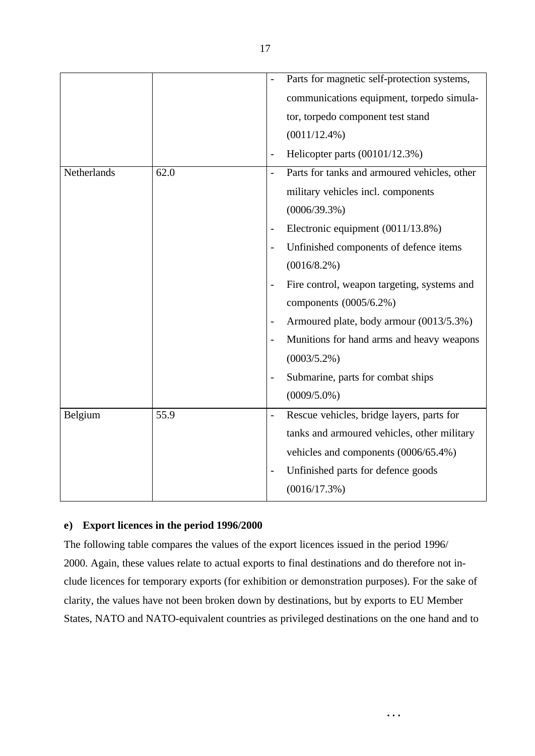| | | |
|---|---|---|
| | | - Parts for magnetic self-protection systems, communications equipment, torpedo simulator, torpedo component test stand (0011/12.4%)<br>- Helicopter parts (00101/12.3%) |
| Netherlands | 62.0 | - Parts for tanks and armoured vehicles, other military vehicles incl. components (0006/39.3%)<br>- Electronic equipment (0011/13.8%)<br>- Unfinished components of defence items (0016/8.2%)<br>- Fire control, weapon targeting, systems and components (0005/6.2%)<br>- Armoured plate, body armour (0013/5.3%)<br>- Munitions for hand arms and heavy weapons (0003/5.2%)<br>- Submarine, parts for combat ships (0009/5.0%) |
| Belgium | 55.9 | - Rescue vehicles, bridge layers, parts for tanks and armoured vehicles, other military vehicles and components (0006/65.4%)<br>- Unfinished parts for defence goods (0016/17.3%) |

**e) Export licences in the period 1996/2000**

The following table compares the values of the export licences issued in the period 1996/2000. Again, these values relate to actual exports to final destinations and do therefore not include licences for temporary exports (for exhibition or demonstration purposes). For the sake of clarity, the values have not been broken down by destinations, but by exports to EU Member States, NATO and NATO-equivalent countries as privileged destinations on the one hand and to

...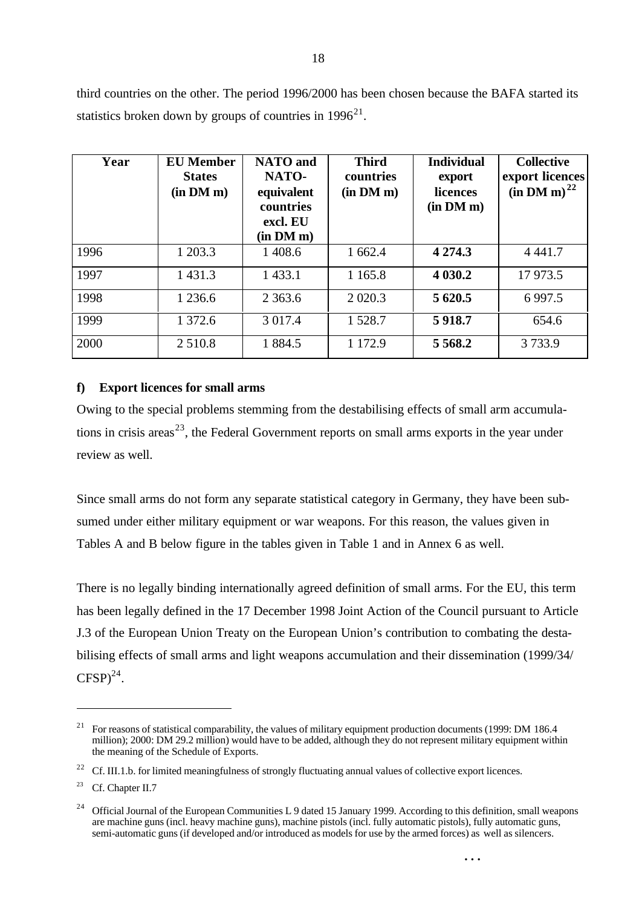third countries on the other. The period 1996/2000 has been chosen because the BAFA started its statistics broken down by groups of countries in 1996[21].

| Year | EU Member States (in DM m) | NATO and NATO-equivalent countries excl. EU (in DM m) | Third countries (in DM m) | Individual export licences (in DM m) | Collective export licences (in DM m)[22] |
|---|---|---|---|---|---|
| 1996 | 1 203.3 | 1 408.6 | 1 662.4 | **4 274.3** | 4 441.7 |
| 1997 | 1 431.3 | 1 433.1 | 1 165.8 | **4 030.2** | 17 973.5 |
| 1998 | 1 236.6 | 2 363.6 | 2 020.3 | **5 620.5** | 6 997.5 |
| 1999 | 1 372.6 | 3 017.4 | 1 528.7 | **5 918.7** | 654.6 |
| 2000 | 2 510.8 | 1 884.5 | 1 172.9 | **5 568.2** | 3 733.9 |

**f) Export licences for small arms**

Owing to the special problems stemming from the destabilising effects of small arm accumulations in crisis areas[23], the Federal Government reports on small arms exports in the year under review as well.

Since small arms do not form any separate statistical category in Germany, they have been subsumed under either military equipment or war weapons. For this reason, the values given in Tables A and B below figure in the tables given in Table 1 and in Annex 6 as well.

There is no legally binding internationally agreed definition of small arms. For the EU, this term has been legally defined in the 17 December 1998 Joint Action of the Council pursuant to Article J.3 of the European Union Treaty on the European Union's contribution to combating the destabilising effects of small arms and light weapons accumulation and their dissemination (1999/34/CFSP)[24].

---

[21] For reasons of statistical comparability, the values of military equipment production documents (1999: DM 186.4 million); 2000: DM 29.2 million) would have to be added, although they do not represent military equipment within the meaning of the Schedule of Exports.

[22] Cf. III.1.b. for limited meaningfulness of strongly fluctuating annual values of collective export licences.

[23] Cf. Chapter II.7

[24] Official Journal of the European Communities L 9 dated 15 January 1999. According to this definition, small weapons are machine guns (incl. heavy machine guns), machine pistols (incl. fully automatic pistols), fully automatic guns, semi-automatic guns (if developed and/or introduced as models for use by the armed forces) as well as silencers.

...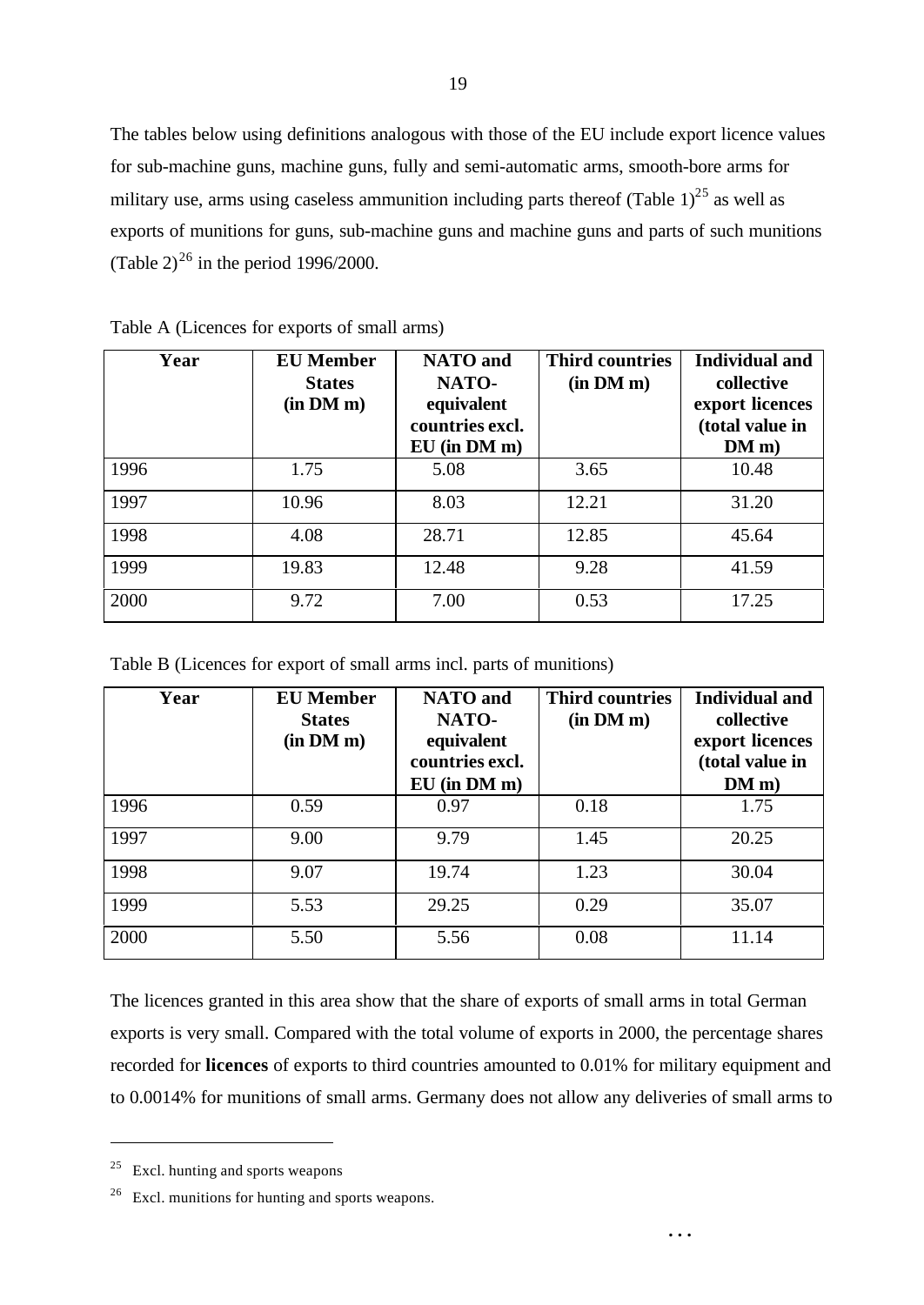The tables below using definitions analogous with those of the EU include export licence values for sub-machine guns, machine guns, fully and semi-automatic arms, smooth-bore arms for military use, arms using caseless ammunition including parts thereof (Table 1)[25] as well as exports of munitions for guns, sub-machine guns and machine guns and parts of such munitions (Table 2)[26] in the period 1996/2000.

Table A (Licences for exports of small arms)

| Year | EU Member States (in DM m) | NATO and NATO-equivalent countries excl. EU (in DM m) | Third countries (in DM m) | Individual and collective export licences (total value in DM m) |
|---|---|---|---|---|
| 1996 | 1.75 | 5.08 | 3.65 | 10.48 |
| 1997 | 10.96 | 8.03 | 12.21 | 31.20 |
| 1998 | 4.08 | 28.71 | 12.85 | 45.64 |
| 1999 | 19.83 | 12.48 | 9.28 | 41.59 |
| 2000 | 9.72 | 7.00 | 0.53 | 17.25 |

Table B (Licences for export of small arms incl. parts of munitions)

| Year | EU Member States (in DM m) | NATO and NATO-equivalent countries excl. EU (in DM m) | Third countries (in DM m) | Individual and collective export licences (total value in DM m) |
|---|---|---|---|---|
| 1996 | 0.59 | 0.97 | 0.18 | 1.75 |
| 1997 | 9.00 | 9.79 | 1.45 | 20.25 |
| 1998 | 9.07 | 19.74 | 1.23 | 30.04 |
| 1999 | 5.53 | 29.25 | 0.29 | 35.07 |
| 2000 | 5.50 | 5.56 | 0.08 | 11.14 |

The licences granted in this area show that the share of exports of small arms in total German exports is very small. Compared with the total volume of exports in 2000, the percentage shares recorded for **licences** of exports to third countries amounted to 0.01% for military equipment and to 0.0014% for munitions of small arms. Germany does not allow any deliveries of small arms to

[25] Excl. hunting and sports weapons

[26] Excl. munitions for hunting and sports weapons.

...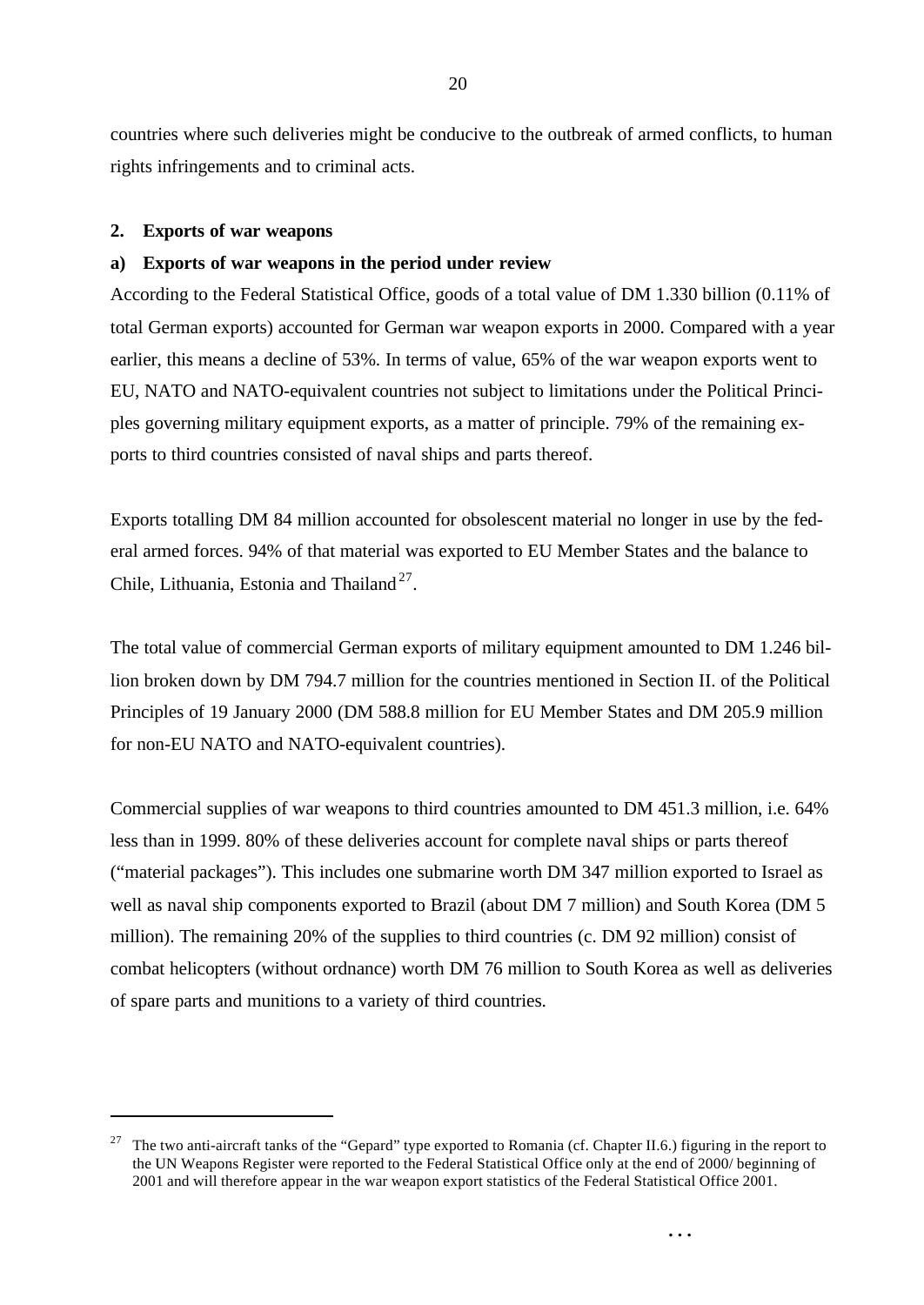countries where such deliveries might be conducive to the outbreak of armed conflicts, to human rights infringements and to criminal acts.

## 2. Exports of war weapons

### a) Exports of war weapons in the period under review

According to the Federal Statistical Office, goods of a total value of DM 1.330 billion (0.11% of total German exports) accounted for German war weapon exports in 2000. Compared with a year earlier, this means a decline of 53%. In terms of value, 65% of the war weapon exports went to EU, NATO and NATO-equivalent countries not subject to limitations under the Political Principles governing military equipment exports, as a matter of principle. 79% of the remaining exports to third countries consisted of naval ships and parts thereof.

Exports totalling DM 84 million accounted for obsolescent material no longer in use by the federal armed forces. 94% of that material was exported to EU Member States and the balance to Chile, Lithuania, Estonia and Thailand[27].

The total value of commercial German exports of military equipment amounted to DM 1.246 billion broken down by DM 794.7 million for the countries mentioned in Section II. of the Political Principles of 19 January 2000 (DM 588.8 million for EU Member States and DM 205.9 million for non-EU NATO and NATO-equivalent countries).

Commercial supplies of war weapons to third countries amounted to DM 451.3 million, i.e. 64% less than in 1999. 80% of these deliveries account for complete naval ships or parts thereof ("material packages"). This includes one submarine worth DM 347 million exported to Israel as well as naval ship components exported to Brazil (about DM 7 million) and South Korea (DM 5 million). The remaining 20% of the supplies to third countries (c. DM 92 million) consist of combat helicopters (without ordnance) worth DM 76 million to South Korea as well as deliveries of spare parts and munitions to a variety of third countries.

---

[27] The two anti-aircraft tanks of the "Gepard" type exported to Romania (cf. Chapter II.6.) figuring in the report to the UN Weapons Register were reported to the Federal Statistical Office only at the end of 2000/ beginning of 2001 and will therefore appear in the war weapon export statistics of the Federal Statistical Office 2001.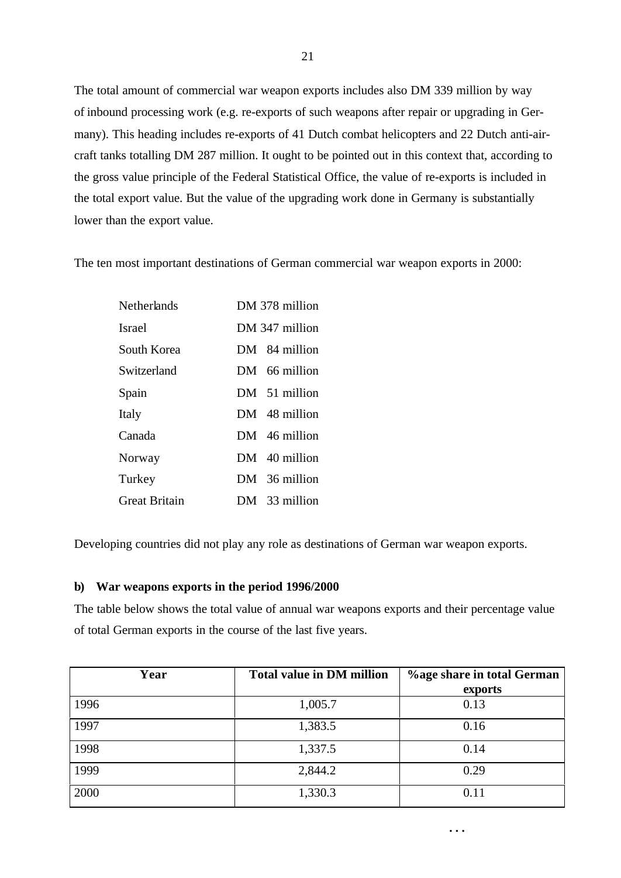The total amount of commercial war weapon exports includes also DM 339 million by way of inbound processing work (e.g. re-exports of such weapons after repair or upgrading in Germany). This heading includes re-exports of 41 Dutch combat helicopters and 22 Dutch anti-aircraft tanks totalling DM 287 million. It ought to be pointed out in this context that, according to the gross value principle of the Federal Statistical Office, the value of re-exports is included in the total export value. But the value of the upgrading work done in Germany is substantially lower than the export value.

The ten most important destinations of German commercial war weapon exports in 2000:

| | |
|---|---|
| Netherlands | DM 378 million |
| Israel | DM 347 million |
| South Korea | DM 84 million |
| Switzerland | DM 66 million |
| Spain | DM 51 million |
| Italy | DM 48 million |
| Canada | DM 46 million |
| Norway | DM 40 million |
| Turkey | DM 36 million |
| Great Britain | DM 33 million |

Developing countries did not play any role as destinations of German war weapon exports.

**b) War weapons exports in the period 1996/2000**

The table below shows the total value of annual war weapons exports and their percentage value of total German exports in the course of the last five years.

| Year | Total value in DM million | %age share in total German exports |
|---|---|---|
| 1996 | 1,005.7 | 0.13 |
| 1997 | 1,383.5 | 0.16 |
| 1998 | 1,337.5 | 0.14 |
| 1999 | 2,844.2 | 0.29 |
| 2000 | 1,330.3 | 0.11 |

...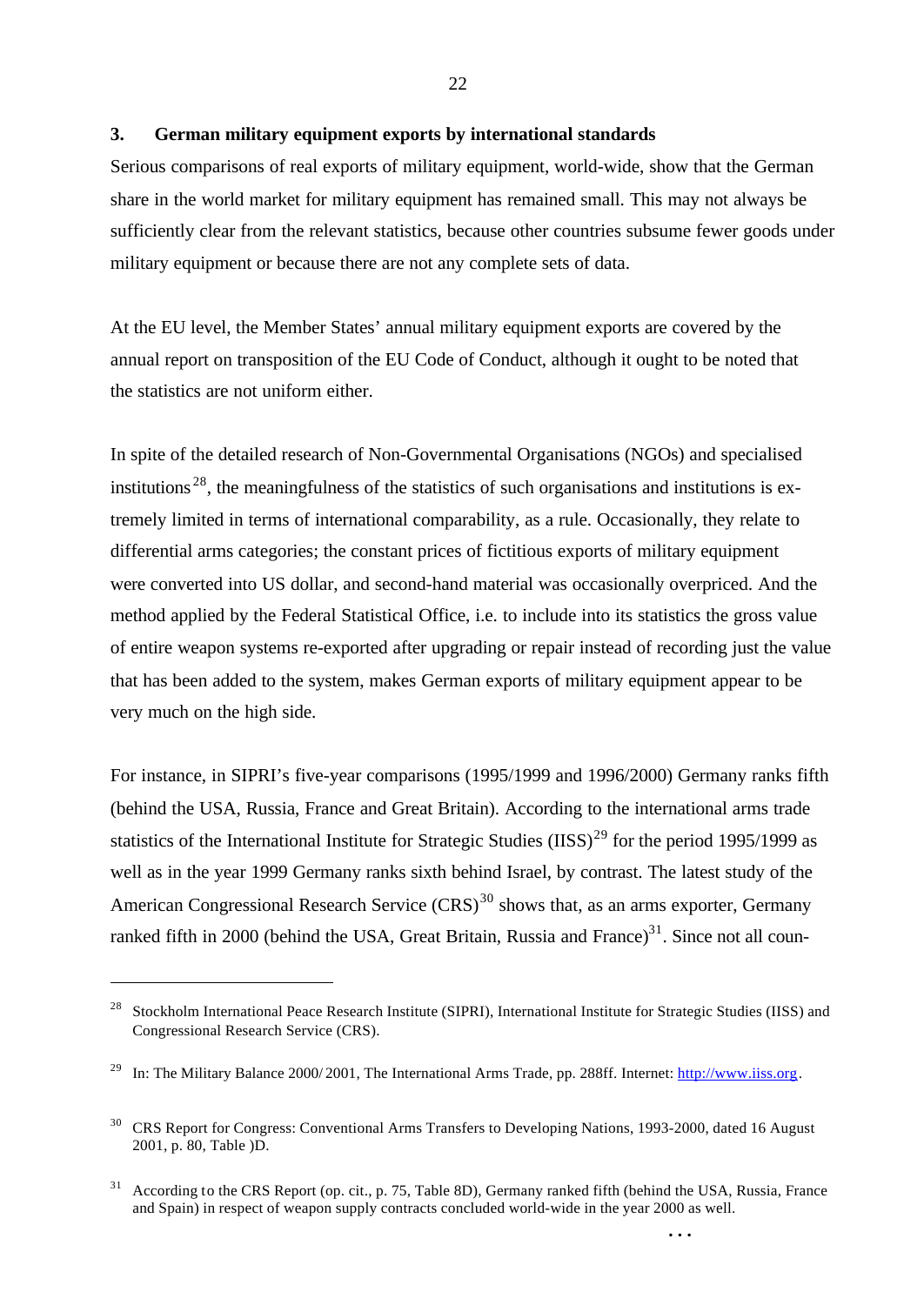## 3. German military equipment exports by international standards

Serious comparisons of real exports of military equipment, world-wide, show that the German share in the world market for military equipment has remained small. This may not always be sufficiently clear from the relevant statistics, because other countries subsume fewer goods under military equipment or because there are not any complete sets of data.

At the EU level, the Member States' annual military equipment exports are covered by the annual report on transposition of the EU Code of Conduct, although it ought to be noted that the statistics are not uniform either.

In spite of the detailed research of Non-Governmental Organisations (NGOs) and specialised institutions [28], the meaningfulness of the statistics of such organisations and institutions is extremely limited in terms of international comparability, as a rule. Occasionally, they relate to differential arms categories; the constant prices of fictitious exports of military equipment were converted into US dollar, and second-hand material was occasionally overpriced. And the method applied by the Federal Statistical Office, i.e. to include into its statistics the gross value of entire weapon systems re-exported after upgrading or repair instead of recording just the value that has been added to the system, makes German exports of military equipment appear to be very much on the high side.

For instance, in SIPRI's five-year comparisons (1995/1999 and 1996/2000) Germany ranks fifth (behind the USA, Russia, France and Great Britain). According to the international arms trade statistics of the International Institute for Strategic Studies (IISS)[29] for the period 1995/1999 as well as in the year 1999 Germany ranks sixth behind Israel, by contrast. The latest study of the American Congressional Research Service (CRS)[30] shows that, as an arms exporter, Germany ranked fifth in 2000 (behind the USA, Great Britain, Russia and France)[31]. Since not all coun-

---

[28] Stockholm International Peace Research Institute (SIPRI), International Institute for Strategic Studies (IISS) and Congressional Research Service (CRS).

[29] In: The Military Balance 2000/2001, The International Arms Trade, pp. 288ff. Internet: http://www.iiss.org.

[30] CRS Report for Congress: Conventional Arms Transfers to Developing Nations, 1993-2000, dated 16 August 2001, p. 80, Table )D.

[31] According to the CRS Report (op. cit., p. 75, Table 8D), Germany ranked fifth (behind the USA, Russia, France and Spain) in respect of weapon supply contracts concluded world-wide in the year 2000 as well.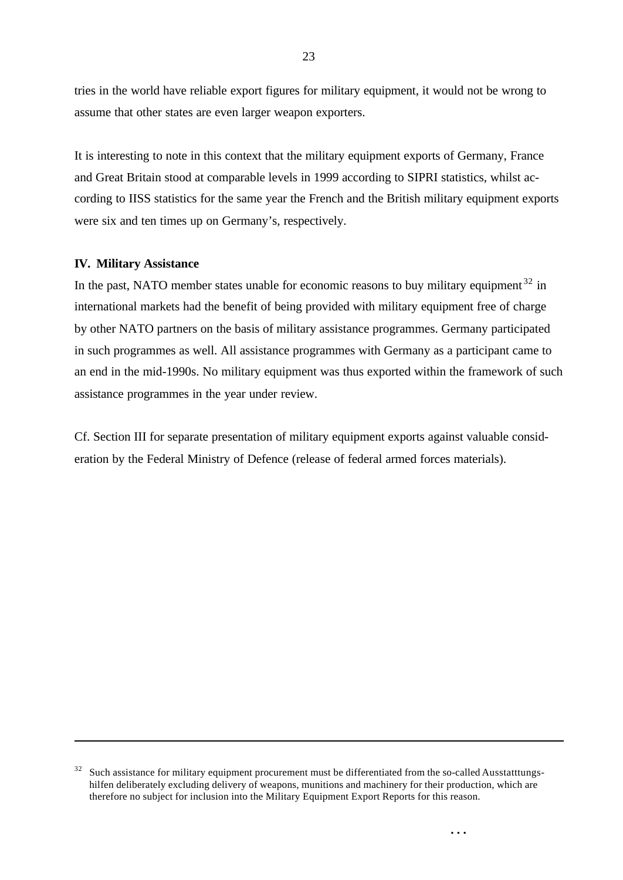tries in the world have reliable export figures for military equipment, it would not be wrong to assume that other states are even larger weapon exporters.

It is interesting to note in this context that the military equipment exports of Germany, France and Great Britain stood at comparable levels in 1999 according to SIPRI statistics, whilst according to IISS statistics for the same year the French and the British military equipment exports were six and ten times up on Germany's, respectively.

### IV. Military Assistance

In the past, NATO member states unable for economic reasons to buy military equipment [32] in international markets had the benefit of being provided with military equipment free of charge by other NATO partners on the basis of military assistance programmes. Germany participated in such programmes as well. All assistance programmes with Germany as a participant came to an end in the mid-1990s. No military equipment was thus exported within the framework of such assistance programmes in the year under review.

Cf. Section III for separate presentation of military equipment exports against valuable consideration by the Federal Ministry of Defence (release of federal armed forces materials).

---

[32] Such assistance for military equipment procurement must be differentiated from the so-called Ausstatttungshilfen deliberately excluding delivery of weapons, munitions and machinery for their production, which are therefore no subject for inclusion into the Military Equipment Export Reports for this reason.

...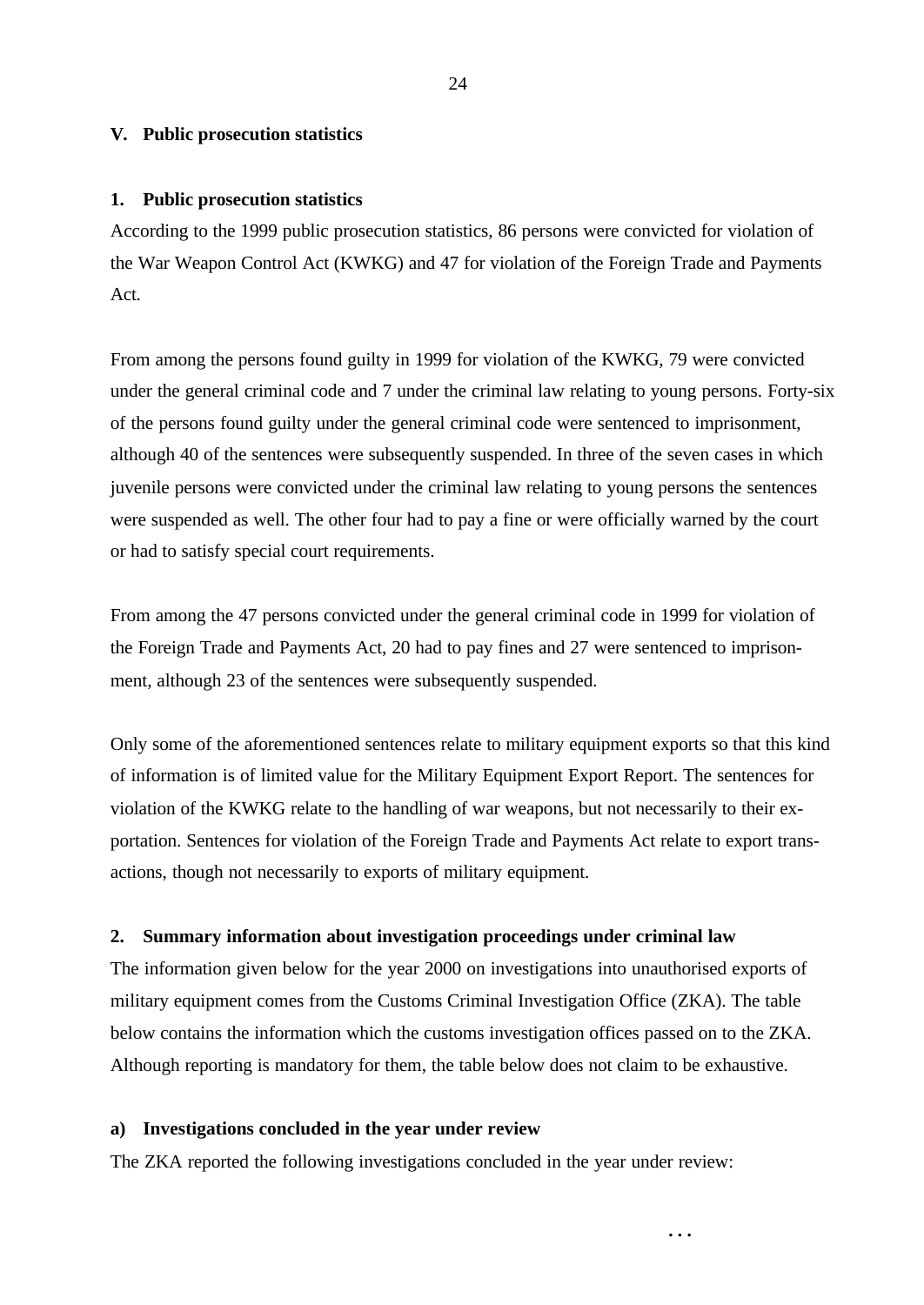## V. Public prosecution statistics

### 1. Public prosecution statistics

According to the 1999 public prosecution statistics, 86 persons were convicted for violation of the War Weapon Control Act (KWKG) and 47 for violation of the Foreign Trade and Payments Act.

From among the persons found guilty in 1999 for violation of the KWKG, 79 were convicted under the general criminal code and 7 under the criminal law relating to young persons. Forty-six of the persons found guilty under the general criminal code were sentenced to imprisonment, although 40 of the sentences were subsequently suspended. In three of the seven cases in which juvenile persons were convicted under the criminal law relating to young persons the sentences were suspended as well. The other four had to pay a fine or were officially warned by the court or had to satisfy special court requirements.

From among the 47 persons convicted under the general criminal code in 1999 for violation of the Foreign Trade and Payments Act, 20 had to pay fines and 27 were sentenced to imprisonment, although 23 of the sentences were subsequently suspended.

Only some of the aforementioned sentences relate to military equipment exports so that this kind of information is of limited value for the Military Equipment Export Report. The sentences for violation of the KWKG relate to the handling of war weapons, but not necessarily to their exportation. Sentences for violation of the Foreign Trade and Payments Act relate to export transactions, though not necessarily to exports of military equipment.

### 2. Summary information about investigation proceedings under criminal law

The information given below for the year 2000 on investigations into unauthorised exports of military equipment comes from the Customs Criminal Investigation Office (ZKA). The table below contains the information which the customs investigation offices passed on to the ZKA. Although reporting is mandatory for them, the table below does not claim to be exhaustive.

#### a) Investigations concluded in the year under review

The ZKA reported the following investigations concluded in the year under review:

...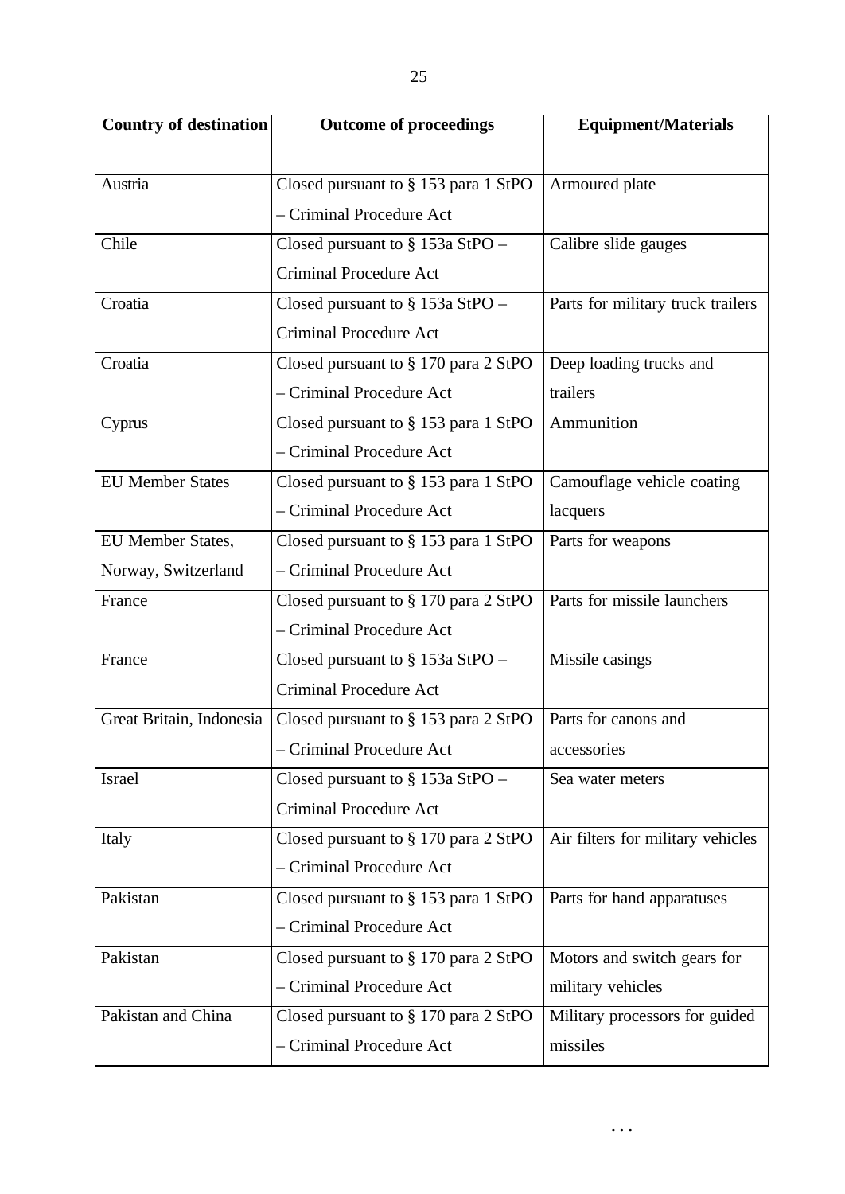| Country of destination | Outcome of proceedings | Equipment/Materials |
|---|---|---|
| Austria | Closed pursuant to § 153 para 1 StPO – Criminal Procedure Act | Armoured plate |
| Chile | Closed pursuant to § 153a StPO – Criminal Procedure Act | Calibre slide gauges |
| Croatia | Closed pursuant to § 153a StPO – Criminal Procedure Act | Parts for military truck trailers |
| Croatia | Closed pursuant to § 170 para 2 StPO – Criminal Procedure Act | Deep loading trucks and trailers |
| Cyprus | Closed pursuant to § 153 para 1 StPO – Criminal Procedure Act | Ammunition |
| EU Member States | Closed pursuant to § 153 para 1 StPO – Criminal Procedure Act | Camouflage vehicle coating lacquers |
| EU Member States, Norway, Switzerland | Closed pursuant to § 153 para 1 StPO – Criminal Procedure Act | Parts for weapons |
| France | Closed pursuant to § 170 para 2 StPO – Criminal Procedure Act | Parts for missile launchers |
| France | Closed pursuant to § 153a StPO – Criminal Procedure Act | Missile casings |
| Great Britain, Indonesia | Closed pursuant to § 153 para 2 StPO – Criminal Procedure Act | Parts for canons and accessories |
| Israel | Closed pursuant to § 153a StPO – Criminal Procedure Act | Sea water meters |
| Italy | Closed pursuant to § 170 para 2 StPO – Criminal Procedure Act | Air filters for military vehicles |
| Pakistan | Closed pursuant to § 153 para 1 StPO – Criminal Procedure Act | Parts for hand apparatuses |
| Pakistan | Closed pursuant to § 170 para 2 StPO – Criminal Procedure Act | Motors and switch gears for military vehicles |
| Pakistan and China | Closed pursuant to § 170 para 2 StPO – Criminal Procedure Act | Military processors for guided missiles |

...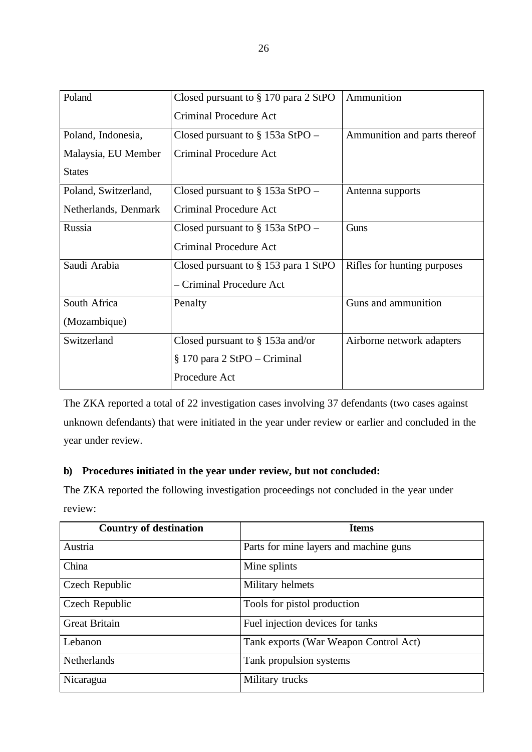| | | |
|---|---|---|
| Poland | Closed pursuant to § 170 para 2 StPO Criminal Procedure Act | Ammunition |
| Poland, Indonesia, Malaysia, EU Member States | Closed pursuant to § 153a StPO – Criminal Procedure Act | Ammunition and parts thereof |
| Poland, Switzerland, Netherlands, Denmark | Closed pursuant to § 153a StPO – Criminal Procedure Act | Antenna supports |
| Russia | Closed pursuant to § 153a StPO – Criminal Procedure Act | Guns |
| Saudi Arabia | Closed pursuant to § 153 para 1 StPO – Criminal Procedure Act | Rifles for hunting purposes |
| South Africa (Mozambique) | Penalty | Guns and ammunition |
| Switzerland | Closed pursuant to § 153a and/or § 170 para 2 StPO – Criminal Procedure Act | Airborne network adapters |

The ZKA reported a total of 22 investigation cases involving 37 defendants (two cases against unknown defendants) that were initiated in the year under review or earlier and concluded in the year under review.

**b) Procedures initiated in the year under review, but not concluded:**

The ZKA reported the following investigation proceedings not concluded in the year under review:

| Country of destination | Items |
|---|---|
| Austria | Parts for mine layers and machine guns |
| China | Mine splints |
| Czech Republic | Military helmets |
| Czech Republic | Tools for pistol production |
| Great Britain | Fuel injection devices for tanks |
| Lebanon | Tank exports (War Weapon Control Act) |
| Netherlands | Tank propulsion systems |
| Nicaragua | Military trucks |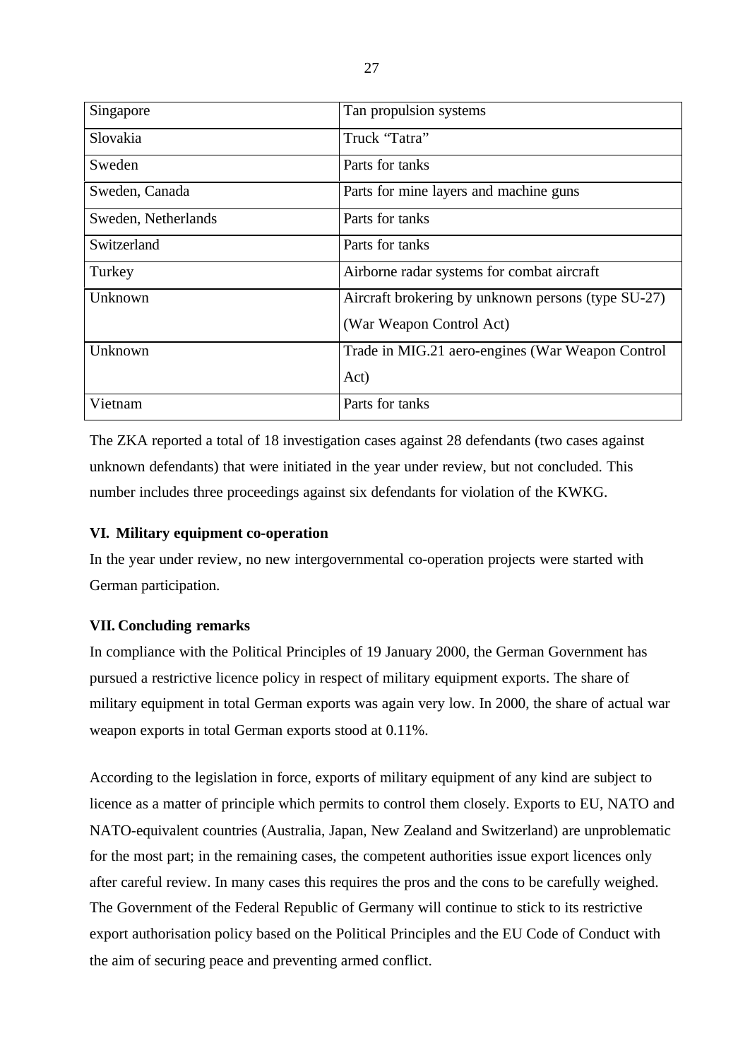| Singapore | Tan propulsion systems |
|---|---|
| Slovakia | Truck "Tatra" |
| Sweden | Parts for tanks |
| Sweden, Canada | Parts for mine layers and machine guns |
| Sweden, Netherlands | Parts for tanks |
| Switzerland | Parts for tanks |
| Turkey | Airborne radar systems for combat aircraft |
| Unknown | Aircraft brokering by unknown persons (type SU-27) (War Weapon Control Act) |
| Unknown | Trade in MIG.21 aero-engines (War Weapon Control Act) |
| Vietnam | Parts for tanks |

The ZKA reported a total of 18 investigation cases against 28 defendants (two cases against unknown defendants) that were initiated in the year under review, but not concluded. This number includes three proceedings against six defendants for violation of the KWKG.

## VI. Military equipment co-operation

In the year under review, no new intergovernmental co-operation projects were started with German participation.

## VII. Concluding remarks

In compliance with the Political Principles of 19 January 2000, the German Government has pursued a restrictive licence policy in respect of military equipment exports. The share of military equipment in total German exports was again very low. In 2000, the share of actual war weapon exports in total German exports stood at 0.11%.

According to the legislation in force, exports of military equipment of any kind are subject to licence as a matter of principle which permits to control them closely. Exports to EU, NATO and NATO-equivalent countries (Australia, Japan, New Zealand and Switzerland) are unproblematic for the most part; in the remaining cases, the competent authorities issue export licences only after careful review. In many cases this requires the pros and the cons to be carefully weighed. The Government of the Federal Republic of Germany will continue to stick to its restrictive export authorisation policy based on the Political Principles and the EU Code of Conduct with the aim of securing peace and preventing armed conflict.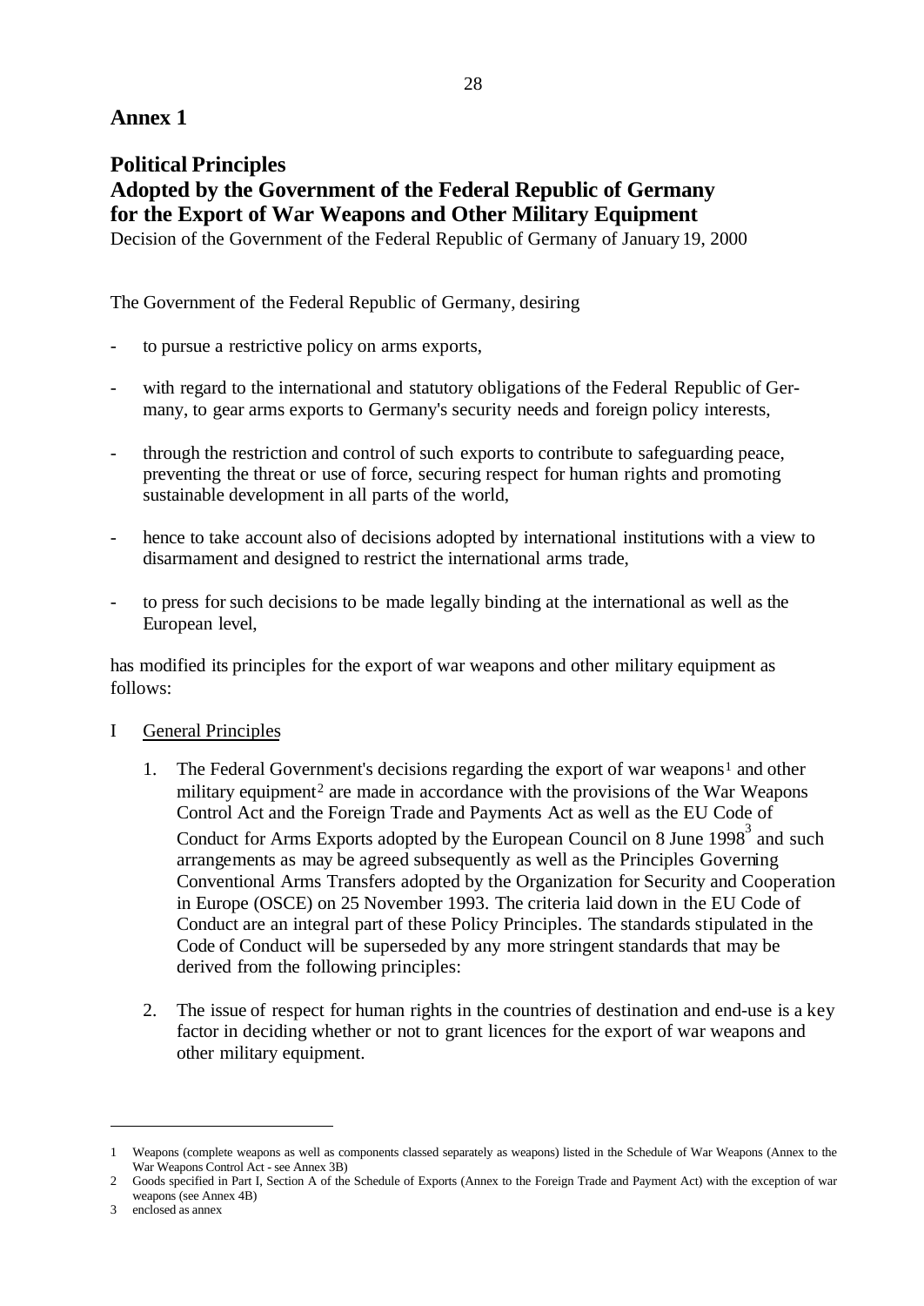# Annex 1

## Political Principles
## Adopted by the Government of the Federal Republic of Germany for the Export of War Weapons and Other Military Equipment

Decision of the Government of the Federal Republic of Germany of January 19, 2000

The Government of the Federal Republic of Germany, desiring

- to pursue a restrictive policy on arms exports,
- with regard to the international and statutory obligations of the Federal Republic of Germany, to gear arms exports to Germany's security needs and foreign policy interests,
- through the restriction and control of such exports to contribute to safeguarding peace, preventing the threat or use of force, securing respect for human rights and promoting sustainable development in all parts of the world,
- hence to take account also of decisions adopted by international institutions with a view to disarmament and designed to restrict the international arms trade,
- to press for such decisions to be made legally binding at the international as well as the European level,

has modified its principles for the export of war weapons and other military equipment as follows:

I <u>General Principles</u>

1. The Federal Government's decisions regarding the export of war weapons[1] and other military equipment[2] are made in accordance with the provisions of the War Weapons Control Act and the Foreign Trade and Payments Act as well as the EU Code of Conduct for Arms Exports adopted by the European Council on 8 June 1998[3] and such arrangements as may be agreed subsequently as well as the Principles Governing Conventional Arms Transfers adopted by the Organization for Security and Cooperation in Europe (OSCE) on 25 November 1993. The criteria laid down in the EU Code of Conduct are an integral part of these Policy Principles. The standards stipulated in the Code of Conduct will be superseded by any more stringent standards that may be derived from the following principles:

2. The issue of respect for human rights in the countries of destination and end-use is a key factor in deciding whether or not to grant licences for the export of war weapons and other military equipment.

---

1 Weapons (complete weapons as well as components classed separately as weapons) listed in the Schedule of War Weapons (Annex to the War Weapons Control Act - see Annex 3B)

2 Goods specified in Part I, Section A of the Schedule of Exports (Annex to the Foreign Trade and Payment Act) with the exception of war weapons (see Annex 4B)

3 enclosed as annex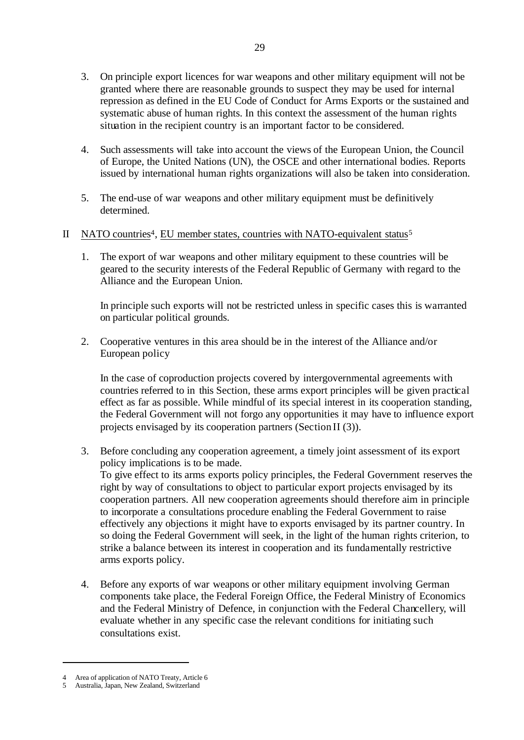3. On principle export licences for war weapons and other military equipment will not be granted where there are reasonable grounds to suspect they may be used for internal repression as defined in the EU Code of Conduct for Arms Exports or the sustained and systematic abuse of human rights. In this context the assessment of the human rights situation in the recipient country is an important factor to be considered.

4. Such assessments will take into account the views of the European Union, the Council of Europe, the United Nations (UN), the OSCE and other international bodies. Reports issued by international human rights organizations will also be taken into consideration.

5. The end-use of war weapons and other military equipment must be definitively determined.

## II <u>NATO countries</u>[4], <u>EU member states, countries with NATO-equivalent status</u>[5]

1. The export of war weapons and other military equipment to these countries will be geared to the security interests of the Federal Republic of Germany with regard to the Alliance and the European Union.

   In principle such exports will not be restricted unless in specific cases this is warranted on particular political grounds.

2. Cooperative ventures in this area should be in the interest of the Alliance and/or European policy

   In the case of coproduction projects covered by intergovernmental agreements with countries referred to in this Section, these arms export principles will be given practical effect as far as possible. While mindful of its special interest in its cooperation standing, the Federal Government will not forgo any opportunities it may have to influence export projects envisaged by its cooperation partners (Section II (3)).

3. Before concluding any cooperation agreement, a timely joint assessment of its export policy implications is to be made.
   To give effect to its arms exports policy principles, the Federal Government reserves the right by way of consultations to object to particular export projects envisaged by its cooperation partners. All new cooperation agreements should therefore aim in principle to incorporate a consultations procedure enabling the Federal Government to raise effectively any objections it might have to exports envisaged by its partner country. In so doing the Federal Government will seek, in the light of the human rights criterion, to strike a balance between its interest in cooperation and its fundamentally restrictive arms exports policy.

4. Before any exports of war weapons or other military equipment involving German components take place, the Federal Foreign Office, the Federal Ministry of Economics and the Federal Ministry of Defence, in conjunction with the Federal Chancellery, will evaluate whether in any specific case the relevant conditions for initiating such consultations exist.

---

4 Area of application of NATO Treaty, Article 6

5 Australia, Japan, New Zealand, Switzerland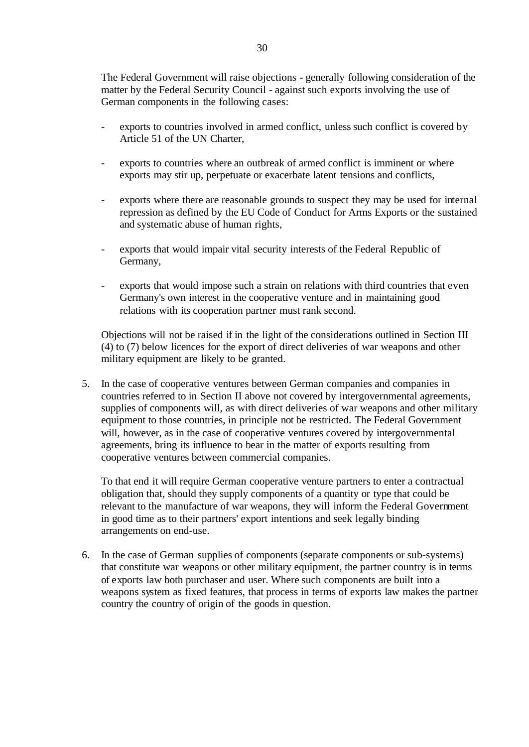The Federal Government will raise objections - generally following consideration of the matter by the Federal Security Council - against such exports involving the use of German components in the following cases:

- exports to countries involved in armed conflict, unless such conflict is covered by Article 51 of the UN Charter,
- exports to countries where an outbreak of armed conflict is imminent or where exports may stir up, perpetuate or exacerbate latent tensions and conflicts,
- exports where there are reasonable grounds to suspect they may be used for internal repression as defined by the EU Code of Conduct for Arms Exports or the sustained and systematic abuse of human rights,
- exports that would impair vital security interests of the Federal Republic of Germany,
- exports that would impose such a strain on relations with third countries that even Germany's own interest in the cooperative venture and in maintaining good relations with its cooperation partner must rank second.

Objections will not be raised if in the light of the considerations outlined in Section III (4) to (7) below licences for the export of direct deliveries of war weapons and other military equipment are likely to be granted.

5. In the case of cooperative ventures between German companies and companies in countries referred to in Section II above not covered by intergovernmental agreements, supplies of components will, as with direct deliveries of war weapons and other military equipment to those countries, in principle not be restricted. The Federal Government will, however, as in the case of cooperative ventures covered by intergovernmental agreements, bring its influence to bear in the matter of exports resulting from cooperative ventures between commercial companies.

   To that end it will require German cooperative venture partners to enter a contractual obligation that, should they supply components of a quantity or type that could be relevant to the manufacture of war weapons, they will inform the Federal Government in good time as to their partners' export intentions and seek legally binding arrangements on end-use.

6. In the case of German supplies of components (separate components or sub-systems) that constitute war weapons or other military equipment, the partner country is in terms of exports law both purchaser and user. Where such components are built into a weapons system as fixed features, that process in terms of exports law makes the partner country the country of origin of the goods in question.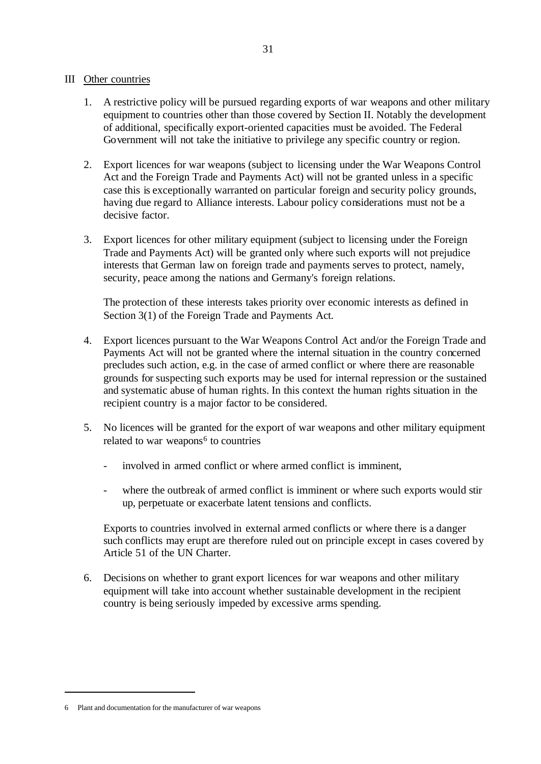## III Other countries

1. A restrictive policy will be pursued regarding exports of war weapons and other military equipment to countries other than those covered by Section II. Notably the development of additional, specifically export-oriented capacities must be avoided. The Federal Government will not take the initiative to privilege any specific country or region.

2. Export licences for war weapons (subject to licensing under the War Weapons Control Act and the Foreign Trade and Payments Act) will not be granted unless in a specific case this is exceptionally warranted on particular foreign and security policy grounds, having due regard to Alliance interests. Labour policy considerations must not be a decisive factor.

3. Export licences for other military equipment (subject to licensing under the Foreign Trade and Payments Act) will be granted only where such exports will not prejudice interests that German law on foreign trade and payments serves to protect, namely, security, peace among the nations and Germany's foreign relations.

   The protection of these interests takes priority over economic interests as defined in Section 3(1) of the Foreign Trade and Payments Act.

4. Export licences pursuant to the War Weapons Control Act and/or the Foreign Trade and Payments Act will not be granted where the internal situation in the country concerned precludes such action, e.g. in the case of armed conflict or where there are reasonable grounds for suspecting such exports may be used for internal repression or the sustained and systematic abuse of human rights. In this context the human rights situation in the recipient country is a major factor to be considered.

5. No licences will be granted for the export of war weapons and other military equipment related to war weapons[6] to countries

   - involved in armed conflict or where armed conflict is imminent,
   - where the outbreak of armed conflict is imminent or where such exports would stir up, perpetuate or exacerbate latent tensions and conflicts.

   Exports to countries involved in external armed conflicts or where there is a danger such conflicts may erupt are therefore ruled out on principle except in cases covered by Article 51 of the UN Charter.

6. Decisions on whether to grant export licences for war weapons and other military equipment will take into account whether sustainable development in the recipient country is being seriously impeded by excessive arms spending.

---

6 Plant and documentation for the manufacturer of war weapons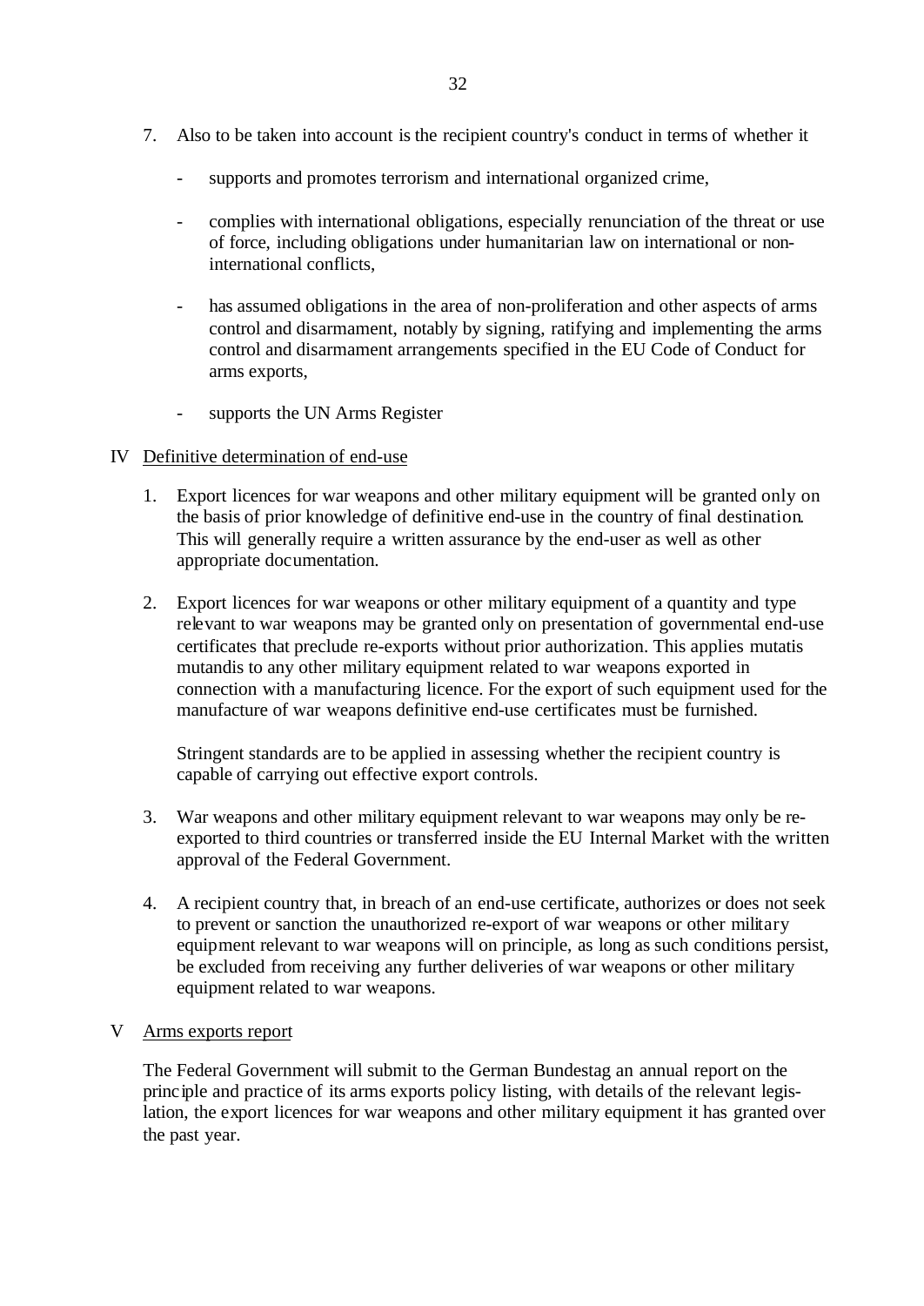7. Also to be taken into account is the recipient country's conduct in terms of whether it

   - supports and promotes terrorism and international organized crime,

   - complies with international obligations, especially renunciation of the threat or use of force, including obligations under humanitarian law on international or non-international conflicts,

   - has assumed obligations in the area of non-proliferation and other aspects of arms control and disarmament, notably by signing, ratifying and implementing the arms control and disarmament arrangements specified in the EU Code of Conduct for arms exports,

   - supports the UN Arms Register

## IV <u>Definitive determination of end-use</u>

1. Export licences for war weapons and other military equipment will be granted only on the basis of prior knowledge of definitive end-use in the country of final destination. This will generally require a written assurance by the end-user as well as other appropriate documentation.

2. Export licences for war weapons or other military equipment of a quantity and type relevant to war weapons may be granted only on presentation of governmental end-use certificates that preclude re-exports without prior authorization. This applies mutatis mutandis to any other military equipment related to war weapons exported in connection with a manufacturing licence. For the export of such equipment used for the manufacture of war weapons definitive end-use certificates must be furnished.

   Stringent standards are to be applied in assessing whether the recipient country is capable of carrying out effective export controls.

3. War weapons and other military equipment relevant to war weapons may only be re-exported to third countries or transferred inside the EU Internal Market with the written approval of the Federal Government.

4. A recipient country that, in breach of an end-use certificate, authorizes or does not seek to prevent or sanction the unauthorized re-export of war weapons or other military equipment relevant to war weapons will on principle, as long as such conditions persist, be excluded from receiving any further deliveries of war weapons or other military equipment related to war weapons.

## V <u>Arms exports report</u>

The Federal Government will submit to the German Bundestag an annual report on the principle and practice of its arms exports policy listing, with details of the relevant legislation, the export licences for war weapons and other military equipment it has granted over the past year.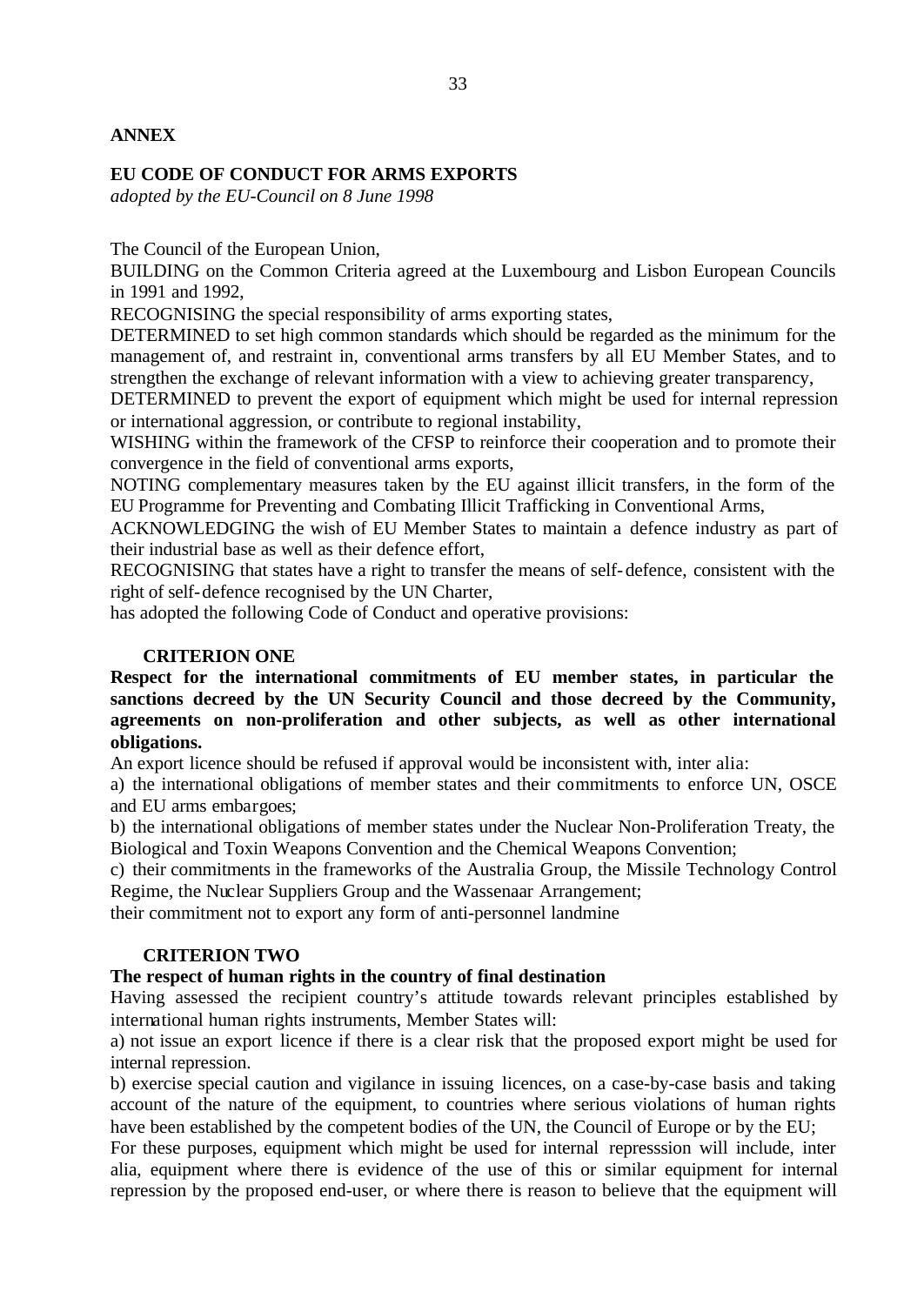**ANNEX**

**EU CODE OF CONDUCT FOR ARMS EXPORTS**
*adopted by the EU-Council on 8 June 1998*

The Council of the European Union,
BUILDING on the Common Criteria agreed at the Luxembourg and Lisbon European Councils in 1991 and 1992,
RECOGNISING the special responsibility of arms exporting states,
DETERMINED to set high common standards which should be regarded as the minimum for the management of, and restraint in, conventional arms transfers by all EU Member States, and to strengthen the exchange of relevant information with a view to achieving greater transparency,
DETERMINED to prevent the export of equipment which might be used for internal repression or international aggression, or contribute to regional instability,
WISHING within the framework of the CFSP to reinforce their cooperation and to promote their convergence in the field of conventional arms exports,
NOTING complementary measures taken by the EU against illicit transfers, in the form of the EU Programme for Preventing and Combating Illicit Trafficking in Conventional Arms,
ACKNOWLEDGING the wish of EU Member States to maintain a defence industry as part of their industrial base as well as their defence effort,
RECOGNISING that states have a right to transfer the means of self-defence, consistent with the right of self-defence recognised by the UN Charter,
has adopted the following Code of Conduct and operative provisions:

**CRITERION ONE**

**Respect for the international commitments of EU member states, in particular the sanctions decreed by the UN Security Council and those decreed by the Community, agreements on non-proliferation and other subjects, as well as other international obligations.**

An export licence should be refused if approval would be inconsistent with, inter alia:
a) the international obligations of member states and their commitments to enforce UN, OSCE and EU arms embargoes;
b) the international obligations of member states under the Nuclear Non-Proliferation Treaty, the Biological and Toxin Weapons Convention and the Chemical Weapons Convention;
c) their commitments in the frameworks of the Australia Group, the Missile Technology Control Regime, the Nuclear Suppliers Group and the Wassenaar Arrangement;
their commitment not to export any form of anti-personnel landmine

**CRITERION TWO**

**The respect of human rights in the country of final destination**

Having assessed the recipient country's attitude towards relevant principles established by international human rights instruments, Member States will:
a) not issue an export licence if there is a clear risk that the proposed export might be used for internal repression.
b) exercise special caution and vigilance in issuing licences, on a case-by-case basis and taking account of the nature of the equipment, to countries where serious violations of human rights have been established by the competent bodies of the UN, the Council of Europe or by the EU;
For these purposes, equipment which might be used for internal represssion will include, inter alia, equipment where there is evidence of the use of this or similar equipment for internal repression by the proposed end-user, or where there is reason to believe that the equipment will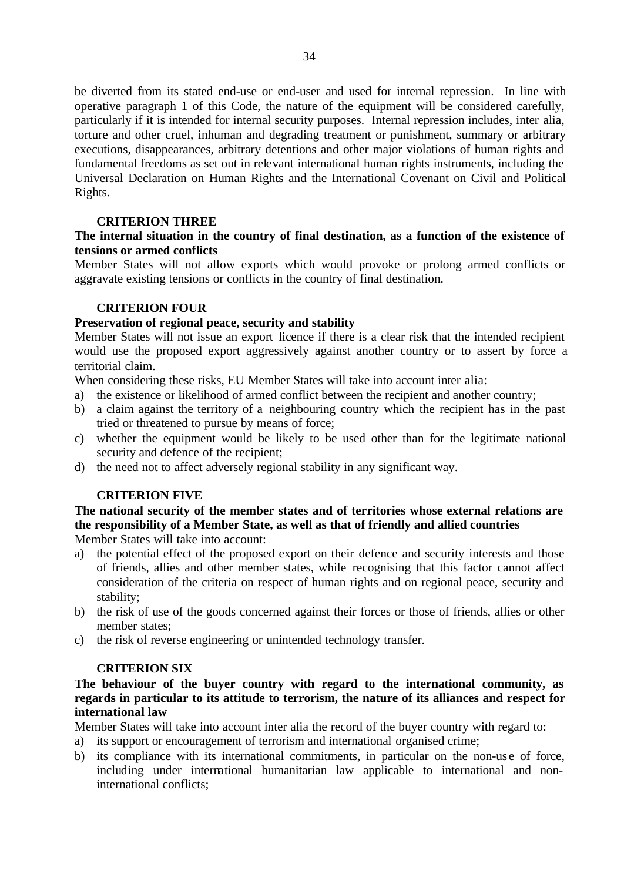be diverted from its stated end-use or end-user and used for internal repression. In line with operative paragraph 1 of this Code, the nature of the equipment will be considered carefully, particularly if it is intended for internal security purposes. Internal repression includes, inter alia, torture and other cruel, inhuman and degrading treatment or punishment, summary or arbitrary executions, disappearances, arbitrary detentions and other major violations of human rights and fundamental freedoms as set out in relevant international human rights instruments, including the Universal Declaration on Human Rights and the International Covenant on Civil and Political Rights.

**CRITERION THREE**

**The internal situation in the country of final destination, as a function of the existence of tensions or armed conflicts**

Member States will not allow exports which would provoke or prolong armed conflicts or aggravate existing tensions or conflicts in the country of final destination.

**CRITERION FOUR**

**Preservation of regional peace, security and stability**

Member States will not issue an export licence if there is a clear risk that the intended recipient would use the proposed export aggressively against another country or to assert by force a territorial claim.

When considering these risks, EU Member States will take into account inter alia:

a) the existence or likelihood of armed conflict between the recipient and another country;
b) a claim against the territory of a neighbouring country which the recipient has in the past tried or threatened to pursue by means of force;
c) whether the equipment would be likely to be used other than for the legitimate national security and defence of the recipient;
d) the need not to affect adversely regional stability in any significant way.

**CRITERION FIVE**

**The national security of the member states and of territories whose external relations are the responsibility of a Member State, as well as that of friendly and allied countries**

Member States will take into account:

a) the potential effect of the proposed export on their defence and security interests and those of friends, allies and other member states, while recognising that this factor cannot affect consideration of the criteria on respect of human rights and on regional peace, security and stability;
b) the risk of use of the goods concerned against their forces or those of friends, allies or other member states;
c) the risk of reverse engineering or unintended technology transfer.

**CRITERION SIX**

**The behaviour of the buyer country with regard to the international community, as regards in particular to its attitude to terrorism, the nature of its alliances and respect for international law**

Member States will take into account inter alia the record of the buyer country with regard to:

a) its support or encouragement of terrorism and international organised crime;
b) its compliance with its international commitments, in particular on the non-use of force, including under international humanitarian law applicable to international and non-international conflicts;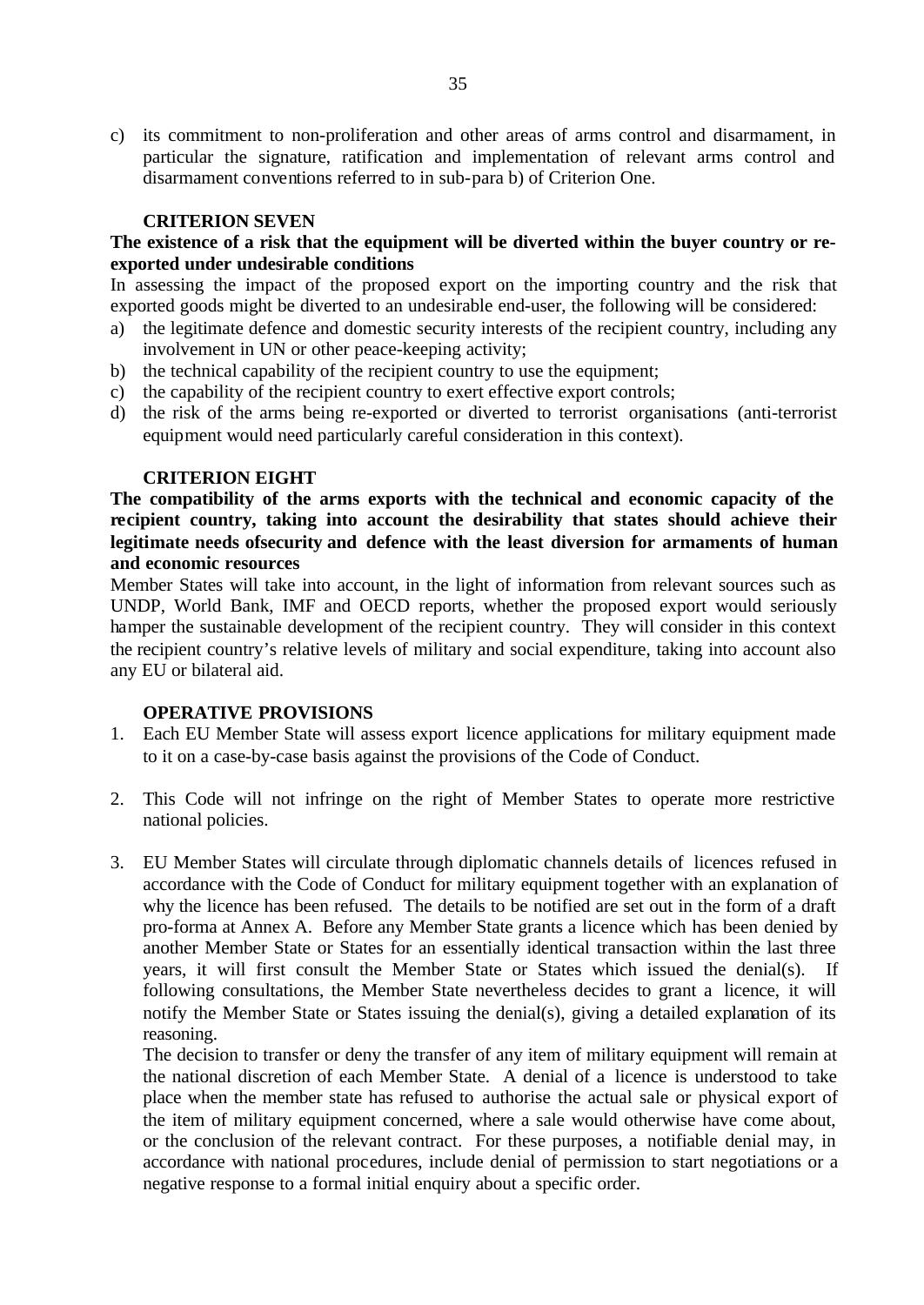c) its commitment to non-proliferation and other areas of arms control and disarmament, in particular the signature, ratification and implementation of relevant arms control and disarmament conventions referred to in sub-para b) of Criterion One.

### CRITERION SEVEN

**The existence of a risk that the equipment will be diverted within the buyer country or re-exported under undesirable conditions**

In assessing the impact of the proposed export on the importing country and the risk that exported goods might be diverted to an undesirable end-user, the following will be considered:

a) the legitimate defence and domestic security interests of the recipient country, including any involvement in UN or other peace-keeping activity;
b) the technical capability of the recipient country to use the equipment;
c) the capability of the recipient country to exert effective export controls;
d) the risk of the arms being re-exported or diverted to terrorist organisations (anti-terrorist equipment would need particularly careful consideration in this context).

### CRITERION EIGHT

**The compatibility of the arms exports with the technical and economic capacity of the recipient country, taking into account the desirability that states should achieve their legitimate needs ofsecurity and defence with the least diversion for armaments of human and economic resources**

Member States will take into account, in the light of information from relevant sources such as UNDP, World Bank, IMF and OECD reports, whether the proposed export would seriously hamper the sustainable development of the recipient country. They will consider in this context the recipient country's relative levels of military and social expenditure, taking into account also any EU or bilateral aid.

### OPERATIVE PROVISIONS

1. Each EU Member State will assess export licence applications for military equipment made to it on a case-by-case basis against the provisions of the Code of Conduct.

2. This Code will not infringe on the right of Member States to operate more restrictive national policies.

3. EU Member States will circulate through diplomatic channels details of licences refused in accordance with the Code of Conduct for military equipment together with an explanation of why the licence has been refused. The details to be notified are set out in the form of a draft pro-forma at Annex A. Before any Member State grants a licence which has been denied by another Member State or States for an essentially identical transaction within the last three years, it will first consult the Member State or States which issued the denial(s). If following consultations, the Member State nevertheless decides to grant a licence, it will notify the Member State or States issuing the denial(s), giving a detailed explanation of its reasoning.

   The decision to transfer or deny the transfer of any item of military equipment will remain at the national discretion of each Member State. A denial of a licence is understood to take place when the member state has refused to authorise the actual sale or physical export of the item of military equipment concerned, where a sale would otherwise have come about, or the conclusion of the relevant contract. For these purposes, a notifiable denial may, in accordance with national procedures, include denial of permission to start negotiations or a negative response to a formal initial enquiry about a specific order.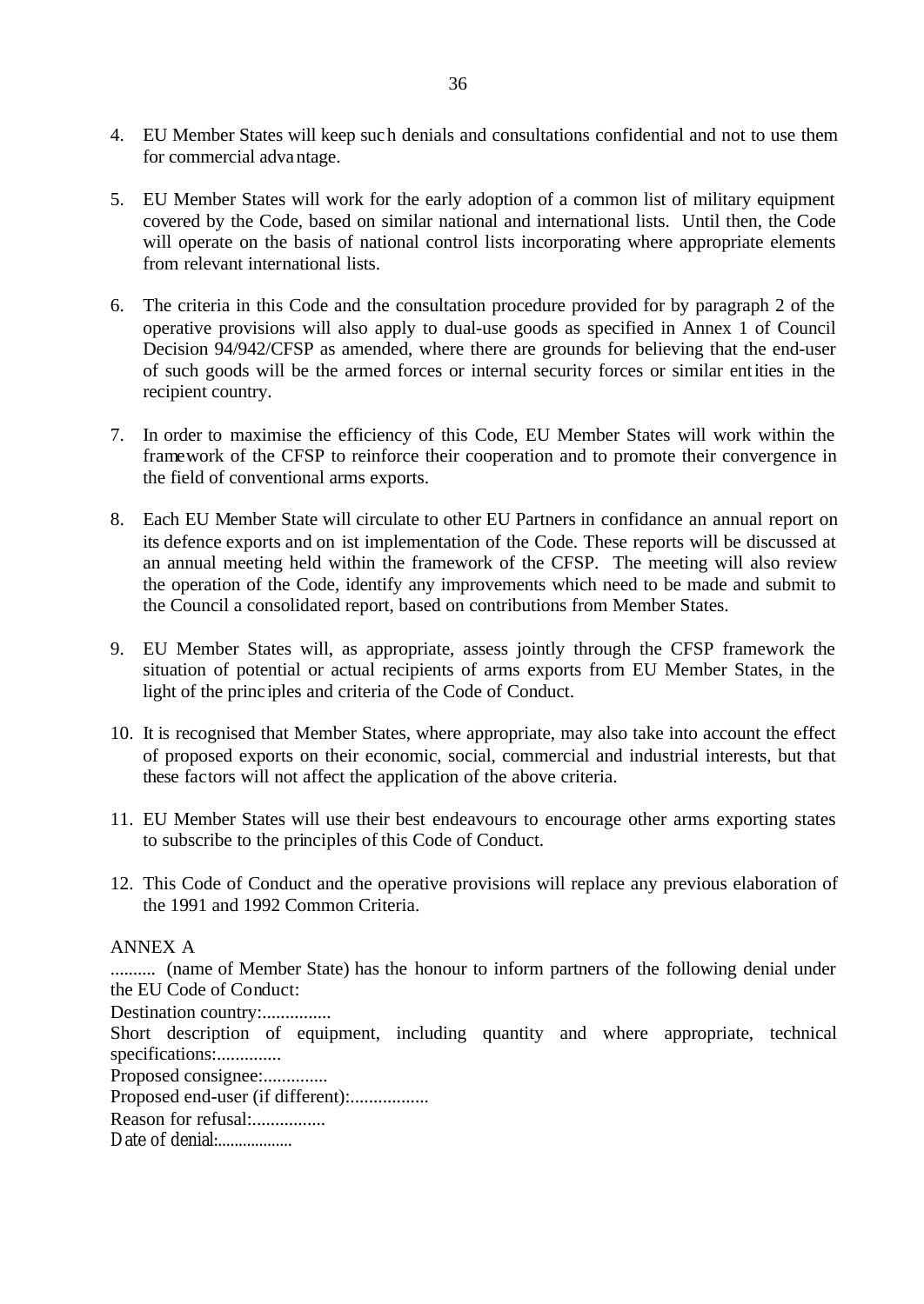4. EU Member States will keep such denials and consultations confidential and not to use them for commercial advantage.

5. EU Member States will work for the early adoption of a common list of military equipment covered by the Code, based on similar national and international lists. Until then, the Code will operate on the basis of national control lists incorporating where appropriate elements from relevant international lists.

6. The criteria in this Code and the consultation procedure provided for by paragraph 2 of the operative provisions will also apply to dual-use goods as specified in Annex 1 of Council Decision 94/942/CFSP as amended, where there are grounds for believing that the end-user of such goods will be the armed forces or internal security forces or similar entities in the recipient country.

7. In order to maximise the efficiency of this Code, EU Member States will work within the framework of the CFSP to reinforce their cooperation and to promote their convergence in the field of conventional arms exports.

8. Each EU Member State will circulate to other EU Partners in confidance an annual report on its defence exports and on ist implementation of the Code. These reports will be discussed at an annual meeting held within the framework of the CFSP. The meeting will also review the operation of the Code, identify any improvements which need to be made and submit to the Council a consolidated report, based on contributions from Member States.

9. EU Member States will, as appropriate, assess jointly through the CFSP framework the situation of potential or actual recipients of arms exports from EU Member States, in the light of the principles and criteria of the Code of Conduct.

10. It is recognised that Member States, where appropriate, may also take into account the effect of proposed exports on their economic, social, commercial and industrial interests, but that these factors will not affect the application of the above criteria.

11. EU Member States will use their best endeavours to encourage other arms exporting states to subscribe to the principles of this Code of Conduct.

12. This Code of Conduct and the operative provisions will replace any previous elaboration of the 1991 and 1992 Common Criteria.

ANNEX A

.......... (name of Member State) has the honour to inform partners of the following denial under the EU Code of Conduct:

Destination country:...............

Short description of equipment, including quantity and where appropriate, technical specifications:..............

Proposed consignee:..............

Proposed end-user (if different):.................

Reason for refusal:................

Date of denial:..................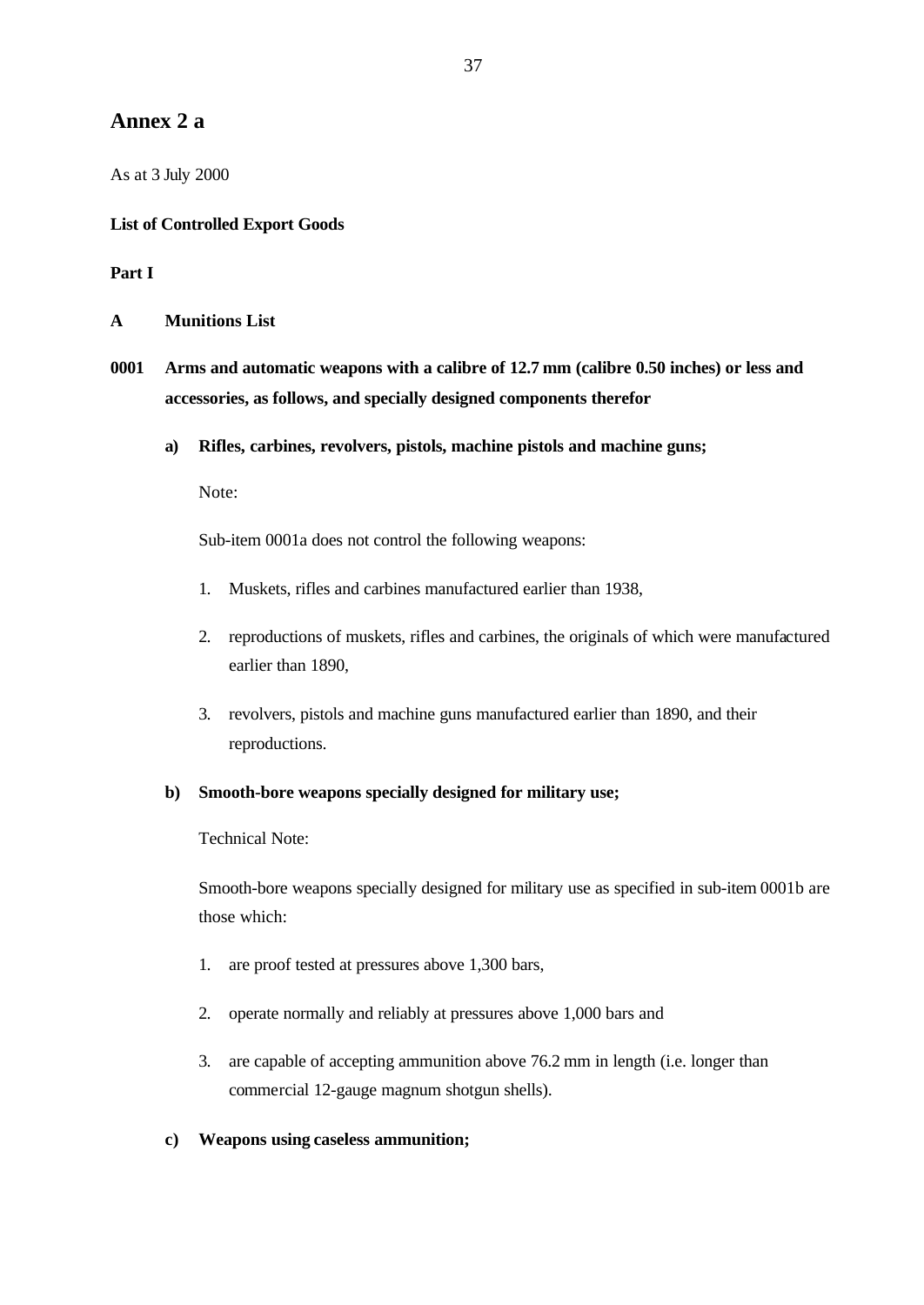# Annex 2 a

As at 3 July 2000

**List of Controlled Export Goods**

**Part I**

**A Munitions List**

**0001 Arms and automatic weapons with a calibre of 12.7 mm (calibre 0.50 inches) or less and accessories, as follows, and specially designed components therefor**

**a) Rifles, carbines, revolvers, pistols, machine pistols and machine guns;**

Note:

Sub-item 0001a does not control the following weapons:

1. Muskets, rifles and carbines manufactured earlier than 1938,
2. reproductions of muskets, rifles and carbines, the originals of which were manufactured earlier than 1890,
3. revolvers, pistols and machine guns manufactured earlier than 1890, and their reproductions.

**b) Smooth-bore weapons specially designed for military use;**

Technical Note:

Smooth-bore weapons specially designed for military use as specified in sub-item 0001b are those which:

1. are proof tested at pressures above 1,300 bars,
2. operate normally and reliably at pressures above 1,000 bars and
3. are capable of accepting ammunition above 76.2 mm in length (i.e. longer than commercial 12-gauge magnum shotgun shells).

**c) Weapons using caseless ammunition;**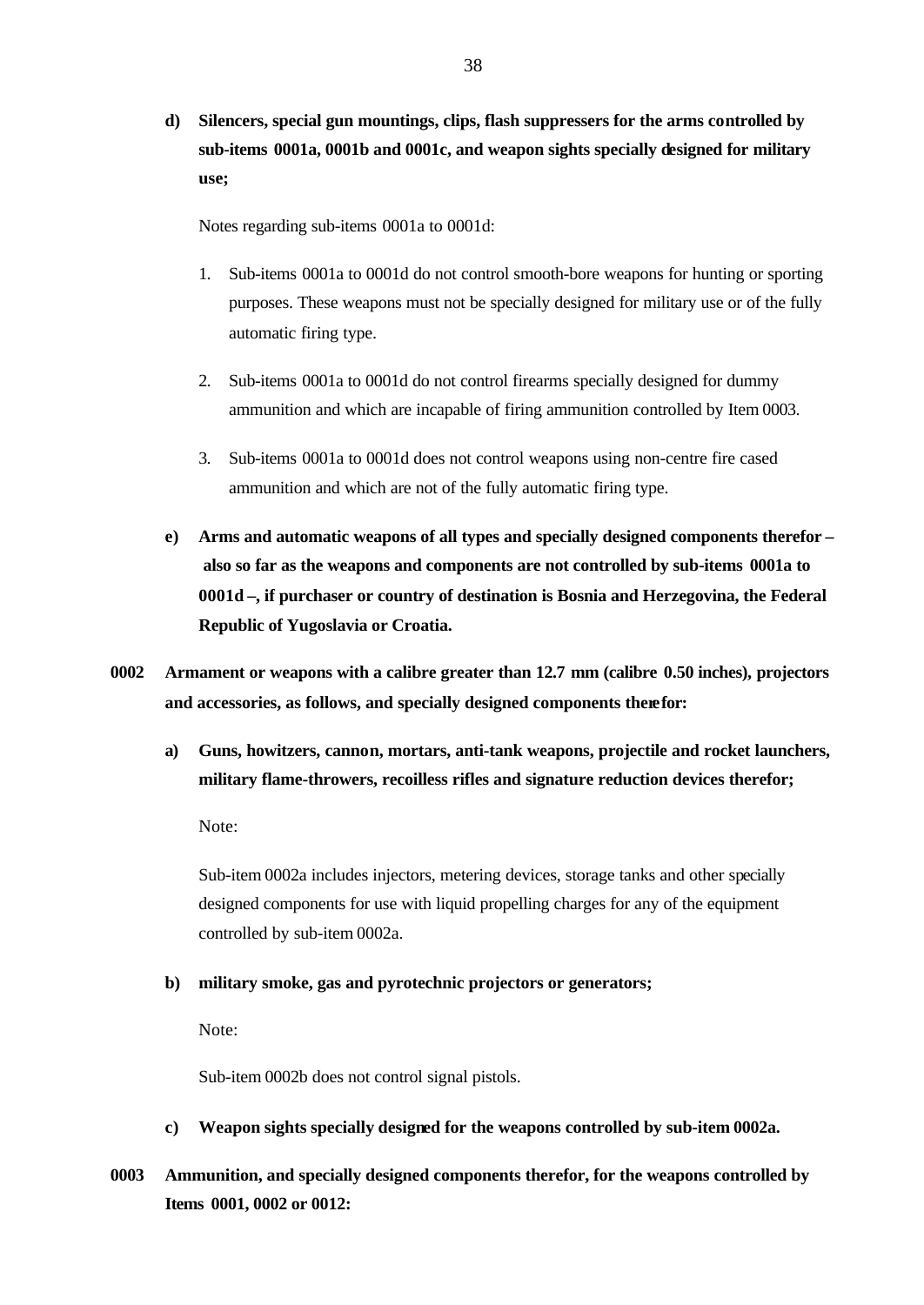**d) Silencers, special gun mountings, clips, flash suppressers for the arms controlled by sub-items 0001a, 0001b and 0001c, and weapon sights specially designed for military use;**

Notes regarding sub-items 0001a to 0001d:

1. Sub-items 0001a to 0001d do not control smooth-bore weapons for hunting or sporting purposes. These weapons must not be specially designed for military use or of the fully automatic firing type.

2. Sub-items 0001a to 0001d do not control firearms specially designed for dummy ammunition and which are incapable of firing ammunition controlled by Item 0003.

3. Sub-items 0001a to 0001d does not control weapons using non-centre fire cased ammunition and which are not of the fully automatic firing type.

**e) Arms and automatic weapons of all types and specially designed components therefor – also so far as the weapons and components are not controlled by sub-items 0001a to 0001d –, if purchaser or country of destination is Bosnia and Herzegovina, the Federal Republic of Yugoslavia or Croatia.**

**0002 Armament or weapons with a calibre greater than 12.7 mm (calibre 0.50 inches), projectors and accessories, as follows, and specially designed components therefor:**

**a) Guns, howitzers, cannon, mortars, anti-tank weapons, projectile and rocket launchers, military flame-throwers, recoilless rifles and signature reduction devices therefor;**

Note:

Sub-item 0002a includes injectors, metering devices, storage tanks and other specially designed components for use with liquid propelling charges for any of the equipment controlled by sub-item 0002a.

**b) military smoke, gas and pyrotechnic projectors or generators;**

Note:

Sub-item 0002b does not control signal pistols.

**c) Weapon sights specially designed for the weapons controlled by sub-item 0002a.**

**0003 Ammunition, and specially designed components therefor, for the weapons controlled by Items 0001, 0002 or 0012:**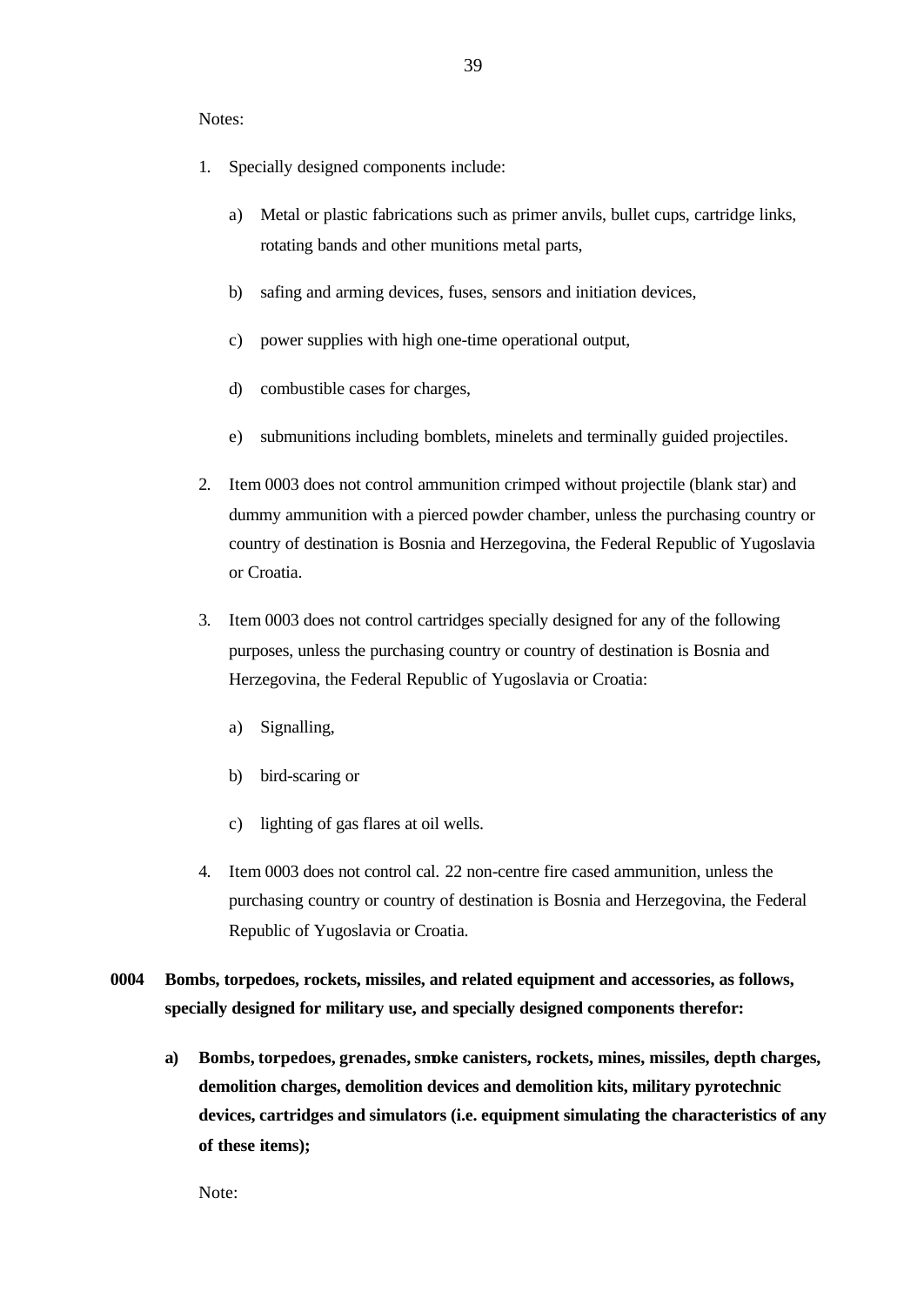Notes:

1. Specially designed components include:

   a) Metal or plastic fabrications such as primer anvils, bullet cups, cartridge links, rotating bands and other munitions metal parts,

   b) safing and arming devices, fuses, sensors and initiation devices,

   c) power supplies with high one-time operational output,

   d) combustible cases for charges,

   e) submunitions including bomblets, minelets and terminally guided projectiles.

2. Item 0003 does not control ammunition crimped without projectile (blank star) and dummy ammunition with a pierced powder chamber, unless the purchasing country or country of destination is Bosnia and Herzegovina, the Federal Republic of Yugoslavia or Croatia.

3. Item 0003 does not control cartridges specially designed for any of the following purposes, unless the purchasing country or country of destination is Bosnia and Herzegovina, the Federal Republic of Yugoslavia or Croatia:

   a) Signalling,

   b) bird-scaring or

   c) lighting of gas flares at oil wells.

4. Item 0003 does not control cal. 22 non-centre fire cased ammunition, unless the purchasing country or country of destination is Bosnia and Herzegovina, the Federal Republic of Yugoslavia or Croatia.

**0004 Bombs, torpedoes, rockets, missiles, and related equipment and accessories, as follows, specially designed for military use, and specially designed components therefor:**

**a) Bombs, torpedoes, grenades, smoke canisters, rockets, mines, missiles, depth charges, demolition charges, demolition devices and demolition kits, military pyrotechnic devices, cartridges and simulators (i.e. equipment simulating the characteristics of any of these items);**

Note: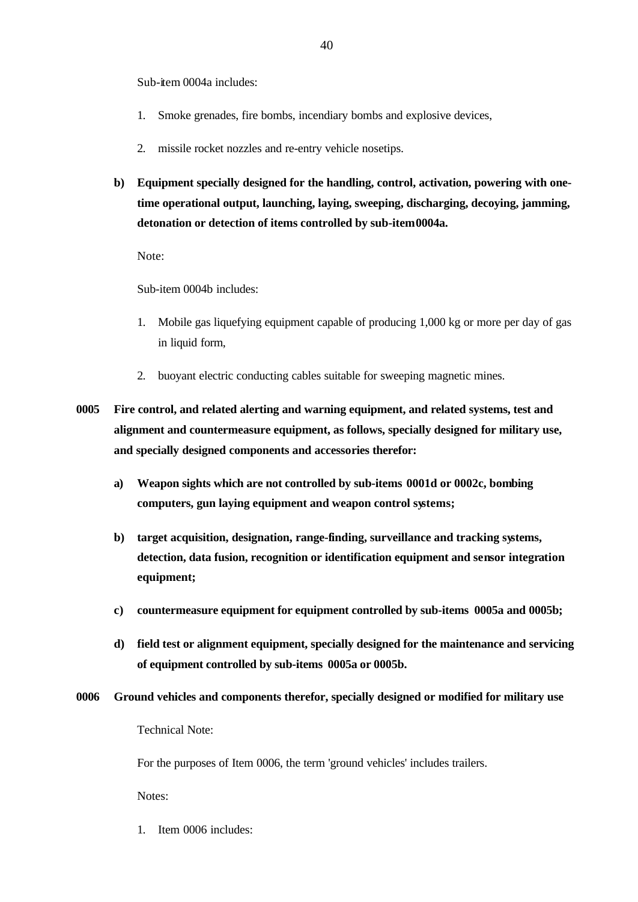Sub-item 0004a includes:

1. Smoke grenades, fire bombs, incendiary bombs and explosive devices,
2. missile rocket nozzles and re-entry vehicle nosetips.

**b) Equipment specially designed for the handling, control, activation, powering with one-time operational output, launching, laying, sweeping, discharging, decoying, jamming, detonation or detection of items controlled by sub-item 0004a.**

Note:

Sub-item 0004b includes:

1. Mobile gas liquefying equipment capable of producing 1,000 kg or more per day of gas in liquid form,
2. buoyant electric conducting cables suitable for sweeping magnetic mines.

**0005 Fire control, and related alerting and warning equipment, and related systems, test and alignment and countermeasure equipment, as follows, specially designed for military use, and specially designed components and accessories therefor:**

**a) Weapon sights which are not controlled by sub-items 0001d or 0002c, bombing computers, gun laying equipment and weapon control systems;**

**b) target acquisition, designation, range-finding, surveillance and tracking systems, detection, data fusion, recognition or identification equipment and sensor integration equipment;**

**c) countermeasure equipment for equipment controlled by sub-items 0005a and 0005b;**

**d) field test or alignment equipment, specially designed for the maintenance and servicing of equipment controlled by sub-items 0005a or 0005b.**

**0006 Ground vehicles and components therefor, specially designed or modified for military use**

Technical Note:

For the purposes of Item 0006, the term 'ground vehicles' includes trailers.

Notes:

1. Item 0006 includes: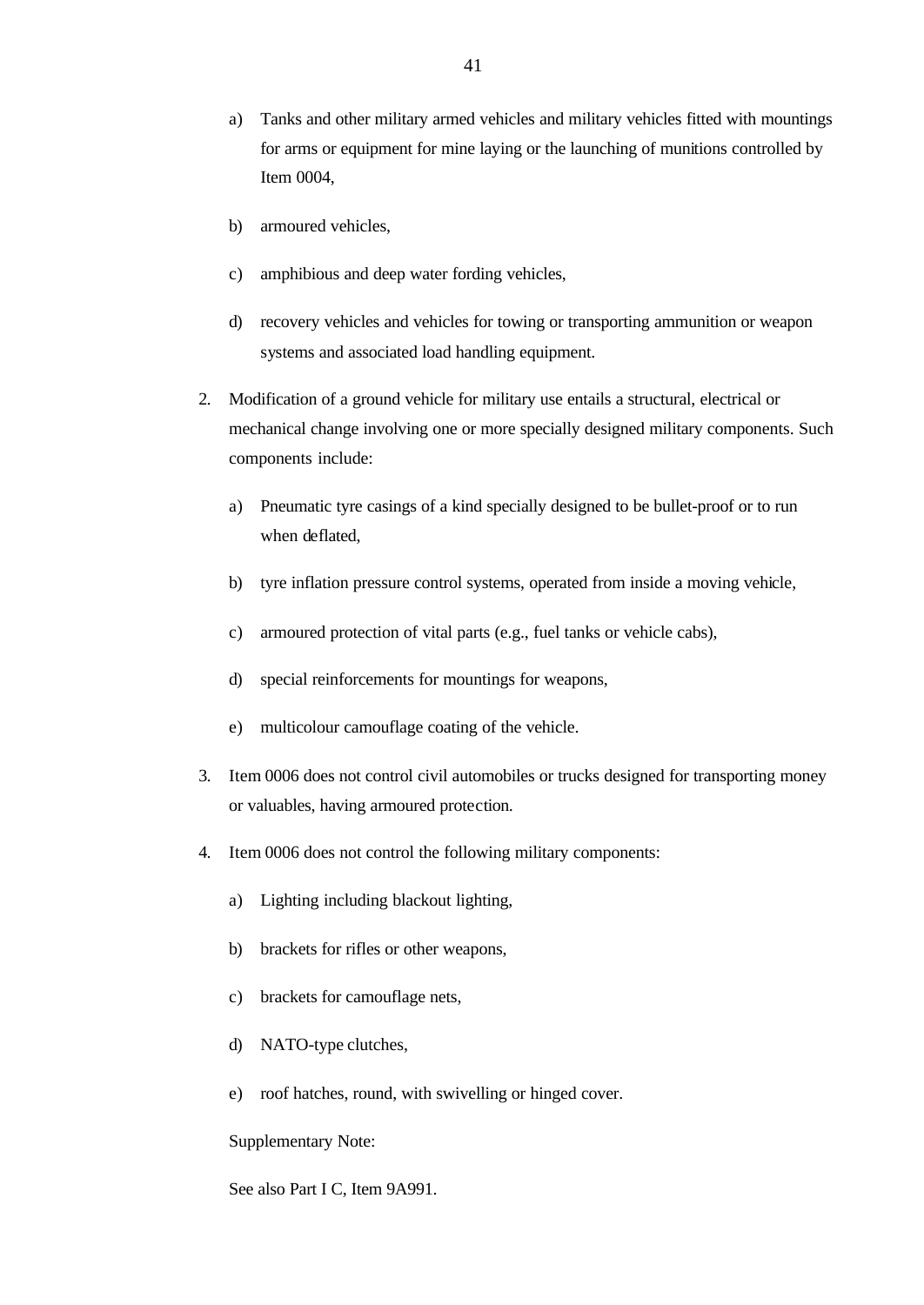a) Tanks and other military armed vehicles and military vehicles fitted with mountings for arms or equipment for mine laying or the launching of munitions controlled by Item 0004,

b) armoured vehicles,

c) amphibious and deep water fording vehicles,

d) recovery vehicles and vehicles for towing or transporting ammunition or weapon systems and associated load handling equipment.

2. Modification of a ground vehicle for military use entails a structural, electrical or mechanical change involving one or more specially designed military components. Such components include:

   a) Pneumatic tyre casings of a kind specially designed to be bullet-proof or to run when deflated,

   b) tyre inflation pressure control systems, operated from inside a moving vehicle,

   c) armoured protection of vital parts (e.g., fuel tanks or vehicle cabs),

   d) special reinforcements for mountings for weapons,

   e) multicolour camouflage coating of the vehicle.

3. Item 0006 does not control civil automobiles or trucks designed for transporting money or valuables, having armoured protection.

4. Item 0006 does not control the following military components:

   a) Lighting including blackout lighting,

   b) brackets for rifles or other weapons,

   c) brackets for camouflage nets,

   d) NATO-type clutches,

   e) roof hatches, round, with swivelling or hinged cover.

   Supplementary Note:

   See also Part I C, Item 9A991.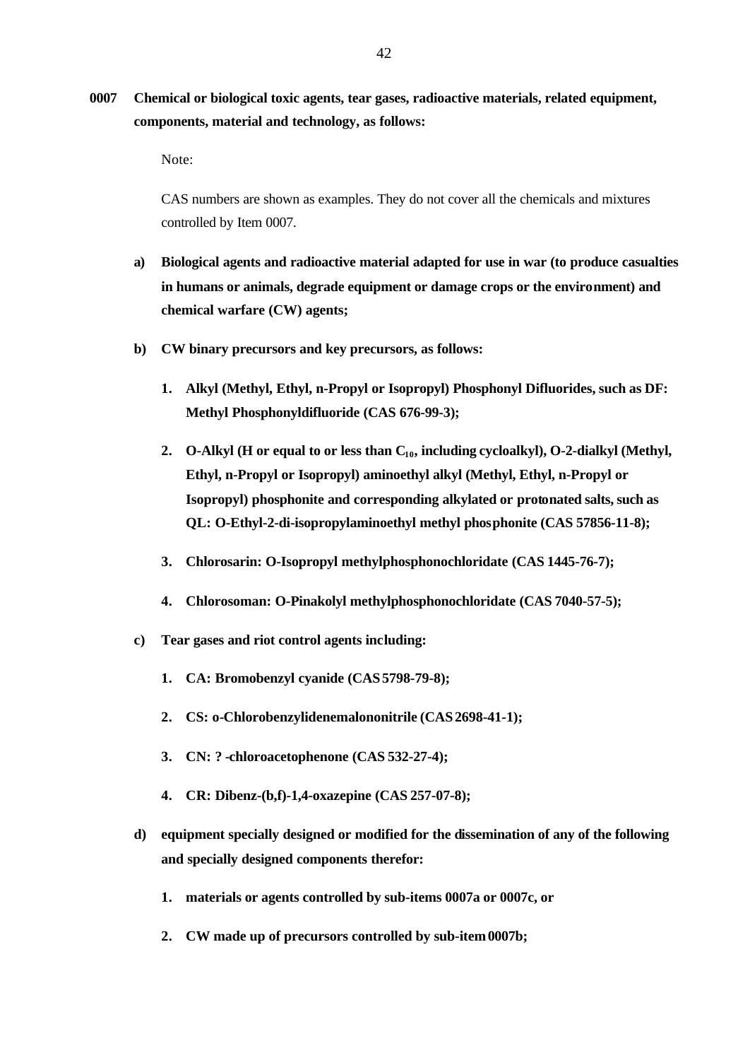**0007 Chemical or biological toxic agents, tear gases, radioactive materials, related equipment, components, material and technology, as follows:**

Note:

CAS numbers are shown as examples. They do not cover all the chemicals and mixtures controlled by Item 0007.

**a) Biological agents and radioactive material adapted for use in war (to produce casualties in humans or animals, degrade equipment or damage crops or the environment) and chemical warfare (CW) agents;**

**b) CW binary precursors and key precursors, as follows:**

1. **Alkyl (Methyl, Ethyl, n-Propyl or Isopropyl) Phosphonyl Difluorides, such as DF: Methyl Phosphonyldifluoride (CAS 676-99-3);**
2. **O-Alkyl (H or equal to or less than $C_{10}$, including cycloalkyl), O-2-dialkyl (Methyl, Ethyl, n-Propyl or Isopropyl) aminoethyl alkyl (Methyl, Ethyl, n-Propyl or Isopropyl) phosphonite and corresponding alkylated or protonated salts, such as QL: O-Ethyl-2-di-isopropylaminoethyl methyl phosphonite (CAS 57856-11-8);**
3. **Chlorosarin: O-Isopropyl methylphosphonochloridate (CAS 1445-76-7);**
4. **Chlorosoman: O-Pinakolyl methylphosphonochloridate (CAS 7040-57-5);**

**c) Tear gases and riot control agents including:**

1. **CA: Bromobenzyl cyanide (CAS 5798-79-8);**
2. **CS: o-Chlorobenzylidenemalononitrile (CAS 2698-41-1);**
3. **CN: ? -chloroacetophenone (CAS 532-27-4);**
4. **CR: Dibenz-(b,f)-1,4-oxazepine (CAS 257-07-8);**

**d) equipment specially designed or modified for the dissemination of any of the following and specially designed components therefor:**

1. **materials or agents controlled by sub-items 0007a or 0007c, or**
2. **CW made up of precursors controlled by sub-item 0007b;**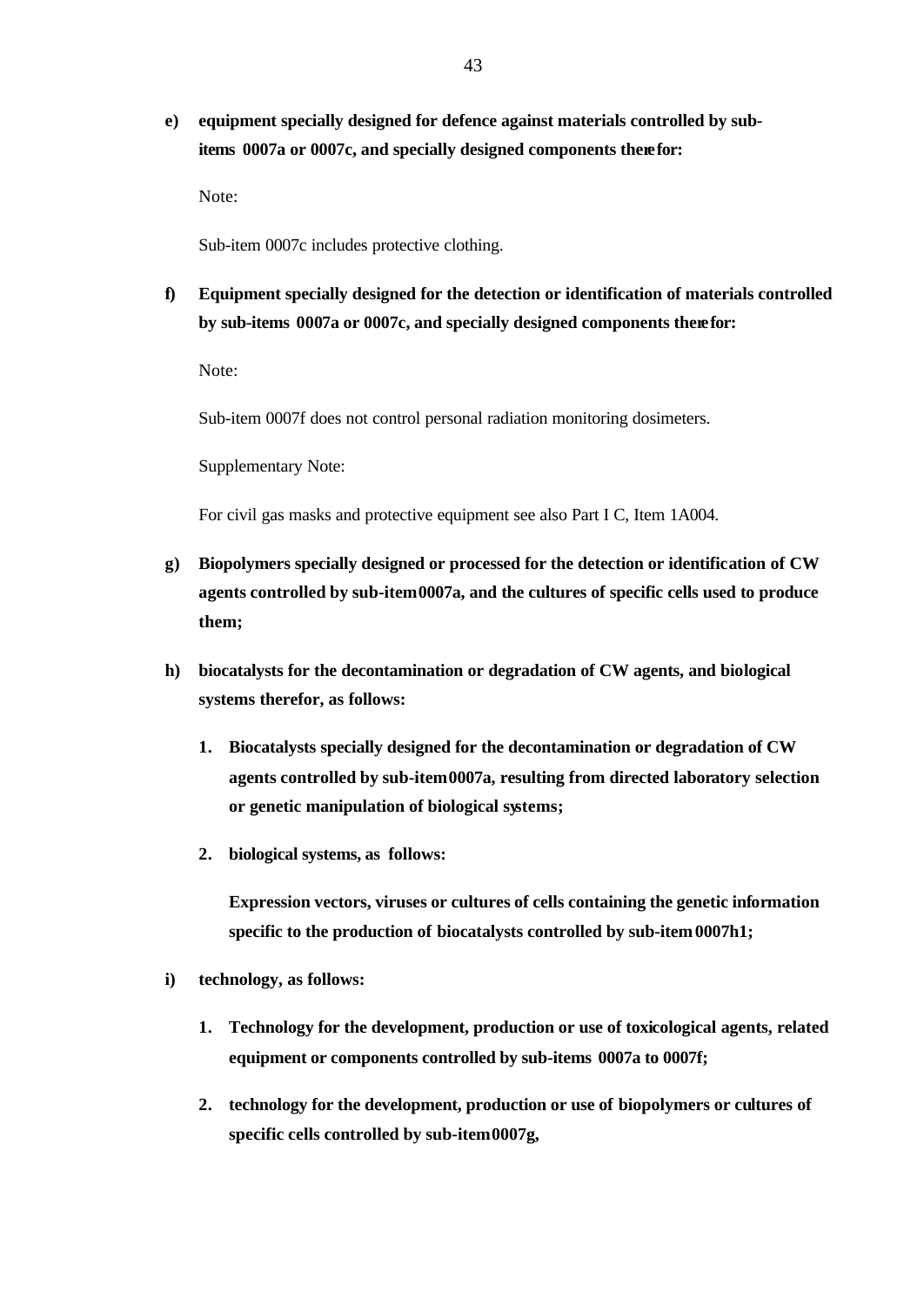**e) equipment specially designed for defence against materials controlled by sub-items 0007a or 0007c, and specially designed components therefor:**

Note:

Sub-item 0007c includes protective clothing.

**f) Equipment specially designed for the detection or identification of materials controlled by sub-items 0007a or 0007c, and specially designed components therefor:**

Note:

Sub-item 0007f does not control personal radiation monitoring dosimeters.

Supplementary Note:

For civil gas masks and protective equipment see also Part I C, Item 1A004.

**g) Biopolymers specially designed or processed for the detection or identification of CW agents controlled by sub-item 0007a, and the cultures of specific cells used to produce them;**

**h) biocatalysts for the decontamination or degradation of CW agents, and biological systems therefor, as follows:**

1. **Biocatalysts specially designed for the decontamination or degradation of CW agents controlled by sub-item 0007a, resulting from directed laboratory selection or genetic manipulation of biological systems;**

2. **biological systems, as follows:**

   **Expression vectors, viruses or cultures of cells containing the genetic information specific to the production of biocatalysts controlled by sub-item 0007h1;**

**i) technology, as follows:**

1. **Technology for the development, production or use of toxicological agents, related equipment or components controlled by sub-items 0007a to 0007f;**

2. **technology for the development, production or use of biopolymers or cultures of specific cells controlled by sub-item 0007g,**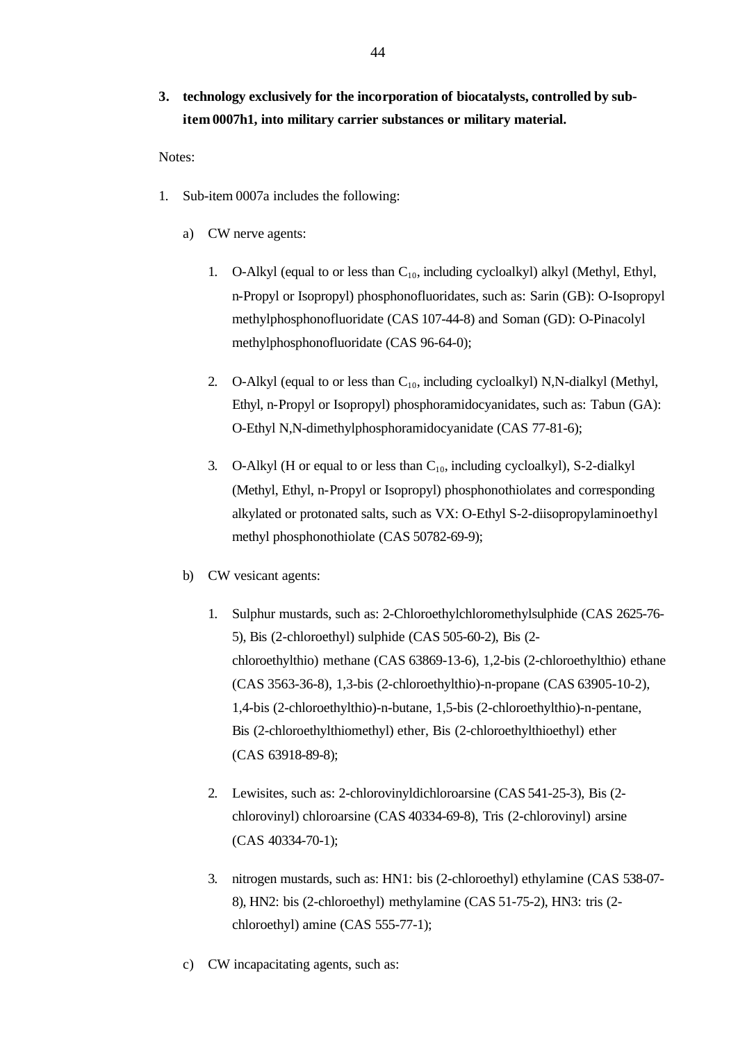**3. technology exclusively for the incorporation of biocatalysts, controlled by sub-item 0007h1, into military carrier substances or military material.**

Notes:

1. Sub-item 0007a includes the following:

   a) CW nerve agents:

      1. O-Alkyl (equal to or less than $C_{10}$, including cycloalkyl) alkyl (Methyl, Ethyl, n-Propyl or Isopropyl) phosphonofluoridates, such as: Sarin (GB): O-Isopropyl methylphosphonofluoridate (CAS 107-44-8) and Soman (GD): O-Pinacolyl methylphosphonofluoridate (CAS 96-64-0);

      2. O-Alkyl (equal to or less than $C_{10}$, including cycloalkyl) N,N-dialkyl (Methyl, Ethyl, n-Propyl or Isopropyl) phosphoramidocyanidates, such as: Tabun (GA): O-Ethyl N,N-dimethylphosphoramidocyanidate (CAS 77-81-6);

      3. O-Alkyl (H or equal to or less than $C_{10}$, including cycloalkyl), S-2-dialkyl (Methyl, Ethyl, n-Propyl or Isopropyl) phosphonothiolates and corresponding alkylated or protonated salts, such as VX: O-Ethyl S-2-diisopropylaminoethyl methyl phosphonothiolate (CAS 50782-69-9);

   b) CW vesicant agents:

      1. Sulphur mustards, such as: 2-Chloroethylchloromethylsulphide (CAS 2625-76-5), Bis (2-chloroethyl) sulphide (CAS 505-60-2), Bis (2-chloroethylthio) methane (CAS 63869-13-6), 1,2-bis (2-chloroethylthio) ethane (CAS 3563-36-8), 1,3-bis (2-chloroethylthio)-n-propane (CAS 63905-10-2), 1,4-bis (2-chloroethylthio)-n-butane, 1,5-bis (2-chloroethylthio)-n-pentane, Bis (2-chloroethylthiomethyl) ether, Bis (2-chloroethylthioethyl) ether (CAS 63918-89-8);

      2. Lewisites, such as: 2-chlorovinyldichloroarsine (CAS 541-25-3), Bis (2-chlorovinyl) chloroarsine (CAS 40334-69-8), Tris (2-chlorovinyl) arsine (CAS 40334-70-1);

      3. nitrogen mustards, such as: HN1: bis (2-chloroethyl) ethylamine (CAS 538-07-8), HN2: bis (2-chloroethyl) methylamine (CAS 51-75-2), HN3: tris (2-chloroethyl) amine (CAS 555-77-1);

   c) CW incapacitating agents, such as: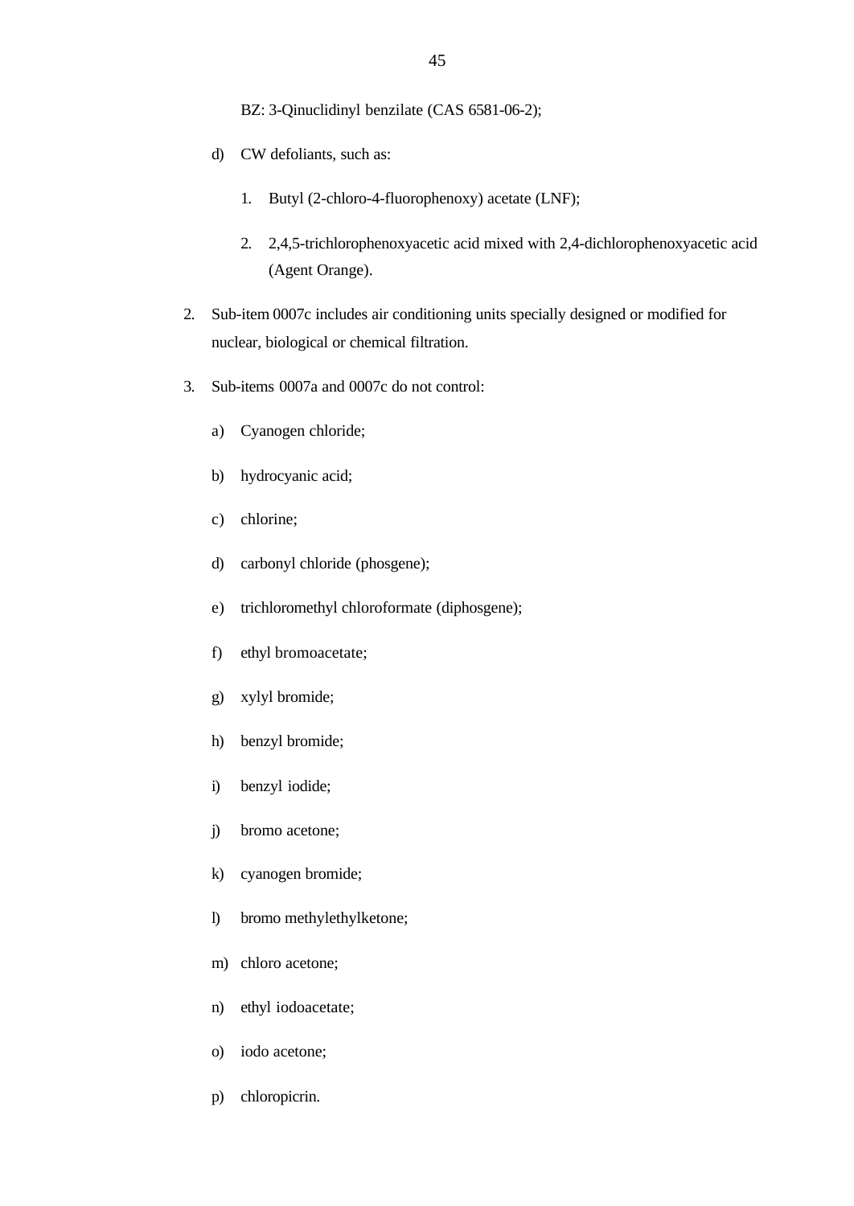BZ: 3-Qinuclidinyl benzilate (CAS 6581-06-2);

d) CW defoliants, such as:

1. Butyl (2-chloro-4-fluorophenoxy) acetate (LNF);

2. 2,4,5-trichlorophenoxyacetic acid mixed with 2,4-dichlorophenoxyacetic acid (Agent Orange).

2. Sub-item 0007c includes air conditioning units specially designed or modified for nuclear, biological or chemical filtration.

3. Sub-items 0007a and 0007c do not control:

a) Cyanogen chloride;

b) hydrocyanic acid;

c) chlorine;

d) carbonyl chloride (phosgene);

e) trichloromethyl chloroformate (diphosgene);

f) ethyl bromoacetate;

g) xylyl bromide;

h) benzyl bromide;

i) benzyl iodide;

j) bromo acetone;

k) cyanogen bromide;

l) bromo methylethylketone;

m) chloro acetone;

n) ethyl iodoacetate;

o) iodo acetone;

p) chloropicrin.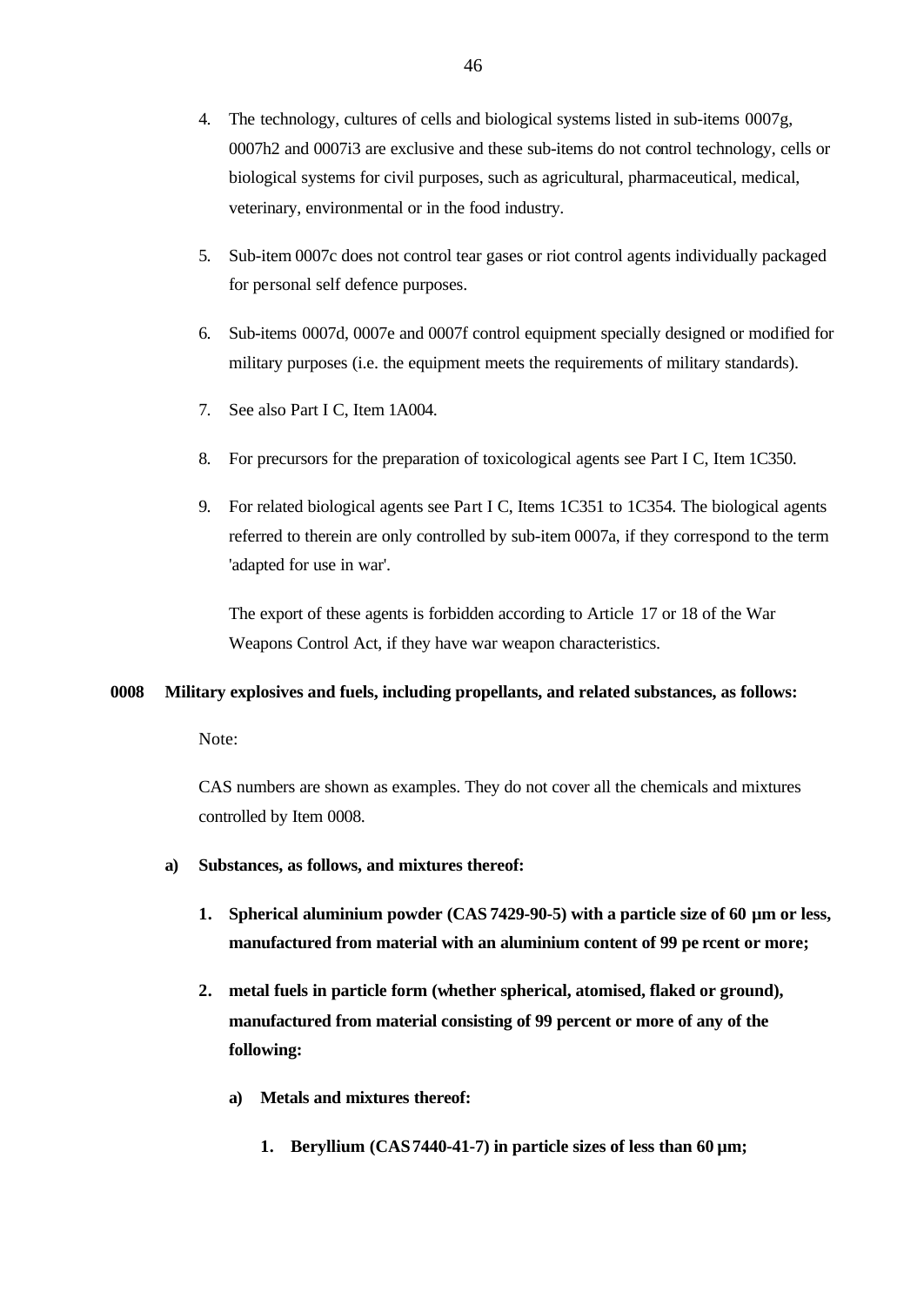4. The technology, cultures of cells and biological systems listed in sub-items 0007g, 0007h2 and 0007i3 are exclusive and these sub-items do not control technology, cells or biological systems for civil purposes, such as agricultural, pharmaceutical, medical, veterinary, environmental or in the food industry.

5. Sub-item 0007c does not control tear gases or riot control agents individually packaged for personal self defence purposes.

6. Sub-items 0007d, 0007e and 0007f control equipment specially designed or modified for military purposes (i.e. the equipment meets the requirements of military standards).

7. See also Part I C, Item 1A004.

8. For precursors for the preparation of toxicological agents see Part I C, Item 1C350.

9. For related biological agents see Part I C, Items 1C351 to 1C354. The biological agents referred to therein are only controlled by sub-item 0007a, if they correspond to the term 'adapted for use in war'.

   The export of these agents is forbidden according to Article 17 or 18 of the War Weapons Control Act, if they have war weapon characteristics.

**0008 Military explosives and fuels, including propellants, and related substances, as follows:**

Note:

CAS numbers are shown as examples. They do not cover all the chemicals and mixtures controlled by Item 0008.

**a) Substances, as follows, and mixtures thereof:**

**1. Spherical aluminium powder (CAS 7429-90-5) with a particle size of 60 µm or less, manufactured from material with an aluminium content of 99 pe rcent or more;**

**2. metal fuels in particle form (whether spherical, atomised, flaked or ground), manufactured from material consisting of 99 percent or more of any of the following:**

**a) Metals and mixtures thereof:**

**1. Beryllium (CAS 7440-41-7) in particle sizes of less than 60 µm;**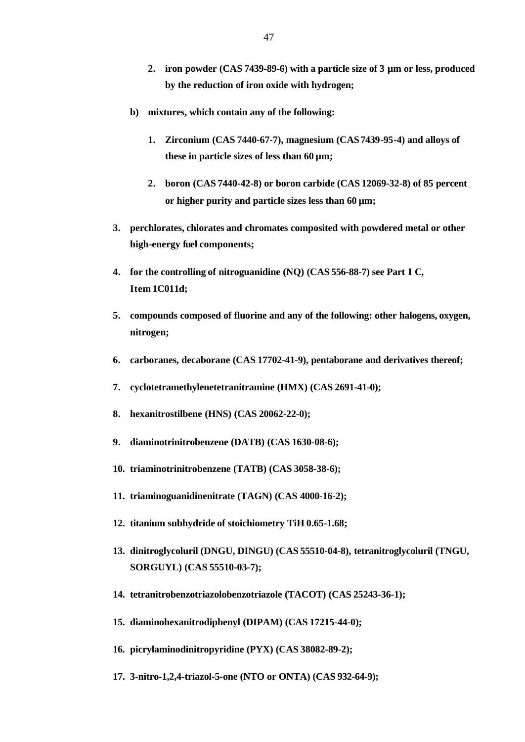2. **iron powder (CAS 7439-89-6) with a particle size of 3 µm or less, produced by the reduction of iron oxide with hydrogen;**

**b) mixtures, which contain any of the following:**

1. **Zirconium (CAS 7440-67-7), magnesium (CAS 7439-95-4) and alloys of these in particle sizes of less than 60 µm;**

2. **boron (CAS 7440-42-8) or boron carbide (CAS 12069-32-8) of 85 percent or higher purity and particle sizes less than 60 µm;**

3. **perchlorates, chlorates and chromates composited with powdered metal or other high-energy fuel components;**

4. **for the controlling of nitroguanidine (NQ) (CAS 556-88-7) see Part I C, Item 1C011d;**

5. **compounds composed of fluorine and any of the following: other halogens, oxygen, nitrogen;**

6. **carboranes, decaborane (CAS 17702-41-9), pentaborane and derivatives thereof;**

7. **cyclotetramethylenetetranitramine (HMX) (CAS 2691-41-0);**

8. **hexanitrostilbene (HNS) (CAS 20062-22-0);**

9. **diaminotrinitrobenzene (DATB) (CAS 1630-08-6);**

10. **triaminotrinitrobenzene (TATB) (CAS 3058-38-6);**

11. **triaminoguanidinenitrate (TAGN) (CAS 4000-16-2);**

12. **titanium subhydride of stoichiometry TiH 0.65-1.68;**

13. **dinitroglycoluril (DNGU, DINGU) (CAS 55510-04-8), tetranitroglycoluril (TNGU, SORGUYL) (CAS 55510-03-7);**

14. **tetranitrobenzotriazolobenzotriazole (TACOT) (CAS 25243-36-1);**

15. **diaminohexanitrodiphenyl (DIPAM) (CAS 17215-44-0);**

16. **picrylaminodinitropyridine (PYX) (CAS 38082-89-2);**

17. **3-nitro-1,2,4-triazol-5-one (NTO or ONTA) (CAS 932-64-9);**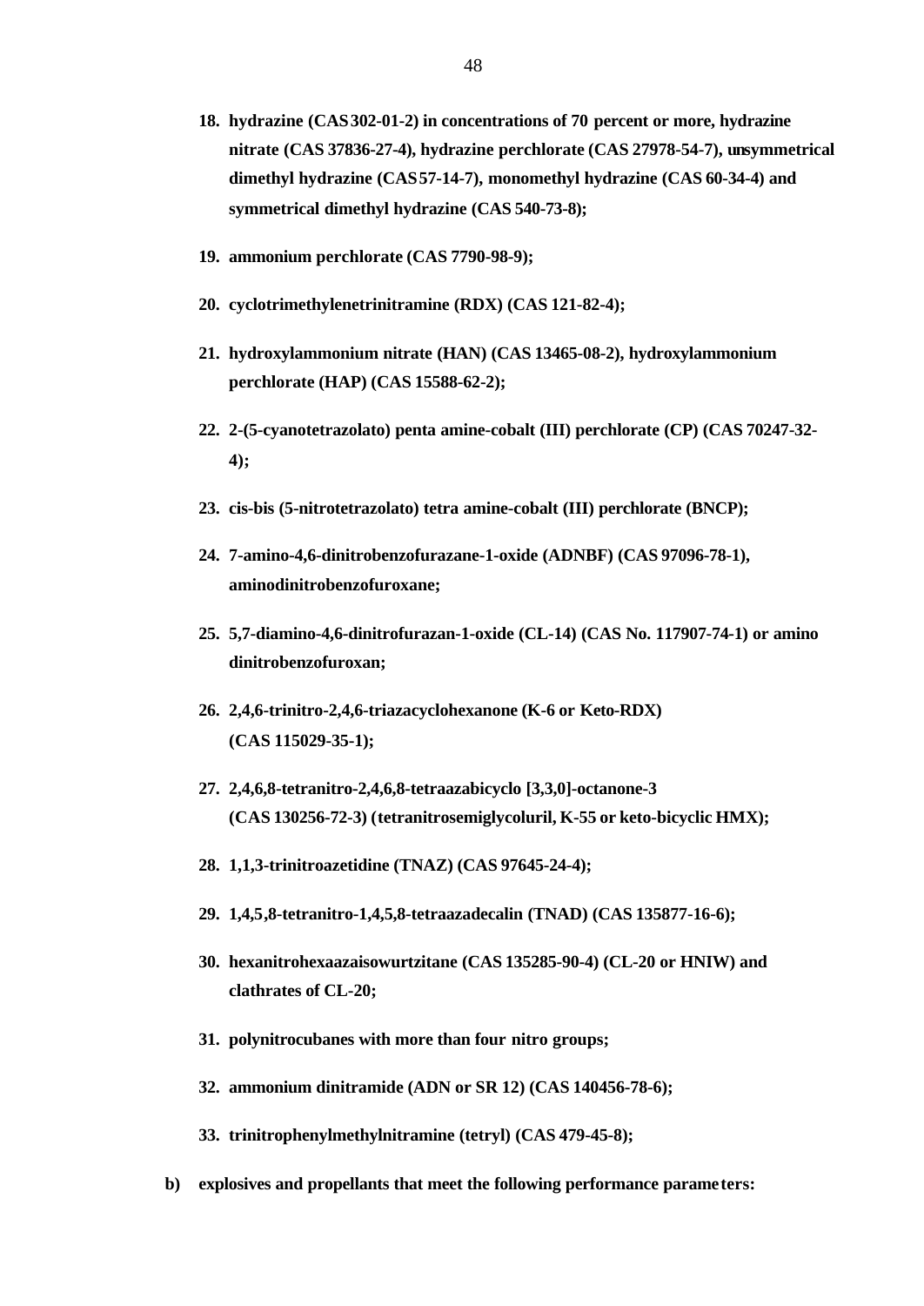18. **hydrazine (CAS 302-01-2) in concentrations of 70 percent or more, hydrazine nitrate (CAS 37836-27-4), hydrazine perchlorate (CAS 27978-54-7), unsymmetrical dimethyl hydrazine (CAS 57-14-7), monomethyl hydrazine (CAS 60-34-4) and symmetrical dimethyl hydrazine (CAS 540-73-8);**

19. **ammonium perchlorate (CAS 7790-98-9);**

20. **cyclotrimethylenetrinitramine (RDX) (CAS 121-82-4);**

21. **hydroxylammonium nitrate (HAN) (CAS 13465-08-2), hydroxylammonium perchlorate (HAP) (CAS 15588-62-2);**

22. **2-(5-cyanotetrazolato) penta amine-cobalt (III) perchlorate (CP) (CAS 70247-32-4);**

23. **cis-bis (5-nitrotetrazolato) tetra amine-cobalt (III) perchlorate (BNCP);**

24. **7-amino-4,6-dinitrobenzofurazane-1-oxide (ADNBF) (CAS 97096-78-1), aminodinitrobenzofuroxane;**

25. **5,7-diamino-4,6-dinitrofurazan-1-oxide (CL-14) (CAS No. 117907-74-1) or amino dinitrobenzofuroxan;**

26. **2,4,6-trinitro-2,4,6-triazacyclohexanone (K-6 or Keto-RDX) (CAS 115029-35-1);**

27. **2,4,6,8-tetranitro-2,4,6,8-tetraazabicyclo [3,3,0]-octanone-3 (CAS 130256-72-3) (tetranitrosemiglycoluril, K-55 or keto-bicyclic HMX);**

28. **1,1,3-trinitroazetidine (TNAZ) (CAS 97645-24-4);**

29. **1,4,5,8-tetranitro-1,4,5,8-tetraazadecalin (TNAD) (CAS 135877-16-6);**

30. **hexanitrohexaazaisowurtzitane (CAS 135285-90-4) (CL-20 or HNIW) and clathrates of CL-20;**

31. **polynitrocubanes with more than four nitro groups;**

32. **ammonium dinitramide (ADN or SR 12) (CAS 140456-78-6);**

33. **trinitrophenylmethylnitramine (tetryl) (CAS 479-45-8);**

b) **explosives and propellants that meet the following performance parameters:**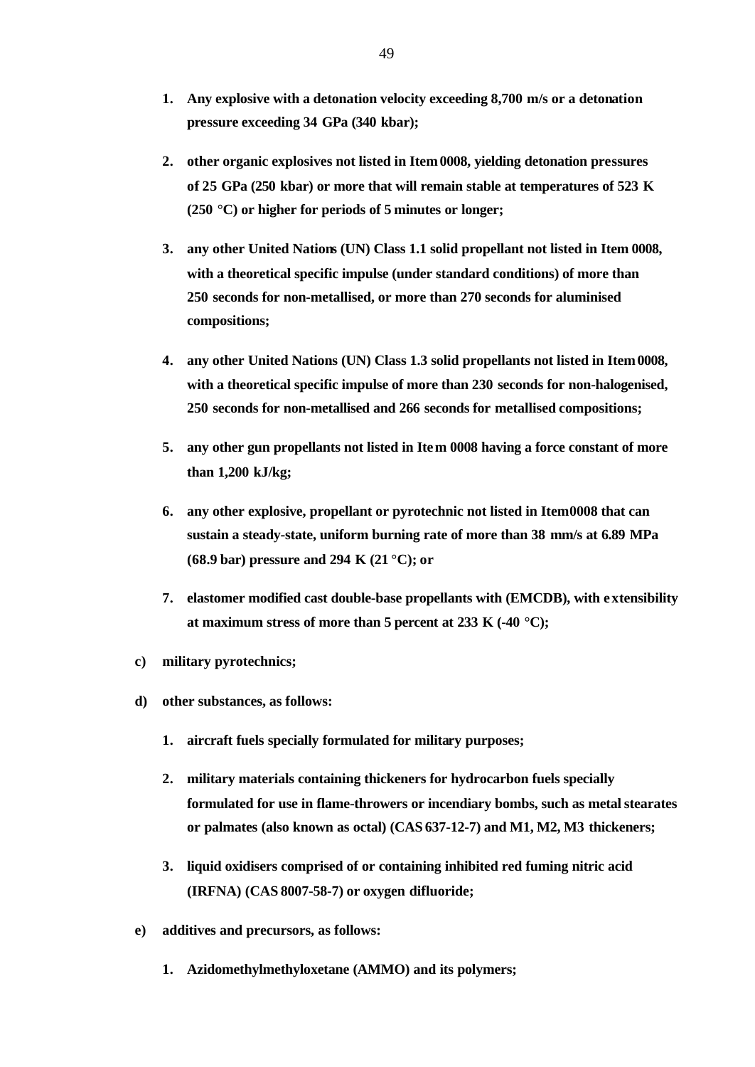1. **Any explosive with a detonation velocity exceeding 8,700 m/s or a detonation pressure exceeding 34 GPa (340 kbar);**

2. **other organic explosives not listed in Item 0008, yielding detonation pressures of 25 GPa (250 kbar) or more that will remain stable at temperatures of 523 K (250 °C) or higher for periods of 5 minutes or longer;**

3. **any other United Nations (UN) Class 1.1 solid propellant not listed in Item 0008, with a theoretical specific impulse (under standard conditions) of more than 250 seconds for non-metallised, or more than 270 seconds for aluminised compositions;**

4. **any other United Nations (UN) Class 1.3 solid propellants not listed in Item 0008, with a theoretical specific impulse of more than 230 seconds for non-halogenised, 250 seconds for non-metallised and 266 seconds for metallised compositions;**

5. **any other gun propellants not listed in Item 0008 having a force constant of more than 1,200 kJ/kg;**

6. **any other explosive, propellant or pyrotechnic not listed in Item 0008 that can sustain a steady-state, uniform burning rate of more than 38 mm/s at 6.89 MPa (68.9 bar) pressure and 294 K (21 °C); or**

7. **elastomer modified cast double-base propellants with (EMCDB), with extensibility at maximum stress of more than 5 percent at 233 K (-40 °C);**

c) **military pyrotechnics;**

d) **other substances, as follows:**

   1. **aircraft fuels specially formulated for military purposes;**

   2. **military materials containing thickeners for hydrocarbon fuels specially formulated for use in flame-throwers or incendiary bombs, such as metal stearates or palmates (also known as octal) (CAS 637-12-7) and M1, M2, M3 thickeners;**

   3. **liquid oxidisers comprised of or containing inhibited red fuming nitric acid (IRFNA) (CAS 8007-58-7) or oxygen difluoride;**

e) **additives and precursors, as follows:**

   1. **Azidomethylmethyloxetane (AMMO) and its polymers;**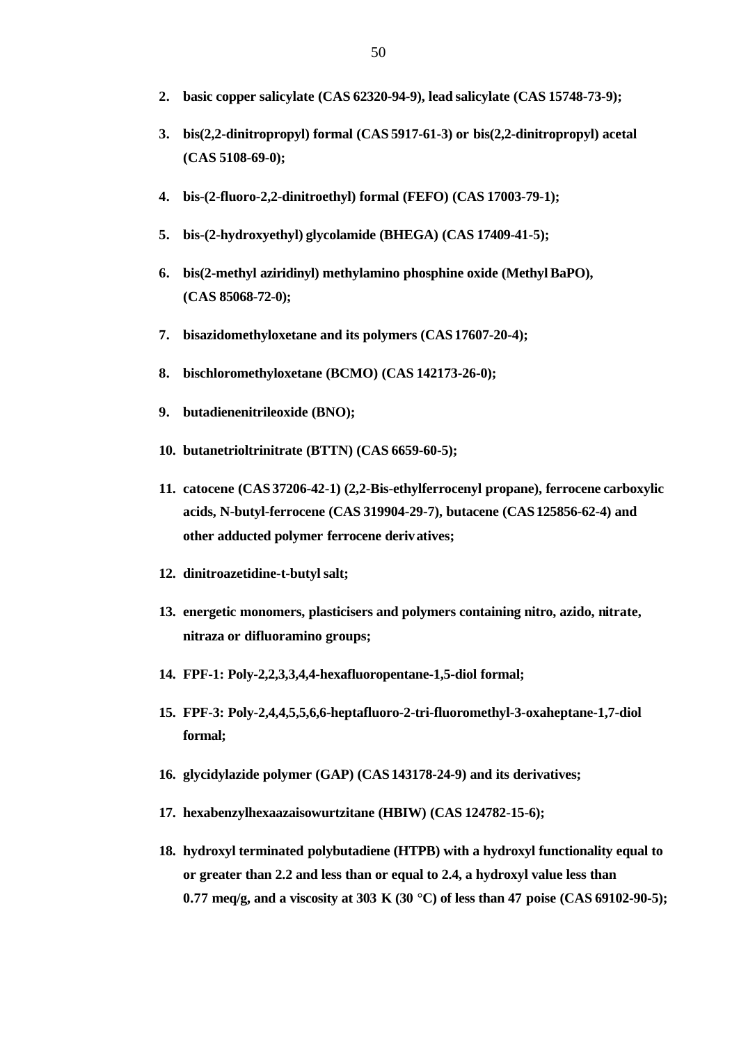2. **basic copper salicylate (CAS 62320-94-9), lead salicylate (CAS 15748-73-9);**

3. **bis(2,2-dinitropropyl) formal (CAS 5917-61-3) or bis(2,2-dinitropropyl) acetal (CAS 5108-69-0);**

4. **bis-(2-fluoro-2,2-dinitroethyl) formal (FEFO) (CAS 17003-79-1);**

5. **bis-(2-hydroxyethyl) glycolamide (BHEGA) (CAS 17409-41-5);**

6. **bis(2-methyl aziridinyl) methylamino phosphine oxide (Methyl BaPO), (CAS 85068-72-0);**

7. **bisazidomethyloxetane and its polymers (CAS 17607-20-4);**

8. **bischloromethyloxetane (BCMO) (CAS 142173-26-0);**

9. **butadienenitrileoxide (BNO);**

10. **butanetrioltrinitrate (BTTN) (CAS 6659-60-5);**

11. **catocene (CAS 37206-42-1) (2,2-Bis-ethylferrocenyl propane), ferrocene carboxylic acids, N-butyl-ferrocene (CAS 319904-29-7), butacene (CAS 125856-62-4) and other adducted polymer ferrocene derivatives;**

12. **dinitroazetidine-t-butyl salt;**

13. **energetic monomers, plasticisers and polymers containing nitro, azido, nitrate, nitraza or difluoramino groups;**

14. **FPF-1: Poly-2,2,3,3,4,4-hexafluoropentane-1,5-diol formal;**

15. **FPF-3: Poly-2,4,4,5,5,6,6-heptafluoro-2-tri-fluoromethyl-3-oxaheptane-1,7-diol formal;**

16. **glycidylazide polymer (GAP) (CAS 143178-24-9) and its derivatives;**

17. **hexabenzylhexaazaisowurtzitane (HBIW) (CAS 124782-15-6);**

18. **hydroxyl terminated polybutadiene (HTPB) with a hydroxyl functionality equal to or greater than 2.2 and less than or equal to 2.4, a hydroxyl value less than 0.77 meq/g, and a viscosity at 303 K (30 °C) of less than 47 poise (CAS 69102-90-5);**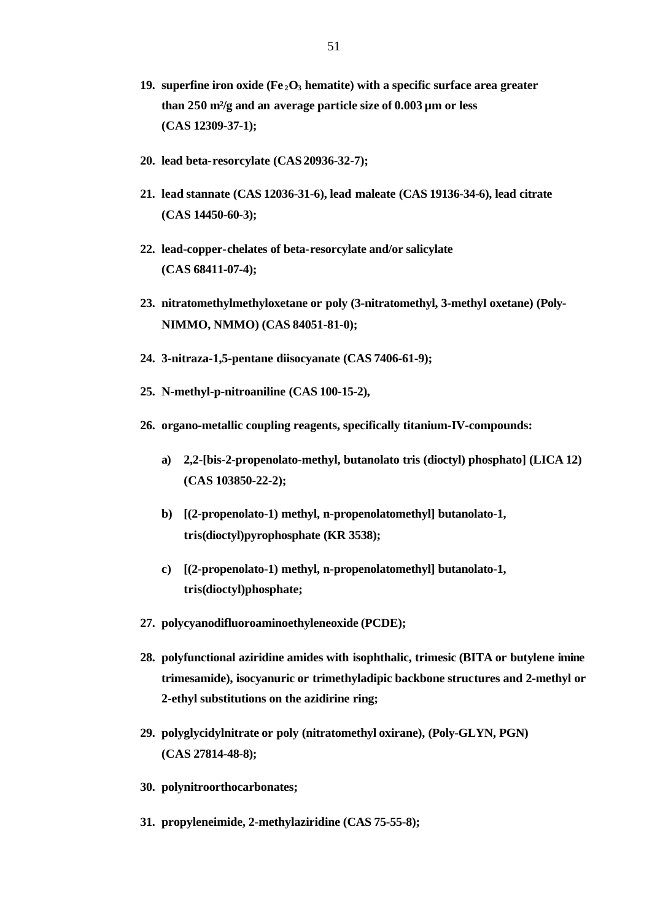19. **superfine iron oxide ($Fe_2O_3$ hematite) with a specific surface area greater than 250 m²/g and an average particle size of 0.003 µm or less (CAS 12309-37-1);**

20. **lead beta-resorcylate (CAS 20936-32-7);**

21. **lead stannate (CAS 12036-31-6), lead maleate (CAS 19136-34-6), lead citrate (CAS 14450-60-3);**

22. **lead-copper-chelates of beta-resorcylate and/or salicylate (CAS 68411-07-4);**

23. **nitratomethylmethyloxetane or poly (3-nitratomethyl, 3-methyl oxetane) (Poly-NIMMO, NMMO) (CAS 84051-81-0);**

24. **3-nitraza-1,5-pentane diisocyanate (CAS 7406-61-9);**

25. **N-methyl-p-nitroaniline (CAS 100-15-2),**

26. **organo-metallic coupling reagents, specifically titanium-IV-compounds:**

    a) **2,2-[bis-2-propenolato-methyl, butanolato tris (dioctyl) phosphato] (LICA 12) (CAS 103850-22-2);**

    b) **[(2-propenolato-1) methyl, n-propenolatomethyl] butanolato-1, tris(dioctyl)pyrophosphate (KR 3538);**

    c) **[(2-propenolato-1) methyl, n-propenolatomethyl] butanolato-1, tris(dioctyl)phosphate;**

27. **polycyanodifluoroaminoethyleneoxide (PCDE);**

28. **polyfunctional aziridine amides with isophthalic, trimesic (BITA or butylene imine trimesamide), isocyanuric or trimethyladipic backbone structures and 2-methyl or 2-ethyl substitutions on the azidirine ring;**

29. **polyglycidylnitrate or poly (nitratomethyl oxirane), (Poly-GLYN, PGN) (CAS 27814-48-8);**

30. **polynitroorthocarbonates;**

31. **propyleneimide, 2-methylaziridine (CAS 75-55-8);**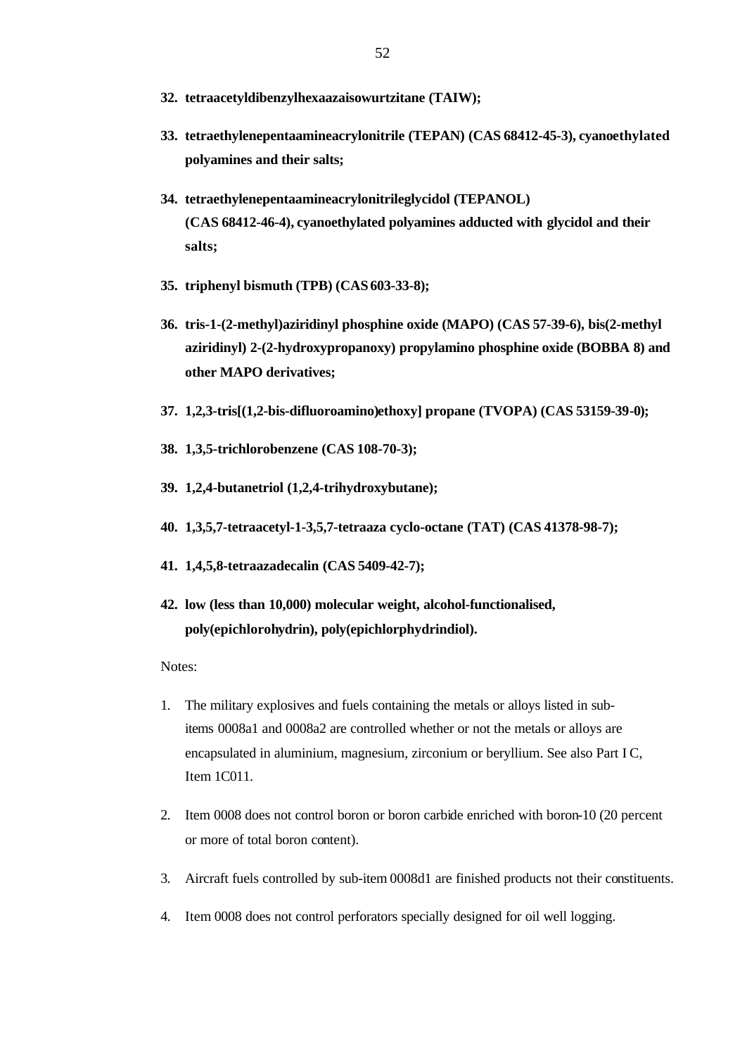32. **tetraacetyldibenzylhexaazaisowurtzitane (TAIW);**

33. **tetraethylenepentaamineacrylonitrile (TEPAN) (CAS 68412-45-3), cyanoethylated polyamines and their salts;**

34. **tetraethylenepentaamineacrylonitrileglycidol (TEPANOL) (CAS 68412-46-4), cyanoethylated polyamines adducted with glycidol and their salts;**

35. **triphenyl bismuth (TPB) (CAS 603-33-8);**

36. **tris-1-(2-methyl)aziridinyl phosphine oxide (MAPO) (CAS 57-39-6), bis(2-methyl aziridinyl) 2-(2-hydroxypropanoxy) propylamino phosphine oxide (BOBBA 8) and other MAPO derivatives;**

37. **1,2,3-tris[(1,2-bis-difluoroamino)ethoxy] propane (TVOPA) (CAS 53159-39-0);**

38. **1,3,5-trichlorobenzene (CAS 108-70-3);**

39. **1,2,4-butanetriol (1,2,4-trihydroxybutane);**

40. **1,3,5,7-tetraacetyl-1-3,5,7-tetraaza cyclo-octane (TAT) (CAS 41378-98-7);**

41. **1,4,5,8-tetraazadecalin (CAS 5409-42-7);**

42. **low (less than 10,000) molecular weight, alcohol-functionalised, poly(epichlorohydrin), poly(epichlorphydrindiol).**

Notes:

1. The military explosives and fuels containing the metals or alloys listed in sub-items 0008a1 and 0008a2 are controlled whether or not the metals or alloys are encapsulated in aluminium, magnesium, zirconium or beryllium. See also Part I C, Item 1C011.

2. Item 0008 does not control boron or boron carbide enriched with boron-10 (20 percent or more of total boron content).

3. Aircraft fuels controlled by sub-item 0008d1 are finished products not their constituents.

4. Item 0008 does not control perforators specially designed for oil well logging.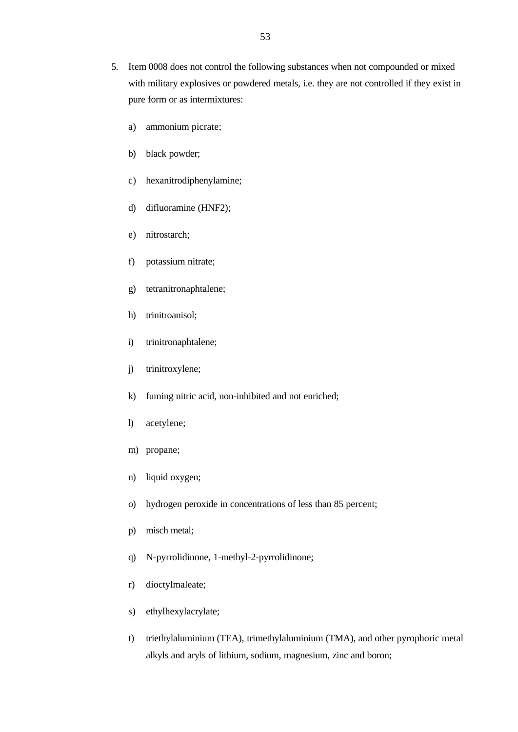5. Item 0008 does not control the following substances when not compounded or mixed with military explosives or powdered metals, i.e. they are not controlled if they exist in pure form or as intermixtures:

   a) ammonium picrate;

   b) black powder;

   c) hexanitrodiphenylamine;

   d) difluoramine (HNF2);

   e) nitrostarch;

   f) potassium nitrate;

   g) tetranitronaphtalene;

   h) trinitroanisol;

   i) trinitronaphtalene;

   j) trinitroxylene;

   k) fuming nitric acid, non-inhibited and not enriched;

   l) acetylene;

   m) propane;

   n) liquid oxygen;

   o) hydrogen peroxide in concentrations of less than 85 percent;

   p) misch metal;

   q) N-pyrrolidinone, 1-methyl-2-pyrrolidinone;

   r) dioctylmaleate;

   s) ethylhexylacrylate;

   t) triethylaluminium (TEA), trimethylaluminium (TMA), and other pyrophoric metal alkyls and aryls of lithium, sodium, magnesium, zinc and boron;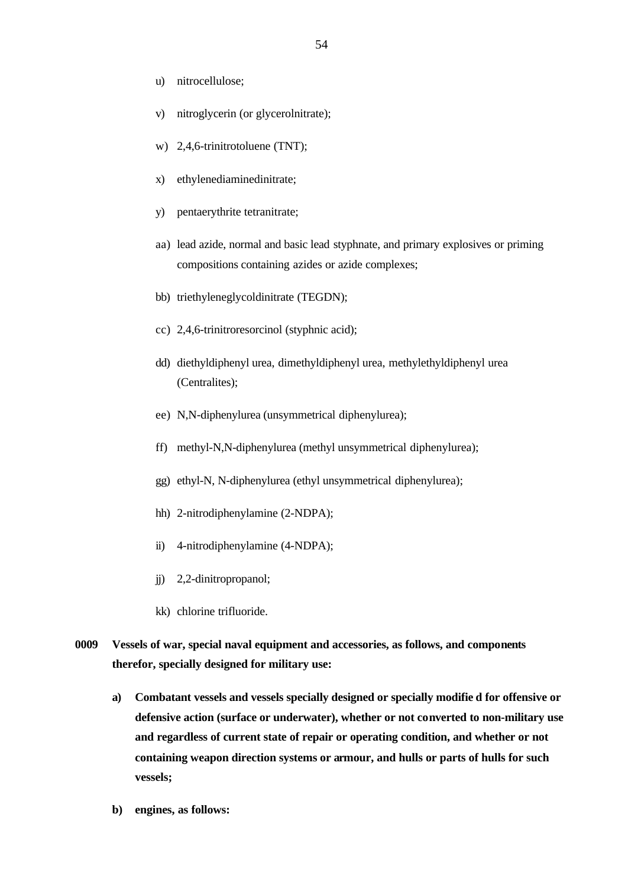u) nitrocellulose;

v) nitroglycerin (or glycerolnitrate);

w) 2,4,6-trinitrotoluene (TNT);

x) ethylenediaminedinitrate;

y) pentaerythrite tetranitrate;

aa) lead azide, normal and basic lead styphnate, and primary explosives or priming compositions containing azides or azide complexes;

bb) triethyleneglycoldinitrate (TEGDN);

cc) 2,4,6-trinitroresorcinol (styphnic acid);

dd) diethyldiphenyl urea, dimethyldiphenyl urea, methylethyldiphenyl urea (Centralites);

ee) N,N-diphenylurea (unsymmetrical diphenylurea);

ff) methyl-N,N-diphenylurea (methyl unsymmetrical diphenylurea);

gg) ethyl-N, N-diphenylurea (ethyl unsymmetrical diphenylurea);

hh) 2-nitrodiphenylamine (2-NDPA);

ii) 4-nitrodiphenylamine (4-NDPA);

jj) 2,2-dinitropropanol;

kk) chlorine trifluoride.

**0009 Vessels of war, special naval equipment and accessories, as follows, and components therefor, specially designed for military use:**

**a) Combatant vessels and vessels specially designed or specially modified for offensive or defensive action (surface or underwater), whether or not converted to non-military use and regardless of current state of repair or operating condition, and whether or not containing weapon direction systems or armour, and hulls or parts of hulls for such vessels;**

**b) engines, as follows:**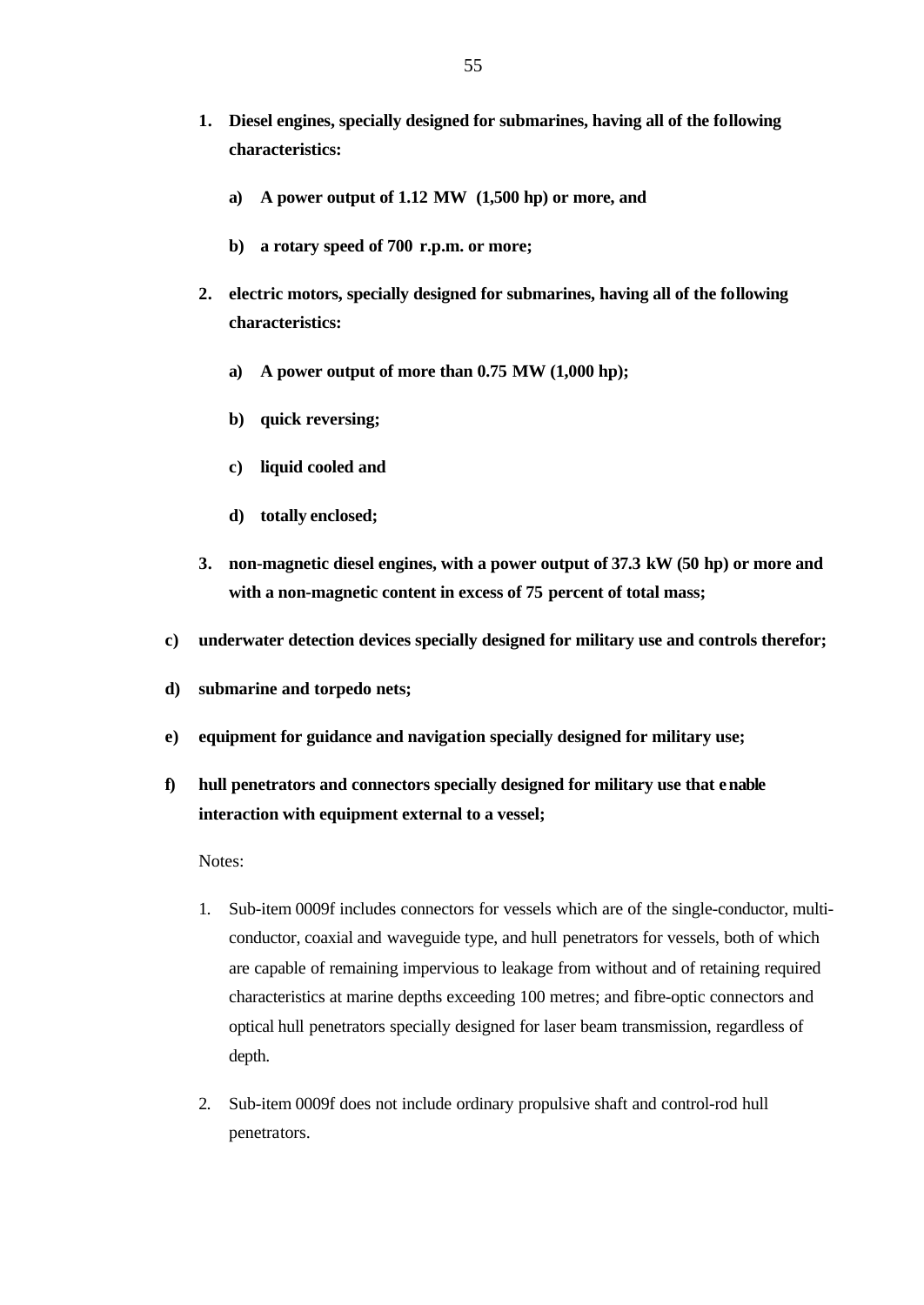1. **Diesel engines, specially designed for submarines, having all of the following characteristics:**

    a) **A power output of 1.12 MW (1,500 hp) or more, and**

    b) **a rotary speed of 700 r.p.m. or more;**

2. **electric motors, specially designed for submarines, having all of the following characteristics:**

    a) **A power output of more than 0.75 MW (1,000 hp);**

    b) **quick reversing;**

    c) **liquid cooled and**

    d) **totally enclosed;**

3. **non-magnetic diesel engines, with a power output of 37.3 kW (50 hp) or more and with a non-magnetic content in excess of 75 percent of total mass;**

c) **underwater detection devices specially designed for military use and controls therefor;**

d) **submarine and torpedo nets;**

e) **equipment for guidance and navigation specially designed for military use;**

f) **hull penetrators and connectors specially designed for military use that enable interaction with equipment external to a vessel;**

Notes:

1. Sub-item 0009f includes connectors for vessels which are of the single-conductor, multi-conductor, coaxial and waveguide type, and hull penetrators for vessels, both of which are capable of remaining impervious to leakage from without and of retaining required characteristics at marine depths exceeding 100 metres; and fibre-optic connectors and optical hull penetrators specially designed for laser beam transmission, regardless of depth.

2. Sub-item 0009f does not include ordinary propulsive shaft and control-rod hull penetrators.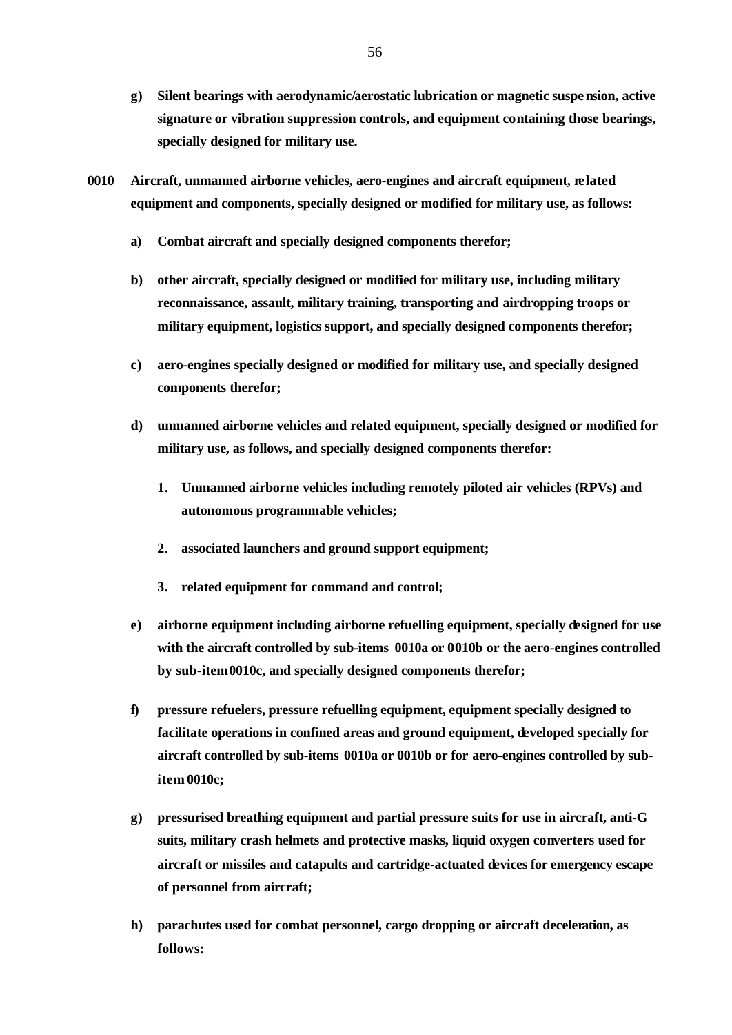**g) Silent bearings with aerodynamic/aerostatic lubrication or magnetic suspension, active signature or vibration suppression controls, and equipment containing those bearings, specially designed for military use.**

**0010 Aircraft, unmanned airborne vehicles, aero-engines and aircraft equipment, related equipment and components, specially designed or modified for military use, as follows:**

**a) Combat aircraft and specially designed components therefor;**

**b) other aircraft, specially designed or modified for military use, including military reconnaissance, assault, military training, transporting and airdropping troops or military equipment, logistics support, and specially designed components therefor;**

**c) aero-engines specially designed or modified for military use, and specially designed components therefor;**

**d) unmanned airborne vehicles and related equipment, specially designed or modified for military use, as follows, and specially designed components therefor:**

**1. Unmanned airborne vehicles including remotely piloted air vehicles (RPVs) and autonomous programmable vehicles;**

**2. associated launchers and ground support equipment;**

**3. related equipment for command and control;**

**e) airborne equipment including airborne refuelling equipment, specially designed for use with the aircraft controlled by sub-items 0010a or 0010b or the aero-engines controlled by sub-item 0010c, and specially designed components therefor;**

**f) pressure refuelers, pressure refuelling equipment, equipment specially designed to facilitate operations in confined areas and ground equipment, developed specially for aircraft controlled by sub-items 0010a or 0010b or for aero-engines controlled by sub-item 0010c;**

**g) pressurised breathing equipment and partial pressure suits for use in aircraft, anti-G suits, military crash helmets and protective masks, liquid oxygen converters used for aircraft or missiles and catapults and cartridge-actuated devices for emergency escape of personnel from aircraft;**

**h) parachutes used for combat personnel, cargo dropping or aircraft deceleration, as follows:**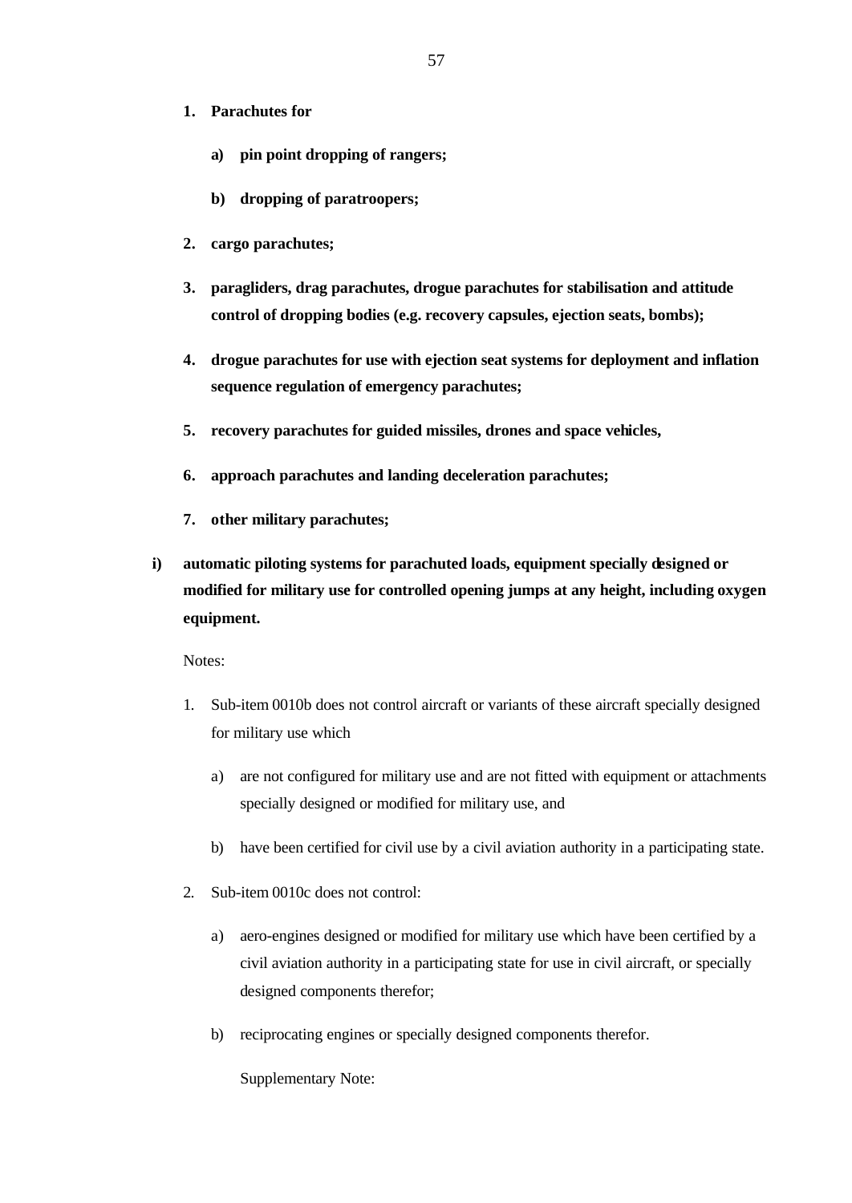1. **Parachutes for**

    a) **pin point dropping of rangers;**

    b) **dropping of paratroopers;**

2. **cargo parachutes;**

3. **paragliders, drag parachutes, drogue parachutes for stabilisation and attitude control of dropping bodies (e.g. recovery capsules, ejection seats, bombs);**

4. **drogue parachutes for use with ejection seat systems for deployment and inflation sequence regulation of emergency parachutes;**

5. **recovery parachutes for guided missiles, drones and space vehicles,**

6. **approach parachutes and landing deceleration parachutes;**

7. **other military parachutes;**

**i) automatic piloting systems for parachuted loads, equipment specially designed or modified for military use for controlled opening jumps at any height, including oxygen equipment.**

Notes:

1. Sub-item 0010b does not control aircraft or variants of these aircraft specially designed for military use which

    a) are not configured for military use and are not fitted with equipment or attachments specially designed or modified for military use, and

    b) have been certified for civil use by a civil aviation authority in a participating state.

2. Sub-item 0010c does not control:

    a) aero-engines designed or modified for military use which have been certified by a civil aviation authority in a participating state for use in civil aircraft, or specially designed components therefor;

    b) reciprocating engines or specially designed components therefor.

    Supplementary Note: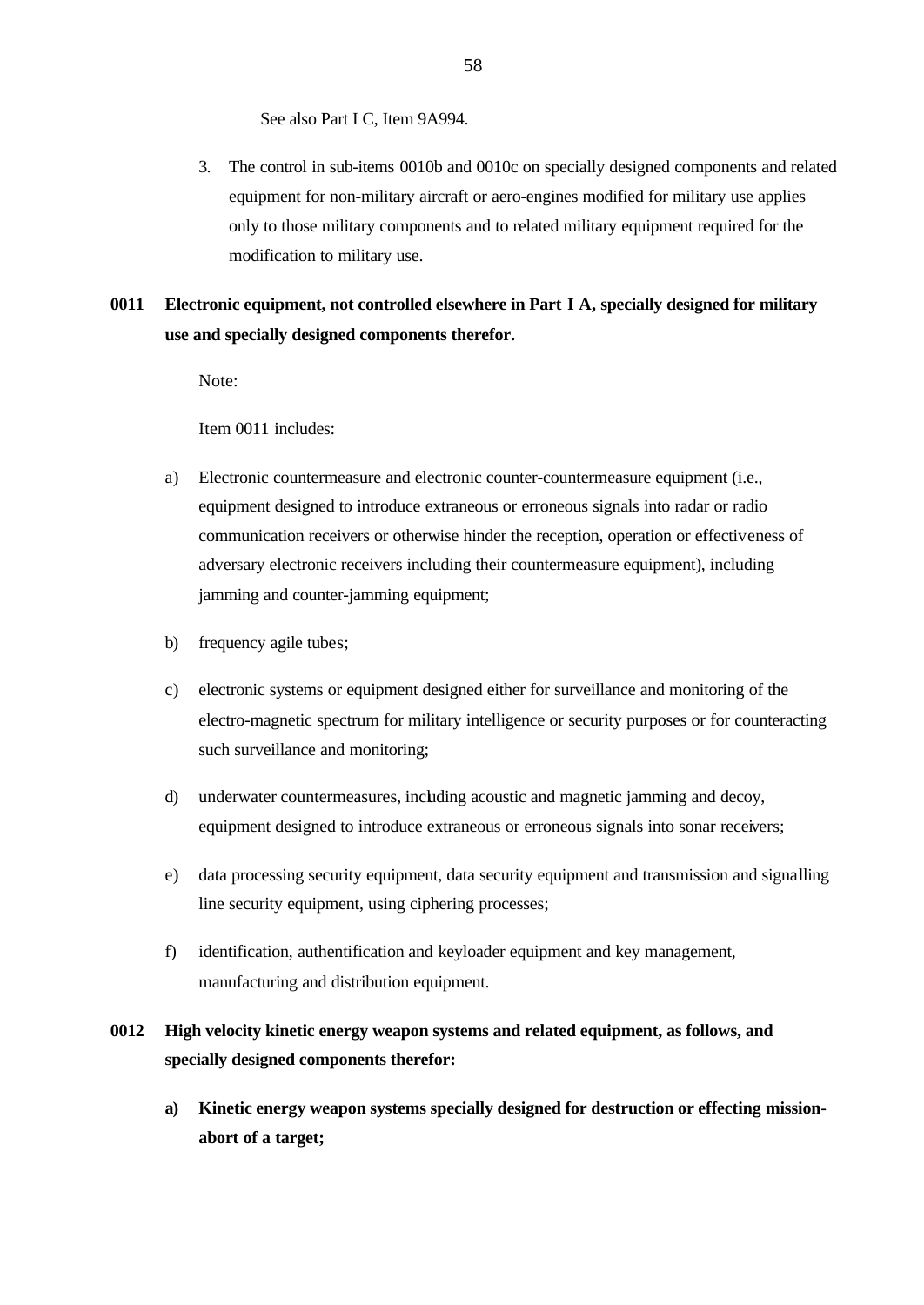See also Part I C, Item 9A994.

3. The control in sub-items 0010b and 0010c on specially designed components and related equipment for non-military aircraft or aero-engines modified for military use applies only to those military components and to related military equipment required for the modification to military use.

**0011 Electronic equipment, not controlled elsewhere in Part I A, specially designed for military use and specially designed components therefor.**

Note:

Item 0011 includes:

a) Electronic countermeasure and electronic counter-countermeasure equipment (i.e., equipment designed to introduce extraneous or erroneous signals into radar or radio communication receivers or otherwise hinder the reception, operation or effectiveness of adversary electronic receivers including their countermeasure equipment), including jamming and counter-jamming equipment;

b) frequency agile tubes;

c) electronic systems or equipment designed either for surveillance and monitoring of the electro-magnetic spectrum for military intelligence or security purposes or for counteracting such surveillance and monitoring;

d) underwater countermeasures, including acoustic and magnetic jamming and decoy, equipment designed to introduce extraneous or erroneous signals into sonar receivers;

e) data processing security equipment, data security equipment and transmission and signalling line security equipment, using ciphering processes;

f) identification, authentification and keyloader equipment and key management, manufacturing and distribution equipment.

**0012 High velocity kinetic energy weapon systems and related equipment, as follows, and specially designed components therefor:**

**a) Kinetic energy weapon systems specially designed for destruction or effecting mission-abort of a target;**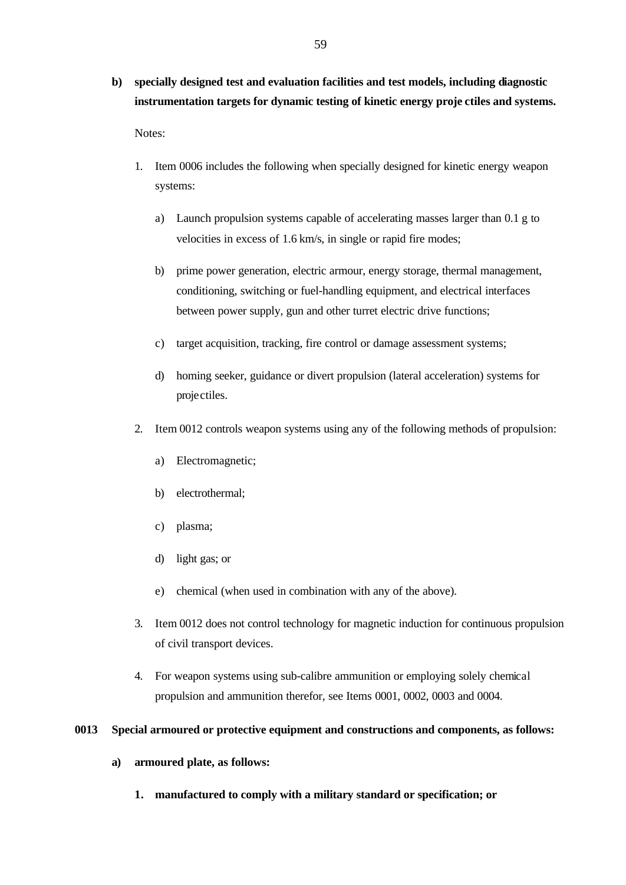**b) specially designed test and evaluation facilities and test models, including diagnostic instrumentation targets for dynamic testing of kinetic energy projectiles and systems.**

Notes:

1. Item 0006 includes the following when specially designed for kinetic energy weapon systems:

   a) Launch propulsion systems capable of accelerating masses larger than 0.1 g to velocities in excess of 1.6 km/s, in single or rapid fire modes;

   b) prime power generation, electric armour, energy storage, thermal management, conditioning, switching or fuel-handling equipment, and electrical interfaces between power supply, gun and other turret electric drive functions;

   c) target acquisition, tracking, fire control or damage assessment systems;

   d) homing seeker, guidance or divert propulsion (lateral acceleration) systems for projectiles.

2. Item 0012 controls weapon systems using any of the following methods of propulsion:

   a) Electromagnetic;

   b) electrothermal;

   c) plasma;

   d) light gas; or

   e) chemical (when used in combination with any of the above).

3. Item 0012 does not control technology for magnetic induction for continuous propulsion of civil transport devices.

4. For weapon systems using sub-calibre ammunition or employing solely chemical propulsion and ammunition therefor, see Items 0001, 0002, 0003 and 0004.

**0013 Special armoured or protective equipment and constructions and components, as follows:**

**a) armoured plate, as follows:**

**1. manufactured to comply with a military standard or specification; or**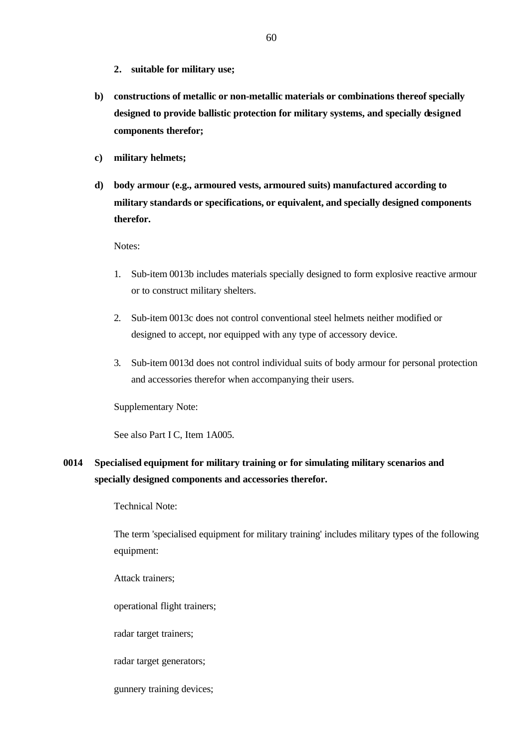**2. suitable for military use;**

**b) constructions of metallic or non-metallic materials or combinations thereof specially designed to provide ballistic protection for military systems, and specially designed components therefor;**

**c) military helmets;**

**d) body armour (e.g., armoured vests, armoured suits) manufactured according to military standards or specifications, or equivalent, and specially designed components therefor.**

Notes:

1. Sub-item 0013b includes materials specially designed to form explosive reactive armour or to construct military shelters.

2. Sub-item 0013c does not control conventional steel helmets neither modified or designed to accept, nor equipped with any type of accessory device.

3. Sub-item 0013d does not control individual suits of body armour for personal protection and accessories therefor when accompanying their users.

Supplementary Note:

See also Part I C, Item 1A005.

**0014 Specialised equipment for military training or for simulating military scenarios and specially designed components and accessories therefor.**

Technical Note:

The term 'specialised equipment for military training' includes military types of the following equipment:

Attack trainers;

operational flight trainers;

radar target trainers;

radar target generators;

gunnery training devices;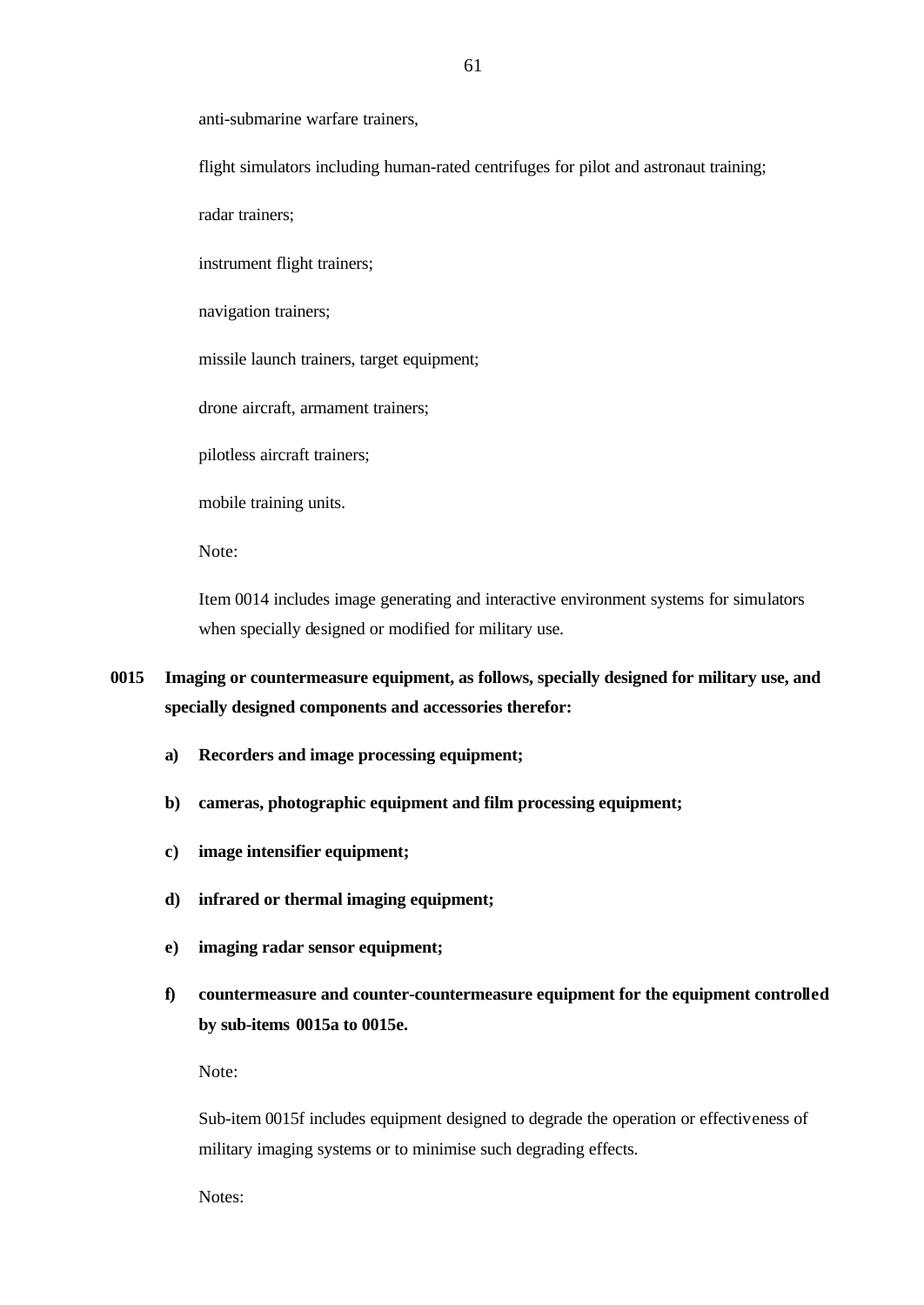anti-submarine warfare trainers,

flight simulators including human-rated centrifuges for pilot and astronaut training;

radar trainers;

instrument flight trainers;

navigation trainers;

missile launch trainers, target equipment;

drone aircraft, armament trainers;

pilotless aircraft trainers;

mobile training units.

Note:

Item 0014 includes image generating and interactive environment systems for simulators when specially designed or modified for military use.

**0015 Imaging or countermeasure equipment, as follows, specially designed for military use, and specially designed components and accessories therefor:**

**a) Recorders and image processing equipment;**

**b) cameras, photographic equipment and film processing equipment;**

**c) image intensifier equipment;**

**d) infrared or thermal imaging equipment;**

**e) imaging radar sensor equipment;**

**f) countermeasure and counter-countermeasure equipment for the equipment controlled by sub-items 0015a to 0015e.**

Note:

Sub-item 0015f includes equipment designed to degrade the operation or effectiveness of military imaging systems or to minimise such degrading effects.

Notes: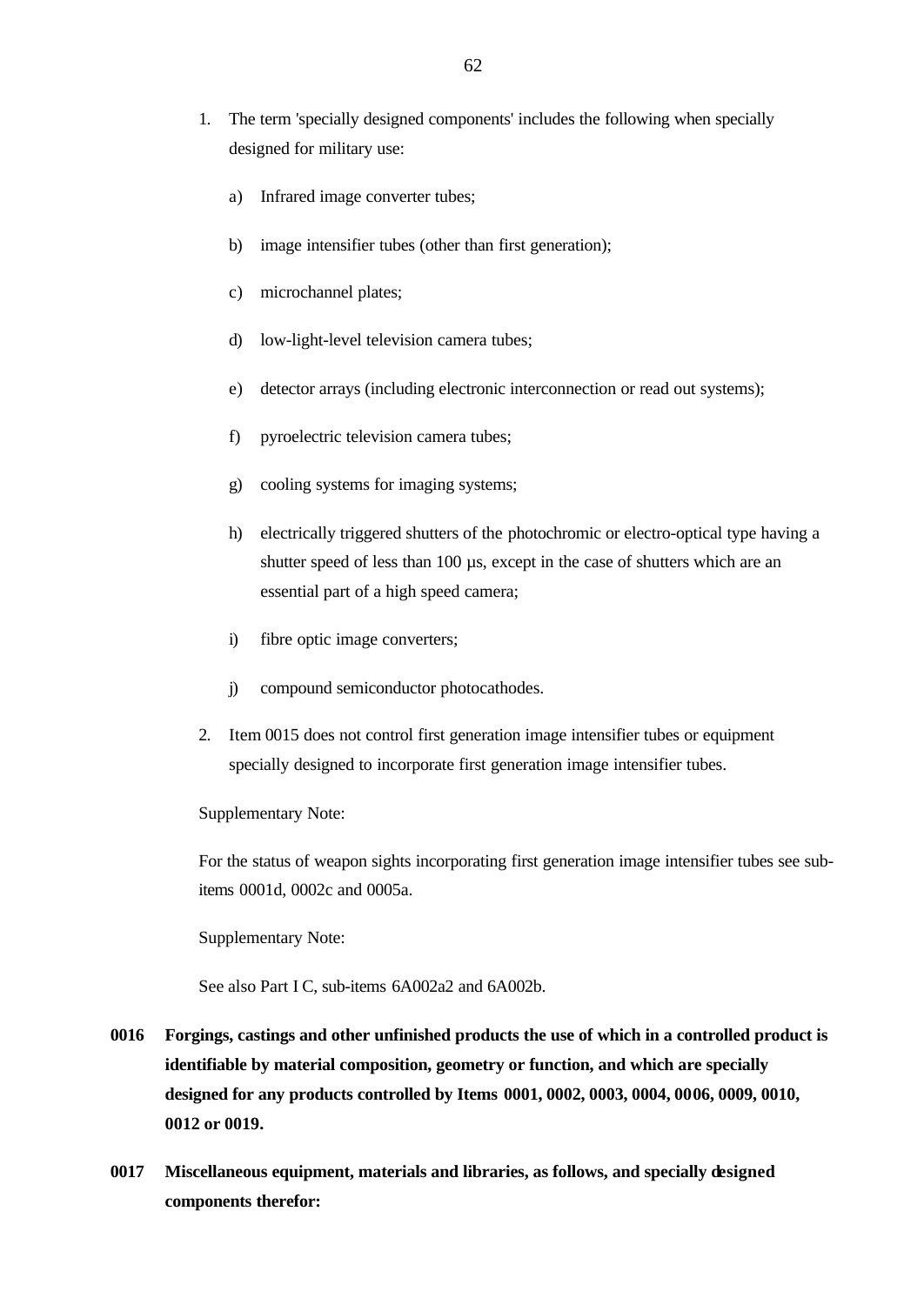1. The term 'specially designed components' includes the following when specially designed for military use:

   a) Infrared image converter tubes;

   b) image intensifier tubes (other than first generation);

   c) microchannel plates;

   d) low-light-level television camera tubes;

   e) detector arrays (including electronic interconnection or read out systems);

   f) pyroelectric television camera tubes;

   g) cooling systems for imaging systems;

   h) electrically triggered shutters of the photochromic or electro-optical type having a shutter speed of less than 100 µs, except in the case of shutters which are an essential part of a high speed camera;

   i) fibre optic image converters;

   j) compound semiconductor photocathodes.

2. Item 0015 does not control first generation image intensifier tubes or equipment specially designed to incorporate first generation image intensifier tubes.

Supplementary Note:

For the status of weapon sights incorporating first generation image intensifier tubes see sub-items 0001d, 0002c and 0005a.

Supplementary Note:

See also Part I C, sub-items 6A002a2 and 6A002b.

**0016 Forgings, castings and other unfinished products the use of which in a controlled product is identifiable by material composition, geometry or function, and which are specially designed for any products controlled by Items 0001, 0002, 0003, 0004, 0006, 0009, 0010, 0012 or 0019.**

**0017 Miscellaneous equipment, materials and libraries, as follows, and specially designed components therefor:**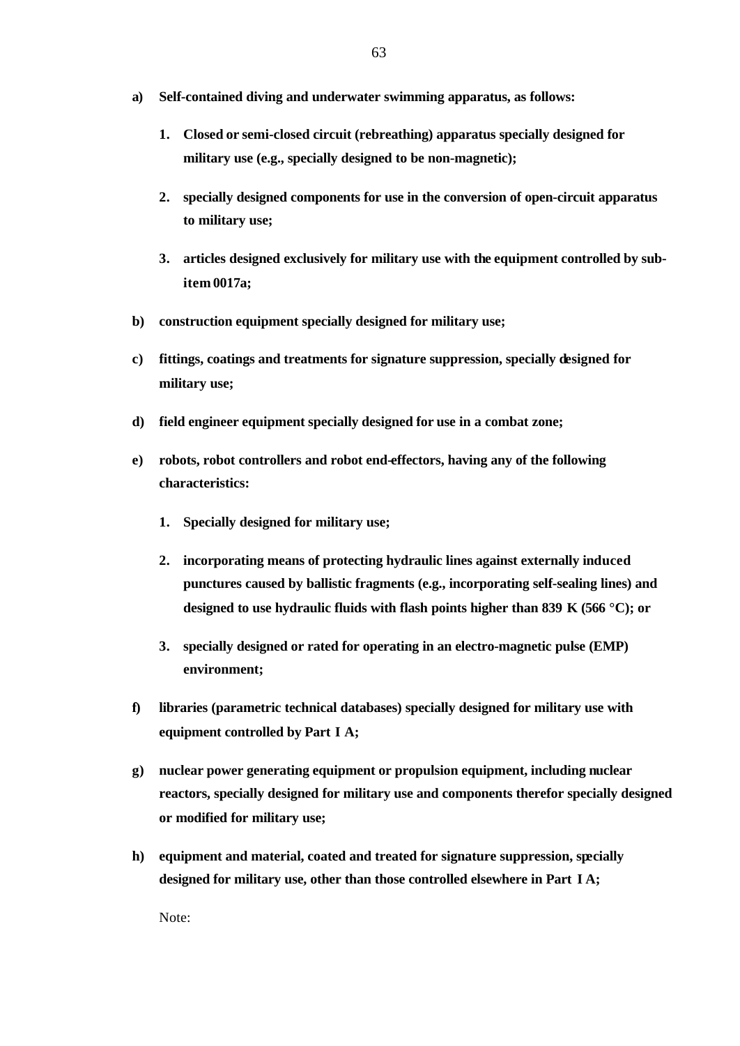**a) Self-contained diving and underwater swimming apparatus, as follows:**

  **1. Closed or semi-closed circuit (rebreathing) apparatus specially designed for military use (e.g., specially designed to be non-magnetic);**

  **2. specially designed components for use in the conversion of open-circuit apparatus to military use;**

  **3. articles designed exclusively for military use with the equipment controlled by sub-item 0017a;**

**b) construction equipment specially designed for military use;**

**c) fittings, coatings and treatments for signature suppression, specially designed for military use;**

**d) field engineer equipment specially designed for use in a combat zone;**

**e) robots, robot controllers and robot end-effectors, having any of the following characteristics:**

  **1. Specially designed for military use;**

  **2. incorporating means of protecting hydraulic lines against externally induced punctures caused by ballistic fragments (e.g., incorporating self-sealing lines) and designed to use hydraulic fluids with flash points higher than 839 K (566 °C); or**

  **3. specially designed or rated for operating in an electro-magnetic pulse (EMP) environment;**

**f) libraries (parametric technical databases) specially designed for military use with equipment controlled by Part I A;**

**g) nuclear power generating equipment or propulsion equipment, including nuclear reactors, specially designed for military use and components therefor specially designed or modified for military use;**

**h) equipment and material, coated and treated for signature suppression, specially designed for military use, other than those controlled elsewhere in Part I A;**

Note: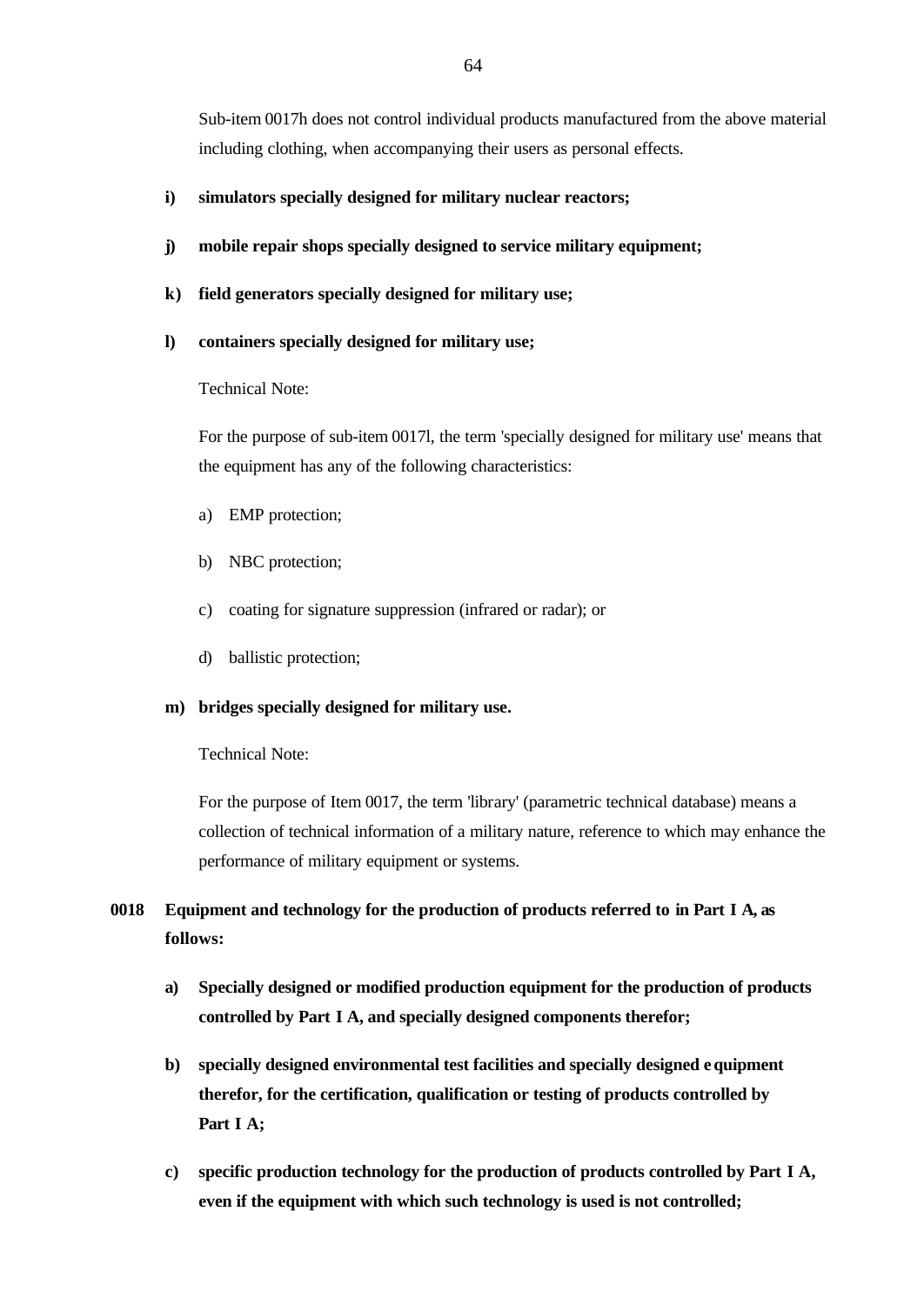Sub-item 0017h does not control individual products manufactured from the above material including clothing, when accompanying their users as personal effects.

**i) simulators specially designed for military nuclear reactors;**

**j) mobile repair shops specially designed to service military equipment;**

**k) field generators specially designed for military use;**

**l) containers specially designed for military use;**

Technical Note:

For the purpose of sub-item 0017l, the term 'specially designed for military use' means that the equipment has any of the following characteristics:

a) EMP protection;

b) NBC protection;

c) coating for signature suppression (infrared or radar); or

d) ballistic protection;

**m) bridges specially designed for military use.**

Technical Note:

For the purpose of Item 0017, the term 'library' (parametric technical database) means a collection of technical information of a military nature, reference to which may enhance the performance of military equipment or systems.

**0018 Equipment and technology for the production of products referred to in Part I A, as follows:**

**a) Specially designed or modified production equipment for the production of products controlled by Part I A, and specially designed components therefor;**

**b) specially designed environmental test facilities and specially designed equipment therefor, for the certification, qualification or testing of products controlled by Part I A;**

**c) specific production technology for the production of products controlled by Part I A, even if the equipment with which such technology is used is not controlled;**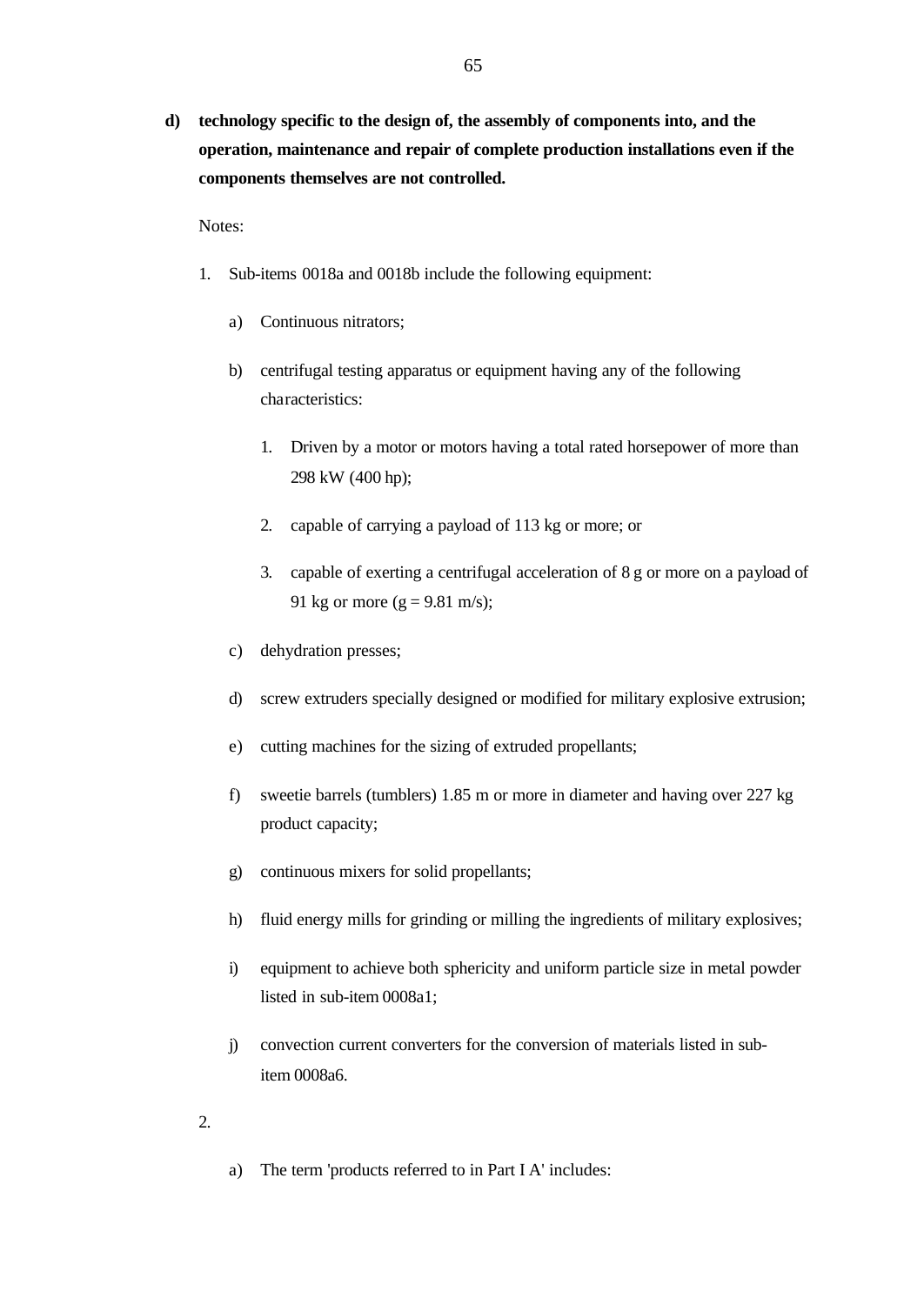**d) technology specific to the design of, the assembly of components into, and the operation, maintenance and repair of complete production installations even if the components themselves are not controlled.**

Notes:

1. Sub-items 0018a and 0018b include the following equipment:

   a) Continuous nitrators;

   b) centrifugal testing apparatus or equipment having any of the following characteristics:

      1. Driven by a motor or motors having a total rated horsepower of more than 298 kW (400 hp);

      2. capable of carrying a payload of 113 kg or more; or

      3. capable of exerting a centrifugal acceleration of 8 g or more on a payload of 91 kg or more (g = 9.81 m/s);

   c) dehydration presses;

   d) screw extruders specially designed or modified for military explosive extrusion;

   e) cutting machines for the sizing of extruded propellants;

   f) sweetie barrels (tumblers) 1.85 m or more in diameter and having over 227 kg product capacity;

   g) continuous mixers for solid propellants;

   h) fluid energy mills for grinding or milling the ingredients of military explosives;

   i) equipment to achieve both sphericity and uniform particle size in metal powder listed in sub-item 0008a1;

   j) convection current converters for the conversion of materials listed in sub-item 0008a6.

2.

   a) The term 'products referred to in Part I A' includes: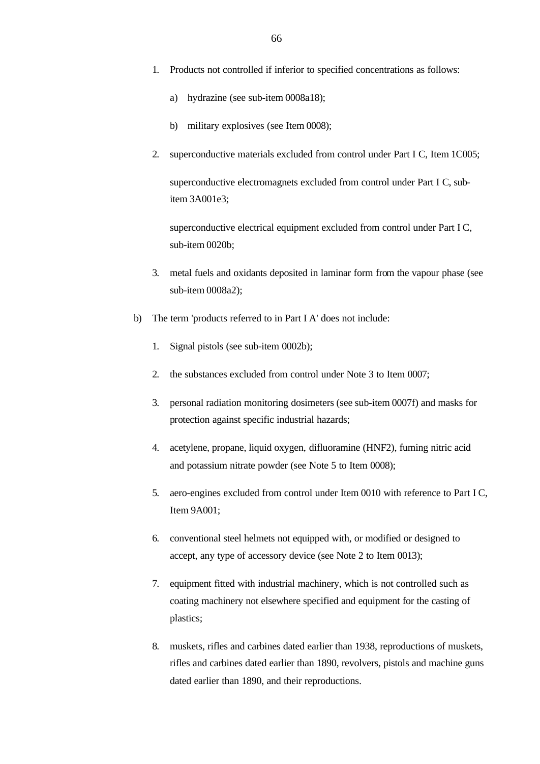1. Products not controlled if inferior to specified concentrations as follows:

   a) hydrazine (see sub-item 0008a18);

   b) military explosives (see Item 0008);

2. superconductive materials excluded from control under Part I C, Item 1C005;

   superconductive electromagnets excluded from control under Part I C, sub-item 3A001e3;

   superconductive electrical equipment excluded from control under Part I C, sub-item 0020b;

3. metal fuels and oxidants deposited in laminar form from the vapour phase (see sub-item 0008a2);

b) The term 'products referred to in Part I A' does not include:

   1. Signal pistols (see sub-item 0002b);

   2. the substances excluded from control under Note 3 to Item 0007;

   3. personal radiation monitoring dosimeters (see sub-item 0007f) and masks for protection against specific industrial hazards;

   4. acetylene, propane, liquid oxygen, difluoramine ($HNF_2$), fuming nitric acid and potassium nitrate powder (see Note 5 to Item 0008);

   5. aero-engines excluded from control under Item 0010 with reference to Part I C, Item 9A001;

   6. conventional steel helmets not equipped with, or modified or designed to accept, any type of accessory device (see Note 2 to Item 0013);

   7. equipment fitted with industrial machinery, which is not controlled such as coating machinery not elsewhere specified and equipment for the casting of plastics;

   8. muskets, rifles and carbines dated earlier than 1938, reproductions of muskets, rifles and carbines dated earlier than 1890, revolvers, pistols and machine guns dated earlier than 1890, and their reproductions.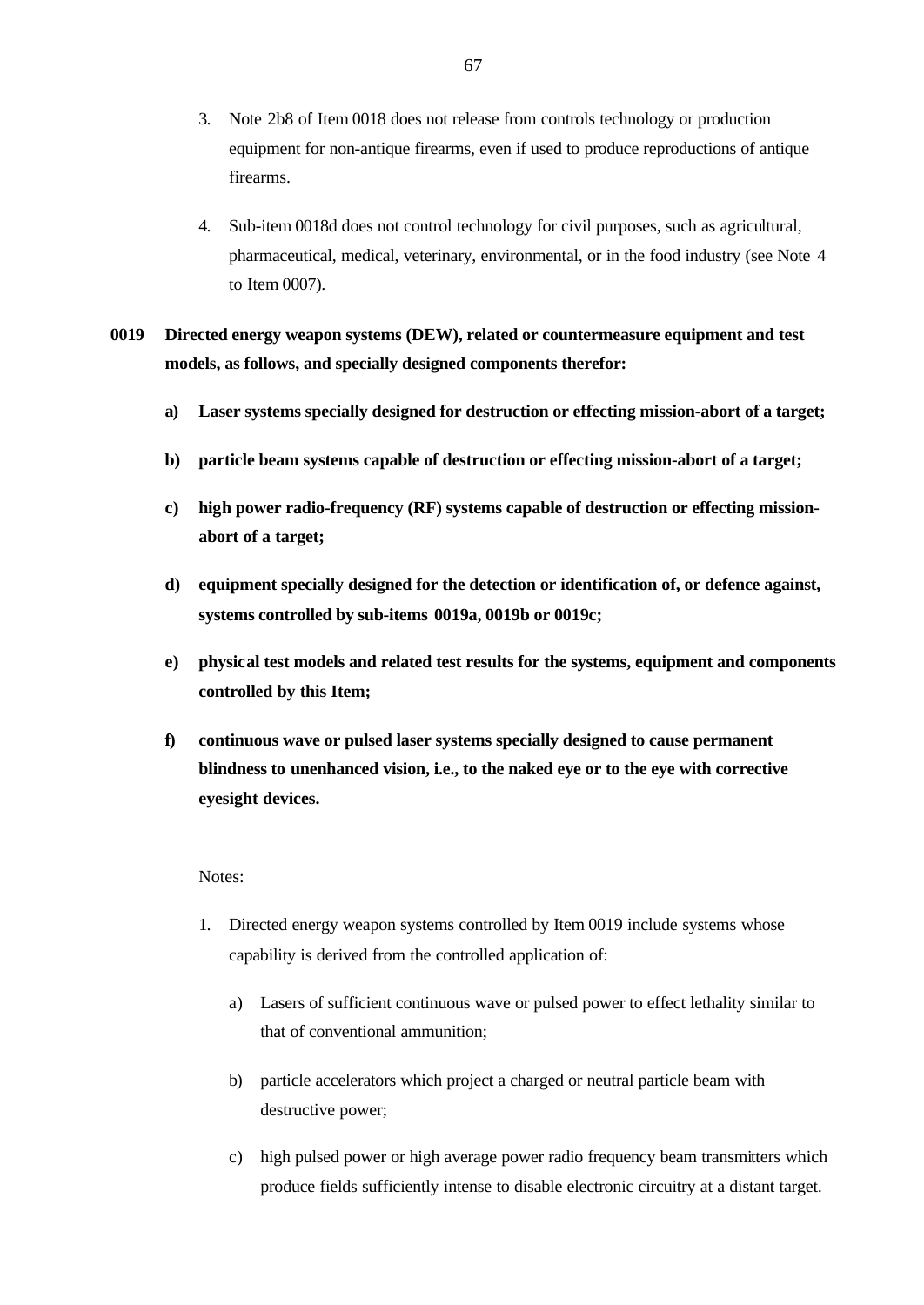3. Note 2b8 of Item 0018 does not release from controls technology or production equipment for non-antique firearms, even if used to produce reproductions of antique firearms.

4. Sub-item 0018d does not control technology for civil purposes, such as agricultural, pharmaceutical, medical, veterinary, environmental, or in the food industry (see Note 4 to Item 0007).

**0019 Directed energy weapon systems (DEW), related or countermeasure equipment and test models, as follows, and specially designed components therefor:**

**a) Laser systems specially designed for destruction or effecting mission-abort of a target;**

**b) particle beam systems capable of destruction or effecting mission-abort of a target;**

**c) high power radio-frequency (RF) systems capable of destruction or effecting mission-abort of a target;**

**d) equipment specially designed for the detection or identification of, or defence against, systems controlled by sub-items 0019a, 0019b or 0019c;**

**e) physical test models and related test results for the systems, equipment and components controlled by this Item;**

**f) continuous wave or pulsed laser systems specially designed to cause permanent blindness to unenhanced vision, i.e., to the naked eye or to the eye with corrective eyesight devices.**

Notes:

1. Directed energy weapon systems controlled by Item 0019 include systems whose capability is derived from the controlled application of:

   a) Lasers of sufficient continuous wave or pulsed power to effect lethality similar to that of conventional ammunition;

   b) particle accelerators which project a charged or neutral particle beam with destructive power;

   c) high pulsed power or high average power radio frequency beam transmitters which produce fields sufficiently intense to disable electronic circuitry at a distant target.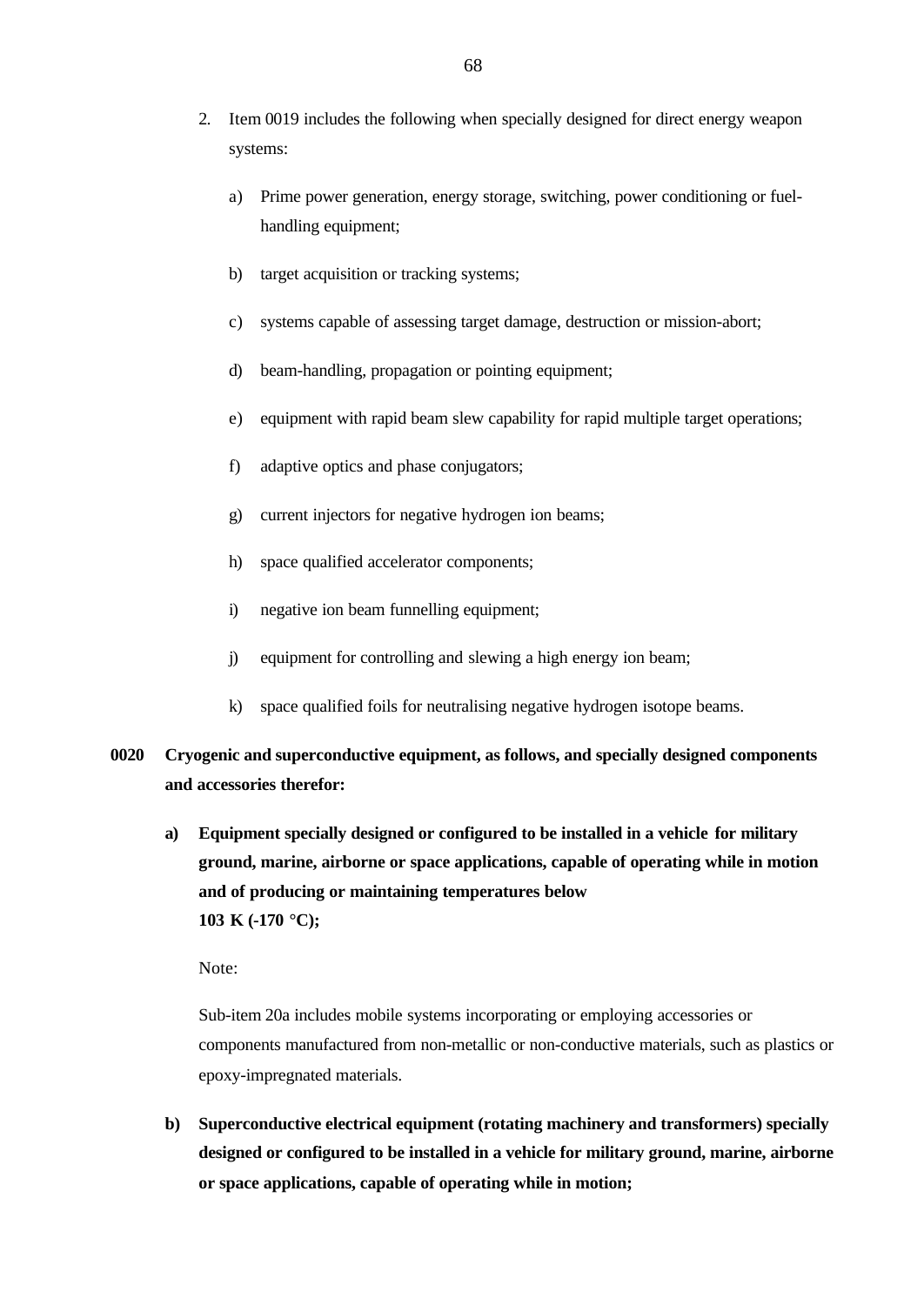2. Item 0019 includes the following when specially designed for direct energy weapon systems:

   a) Prime power generation, energy storage, switching, power conditioning or fuel-handling equipment;

   b) target acquisition or tracking systems;

   c) systems capable of assessing target damage, destruction or mission-abort;

   d) beam-handling, propagation or pointing equipment;

   e) equipment with rapid beam slew capability for rapid multiple target operations;

   f) adaptive optics and phase conjugators;

   g) current injectors for negative hydrogen ion beams;

   h) space qualified accelerator components;

   i) negative ion beam funnelling equipment;

   j) equipment for controlling and slewing a high energy ion beam;

   k) space qualified foils for neutralising negative hydrogen isotope beams.

**0020 Cryogenic and superconductive equipment, as follows, and specially designed components and accessories therefor:**

**a) Equipment specially designed or configured to be installed in a vehicle for military ground, marine, airborne or space applications, capable of operating while in motion and of producing or maintaining temperatures below 103 K (-170 °C);**

Note:

Sub-item 20a includes mobile systems incorporating or employing accessories or components manufactured from non-metallic or non-conductive materials, such as plastics or epoxy-impregnated materials.

**b) Superconductive electrical equipment (rotating machinery and transformers) specially designed or configured to be installed in a vehicle for military ground, marine, airborne or space applications, capable of operating while in motion;**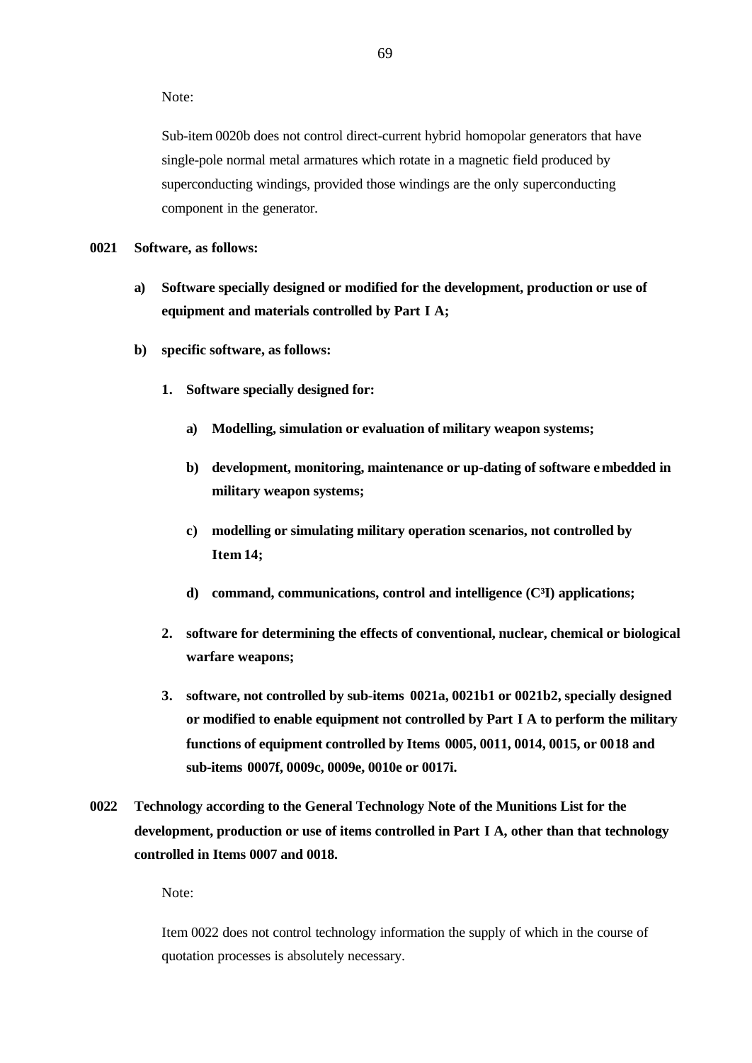Note:

Sub-item 0020b does not control direct-current hybrid homopolar generators that have single-pole normal metal armatures which rotate in a magnetic field produced by superconducting windings, provided those windings are the only superconducting component in the generator.

**0021 Software, as follows:**

**a) Software specially designed or modified for the development, production or use of equipment and materials controlled by Part I A;**

**b) specific software, as follows:**

**1. Software specially designed for:**

**a) Modelling, simulation or evaluation of military weapon systems;**

**b) development, monitoring, maintenance or up-dating of software embedded in military weapon systems;**

**c) modelling or simulating military operation scenarios, not controlled by Item 14;**

**d) command, communications, control and intelligence ($C^3I$) applications;**

**2. software for determining the effects of conventional, nuclear, chemical or biological warfare weapons;**

**3. software, not controlled by sub-items 0021a, 0021b1 or 0021b2, specially designed or modified to enable equipment not controlled by Part I A to perform the military functions of equipment controlled by Items 0005, 0011, 0014, 0015, or 0018 and sub-items 0007f, 0009c, 0009e, 0010e or 0017i.**

**0022 Technology according to the General Technology Note of the Munitions List for the development, production or use of items controlled in Part I A, other than that technology controlled in Items 0007 and 0018.**

Note:

Item 0022 does not control technology information the supply of which in the course of quotation processes is absolutely necessary.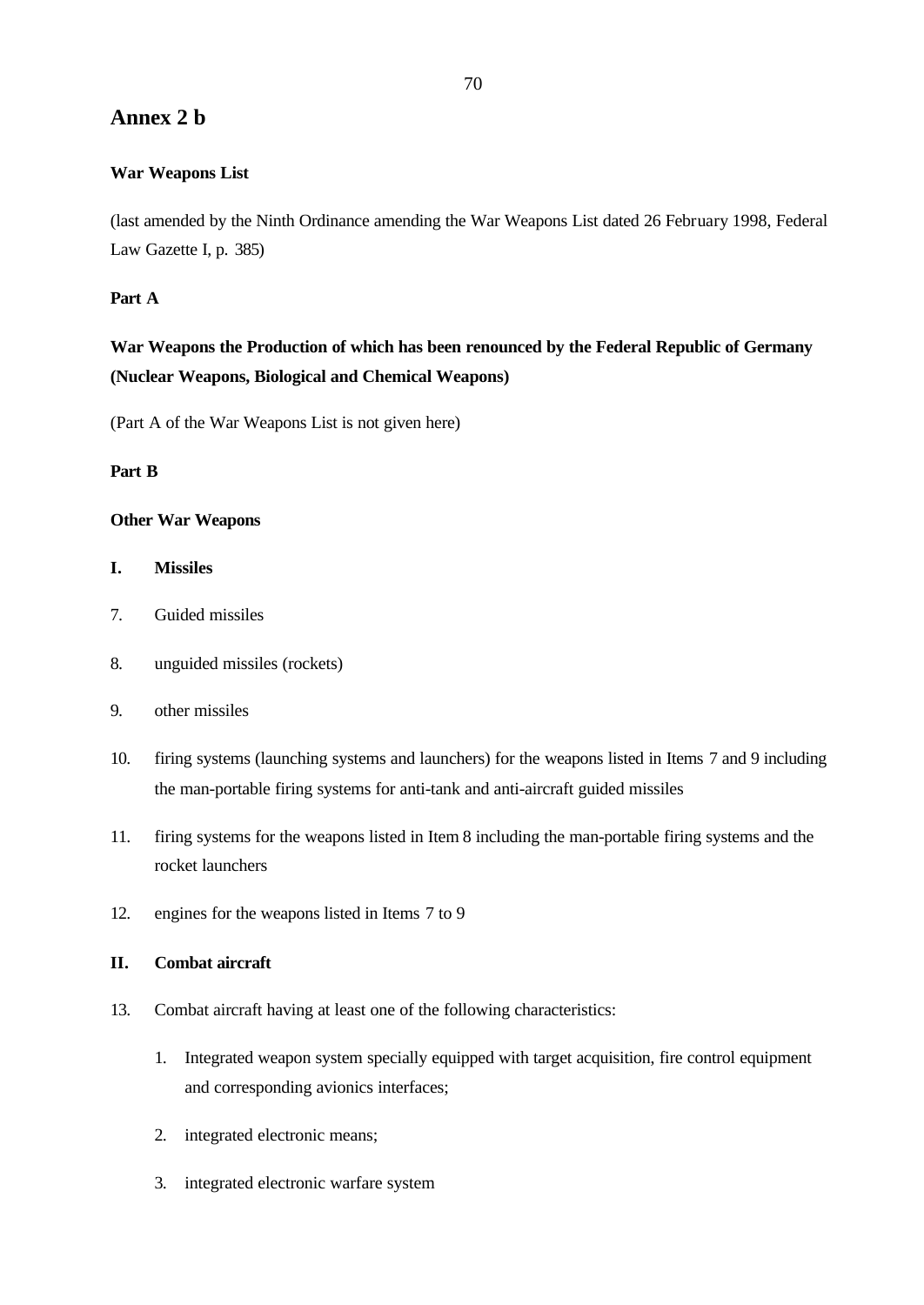# Annex 2 b

**War Weapons List**

(last amended by the Ninth Ordinance amending the War Weapons List dated 26 February 1998, Federal Law Gazette I, p. 385)

**Part A**

**War Weapons the Production of which has been renounced by the Federal Republic of Germany (Nuclear Weapons, Biological and Chemical Weapons)**

(Part A of the War Weapons List is not given here)

**Part B**

**Other War Weapons**

**I. Missiles**

7. Guided missiles

8. unguided missiles (rockets)

9. other missiles

10. firing systems (launching systems and launchers) for the weapons listed in Items 7 and 9 including the man-portable firing systems for anti-tank and anti-aircraft guided missiles

11. firing systems for the weapons listed in Item 8 including the man-portable firing systems and the rocket launchers

12. engines for the weapons listed in Items 7 to 9

**II. Combat aircraft**

13. Combat aircraft having at least one of the following characteristics:

    1. Integrated weapon system specially equipped with target acquisition, fire control equipment and corresponding avionics interfaces;

    2. integrated electronic means;

    3. integrated electronic warfare system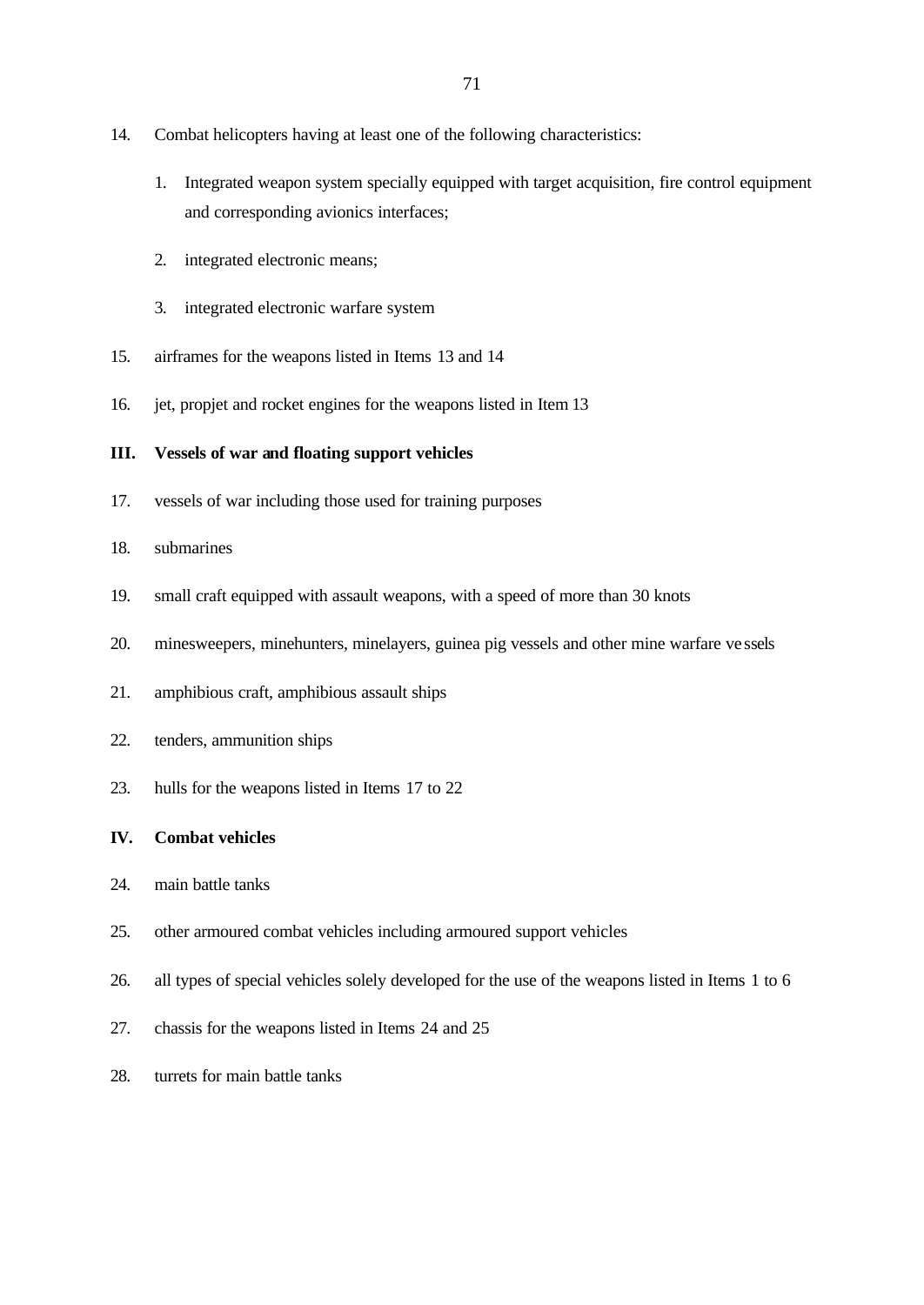14. Combat helicopters having at least one of the following characteristics:

    1. Integrated weapon system specially equipped with target acquisition, fire control equipment and corresponding avionics interfaces;

    2. integrated electronic means;

    3. integrated electronic warfare system

15. airframes for the weapons listed in Items 13 and 14

16. jet, propjet and rocket engines for the weapons listed in Item 13

**III. Vessels of war and floating support vehicles**

17. vessels of war including those used for training purposes

18. submarines

19. small craft equipped with assault weapons, with a speed of more than 30 knots

20. minesweepers, minehunters, minelayers, guinea pig vessels and other mine warfare vessels

21. amphibious craft, amphibious assault ships

22. tenders, ammunition ships

23. hulls for the weapons listed in Items 17 to 22

**IV. Combat vehicles**

24. main battle tanks

25. other armoured combat vehicles including armoured support vehicles

26. all types of special vehicles solely developed for the use of the weapons listed in Items 1 to 6

27. chassis for the weapons listed in Items 24 and 25

28. turrets for main battle tanks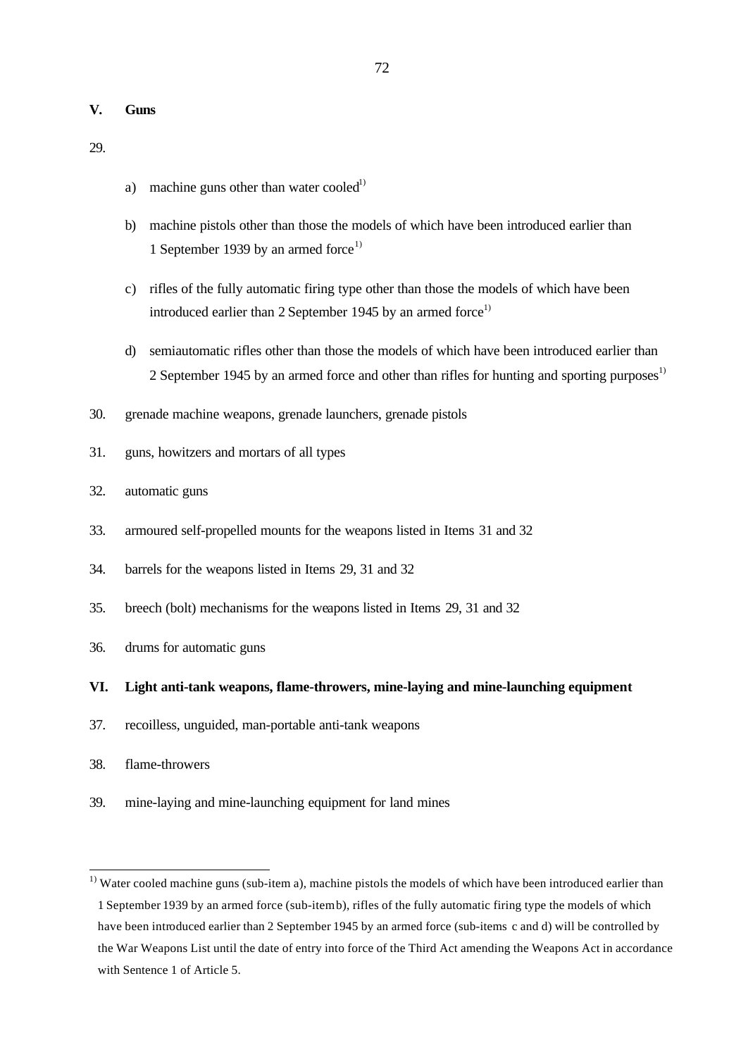## V. Guns

29.

a) machine guns other than water cooled[1)]

b) machine pistols other than those the models of which have been introduced earlier than 1 September 1939 by an armed force[1)]

c) rifles of the fully automatic firing type other than those the models of which have been introduced earlier than 2 September 1945 by an armed force[1)]

d) semiautomatic rifles other than those the models of which have been introduced earlier than 2 September 1945 by an armed force and other than rifles for hunting and sporting purposes[1)]

30. grenade machine weapons, grenade launchers, grenade pistols

31. guns, howitzers and mortars of all types

32. automatic guns

33. armoured self-propelled mounts for the weapons listed in Items 31 and 32

34. barrels for the weapons listed in Items 29, 31 and 32

35. breech (bolt) mechanisms for the weapons listed in Items 29, 31 and 32

36. drums for automatic guns

## VI. Light anti-tank weapons, flame-throwers, mine-laying and mine-launching equipment

37. recoilless, unguided, man-portable anti-tank weapons

38. flame-throwers

39. mine-laying and mine-launching equipment for land mines

---

[1)] Water cooled machine guns (sub-item a), machine pistols the models of which have been introduced earlier than 1 September 1939 by an armed force (sub-item b), rifles of the fully automatic firing type the models of which have been introduced earlier than 2 September 1945 by an armed force (sub-items c and d) will be controlled by the War Weapons List until the date of entry into force of the Third Act amending the Weapons Act in accordance with Sentence 1 of Article 5.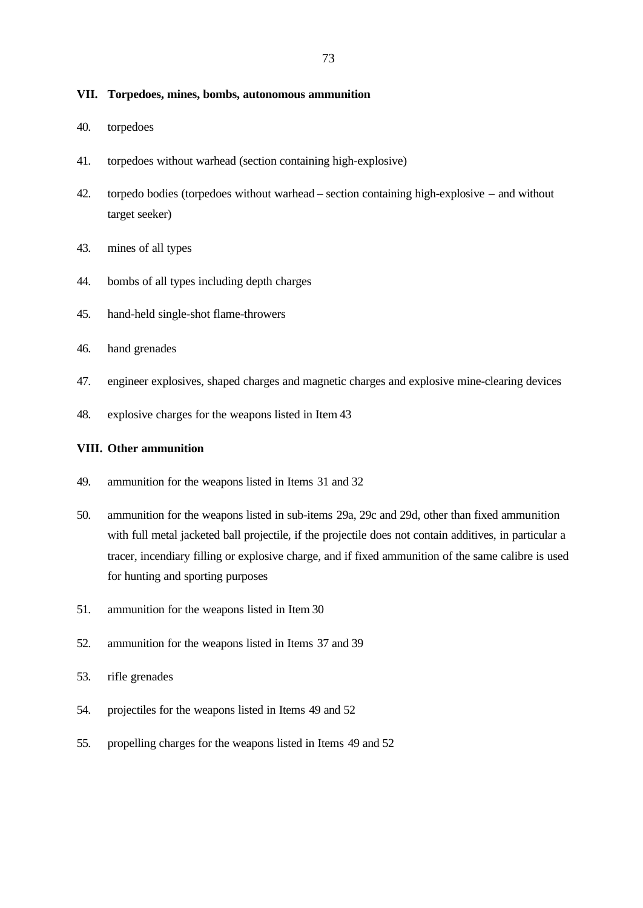## VII. Torpedoes, mines, bombs, autonomous ammunition

40. torpedoes

41. torpedoes without warhead (section containing high-explosive)

42. torpedo bodies (torpedoes without warhead – section containing high-explosive – and without target seeker)

43. mines of all types

44. bombs of all types including depth charges

45. hand-held single-shot flame-throwers

46. hand grenades

47. engineer explosives, shaped charges and magnetic charges and explosive mine-clearing devices

48. explosive charges for the weapons listed in Item 43

## VIII. Other ammunition

49. ammunition for the weapons listed in Items 31 and 32

50. ammunition for the weapons listed in sub-items 29a, 29c and 29d, other than fixed ammunition with full metal jacketed ball projectile, if the projectile does not contain additives, in particular a tracer, incendiary filling or explosive charge, and if fixed ammunition of the same calibre is used for hunting and sporting purposes

51. ammunition for the weapons listed in Item 30

52. ammunition for the weapons listed in Items 37 and 39

53. rifle grenades

54. projectiles for the weapons listed in Items 49 and 52

55. propelling charges for the weapons listed in Items 49 and 52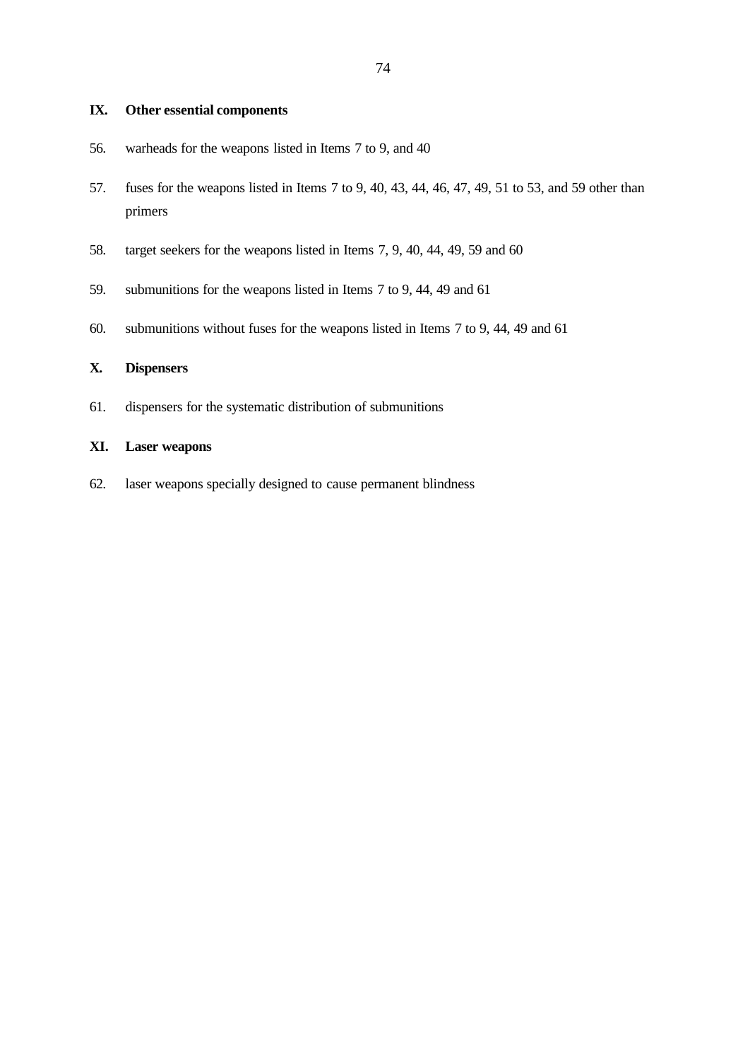## IX. Other essential components

56. warheads for the weapons listed in Items 7 to 9, and 40

57. fuses for the weapons listed in Items 7 to 9, 40, 43, 44, 46, 47, 49, 51 to 53, and 59 other than primers

58. target seekers for the weapons listed in Items 7, 9, 40, 44, 49, 59 and 60

59. submunitions for the weapons listed in Items 7 to 9, 44, 49 and 61

60. submunitions without fuses for the weapons listed in Items 7 to 9, 44, 49 and 61

## X. Dispensers

61. dispensers for the systematic distribution of submunitions

## XI. Laser weapons

62. laser weapons specially designed to cause permanent blindness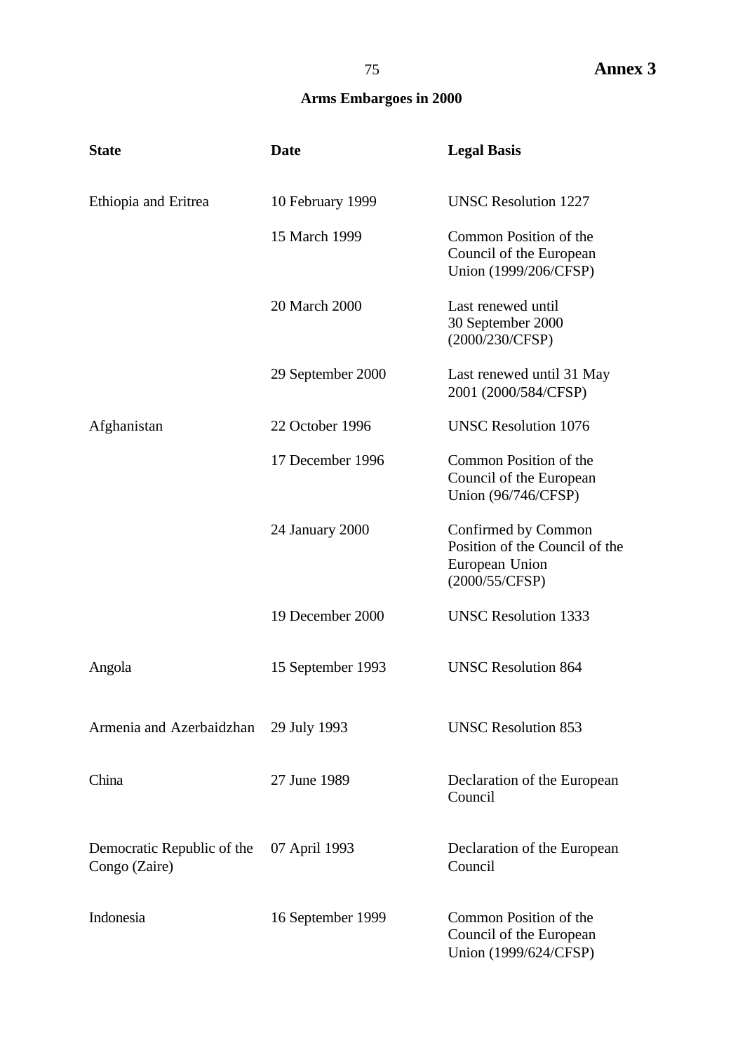# Annex 3

## Arms Embargoes in 2000

| State | Date | Legal Basis |
|---|---|---|
| Ethiopia and Eritrea | 10 February 1999 | UNSC Resolution 1227 |
| | 15 March 1999 | Common Position of the Council of the European Union (1999/206/CFSP) |
| | 20 March 2000 | Last renewed until 30 September 2000 (2000/230/CFSP) |
| | 29 September 2000 | Last renewed until 31 May 2001 (2000/584/CFSP) |
| Afghanistan | 22 October 1996 | UNSC Resolution 1076 |
| | 17 December 1996 | Common Position of the Council of the European Union (96/746/CFSP) |
| | 24 January 2000 | Confirmed by Common Position of the Council of the European Union (2000/55/CFSP) |
| | 19 December 2000 | UNSC Resolution 1333 |
| Angola | 15 September 1993 | UNSC Resolution 864 |
| Armenia and Azerbaidzhan | 29 July 1993 | UNSC Resolution 853 |
| China | 27 June 1989 | Declaration of the European Council |
| Democratic Republic of the Congo (Zaire) | 07 April 1993 | Declaration of the European Council |
| Indonesia | 16 September 1999 | Common Position of the Council of the European Union (1999/624/CFSP) |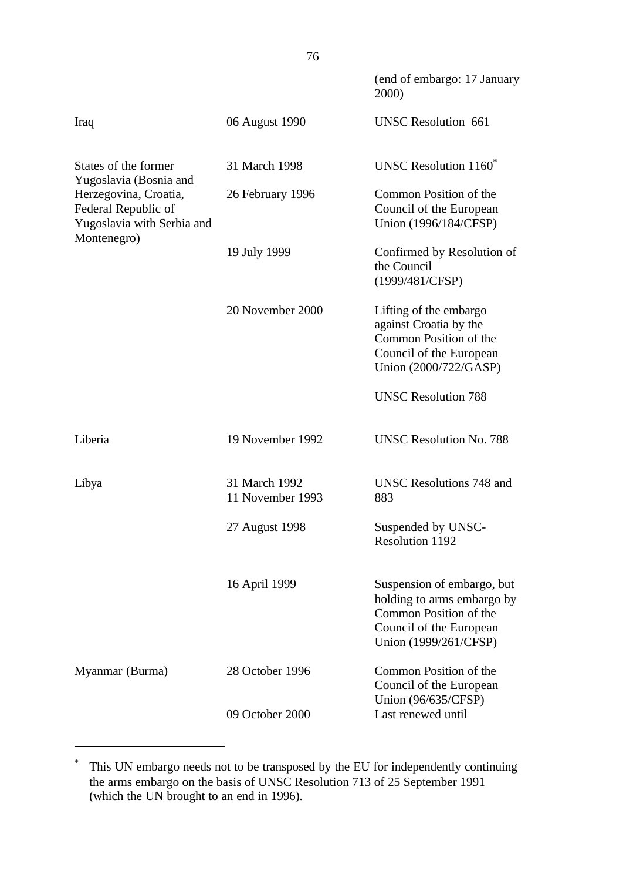| | | |
|---|---|---|
| | | (end of embargo: 17 January 2000) |
| Iraq | 06 August 1990 | UNSC Resolution 661 |
| States of the former Yugoslavia (Bosnia and Herzegovina, Croatia, Federal Republic of Yugoslavia with Serbia and Montenegro) | 31 March 1998 | UNSC Resolution 1160* |
| | 26 February 1996 | Common Position of the Council of the European Union (1996/184/CFSP) |
| | 19 July 1999 | Confirmed by Resolution of the Council (1999/481/CFSP) |
| | 20 November 2000 | Lifting of the embargo against Croatia by the Common Position of the Council of the European Union (2000/722/GASP) |
| | | UNSC Resolution 788 |
| Liberia | 19 November 1992 | UNSC Resolution No. 788 |
| Libya | 31 March 1992<br>11 November 1993 | UNSC Resolutions 748 and 883 |
| | 27 August 1998 | Suspended by UNSC-Resolution 1192 |
| | 16 April 1999 | Suspension of embargo, but holding to arms embargo by Common Position of the Council of the European Union (1999/261/CFSP) |
| Myanmar (Burma) | 28 October 1996 | Common Position of the Council of the European Union (96/635/CFSP) |
| | 09 October 2000 | Last renewed until |

* This UN embargo needs not to be transposed by the EU for independently continuing the arms embargo on the basis of UNSC Resolution 713 of 25 September 1991 (which the UN brought to an end in 1996).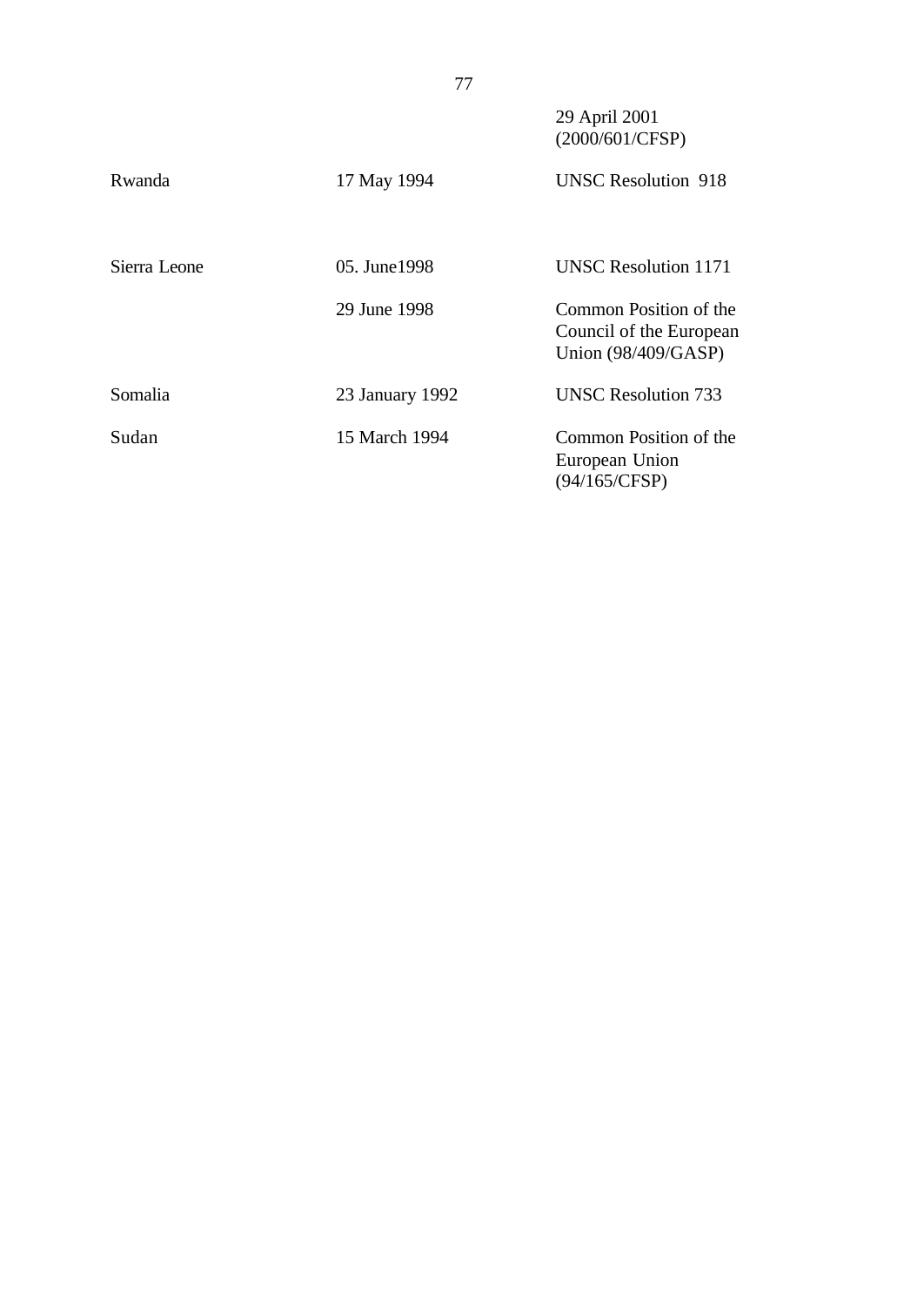|  |  |  |
|---|---|---|
|  |  | 29 April 2001 (2000/601/CFSP) |
| Rwanda | 17 May 1994 | UNSC Resolution 918 |
| Sierra Leone | 05. June1998 | UNSC Resolution 1171 |
|  | 29 June 1998 | Common Position of the Council of the European Union (98/409/GASP) |
| Somalia | 23 January 1992 | UNSC Resolution 733 |
| Sudan | 15 March 1994 | Common Position of the European Union (94/165/CFSP) |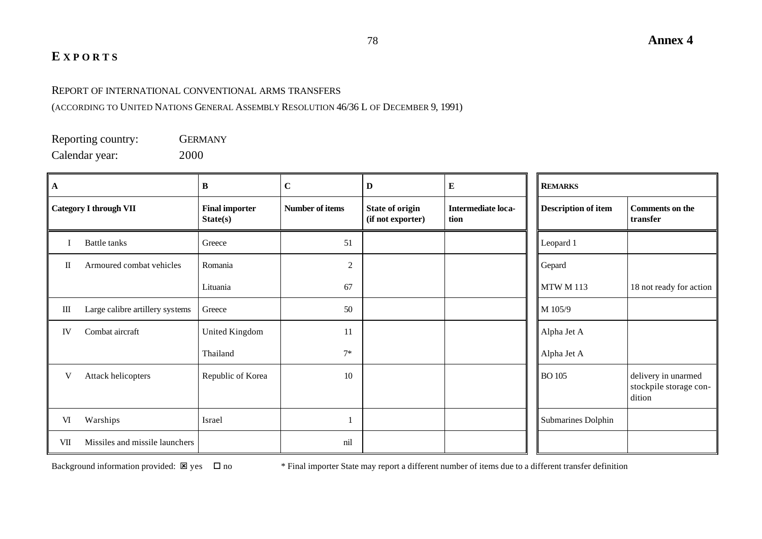**Annex 4**

# EXPORTS

REPORT OF INTERNATIONAL CONVENTIONAL ARMS TRANSFERS

(ACCORDING TO UNITED NATIONS GENERAL ASSEMBLY RESOLUTION 46/36 L OF DECEMBER 9, 1991)

Reporting country: GERMANY

Calendar year: 2000

| A | | B | C | D | E | REMARKS | |
|---|---|---|---|---|---|---|---|
| **Category I through VII** | | **Final importer State(s)** | **Number of items** | **State of origin (if not exporter)** | **Intermediate location** | **Description of item** | **Comments on the transfer** |
| I | Battle tanks | Greece | 51 | | | Leopard 1 | |
| II | Armoured combat vehicles | Romania | 2 | | | Gepard | |
| | | Lituania | 67 | | | MTW M 113 | 18 not ready for action |
| III | Large calibre artillery systems | Greece | 50 | | | M 105/9 | |
| IV | Combat aircraft | United Kingdom | 11 | | | Alpha Jet A | |
| | | Thailand | 7* | | | Alpha Jet A | |
| V | Attack helicopters | Republic of Korea | 10 | | | BO 105 | delivery in unarmed stockpile storage condition |
| VI | Warships | Israel | 1 | | | Submarines Dolphin | |
| VII | Missiles and missile launchers | | nil | | | | |

Background information provided: ☒ yes ☐ no

\* Final importer State may report a different number of items due to a different transfer definition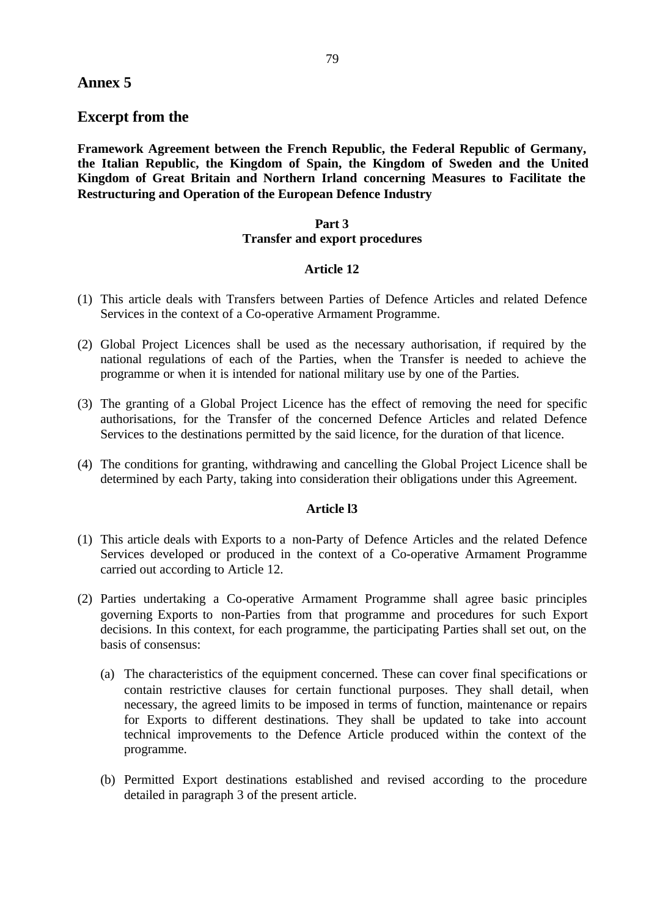## Annex 5

## Excerpt from the

**Framework Agreement between the French Republic, the Federal Republic of Germany, the Italian Republic, the Kingdom of Spain, the Kingdom of Sweden and the United Kingdom of Great Britain and Northern Irland concerning Measures to Facilitate the Restructuring and Operation of the European Defence Industry**

**Part 3**
**Transfer and export procedures**

**Article 12**

(1) This article deals with Transfers between Parties of Defence Articles and related Defence Services in the context of a Co-operative Armament Programme.

(2) Global Project Licences shall be used as the necessary authorisation, if required by the national regulations of each of the Parties, when the Transfer is needed to achieve the programme or when it is intended for national military use by one of the Parties.

(3) The granting of a Global Project Licence has the effect of removing the need for specific authorisations, for the Transfer of the concerned Defence Articles and related Defence Services to the destinations permitted by the said licence, for the duration of that licence.

(4) The conditions for granting, withdrawing and cancelling the Global Project Licence shall be determined by each Party, taking into consideration their obligations under this Agreement.

**Article l3**

(1) This article deals with Exports to a non-Party of Defence Articles and the related Defence Services developed or produced in the context of a Co-operative Armament Programme carried out according to Article 12.

(2) Parties undertaking a Co-operative Armament Programme shall agree basic principles governing Exports to non-Parties from that programme and procedures for such Export decisions. In this context, for each programme, the participating Parties shall set out, on the basis of consensus:

   (a) The characteristics of the equipment concerned. These can cover final specifications or contain restrictive clauses for certain functional purposes. They shall detail, when necessary, the agreed limits to be imposed in terms of function, maintenance or repairs for Exports to different destinations. They shall be updated to take into account technical improvements to the Defence Article produced within the context of the programme.

   (b) Permitted Export destinations established and revised according to the procedure detailed in paragraph 3 of the present article.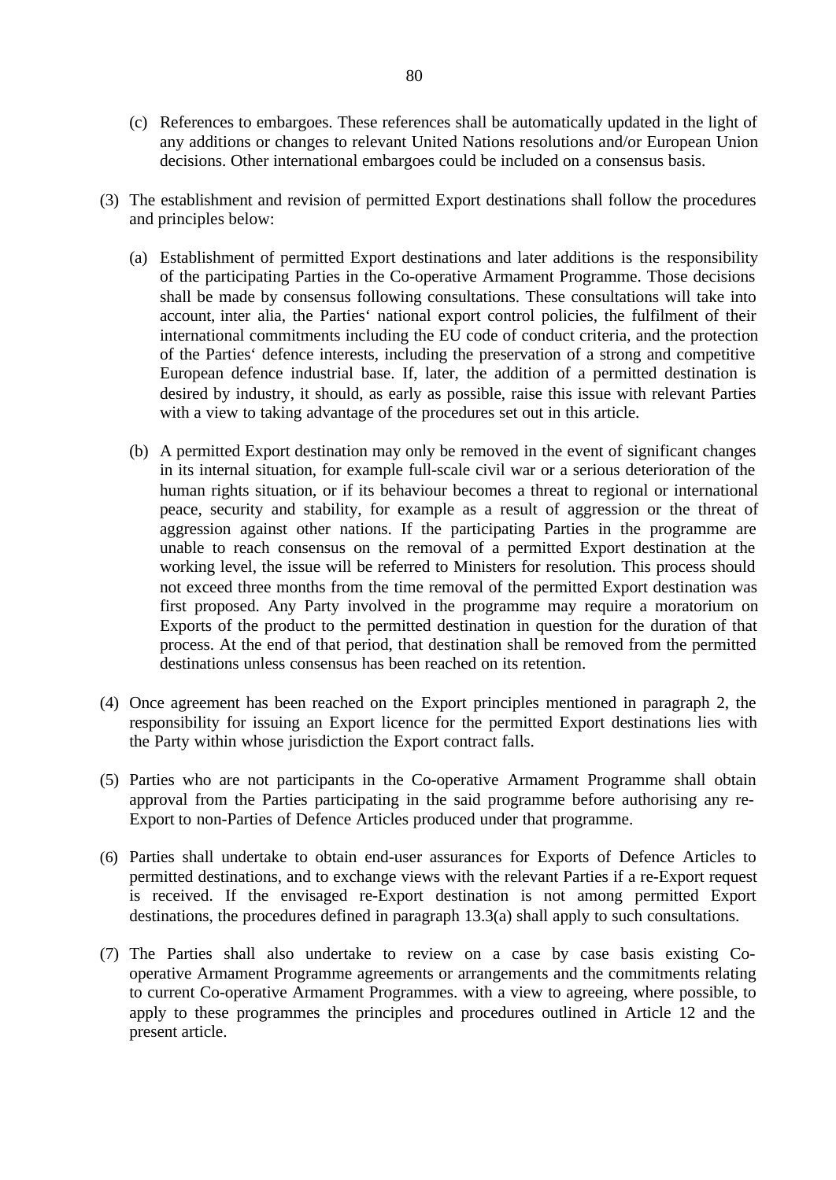(c) References to embargoes. These references shall be automatically updated in the light of any additions or changes to relevant United Nations resolutions and/or European Union decisions. Other international embargoes could be included on a consensus basis.

(3) The establishment and revision of permitted Export destinations shall follow the procedures and principles below:

(a) Establishment of permitted Export destinations and later additions is the responsibility of the participating Parties in the Co-operative Armament Programme. Those decisions shall be made by consensus following consultations. These consultations will take into account, inter alia, the Parties' national export control policies, the fulfilment of their international commitments including the EU code of conduct criteria, and the protection of the Parties' defence interests, including the preservation of a strong and competitive European defence industrial base. If, later, the addition of a permitted destination is desired by industry, it should, as early as possible, raise this issue with relevant Parties with a view to taking advantage of the procedures set out in this article.

(b) A permitted Export destination may only be removed in the event of significant changes in its internal situation, for example full-scale civil war or a serious deterioration of the human rights situation, or if its behaviour becomes a threat to regional or international peace, security and stability, for example as a result of aggression or the threat of aggression against other nations. If the participating Parties in the programme are unable to reach consensus on the removal of a permitted Export destination at the working level, the issue will be referred to Ministers for resolution. This process should not exceed three months from the time removal of the permitted Export destination was first proposed. Any Party involved in the programme may require a moratorium on Exports of the product to the permitted destination in question for the duration of that process. At the end of that period, that destination shall be removed from the permitted destinations unless consensus has been reached on its retention.

(4) Once agreement has been reached on the Export principles mentioned in paragraph 2, the responsibility for issuing an Export licence for the permitted Export destinations lies with the Party within whose jurisdiction the Export contract falls.

(5) Parties who are not participants in the Co-operative Armament Programme shall obtain approval from the Parties participating in the said programme before authorising any re-Export to non-Parties of Defence Articles produced under that programme.

(6) Parties shall undertake to obtain end-user assurances for Exports of Defence Articles to permitted destinations, and to exchange views with the relevant Parties if a re-Export request is received. If the envisaged re-Export destination is not among permitted Export destinations, the procedures defined in paragraph 13.3(a) shall apply to such consultations.

(7) The Parties shall also undertake to review on a case by case basis existing Co-operative Armament Programme agreements or arrangements and the commitments relating to current Co-operative Armament Programmes. with a view to agreeing, where possible, to apply to these programmes the principles and procedures outlined in Article 12 and the present article.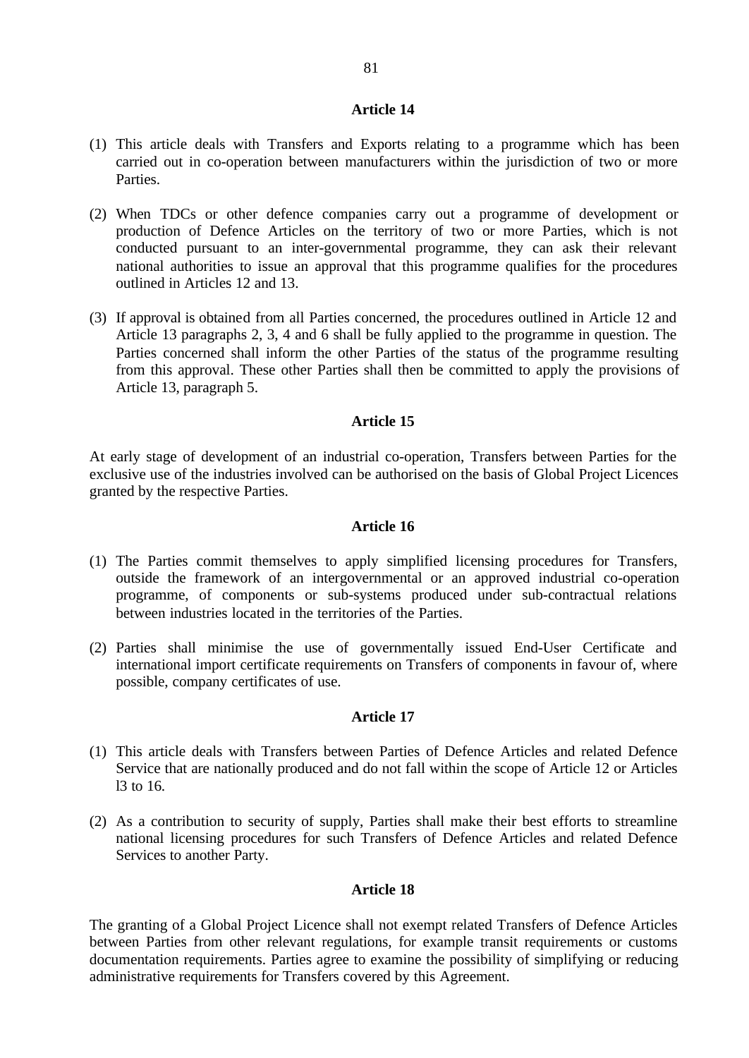**Article 14**

(1) This article deals with Transfers and Exports relating to a programme which has been carried out in co-operation between manufacturers within the jurisdiction of two or more Parties.

(2) When TDCs or other defence companies carry out a programme of development or production of Defence Articles on the territory of two or more Parties, which is not conducted pursuant to an inter-governmental programme, they can ask their relevant national authorities to issue an approval that this programme qualifies for the procedures outlined in Articles 12 and 13.

(3) If approval is obtained from all Parties concerned, the procedures outlined in Article 12 and Article 13 paragraphs 2, 3, 4 and 6 shall be fully applied to the programme in question. The Parties concerned shall inform the other Parties of the status of the programme resulting from this approval. These other Parties shall then be committed to apply the provisions of Article 13, paragraph 5.

**Article 15**

At early stage of development of an industrial co-operation, Transfers between Parties for the exclusive use of the industries involved can be authorised on the basis of Global Project Licences granted by the respective Parties.

**Article 16**

(1) The Parties commit themselves to apply simplified licensing procedures for Transfers, outside the framework of an intergovernmental or an approved industrial co-operation programme, of components or sub-systems produced under sub-contractual relations between industries located in the territories of the Parties.

(2) Parties shall minimise the use of governmentally issued End-User Certificate and international import certificate requirements on Transfers of components in favour of, where possible, company certificates of use.

**Article 17**

(1) This article deals with Transfers between Parties of Defence Articles and related Defence Service that are nationally produced and do not fall within the scope of Article 12 or Articles l3 to 16.

(2) As a contribution to security of supply, Parties shall make their best efforts to streamline national licensing procedures for such Transfers of Defence Articles and related Defence Services to another Party.

**Article 18**

The granting of a Global Project Licence shall not exempt related Transfers of Defence Articles between Parties from other relevant regulations, for example transit requirements or customs documentation requirements. Parties agree to examine the possibility of simplifying or reducing administrative requirements for Transfers covered by this Agreement.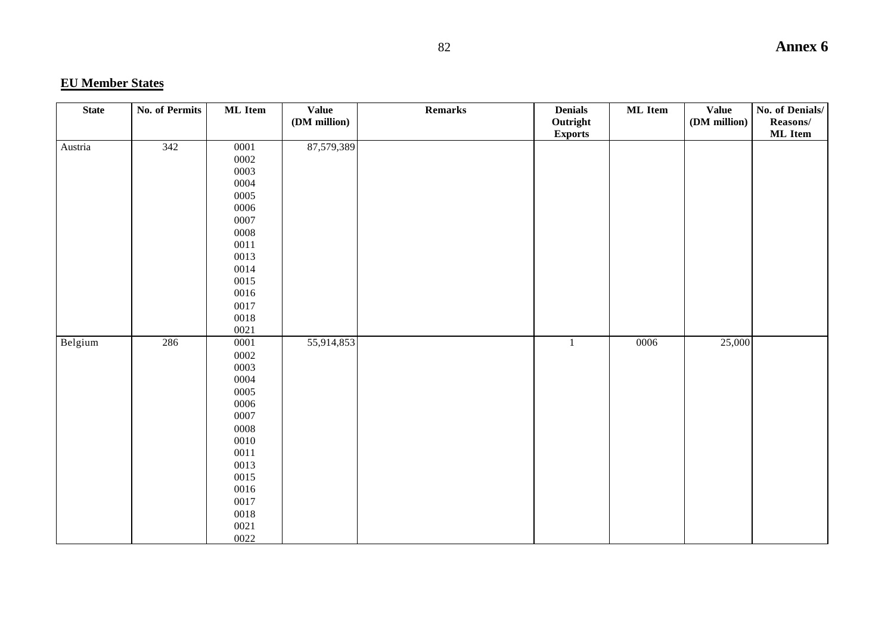**Annex 6**

## EU Member States

| State | No. of Permits | ML Item | Value (DM million) | Remarks | Denials Outright Exports | ML Item | Value (DM million) | No. of Denials/ Reasons/ ML Item |
|---|---|---|---|---|---|---|---|---|
| Austria | 342 | 0001 0002 0003 0004 0005 0006 0007 0008 0011 0013 0014 0015 0016 0017 0018 0021 | 87,579,389 | | | | | |
| Belgium | 286 | 0001 0002 0003 0004 0005 0006 0007 0008 0010 0011 0013 0015 0016 0017 0018 0021 0022 | 55,914,853 | | 1 | 0006 | 25,000 | |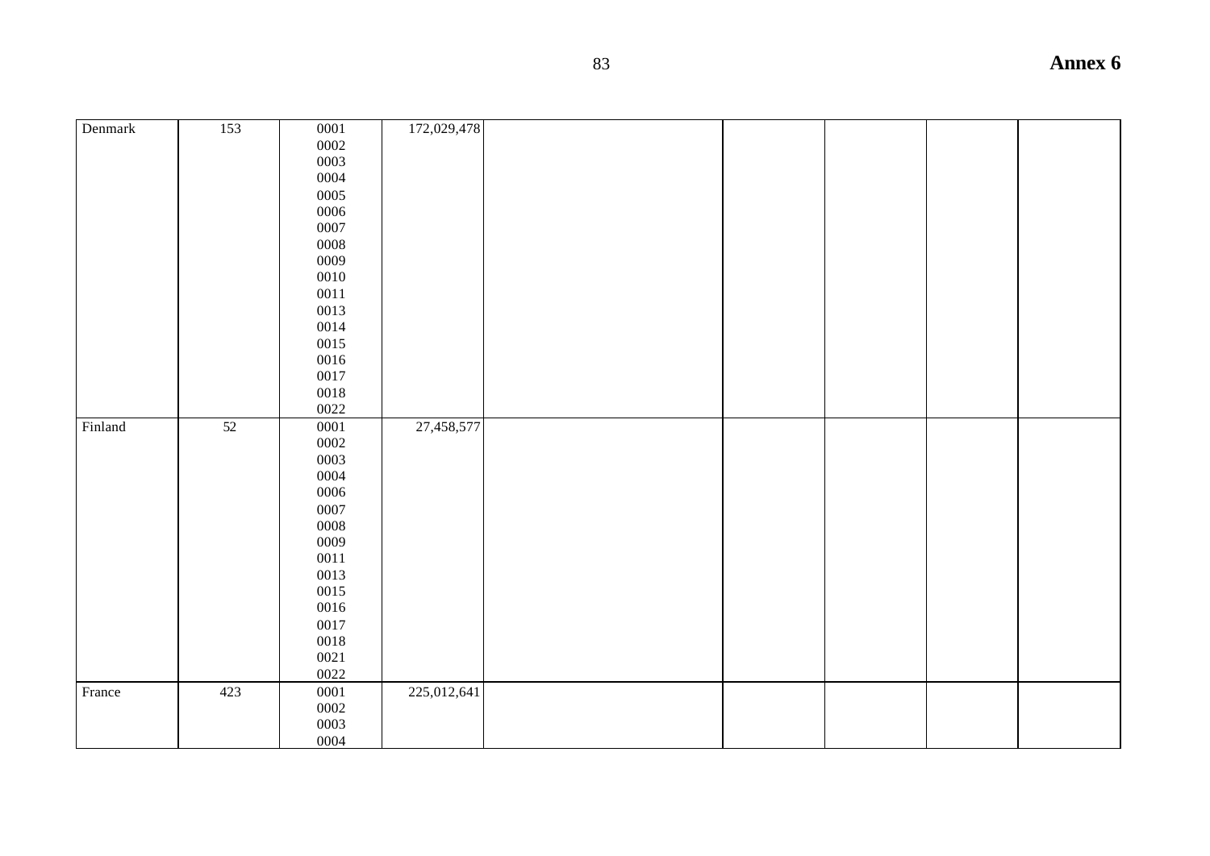| Denmark | 153 | 0001<br>0002<br>0003<br>0004<br>0005<br>0006<br>0007<br>0008<br>0009<br>0010<br>0011<br>0013<br>0014<br>0015<br>0016<br>0017<br>0018<br>0022 | 172,029,478 | | | | | |
|---|---|---|---|---|---|---|---|---|
| Finland | 52 | 0001<br>0002<br>0003<br>0004<br>0006<br>0007<br>0008<br>0009<br>0011<br>0013<br>0015<br>0016<br>0017<br>0018<br>0021<br>0022 | 27,458,577 | | | | | |
| France | 423 | 0001<br>0002<br>0003<br>0004 | 225,012,641 | | | | | |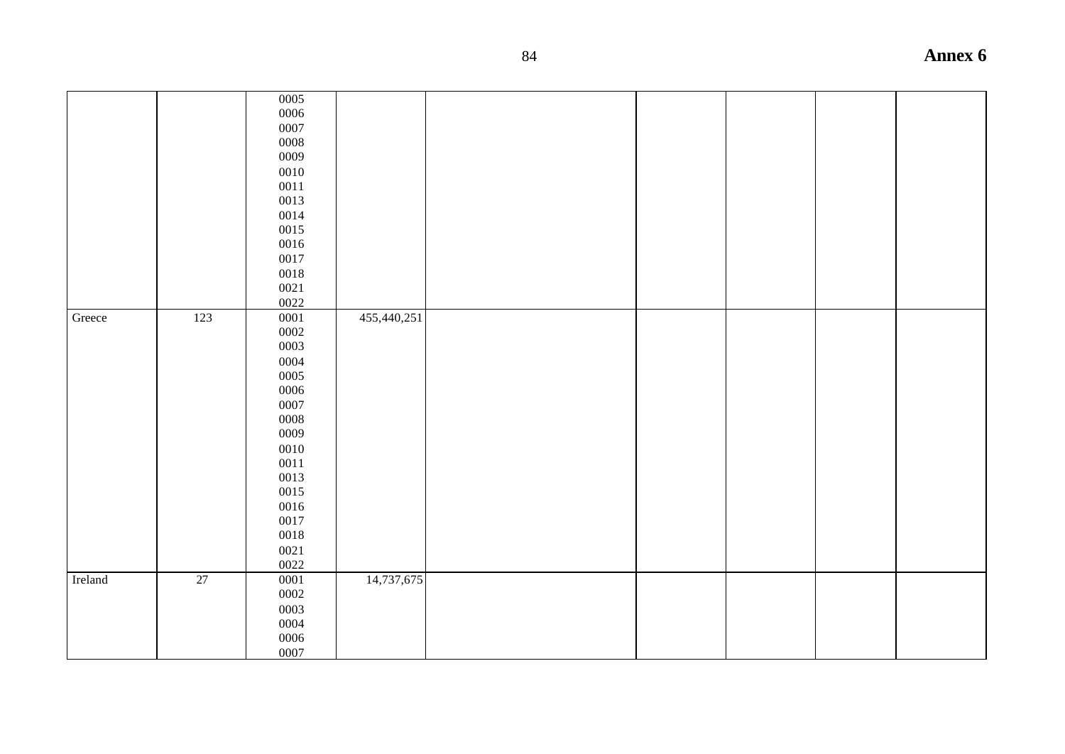| | | | | | | | | |
|---|---|---|---|---|---|---|---|---|
| | | 0005<br>0006<br>0007<br>0008<br>0009<br>0010<br>0011<br>0013<br>0014<br>0015<br>0016<br>0017<br>0018<br>0021<br>0022 | | | | | | |
| Greece | 123 | 0001<br>0002<br>0003<br>0004<br>0005<br>0006<br>0007<br>0008<br>0009<br>0010<br>0011<br>0013<br>0015<br>0016<br>0017<br>0018<br>0021<br>0022 | 455,440,251 | | | | | |
| Ireland | 27 | 0001<br>0002<br>0003<br>0004<br>0006<br>0007 | 14,737,675 | | | | | |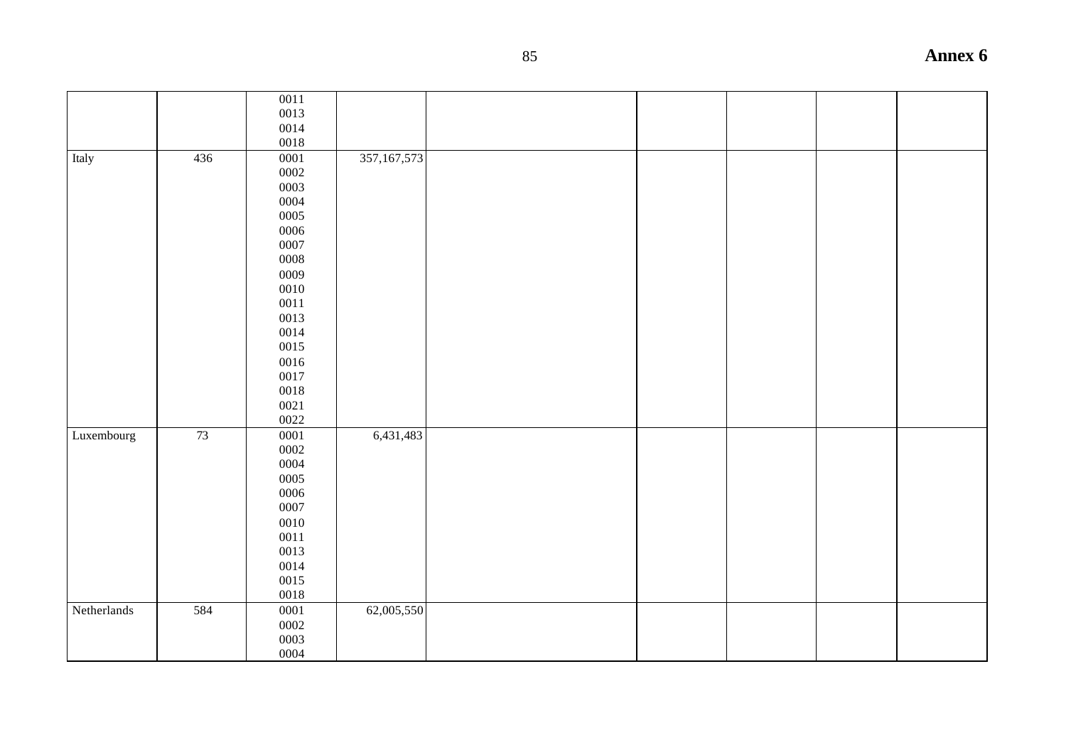| | | | | | | | | |
|---|---|---|---|---|---|---|---|---|
| | | 0011<br>0013<br>0014<br>0018 | | | | | | |
| Italy | 436 | 0001<br>0002<br>0003<br>0004<br>0005<br>0006<br>0007<br>0008<br>0009<br>0010<br>0011<br>0013<br>0014<br>0015<br>0016<br>0017<br>0018<br>0021<br>0022 | 357,167,573 | | | | | |
| Luxembourg | 73 | 0001<br>0002<br>0004<br>0005<br>0006<br>0007<br>0010<br>0011<br>0013<br>0014<br>0015<br>0018 | 6,431,483 | | | | | |
| Netherlands | 584 | 0001<br>0002<br>0003<br>0004 | 62,005,550 | | | | | |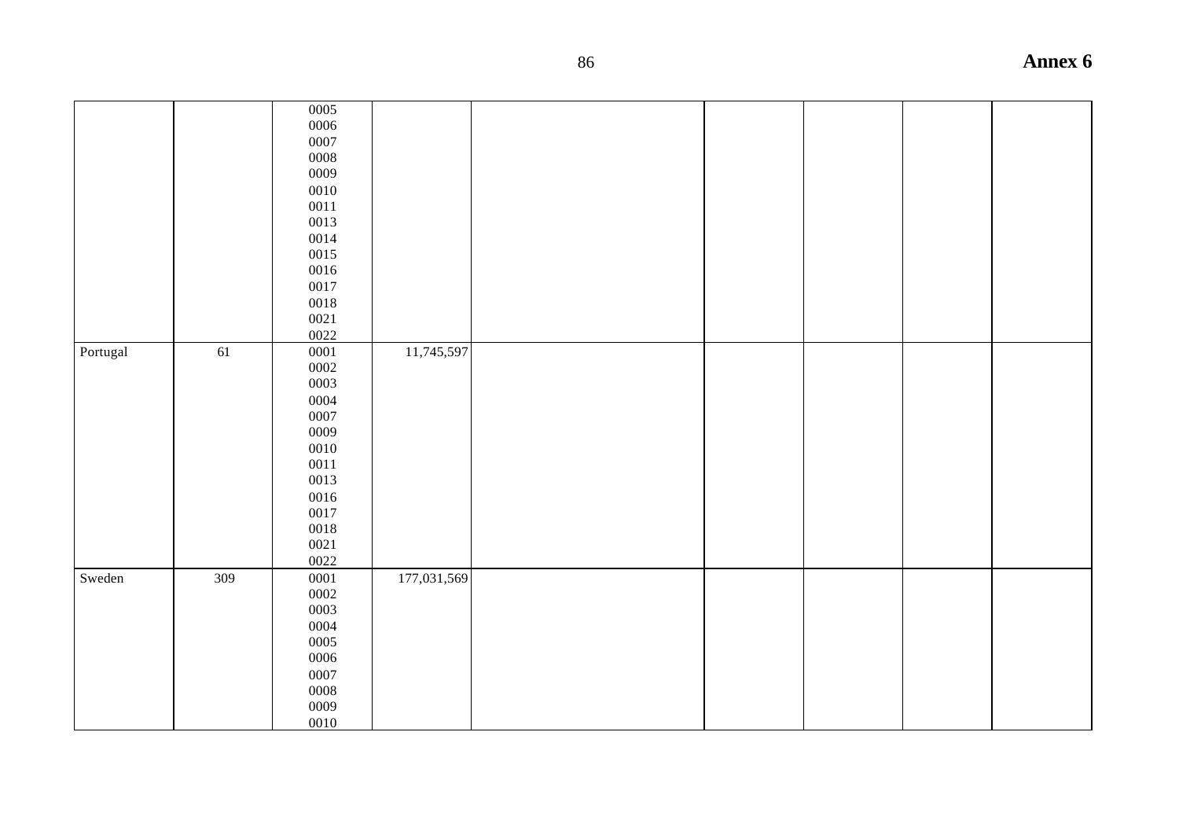| | | | | | | | | |
|---|---|---|---|---|---|---|---|---|
| | | 0005<br>0006<br>0007<br>0008<br>0009<br>0010<br>0011<br>0013<br>0014<br>0015<br>0016<br>0017<br>0018<br>0021<br>0022 | | | | | | |
| Portugal | 61 | 0001<br>0002<br>0003<br>0004<br>0007<br>0009<br>0010<br>0011<br>0013<br>0016<br>0017<br>0018<br>0021<br>0022 | 11,745,597 | | | | | |
| Sweden | 309 | 0001<br>0002<br>0003<br>0004<br>0005<br>0006<br>0007<br>0008<br>0009<br>0010 | 177,031,569 | | | | | |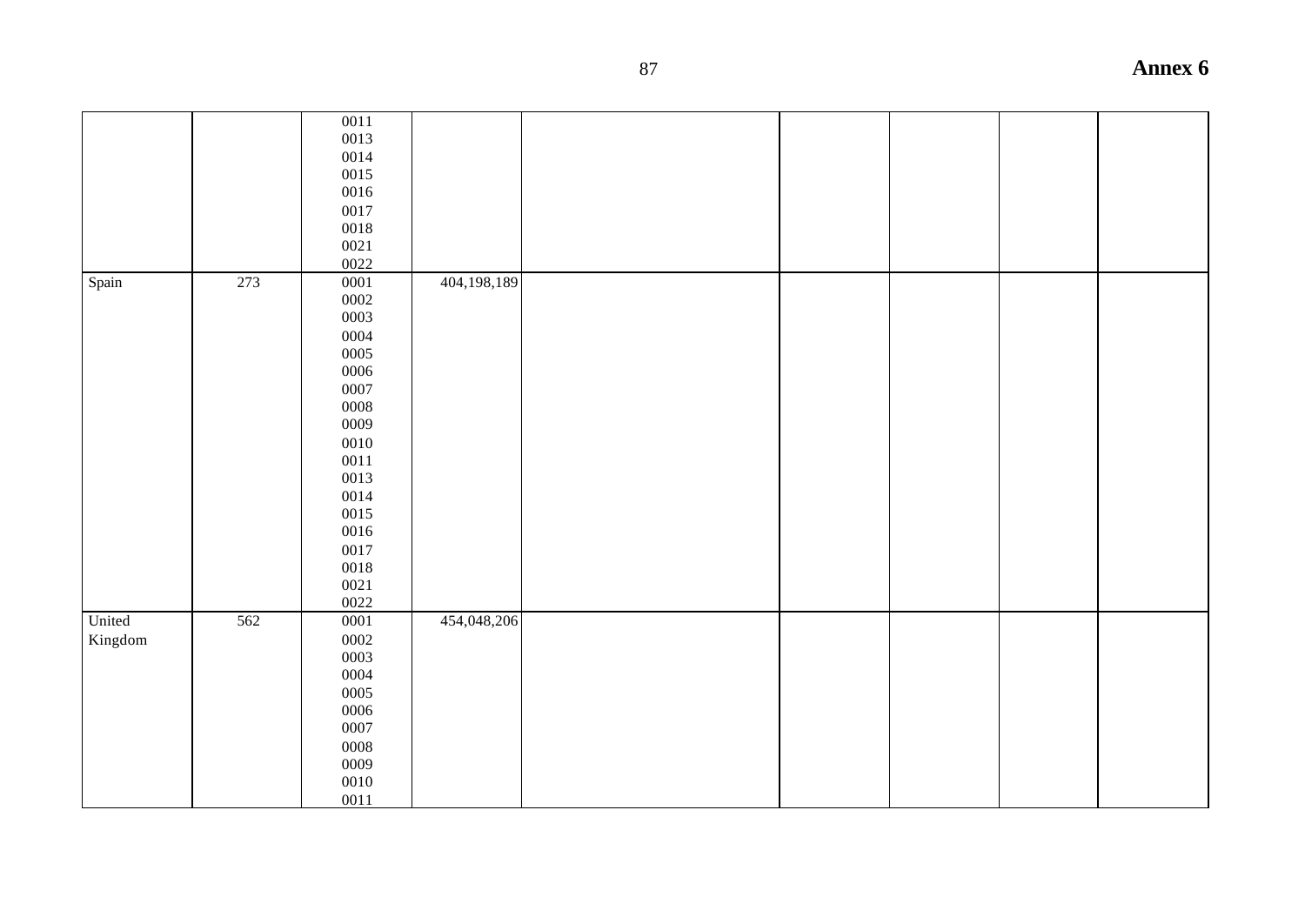|  |  |  |  |  |  |  |  |  |
|---|---|---|---|---|---|---|---|---|
|  |  | 0011<br>0013<br>0014<br>0015<br>0016<br>0017<br>0018<br>0021<br>0022 |  |  |  |  |  |  |
| Spain | 273 | 0001<br>0002<br>0003<br>0004<br>0005<br>0006<br>0007<br>0008<br>0009<br>0010<br>0011<br>0013<br>0014<br>0015<br>0016<br>0017<br>0018<br>0021<br>0022 | 404,198,189 |  |  |  |  |  |
| United Kingdom | 562 | 0001<br>0002<br>0003<br>0004<br>0005<br>0006<br>0007<br>0008<br>0009<br>0010<br>0011 | 454,048,206 |  |  |  |  |  |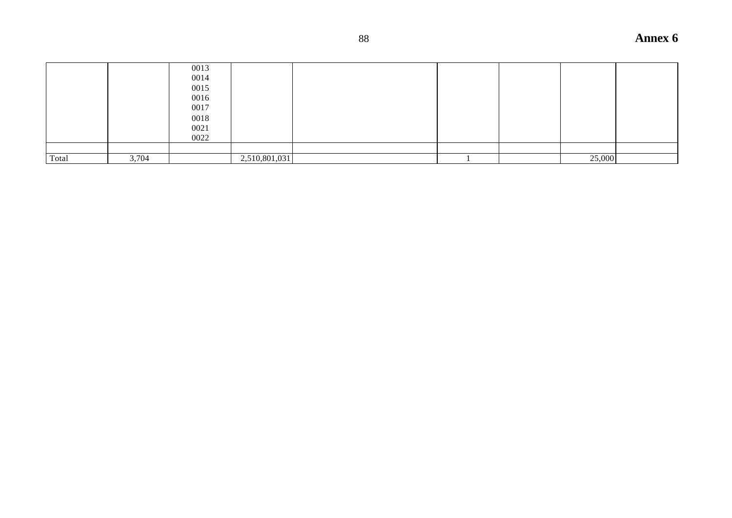| | | | | | | | | |
|---|---|---|---|---|---|---|---|---|
| | | 0013<br>0014<br>0015<br>0016<br>0017<br>0018<br>0021<br>0022 | | | | | | |
| | | | | | | | | |
| Total | 3,704 | | 2,510,801,031 | | 1 | | 25,000 | |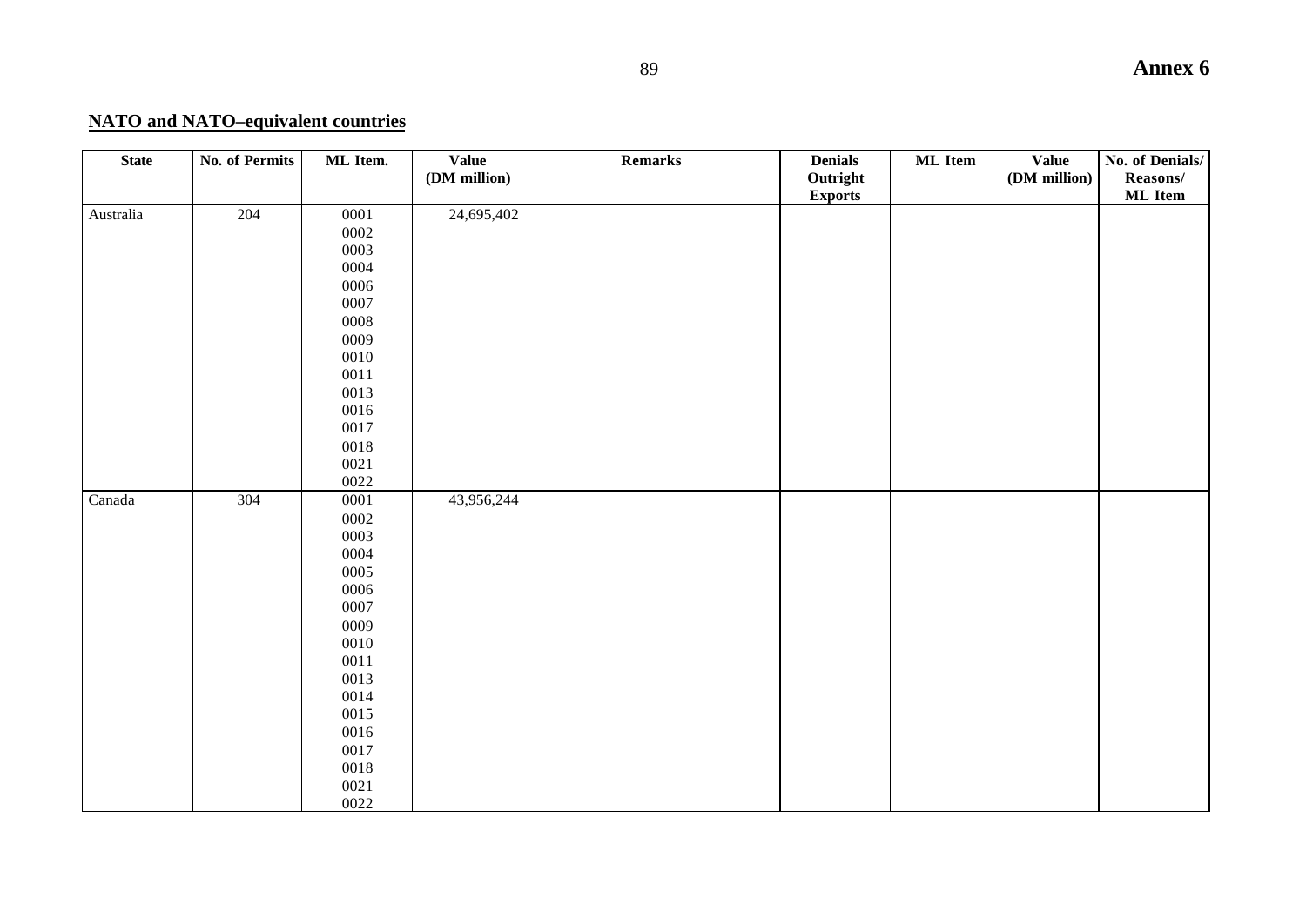**Annex 6**

## NATO and NATO–equivalent countries

| State | No. of Permits | ML Item. | Value (DM million) | Remarks | Denials Outright Exports | ML Item | Value (DM million) | No. of Denials/ Reasons/ ML Item |
|---|---|---|---|---|---|---|---|---|
| Australia | 204 | 0001<br>0002<br>0003<br>0004<br>0006<br>0007<br>0008<br>0009<br>0010<br>0011<br>0013<br>0016<br>0017<br>0018<br>0021<br>0022 | 24,695,402 | | | | | |
| Canada | 304 | 0001<br>0002<br>0003<br>0004<br>0005<br>0006<br>0007<br>0009<br>0010<br>0011<br>0013<br>0014<br>0015<br>0016<br>0017<br>0018<br>0021<br>0022 | 43,956,244 | | | | | |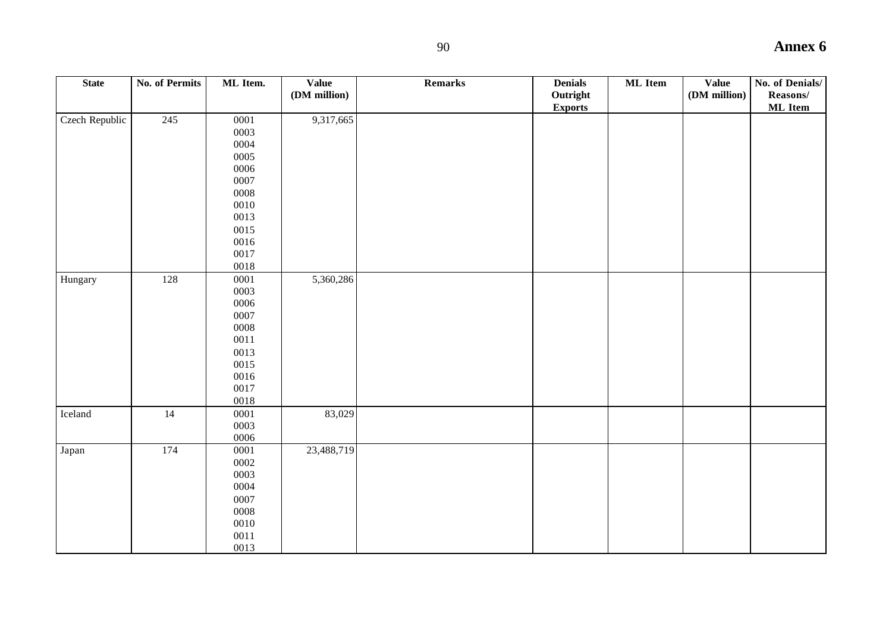**Annex 6**

| State | No. of Permits | ML Item. | Value (DM million) | Remarks | Denials Outright Exports | ML Item | Value (DM million) | No. of Denials/ Reasons/ ML Item |
|---|---|---|---|---|---|---|---|---|
| Czech Republic | 245 | 0001<br>0003<br>0004<br>0005<br>0006<br>0007<br>0008<br>0010<br>0013<br>0015<br>0016<br>0017<br>0018 | 9,317,665 | | | | | |
| Hungary | 128 | 0001<br>0003<br>0006<br>0007<br>0008<br>0011<br>0013<br>0015<br>0016<br>0017<br>0018 | 5,360,286 | | | | | |
| Iceland | 14 | 0001<br>0003<br>0006 | 83,029 | | | | | |
| Japan | 174 | 0001<br>0002<br>0003<br>0004<br>0007<br>0008<br>0010<br>0011<br>0013 | 23,488,719 | | | | | |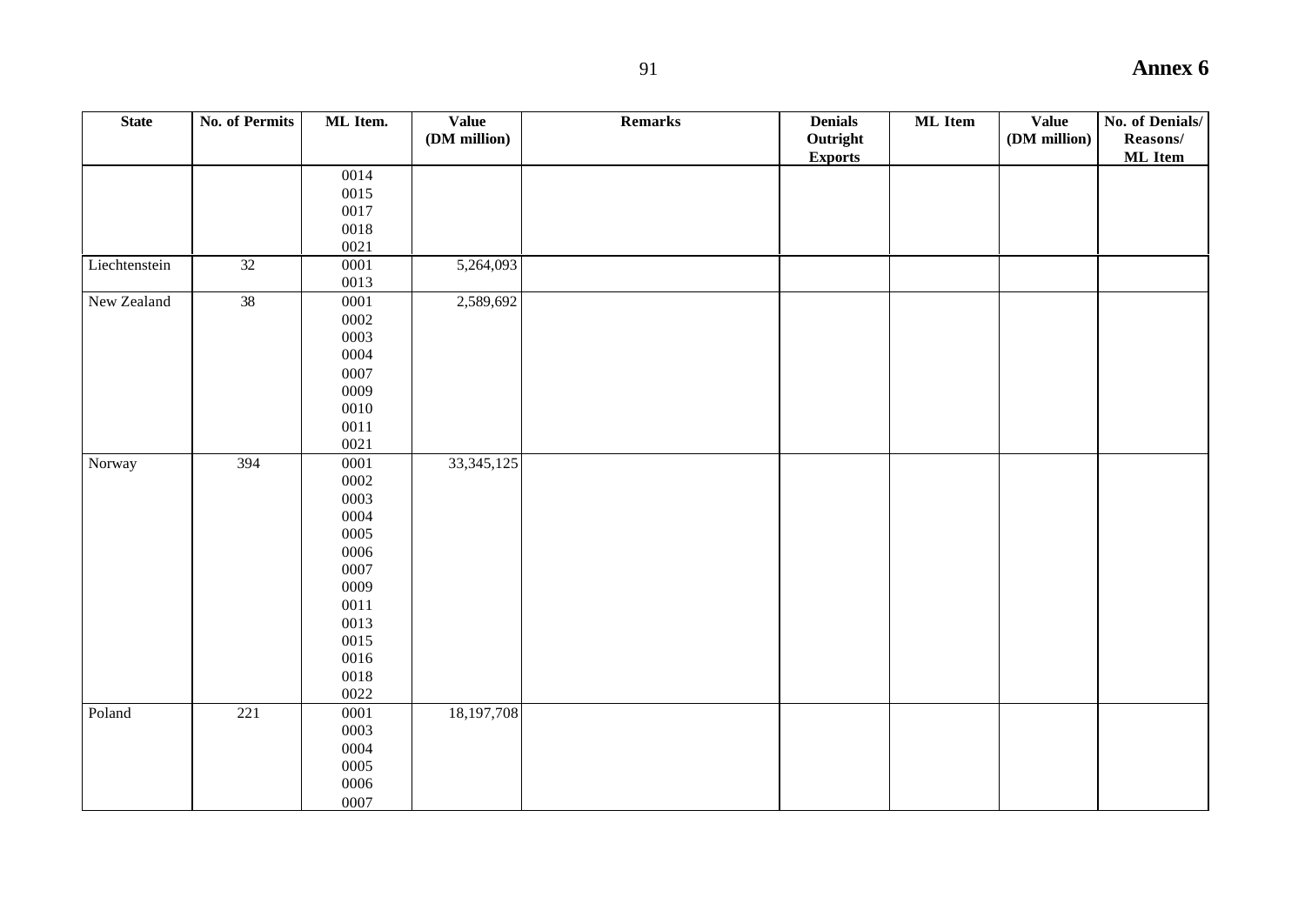| State | No. of Permits | ML Item. | Value (DM million) | Remarks | Denials Outright Exports | ML Item | Value (DM million) | No. of Denials/ Reasons/ ML Item |
|---|---|---|---|---|---|---|---|---|
| | | 0014<br>0015<br>0017<br>0018<br>0021 | | | | | | |
| Liechtenstein | 32 | 0001<br>0013 | 5,264,093 | | | | | |
| New Zealand | 38 | 0001<br>0002<br>0003<br>0004<br>0007<br>0009<br>0010<br>0011<br>0021 | 2,589,692 | | | | | |
| Norway | 394 | 0001<br>0002<br>0003<br>0004<br>0005<br>0006<br>0007<br>0009<br>0011<br>0013<br>0015<br>0016<br>0018<br>0022 | 33,345,125 | | | | | |
| Poland | 221 | 0001<br>0003<br>0004<br>0005<br>0006<br>0007 | 18,197,708 | | | | | |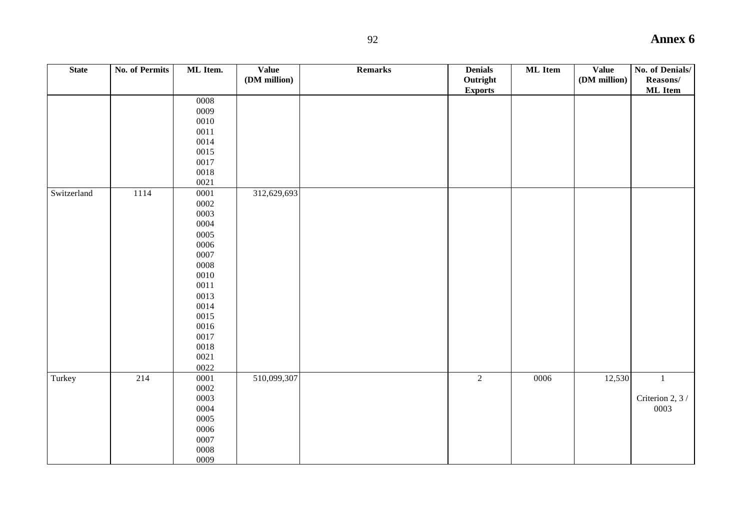**Annex 6**

| State | No. of Permits | ML Item. | Value (DM million) | Remarks | Denials Outright Exports | ML Item | Value (DM million) | No. of Denials/ Reasons/ ML Item |
|---|---|---|---|---|---|---|---|---|
| | | 0008 | | | | | | |
| | | 0009 | | | | | | |
| | | 0010 | | | | | | |
| | | 0011 | | | | | | |
| | | 0014 | | | | | | |
| | | 0015 | | | | | | |
| | | 0017 | | | | | | |
| | | 0018 | | | | | | |
| | | 0021 | | | | | | |
| Switzerland | 1114 | 0001 | 312,629,693 | | | | | |
| | | 0002 | | | | | | |
| | | 0003 | | | | | | |
| | | 0004 | | | | | | |
| | | 0005 | | | | | | |
| | | 0006 | | | | | | |
| | | 0007 | | | | | | |
| | | 0008 | | | | | | |
| | | 0010 | | | | | | |
| | | 0011 | | | | | | |
| | | 0013 | | | | | | |
| | | 0014 | | | | | | |
| | | 0015 | | | | | | |
| | | 0016 | | | | | | |
| | | 0017 | | | | | | |
| | | 0018 | | | | | | |
| | | 0021 | | | | | | |
| | | 0022 | | | | | | |
| Turkey | 214 | 0001 | 510,099,307 | | 2 | 0006 | 12,530 | 1 |
| | | 0002 | | | | | | |
| | | 0003 | | | | | | Criterion 2, 3 / 0003 |
| | | 0004 | | | | | | |
| | | 0005 | | | | | | |
| | | 0006 | | | | | | |
| | | 0007 | | | | | | |
| | | 0008 | | | | | | |
| | | 0009 | | | | | | |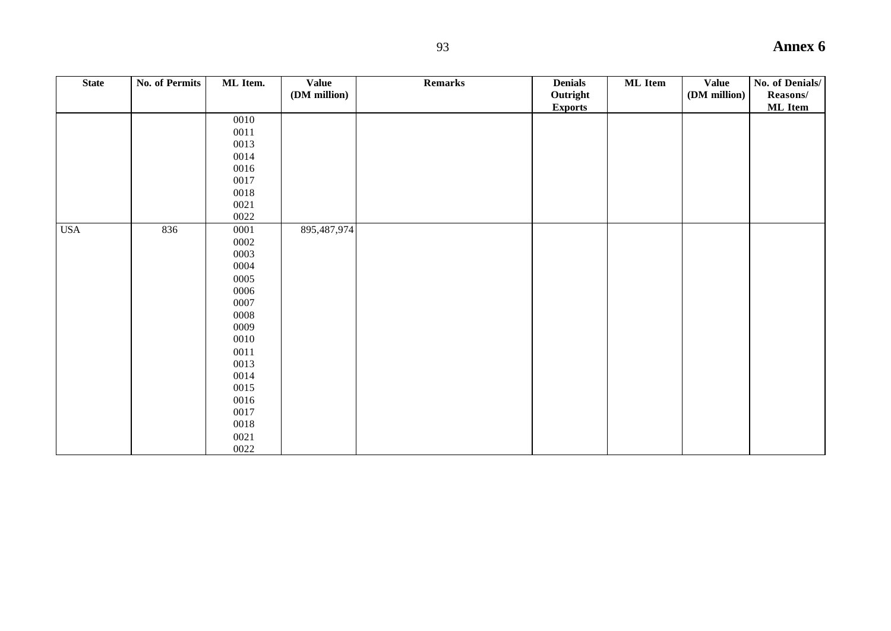| State | No. of Permits | ML Item. | Value (DM million) | Remarks | Denials Outright Exports | ML Item | Value (DM million) | No. of Denials/ Reasons/ ML Item |
|---|---|---|---|---|---|---|---|---|
| | | 0010 | | | | | | |
| | | 0011 | | | | | | |
| | | 0013 | | | | | | |
| | | 0014 | | | | | | |
| | | 0016 | | | | | | |
| | | 0017 | | | | | | |
| | | 0018 | | | | | | |
| | | 0021 | | | | | | |
| | | 0022 | | | | | | |
| USA | 836 | 0001 | 895,487,974 | | | | | |
| | | 0002 | | | | | | |
| | | 0003 | | | | | | |
| | | 0004 | | | | | | |
| | | 0005 | | | | | | |
| | | 0006 | | | | | | |
| | | 0007 | | | | | | |
| | | 0008 | | | | | | |
| | | 0009 | | | | | | |
| | | 0010 | | | | | | |
| | | 0011 | | | | | | |
| | | 0013 | | | | | | |
| | | 0014 | | | | | | |
| | | 0015 | | | | | | |
| | | 0016 | | | | | | |
| | | 0017 | | | | | | |
| | | 0018 | | | | | | |
| | | 0021 | | | | | | |
| | | 0022 | | | | | | |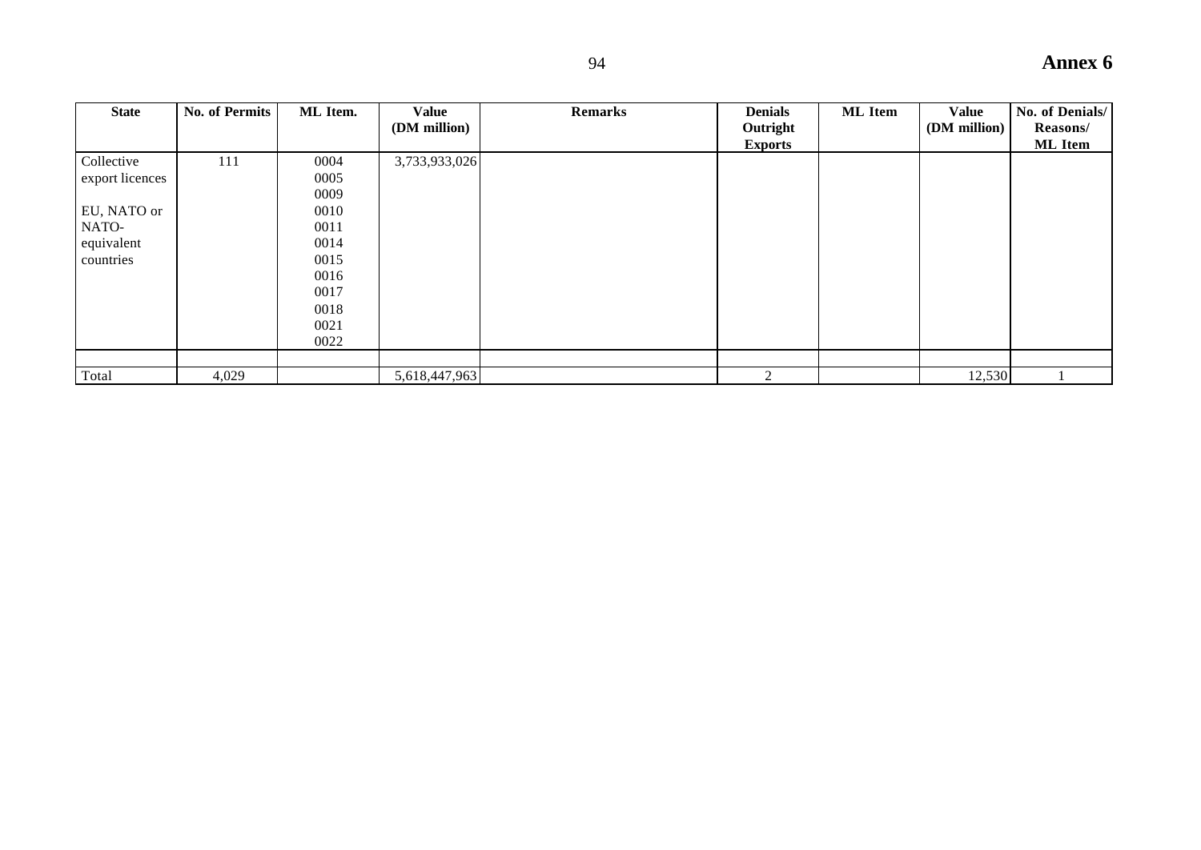**Annex 6**

| State | No. of Permits | ML Item. | Value (DM million) | Remarks | Denials Outright Exports | ML Item | Value (DM million) | No. of Denials/ Reasons/ ML Item |
|---|---|---|---|---|---|---|---|---|
| Collective export licences<br><br>EU, NATO or NATO-equivalent countries | 111 | 0004<br>0005<br>0009<br>0010<br>0011<br>0014<br>0015<br>0016<br>0017<br>0018<br>0021<br>0022 | 3,733,933,026 | | | | | |
| | | | | | | | | |
| Total | 4,029 | | 5,618,447,963 | | 2 | | 12,530 | 1 |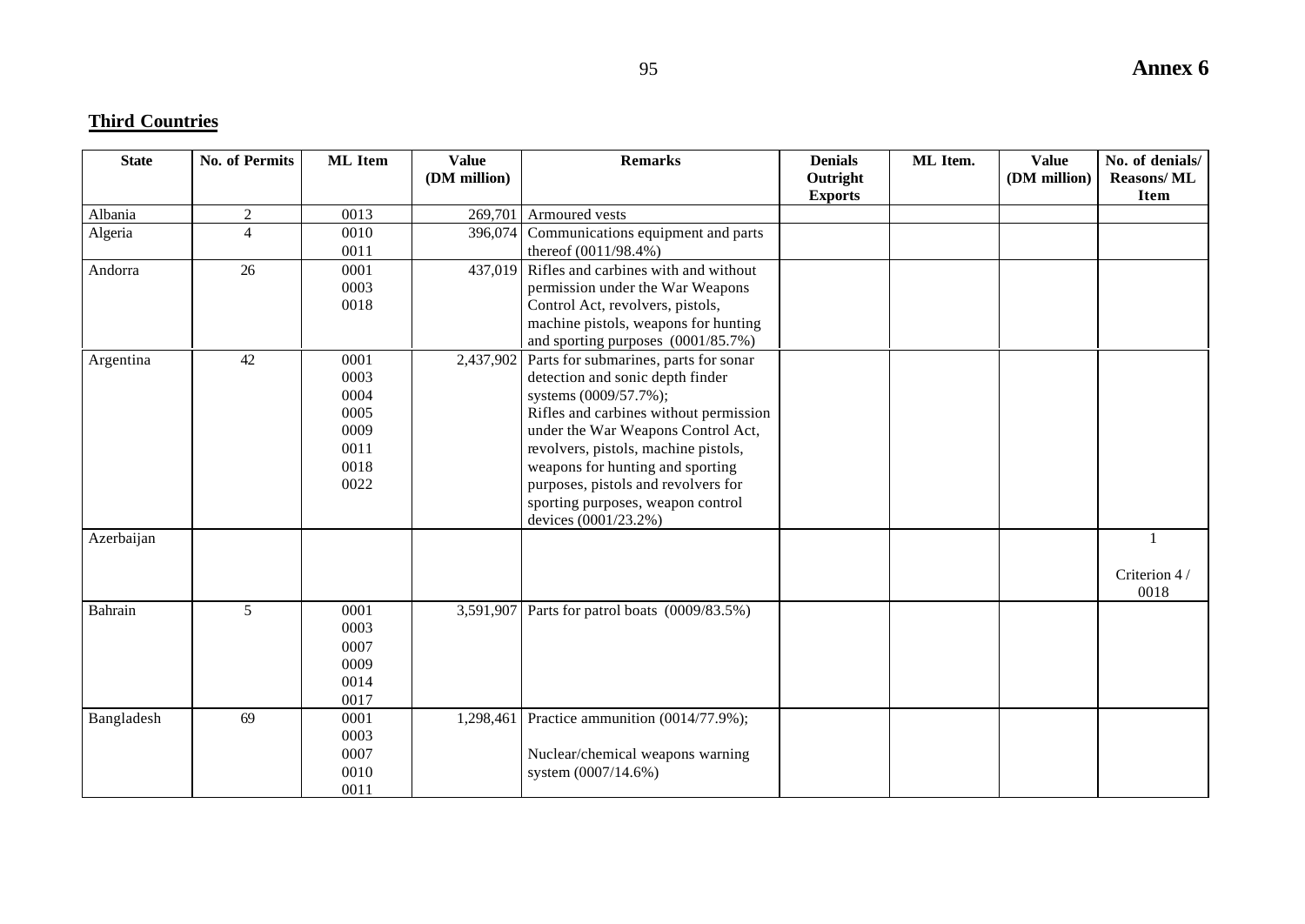**Annex 6**

## Third Countries

| State | No. of Permits | ML Item | Value (DM million) | Remarks | Denials Outright Exports | ML Item. | Value (DM million) | No. of denials/ Reasons/ ML Item |
|---|---|---|---|---|---|---|---|---|
| Albania | 2 | 0013 | 269,701 | Armoured vests | | | | |
| Algeria | 4 | 0010<br>0011 | 396,074 | Communications equipment and parts thereof (0011/98.4%) | | | | |
| Andorra | 26 | 0001<br>0003<br>0018 | 437,019 | Rifles and carbines with and without permission under the War Weapons Control Act, revolvers, pistols, machine pistols, weapons for hunting and sporting purposes (0001/85.7%) | | | | |
| Argentina | 42 | 0001<br>0003<br>0004<br>0005<br>0009<br>0011<br>0018<br>0022 | 2,437,902 | Parts for submarines, parts for sonar detection and sonic depth finder systems (0009/57.7%);<br>Rifles and carbines without permission under the War Weapons Control Act, revolvers, pistols, machine pistols, weapons for hunting and sporting purposes, pistols and revolvers for sporting purposes, weapon control devices (0001/23.2%) | | | | |
| Azerbaijan | | | | | | | | 1<br><br>Criterion 4 / 0018 |
| Bahrain | 5 | 0001<br>0003<br>0007<br>0009<br>0014<br>0017 | 3,591,907 | Parts for patrol boats (0009/83.5%) | | | | |
| Bangladesh | 69 | 0001<br>0003<br>0007<br>0010<br>0011 | 1,298,461 | Practice ammunition (0014/77.9%);<br><br>Nuclear/chemical weapons warning system (0007/14.6%) | | | | |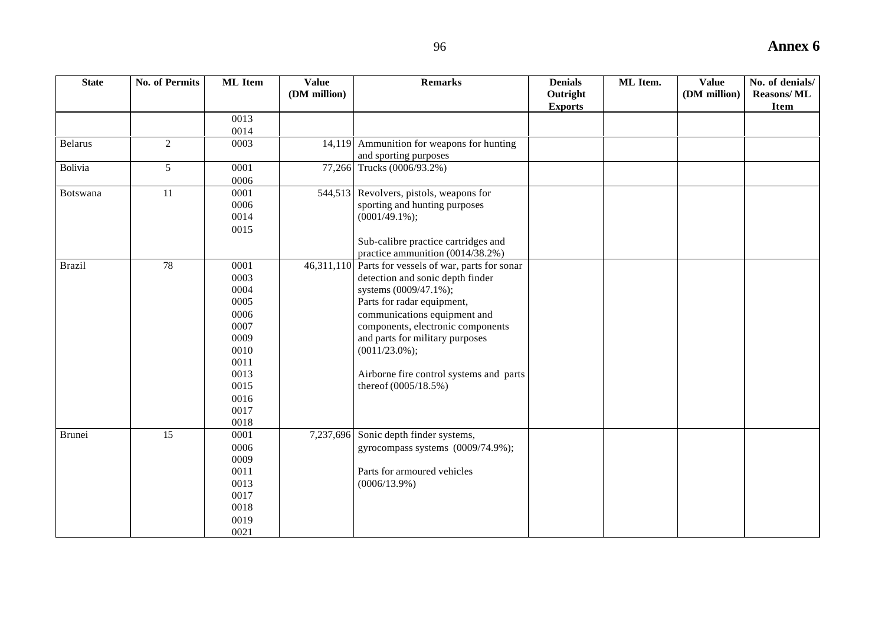# Annex 6

| State | No. of Permits | ML Item | Value (DM million) | Remarks | Denials Outright Exports | ML Item. | Value (DM million) | No. of denials/ Reasons/ ML Item |
|---|---|---|---|---|---|---|---|---|
| | | 0013<br>0014 | | | | | | |
| Belarus | 2 | 0003 | 14,119 | Ammunition for weapons for hunting and sporting purposes | | | | |
| Bolivia | 5 | 0001<br>0006 | 77,266 | Trucks (0006/93.2%) | | | | |
| Botswana | 11 | 0001<br>0006<br>0014<br>0015 | 544,513 | Revolvers, pistols, weapons for sporting and hunting purposes (0001/49.1%);<br><br>Sub-calibre practice cartridges and practice ammunition (0014/38.2%) | | | | |
| Brazil | 78 | 0001<br>0003<br>0004<br>0005<br>0006<br>0007<br>0009<br>0010<br>0011<br>0013<br>0015<br>0016<br>0017<br>0018 | 46,311,110 | Parts for vessels of war, parts for sonar detection and sonic depth finder systems (0009/47.1%);<br>Parts for radar equipment, communications equipment and components, electronic components and parts for military purposes (0011/23.0%);<br><br>Airborne fire control systems and parts thereof (0005/18.5%) | | | | |
| Brunei | 15 | 0001<br>0006<br>0009<br>0011<br>0013<br>0017<br>0018<br>0019<br>0021 | 7,237,696 | Sonic depth finder systems, gyrocompass systems (0009/74.9%);<br><br>Parts for armoured vehicles (0006/13.9%) | | | | |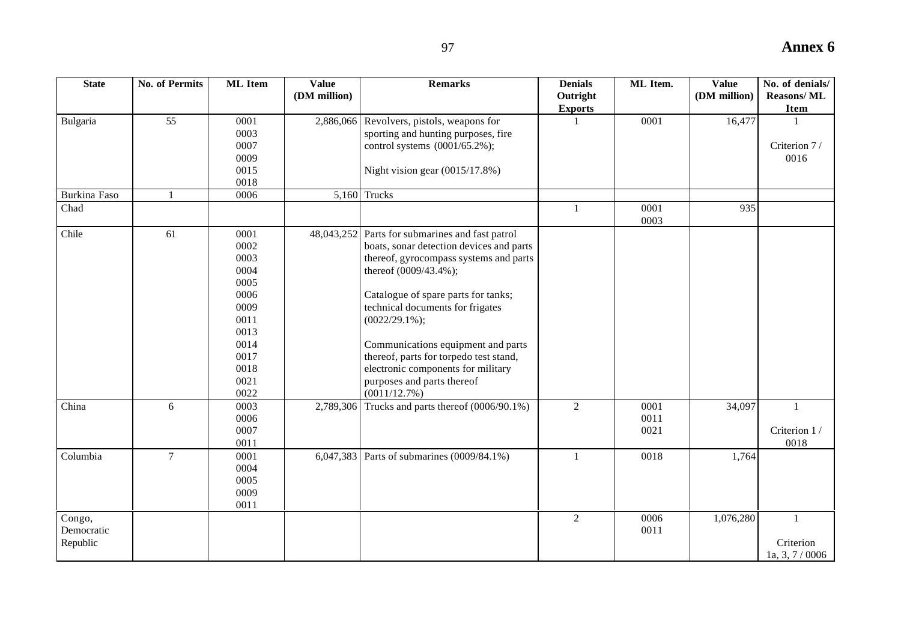**Annex 6**

| State | No. of Permits | ML Item | Value (DM million) | Remarks | Denials Outright Exports | ML Item. | Value (DM million) | No. of denials/ Reasons/ ML Item |
|---|---|---|---|---|---|---|---|---|
| Bulgaria | 55 | 0001<br>0003<br>0007<br>0009<br>0015<br>0018 | 2,886,066 | Revolvers, pistols, weapons for sporting and hunting purposes, fire control systems (0001/65.2%);<br><br>Night vision gear (0015/17.8%) | 1 | 0001 | 16,477 | 1<br><br>Criterion 7 / 0016 |
| Burkina Faso | 1 | 0006 | 5,160 | Trucks | | | | |
| Chad | | | | | 1 | 0001<br>0003 | 935 | |
| Chile | 61 | 0001<br>0002<br>0003<br>0004<br>0005<br>0006<br>0009<br>0011<br>0013<br>0014<br>0017<br>0018<br>0021<br>0022 | 48,043,252 | Parts for submarines and fast patrol boats, sonar detection devices and parts thereof, gyrocompass systems and parts thereof (0009/43.4%);<br><br>Catalogue of spare parts for tanks; technical documents for frigates (0022/29.1%);<br><br>Communications equipment and parts thereof, parts for torpedo test stand, electronic components for military purposes and parts thereof (0011/12.7%) | | | | |
| China | 6 | 0003<br>0006<br>0007<br>0011 | 2,789,306 | Trucks and parts thereof (0006/90.1%) | 2 | 0001<br>0011<br>0021 | 34,097 | 1<br><br>Criterion 1 / 0018 |
| Columbia | 7 | 0001<br>0004<br>0005<br>0009<br>0011 | 6,047,383 | Parts of submarines (0009/84.1%) | 1 | 0018 | 1,764 | |
| Congo, Democratic Republic | | | | | 2 | 0006<br>0011 | 1,076,280 | 1<br><br>Criterion 1a, 3, 7 / 0006 |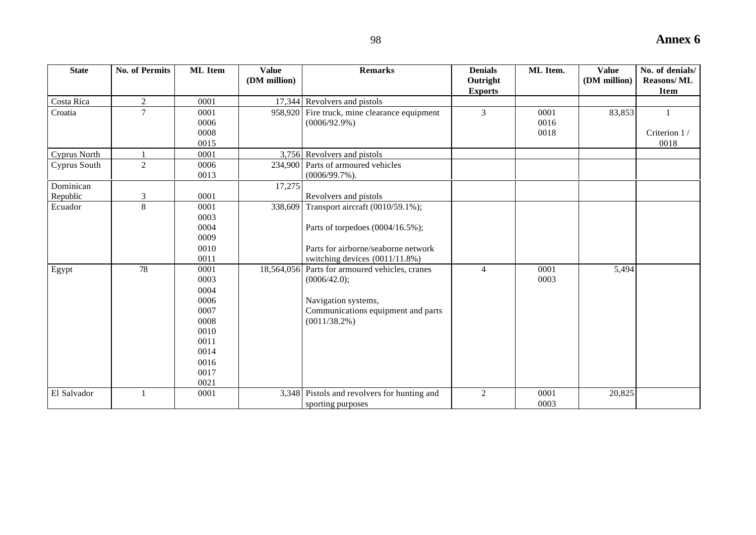**Annex 6**

| State | No. of Permits | ML Item | Value (DM million) | Remarks | Denials Outright Exports | ML Item. | Value (DM million) | No. of denials/ Reasons/ ML Item |
|---|---|---|---|---|---|---|---|---|
| Costa Rica | 2 | 0001 | 17,344 | Revolvers and pistols | | | | |
| Croatia | 7 | 0001<br>0006<br>0008<br>0015 | 958,920 | Fire truck, mine clearance equipment (0006/92.9%) | 3 | 0001<br>0016<br>0018 | 83,853 | 1<br><br>Criterion 1 / 0018 |
| Cyprus North | 1 | 0001 | 3,756 | Revolvers and pistols | | | | |
| Cyprus South | 2 | 0006<br>0013 | 234,900 | Parts of armoured vehicles (0006/99.7%). | | | | |
| Dominican Republic | 3 | 0001 | 17,275 | Revolvers and pistols | | | | |
| Ecuador | 8 | 0001<br>0003<br>0004<br>0009<br>0010<br>0011 | 338,609 | Transport aircraft (0010/59.1%);<br><br>Parts of torpedoes (0004/16.5%);<br><br>Parts for airborne/seaborne network switching devices (0011/11.8%) | | | | |
| Egypt | 78 | 0001<br>0003<br>0004<br>0006<br>0007<br>0008<br>0010<br>0011<br>0014<br>0016<br>0017<br>0021 | 18,564,056 | Parts for armoured vehicles, cranes (0006/42.0);<br><br>Navigation systems, Communications equipment and parts (0011/38.2%) | 4 | 0001<br>0003 | 5,494 | |
| El Salvador | 1 | 0001 | 3,348 | Pistols and revolvers for hunting and sporting purposes | 2 | 0001<br>0003 | 20,825 | |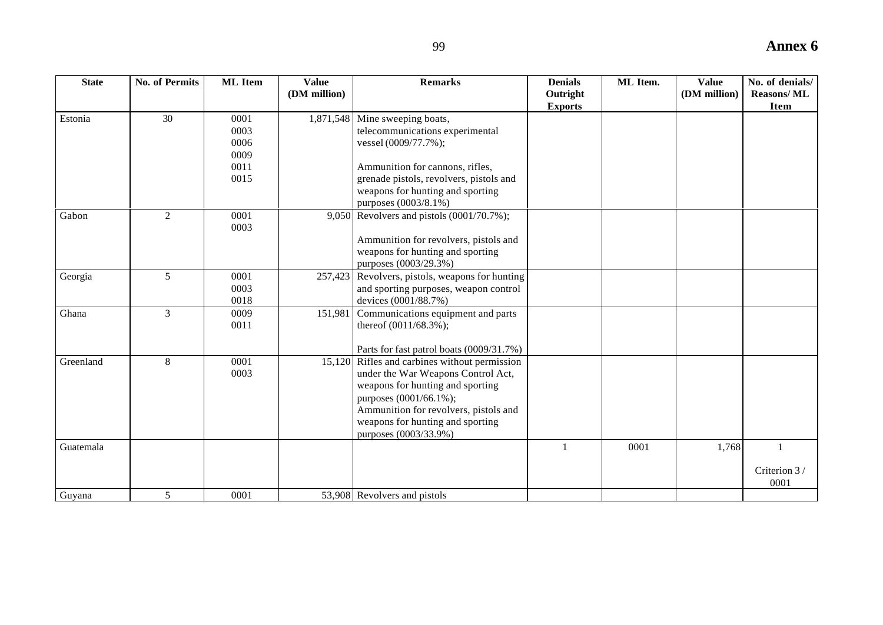**Annex 6**

| State | No. of Permits | ML Item | Value (DM million) | Remarks | Denials Outright Exports | ML Item. | Value (DM million) | No. of denials/ Reasons/ ML Item |
|---|---|---|---|---|---|---|---|---|
| Estonia | 30 | 0001<br>0003<br>0006<br>0009<br>0011<br>0015 | 1,871,548 | Mine sweeping boats, telecommunications experimental vessel (0009/77.7%);<br><br>Ammunition for cannons, rifles, grenade pistols, revolvers, pistols and weapons for hunting and sporting purposes (0003/8.1%) | | | | |
| Gabon | 2 | 0001<br>0003 | 9,050 | Revolvers and pistols (0001/70.7%);<br><br>Ammunition for revolvers, pistols and weapons for hunting and sporting purposes (0003/29.3%) | | | | |
| Georgia | 5 | 0001<br>0003<br>0018 | 257,423 | Revolvers, pistols, weapons for hunting and sporting purposes, weapon control devices (0001/88.7%) | | | | |
| Ghana | 3 | 0009<br>0011 | 151,981 | Communications equipment and parts thereof (0011/68.3%);<br><br>Parts for fast patrol boats (0009/31.7%) | | | | |
| Greenland | 8 | 0001<br>0003 | 15,120 | Rifles and carbines without permission under the War Weapons Control Act, weapons for hunting and sporting purposes (0001/66.1%);<br>Ammunition for revolvers, pistols and weapons for hunting and sporting purposes (0003/33.9%) | | | | |
| Guatemala | | | | | 1 | 0001 | 1,768 | 1<br><br>Criterion 3 / 0001 |
| Guyana | 5 | 0001 | 53,908 | Revolvers and pistols | | | | |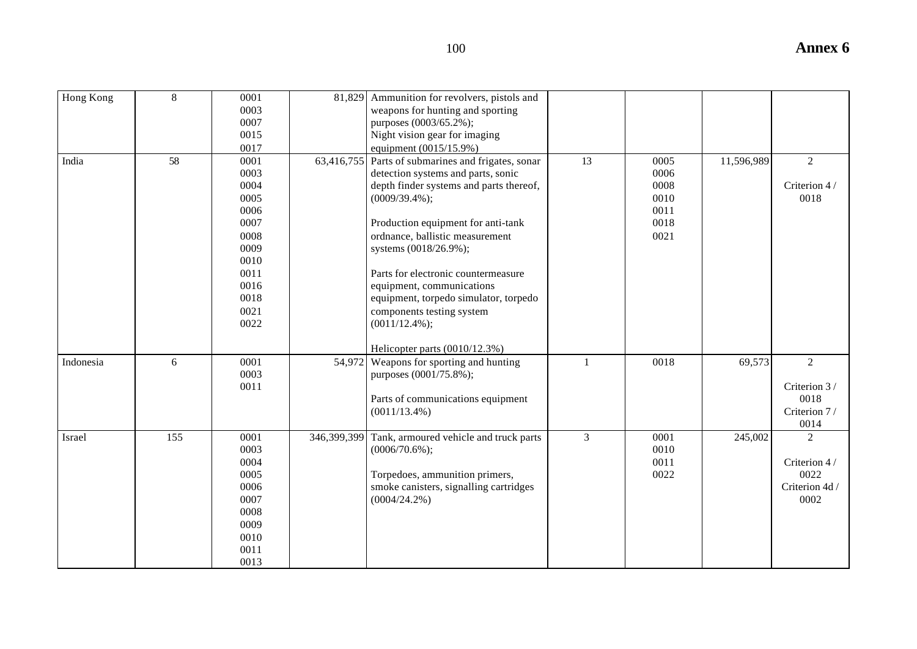| Hong Kong | 8 | 0001<br>0003<br>0007<br>0015<br>0017 | 81,829 | Ammunition for revolvers, pistols and weapons for hunting and sporting purposes (0003/65.2%);<br>Night vision gear for imaging equipment (0015/15.9%) | | | | |
|---|---|---|---|---|---|---|---|---|
| India | 58 | 0001<br>0003<br>0004<br>0005<br>0006<br>0007<br>0008<br>0009<br>0010<br>0011<br>0016<br>0018<br>0021<br>0022 | 63,416,755 | Parts of submarines and frigates, sonar detection systems and parts, sonic depth finder systems and parts thereof, (0009/39.4%);<br><br>Production equipment for anti-tank ordnance, ballistic measurement systems (0018/26.9%);<br><br>Parts for electronic countermeasure equipment, communications equipment, torpedo simulator, torpedo components testing system (0011/12.4%);<br><br>Helicopter parts (0010/12.3%) | 13 | 0005<br>0006<br>0008<br>0010<br>0011<br>0018<br>0021 | 11,596,989 | 2<br><br>Criterion 4 / 0018 |
| Indonesia | 6 | 0001<br>0003<br>0011 | 54,972 | Weapons for sporting and hunting purposes (0001/75.8%);<br><br>Parts of communications equipment (0011/13.4%) | 1 | 0018 | 69,573 | 2<br><br>Criterion 3 / 0018<br>Criterion 7 / 0014 |
| Israel | 155 | 0001<br>0003<br>0004<br>0005<br>0006<br>0007<br>0008<br>0009<br>0010<br>0011<br>0013 | 346,399,399 | Tank, armoured vehicle and truck parts (0006/70.6%);<br><br>Torpedoes, ammunition primers, smoke canisters, signalling cartridges (0004/24.2%) | 3 | 0001<br>0010<br>0011<br>0022 | 245,002 | 2<br><br>Criterion 4 / 0022<br>Criterion 4d / 0002 |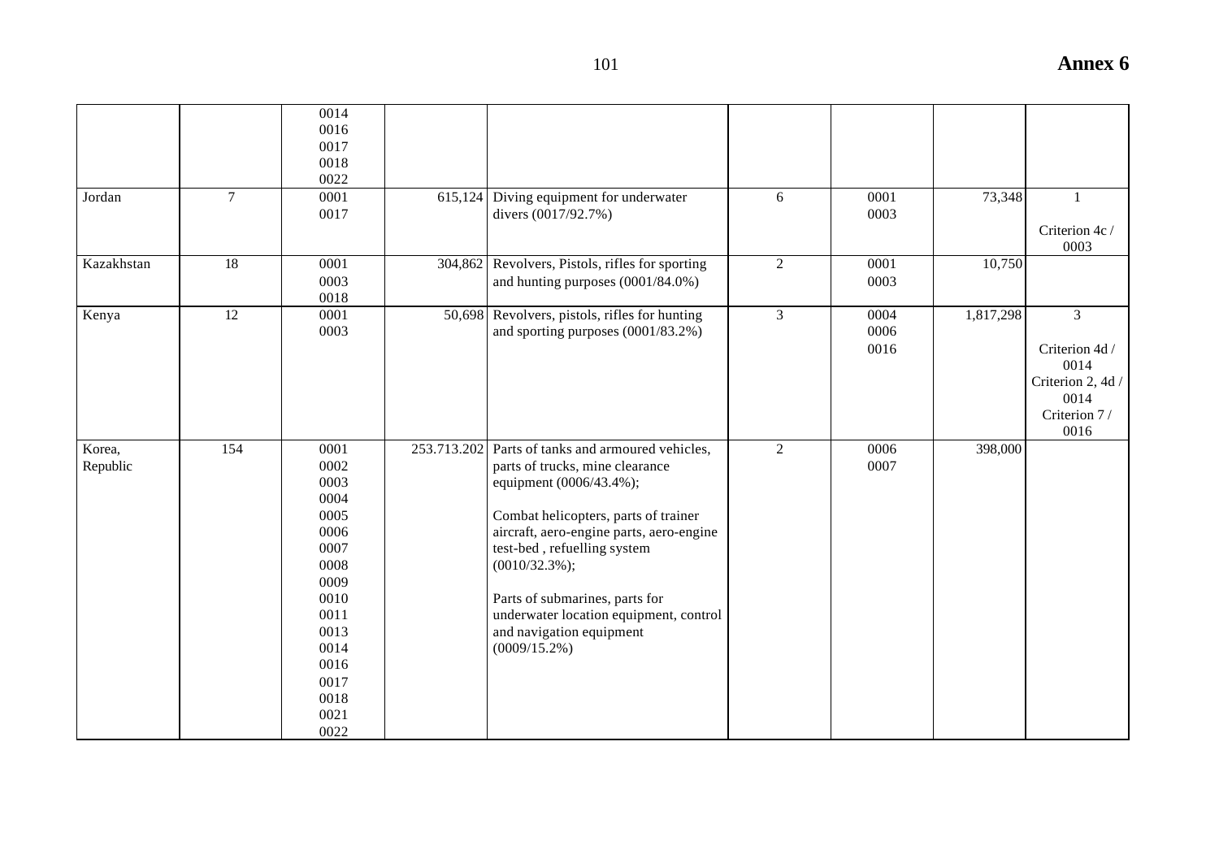| | | | | | | | | |
|---|---|---|---|---|---|---|---|---|
| | | 0014<br>0016<br>0017<br>0018<br>0022 | | | | | | |
| Jordan | 7 | 0001<br>0017 | 615,124 | Diving equipment for underwater divers (0017/92.7%) | 6 | 0001<br>0003 | 73,348 | 1<br><br>Criterion 4c / 0003 |
| Kazakhstan | 18 | 0001<br>0003<br>0018 | 304,862 | Revolvers, Pistols, rifles for sporting and hunting purposes (0001/84.0%) | 2 | 0001<br>0003 | 10,750 | |
| Kenya | 12 | 0001<br>0003 | 50,698 | Revolvers, pistols, rifles for hunting and sporting purposes (0001/83.2%) | 3 | 0004<br>0006<br>0016 | 1,817,298 | 3<br><br>Criterion 4d / 0014<br>Criterion 2, 4d / 0014<br>Criterion 7 / 0016 |
| Korea, Republic | 154 | 0001<br>0002<br>0003<br>0004<br>0005<br>0006<br>0007<br>0008<br>0009<br>0010<br>0011<br>0013<br>0014<br>0016<br>0017<br>0018<br>0021<br>0022 | 253.713.202 | Parts of tanks and armoured vehicles, parts of trucks, mine clearance equipment (0006/43.4%);<br><br>Combat helicopters, parts of trainer aircraft, aero-engine parts, aero-engine test-bed , refuelling system (0010/32.3%);<br><br>Parts of submarines, parts for underwater location equipment, control and navigation equipment (0009/15.2%) | 2 | 0006<br>0007 | 398,000 | |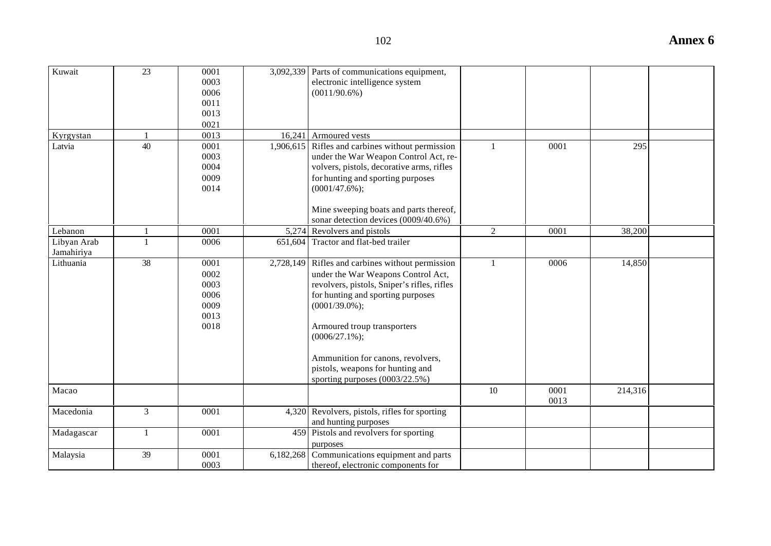## Annex 6

| | | | | | | | | |
|---|---|---|---|---|---|---|---|---|
| Kuwait | 23 | 0001<br>0003<br>0006<br>0011<br>0013<br>0021 | 3,092,339 | Parts of communications equipment, electronic intelligence system (0011/90.6%) | | | | |
| Kyrgystan | 1 | 0013 | 16,241 | Armoured vests | | | | |
| Latvia | 40 | 0001<br>0003<br>0004<br>0009<br>0014 | 1,906,615 | Rifles and carbines without permission under the War Weapon Control Act, revolvers, pistols, decorative arms, rifles for hunting and sporting purposes (0001/47.6%);<br><br>Mine sweeping boats and parts thereof, sonar detection devices (0009/40.6%) | 1 | 0001 | 295 | |
| Lebanon | 1 | 0001 | 5,274 | Revolvers and pistols | 2 | 0001 | 38,200 | |
| Libyan Arab Jamahiriya | 1 | 0006 | 651,604 | Tractor and flat-bed trailer | | | | |
| Lithuania | 38 | 0001<br>0002<br>0003<br>0006<br>0009<br>0013<br>0018 | 2,728,149 | Rifles and carbines without permission under the War Weapons Control Act, revolvers, pistols, Sniper's rifles, rifles for hunting and sporting purposes (0001/39.0%);<br><br>Armoured troup transporters (0006/27.1%);<br><br>Ammunition for canons, revolvers, pistols, weapons for hunting and sporting purposes (0003/22.5%) | 1 | 0006 | 14,850 | |
| Macao | | | | | 10 | 0001<br>0013 | 214,316 | |
| Macedonia | 3 | 0001 | 4,320 | Revolvers, pistols, rifles for sporting and hunting purposes | | | | |
| Madagascar | 1 | 0001 | 459 | Pistols and revolvers for sporting purposes | | | | |
| Malaysia | 39 | 0001<br>0003 | 6,182,268 | Communications equipment and parts thereof, electronic components for | | | | |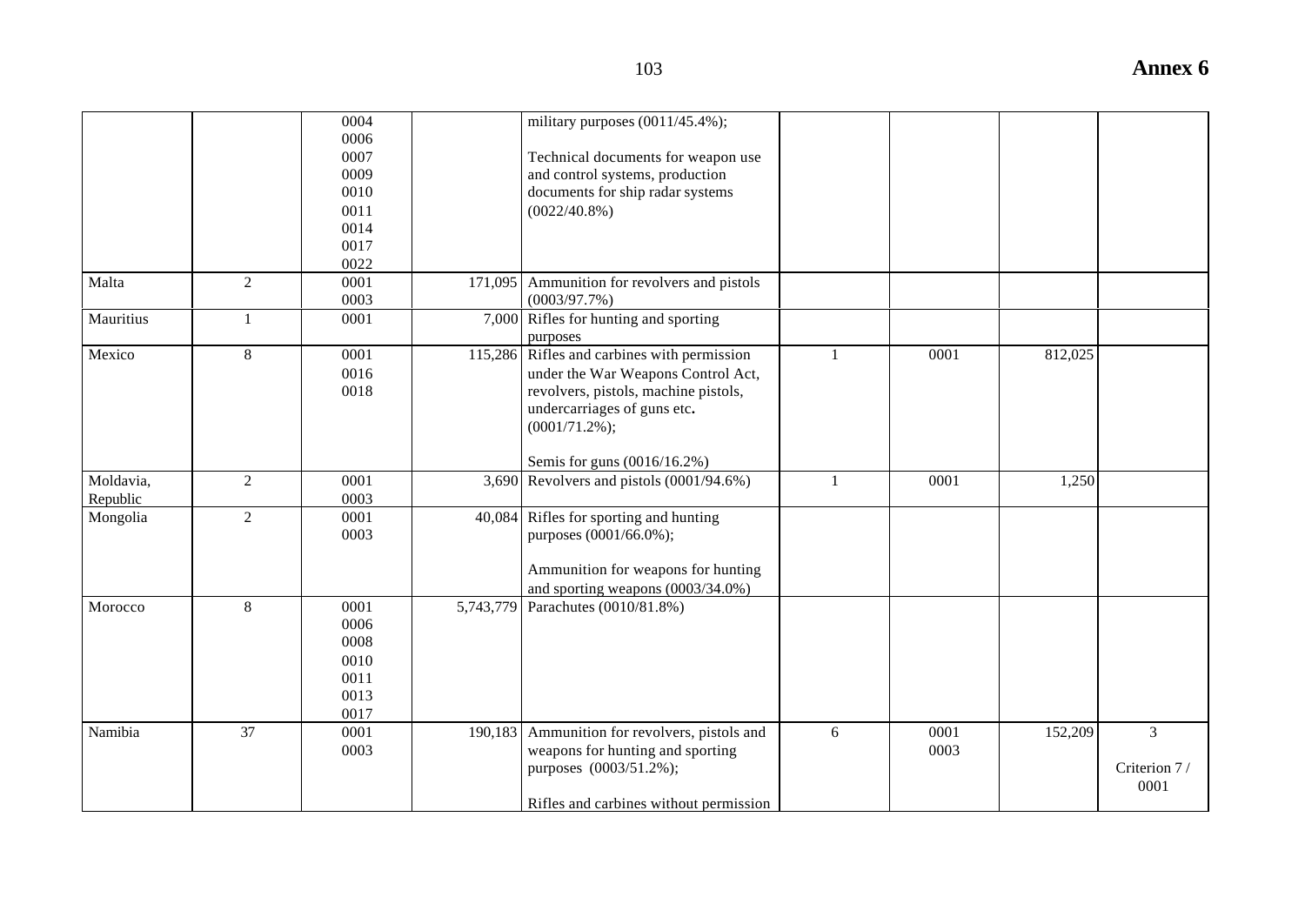| | | | | | | | | |
|---|---|---|---|---|---|---|---|---|
| | | 0004<br>0006<br>0007<br>0009<br>0010<br>0011<br>0014<br>0017<br>0022 | | military purposes (0011/45.4%);<br><br>Technical documents for weapon use and control systems, production documents for ship radar systems (0022/40.8%) | | | | |
| Malta | 2 | 0001<br>0003 | 171,095 | Ammunition for revolvers and pistols (0003/97.7%) | | | | |
| Mauritius | 1 | 0001 | 7,000 | Rifles for hunting and sporting purposes | | | | |
| Mexico | 8 | 0001<br>0016<br>0018 | 115,286 | Rifles and carbines with permission under the War Weapons Control Act, revolvers, pistols, machine pistols, undercarriages of guns etc. (0001/71.2%);<br><br>Semis for guns (0016/16.2%) | 1 | 0001 | 812,025 | |
| Moldavia, Republic | 2 | 0001<br>0003 | 3,690 | Revolvers and pistols (0001/94.6%) | 1 | 0001 | 1,250 | |
| Mongolia | 2 | 0001<br>0003 | 40,084 | Rifles for sporting and hunting purposes (0001/66.0%);<br><br>Ammunition for weapons for hunting and sporting weapons (0003/34.0%) | | | | |
| Morocco | 8 | 0001<br>0006<br>0008<br>0010<br>0011<br>0013<br>0017 | 5,743,779 | Parachutes (0010/81.8%) | | | | |
| Namibia | 37 | 0001<br>0003 | 190,183 | Ammunition for revolvers, pistols and weapons for hunting and sporting purposes (0003/51.2%);<br><br>Rifles and carbines without permission | 6 | 0001<br>0003 | 152,209 | 3<br><br>Criterion 7 / 0001 |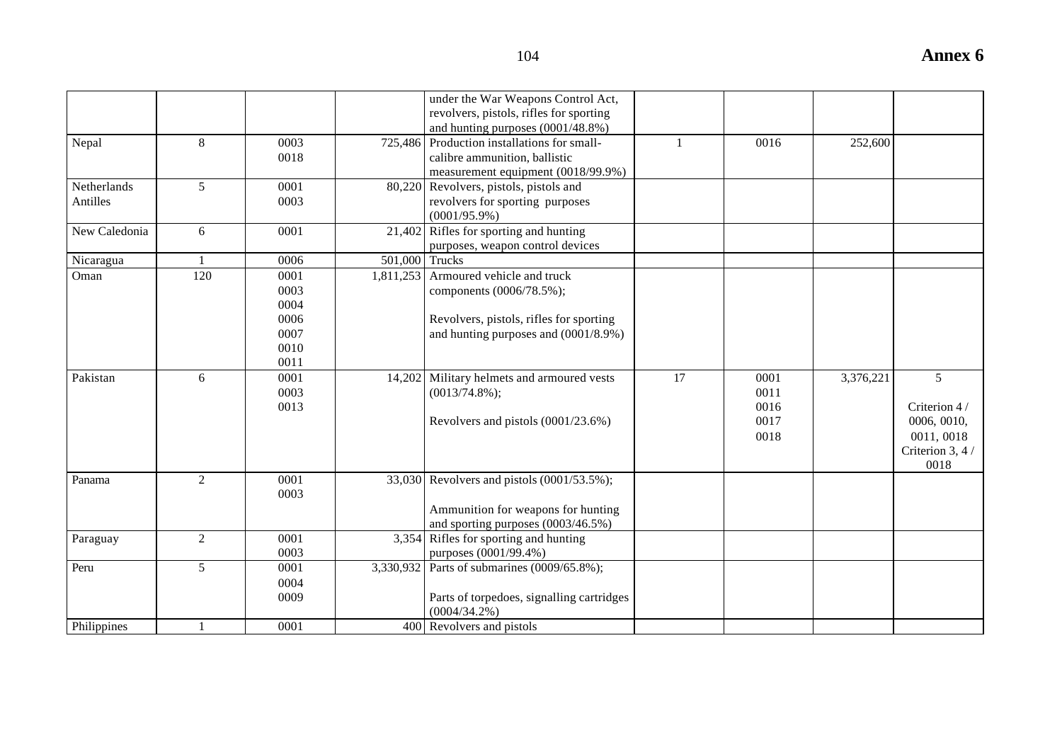| | | | | | | | | |
|---|---|---|---|---|---|---|---|---|
| | | | | under the War Weapons Control Act, revolvers, pistols, rifles for sporting and hunting purposes (0001/48.8%) | | | | |
| Nepal | 8 | 0003<br>0018 | 725,486 | Production installations for small-calibre ammunition, ballistic measurement equipment (0018/99.9%) | 1 | 0016 | 252,600 | |
| Netherlands Antilles | 5 | 0001<br>0003 | 80,220 | Revolvers, pistols, pistols and revolvers for sporting purposes (0001/95.9%) | | | | |
| New Caledonia | 6 | 0001 | 21,402 | Rifles for sporting and hunting purposes, weapon control devices | | | | |
| Nicaragua | 1 | 0006 | 501,000 | Trucks | | | | |
| Oman | 120 | 0001<br>0003<br>0004<br>0006<br>0007<br>0010<br>0011 | 1,811,253 | Armoured vehicle and truck components (0006/78.5%);<br><br>Revolvers, pistols, rifles for sporting and hunting purposes and (0001/8.9%) | | | | |
| Pakistan | 6 | 0001<br>0003<br>0013 | 14,202 | Military helmets and armoured vests (0013/74.8%);<br><br>Revolvers and pistols (0001/23.6%) | 17 | 0001<br>0011<br>0016<br>0017<br>0018 | 3,376,221 | 5<br><br>Criterion 4 / 0006, 0010, 0011, 0018<br>Criterion 3, 4 / 0018 |
| Panama | 2 | 0001<br>0003 | 33,030 | Revolvers and pistols (0001/53.5%);<br><br>Ammunition for weapons for hunting and sporting purposes (0003/46.5%) | | | | |
| Paraguay | 2 | 0001<br>0003 | 3,354 | Rifles for sporting and hunting purposes (0001/99.4%) | | | | |
| Peru | 5 | 0001<br>0004<br>0009 | 3,330,932 | Parts of submarines (0009/65.8%);<br><br>Parts of torpedoes, signalling cartridges (0004/34.2%) | | | | |
| Philippines | 1 | 0001 | 400 | Revolvers and pistols | | | | |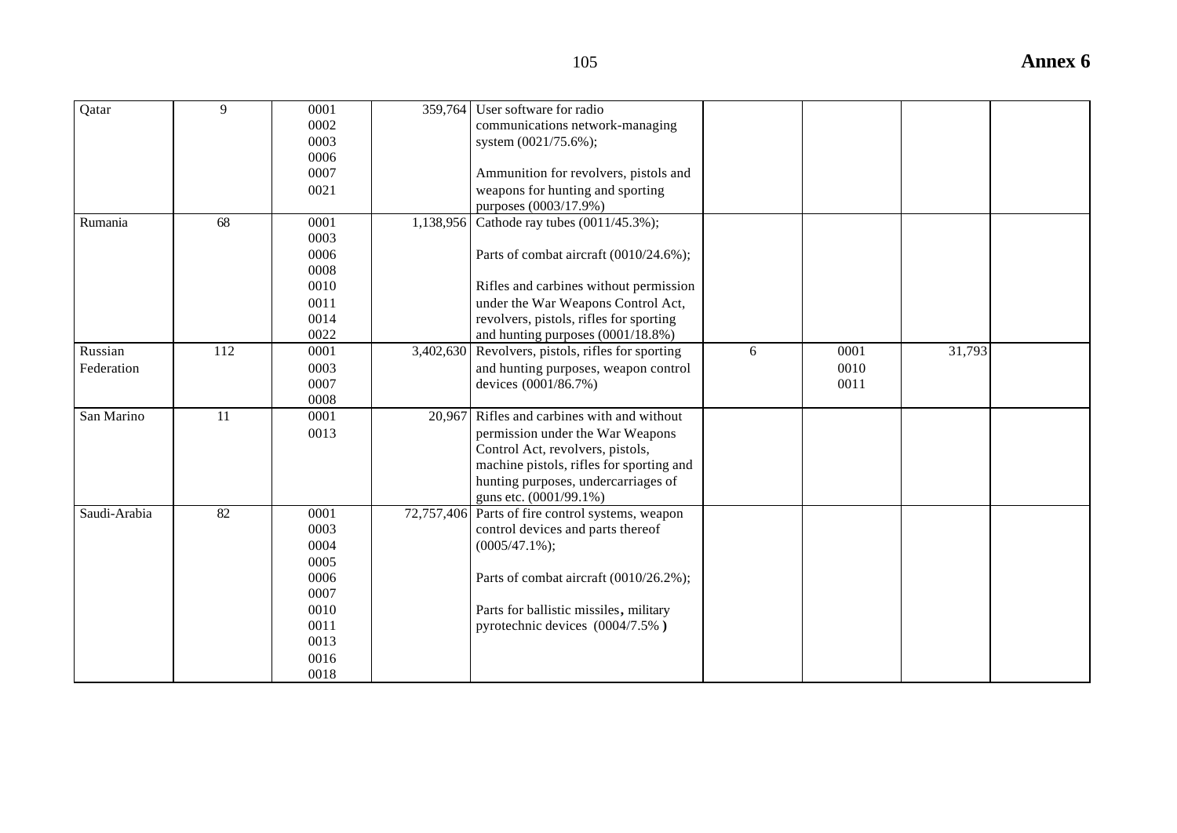| Qatar | 9 | 0001<br>0002<br>0003<br>0006<br>0007<br>0021 | 359,764 | User software for radio communications network-managing system (0021/75.6%);<br><br>Ammunition for revolvers, pistols and weapons for hunting and sporting purposes (0003/17.9%) | | | | |
|---|---|---|---|---|---|---|---|---|
| Rumania | 68 | 0001<br>0003<br>0006<br>0008<br>0010<br>0011<br>0014<br>0022 | 1,138,956 | Cathode ray tubes (0011/45.3%);<br><br>Parts of combat aircraft (0010/24.6%);<br><br>Rifles and carbines without permission under the War Weapons Control Act, revolvers, pistols, rifles for sporting and hunting purposes (0001/18.8%) | | | | |
| Russian Federation | 112 | 0001<br>0003<br>0007<br>0008 | 3,402,630 | Revolvers, pistols, rifles for sporting and hunting purposes, weapon control devices (0001/86.7%) | 6 | 0001<br>0010<br>0011 | 31,793 | |
| San Marino | 11 | 0001<br>0013 | 20,967 | Rifles and carbines with and without permission under the War Weapons Control Act, revolvers, pistols, machine pistols, rifles for sporting and hunting purposes, undercarriages of guns etc. (0001/99.1%) | | | | |
| Saudi-Arabia | 82 | 0001<br>0003<br>0004<br>0005<br>0006<br>0007<br>0010<br>0011<br>0013<br>0016<br>0018 | 72,757,406 | Parts of fire control systems, weapon control devices and parts thereof (0005/47.1%);<br><br>Parts of combat aircraft (0010/26.2%);<br><br>Parts for ballistic missiles, military pyrotechnic devices (0004/7.5%) | | | | |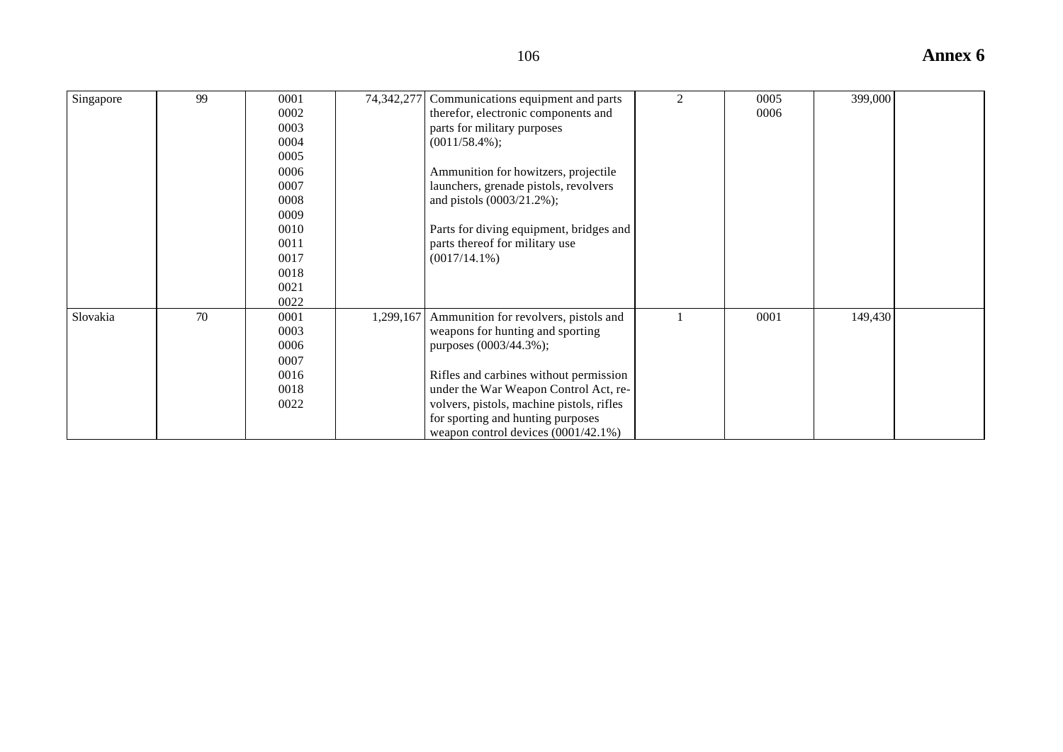| | | | | | | | | |
|---|---|---|---|---|---|---|---|---|
| Singapore | 99 | 0001<br>0002<br>0003<br>0004<br>0005<br>0006<br>0007<br>0008<br>0009<br>0010<br>0011<br>0017<br>0018<br>0021<br>0022 | 74,342,277 | Communications equipment and parts therefor, electronic components and parts for military purposes (0011/58.4%);<br><br>Ammunition for howitzers, projectile launchers, grenade pistols, revolvers and pistols (0003/21.2%);<br><br>Parts for diving equipment, bridges and parts thereof for military use (0017/14.1%) | 2 | 0005<br>0006 | 399,000 | |
| Slovakia | 70 | 0001<br>0003<br>0006<br>0007<br>0016<br>0018<br>0022 | 1,299,167 | Ammunition for revolvers, pistols and weapons for hunting and sporting purposes (0003/44.3%);<br><br>Rifles and carbines without permission under the War Weapon Control Act, revolvers, pistols, machine pistols, rifles for sporting and hunting purposes weapon control devices (0001/42.1%) | 1 | 0001 | 149,430 | |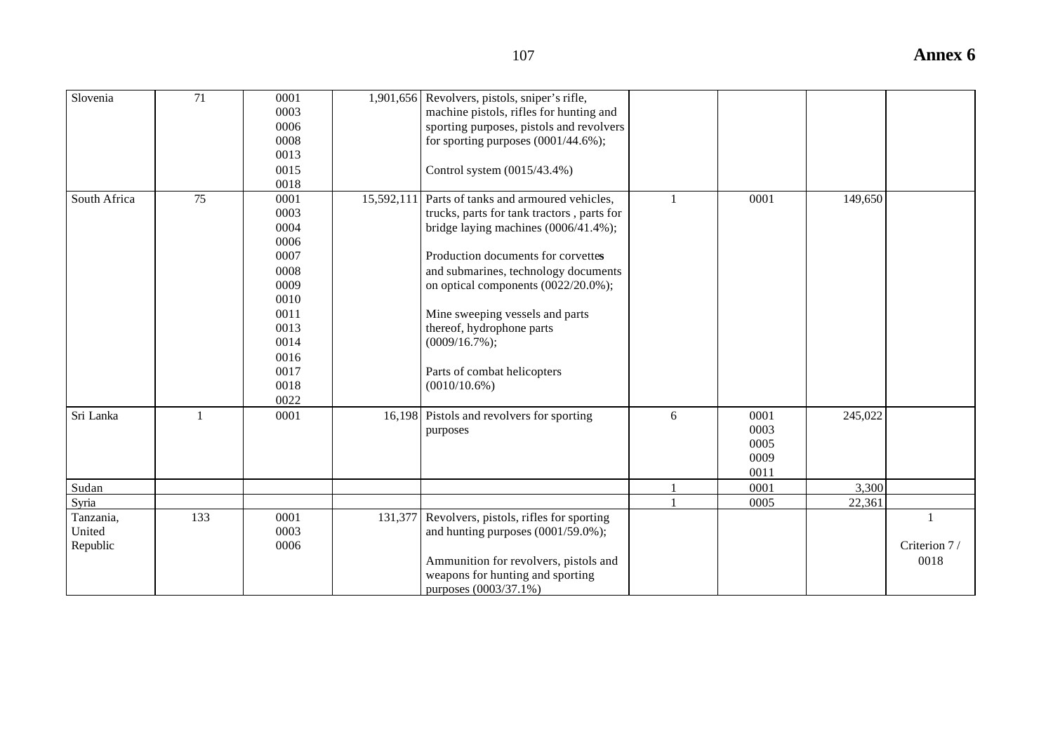# Annex 6

| | | | | | | | | |
|---|---|---|---|---|---|---|---|---|
| Slovenia | 71 | 0001<br>0003<br>0006<br>0008<br>0013<br>0015<br>0018 | 1,901,656 | Revolvers, pistols, sniper's rifle, machine pistols, rifles for hunting and sporting purposes, pistols and revolvers for sporting purposes (0001/44.6%);<br><br>Control system (0015/43.4%) | | | | |
| South Africa | 75 | 0001<br>0003<br>0004<br>0006<br>0007<br>0008<br>0009<br>0010<br>0011<br>0013<br>0014<br>0016<br>0017<br>0018<br>0022 | 15,592,111 | Parts of tanks and armoured vehicles, trucks, parts for tank tractors , parts for bridge laying machines (0006/41.4%);<br><br>Production documents for corvettes and submarines, technology documents on optical components (0022/20.0%);<br><br>Mine sweeping vessels and parts thereof, hydrophone parts (0009/16.7%);<br><br>Parts of combat helicopters (0010/10.6%) | 1 | 0001 | 149,650 | |
| Sri Lanka | 1 | 0001 | 16,198 | Pistols and revolvers for sporting purposes | 6 | 0001<br>0003<br>0005<br>0009<br>0011 | 245,022 | |
| Sudan | | | | | 1 | 0001 | 3,300 | |
| Syria | | | | | 1 | 0005 | 22,361 | |
| Tanzania, United Republic | 133 | 0001<br>0003<br>0006 | 131,377 | Revolvers, pistols, rifles for sporting and hunting purposes (0001/59.0%);<br><br>Ammunition for revolvers, pistols and weapons for hunting and sporting purposes (0003/37.1%) | | | | 1<br><br>Criterion 7 / 0018 |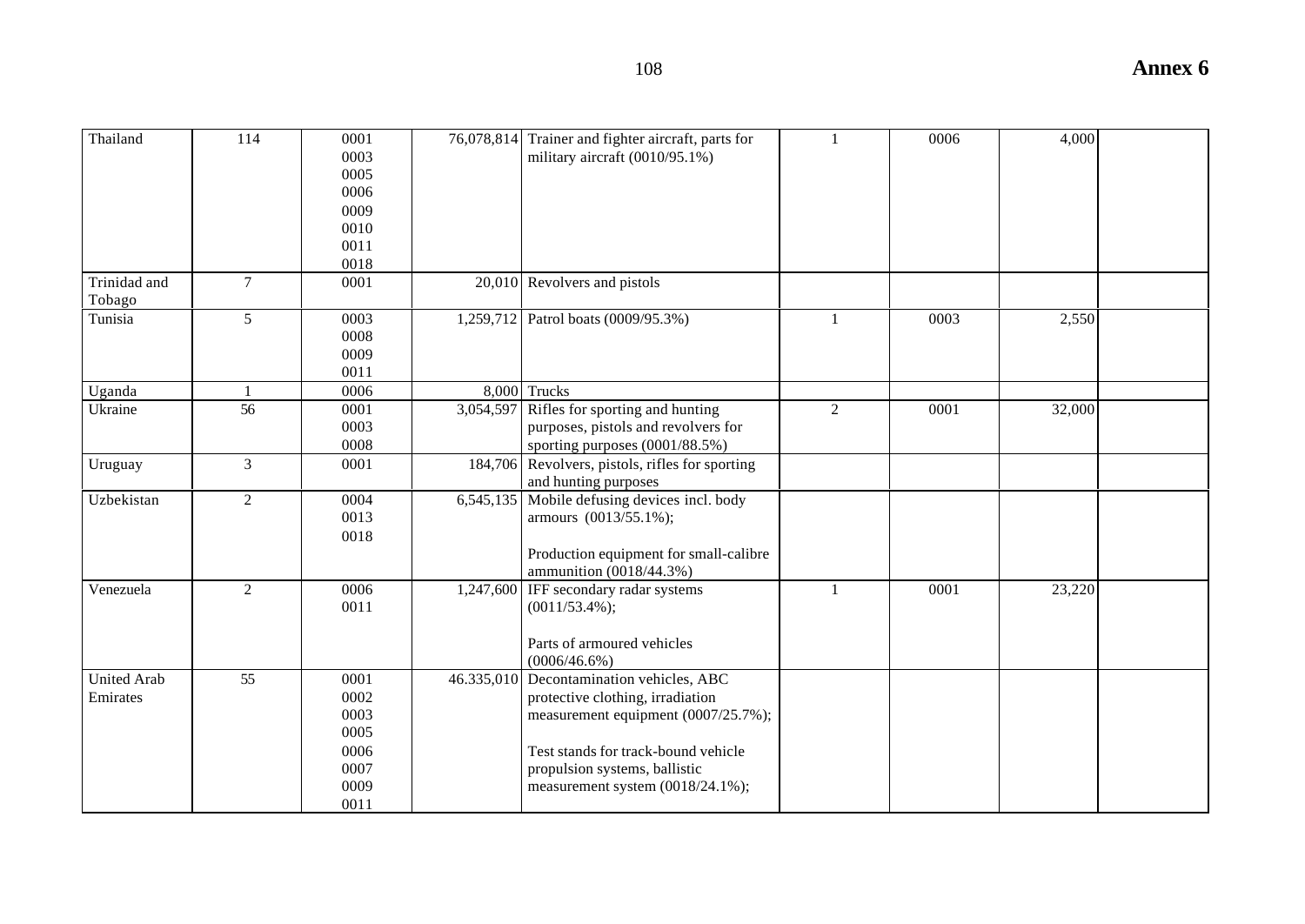| Thailand | 114 | 0001<br>0003<br>0005<br>0006<br>0009<br>0010<br>0011<br>0018 | 76,078,814 | Trainer and fighter aircraft, parts for military aircraft (0010/95.1%) | 1 | 0006 | 4,000 | |
|---|---|---|---|---|---|---|---|---|
| Trinidad and Tobago | 7 | 0001 | 20,010 | Revolvers and pistols | | | | |
| Tunisia | 5 | 0003<br>0008<br>0009<br>0011 | 1,259,712 | Patrol boats (0009/95.3%) | 1 | 0003 | 2,550 | |
| Uganda | 1 | 0006 | 8,000 | Trucks | | | | |
| Ukraine | 56 | 0001<br>0003<br>0008 | 3,054,597 | Rifles for sporting and hunting purposes, pistols and revolvers for sporting purposes (0001/88.5%) | 2 | 0001 | 32,000 | |
| Uruguay | 3 | 0001 | 184,706 | Revolvers, pistols, rifles for sporting and hunting purposes | | | | |
| Uzbekistan | 2 | 0004<br>0013<br>0018 | 6,545,135 | Mobile defusing devices incl. body armours (0013/55.1%);<br><br>Production equipment for small-calibre ammunition (0018/44.3%) | | | | |
| Venezuela | 2 | 0006<br>0011 | 1,247,600 | IFF secondary radar systems (0011/53.4%);<br><br>Parts of armoured vehicles (0006/46.6%) | 1 | 0001 | 23,220 | |
| United Arab Emirates | 55 | 0001<br>0002<br>0003<br>0005<br>0006<br>0007<br>0009<br>0011 | 46.335,010 | Decontamination vehicles, ABC protective clothing, irradiation measurement equipment (0007/25.7%);<br><br>Test stands for track-bound vehicle propulsion systems, ballistic measurement system (0018/24.1%); | | | | |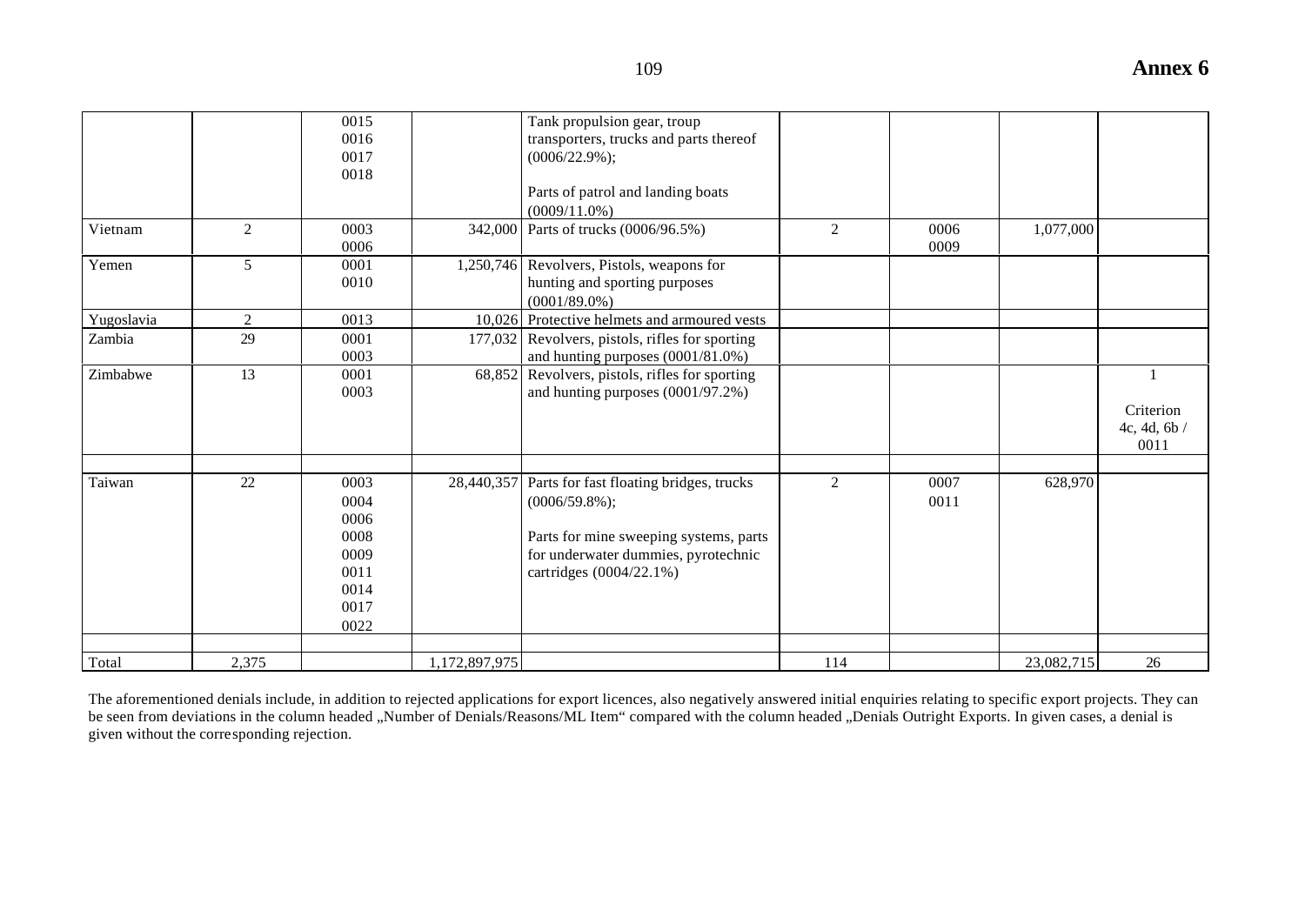| | | | | | | | | |
|---|---|---|---|---|---|---|---|---|
| | | 0015<br>0016<br>0017<br>0018 | | Tank propulsion gear, troup transporters, trucks and parts thereof (0006/22.9%);<br><br>Parts of patrol and landing boats (0009/11.0%) | | | | |
| Vietnam | 2 | 0003<br>0006 | 342,000 | Parts of trucks (0006/96.5%) | 2 | 0006<br>0009 | 1,077,000 | |
| Yemen | 5 | 0001<br>0010 | 1,250,746 | Revolvers, Pistols, weapons for hunting and sporting purposes (0001/89.0%) | | | | |
| Yugoslavia | 2 | 0013 | 10,026 | Protective helmets and armoured vests | | | | |
| Zambia | 29 | 0001<br>0003 | 177,032 | Revolvers, pistols, rifles for sporting and hunting purposes (0001/81.0%) | | | | |
| Zimbabwe | 13 | 0001<br>0003 | 68,852 | Revolvers, pistols, rifles for sporting and hunting purposes (0001/97.2%) | | | | 1<br><br>Criterion 4c, 4d, 6b / 0011 |
| | | | | | | | | |
| Taiwan | 22 | 0003<br>0004<br>0006<br>0008<br>0009<br>0011<br>0014<br>0017<br>0022 | 28,440,357 | Parts for fast floating bridges, trucks (0006/59.8%);<br><br>Parts for mine sweeping systems, parts for underwater dummies, pyrotechnic cartridges (0004/22.1%) | 2 | 0007<br>0011 | 628,970 | |
| | | | | | | | | |
| Total | 2,375 | | 1,172,897,975 | | 114 | | 23,082,715 | 26 |

The aforementioned denials include, in addition to rejected applications for export licences, also negatively answered initial enquiries relating to specific export projects. They can be seen from deviations in the column headed „Number of Denials/Reasons/ML Item" compared with the column headed „Denials Outright Exports. In given cases, a denial is given without the corresponding rejection.